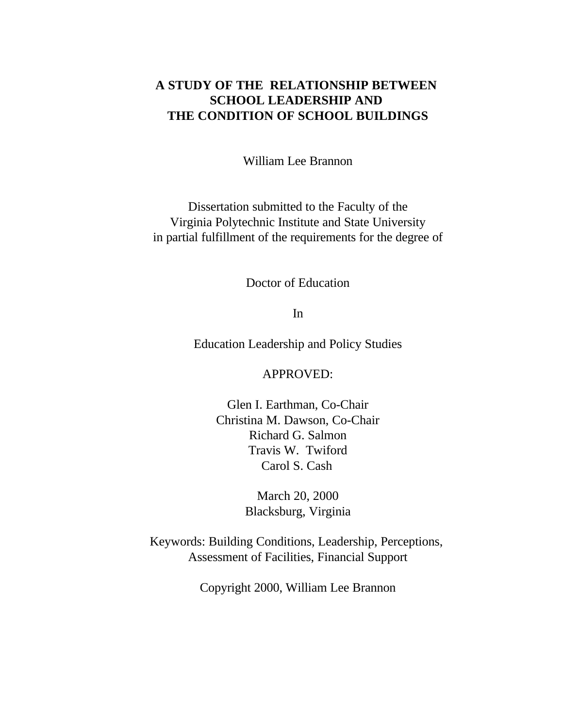# A STUDY OF THE RELATIONSHIP BETWEEN SCHOOL LEADERSHIP AND THE CONDITION OF SCHOOL BUILDINGS

William Lee Brannon

Dissertation submitted to the Faculty of the
Virginia Polytechnic Institute and State University
in partial fulfillment of the requirements for the degree of

Doctor of Education

In

Education Leadership and Policy Studies

APPROVED:

Glen I. Earthman, Co-Chair
Christina M. Dawson, Co-Chair
Richard G. Salmon
Travis W. Twiford
Carol S. Cash

March 20, 2000
Blacksburg, Virginia

Keywords: Building Conditions, Leadership, Perceptions, Assessment of Facilities, Financial Support

Copyright 2000, William Lee Brannon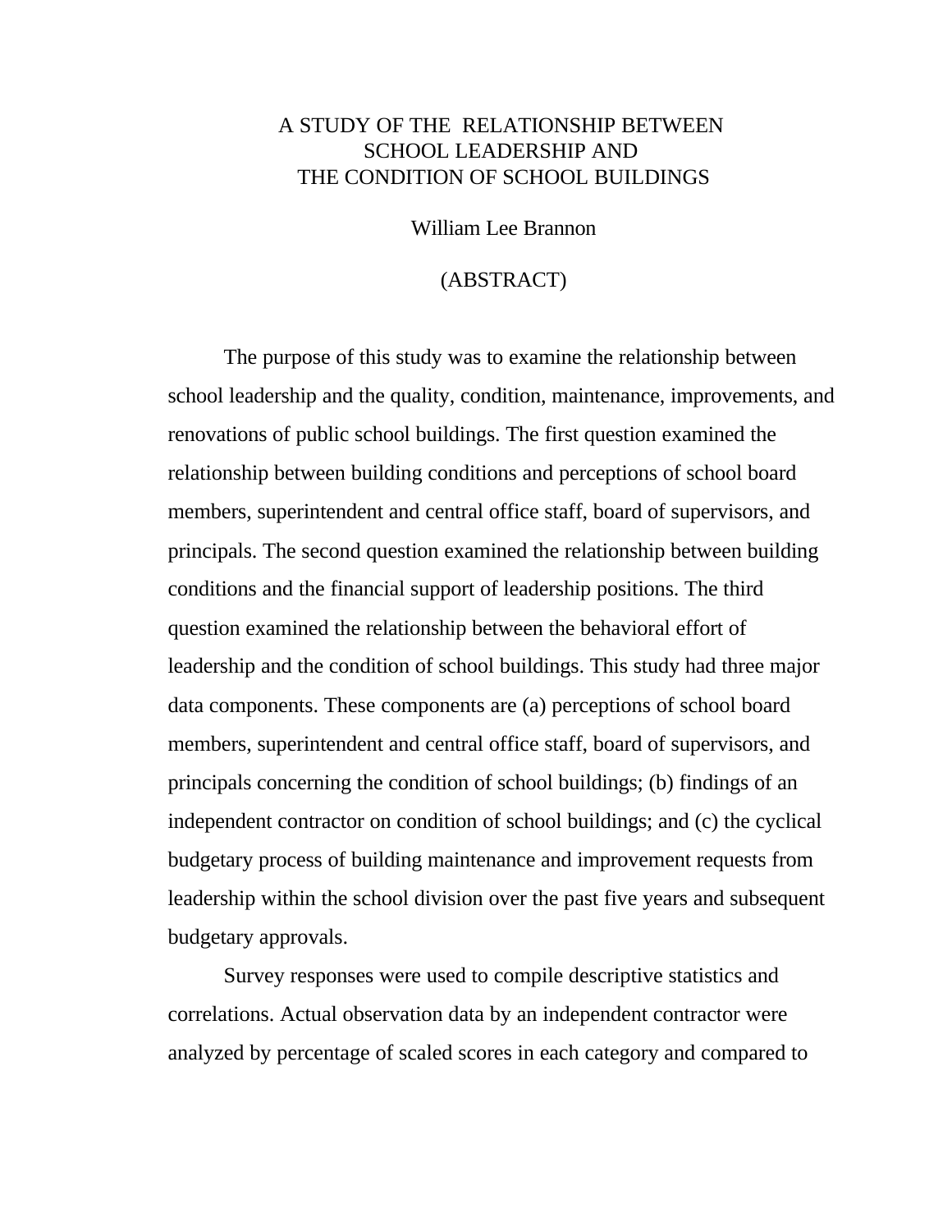# A STUDY OF THE RELATIONSHIP BETWEEN SCHOOL LEADERSHIP AND THE CONDITION OF SCHOOL BUILDINGS

William Lee Brannon

(ABSTRACT)

The purpose of this study was to examine the relationship between school leadership and the quality, condition, maintenance, improvements, and renovations of public school buildings. The first question examined the relationship between building conditions and perceptions of school board members, superintendent and central office staff, board of supervisors, and principals. The second question examined the relationship between building conditions and the financial support of leadership positions. The third question examined the relationship between the behavioral effort of leadership and the condition of school buildings. This study had three major data components. These components are (a) perceptions of school board members, superintendent and central office staff, board of supervisors, and principals concerning the condition of school buildings; (b) findings of an independent contractor on condition of school buildings; and (c) the cyclical budgetary process of building maintenance and improvement requests from leadership within the school division over the past five years and subsequent budgetary approvals.

Survey responses were used to compile descriptive statistics and correlations. Actual observation data by an independent contractor were analyzed by percentage of scaled scores in each category and compared to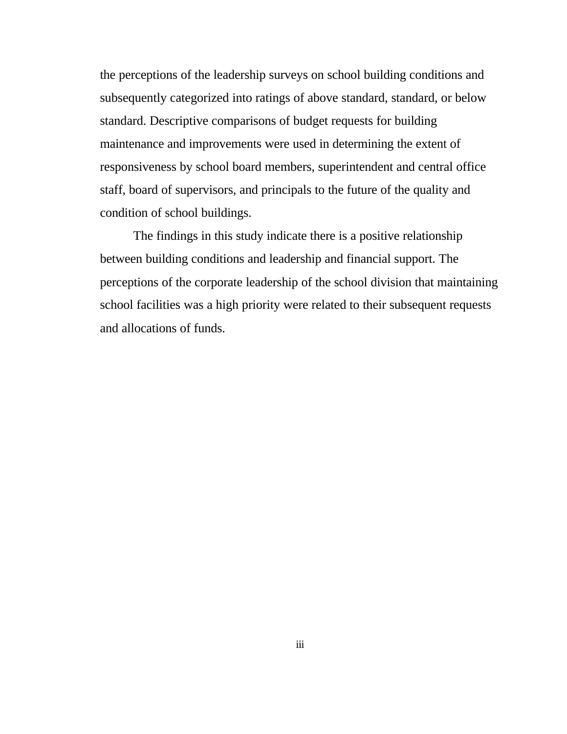the perceptions of the leadership surveys on school building conditions and subsequently categorized into ratings of above standard, standard, or below standard. Descriptive comparisons of budget requests for building maintenance and improvements were used in determining the extent of responsiveness by school board members, superintendent and central office staff, board of supervisors, and principals to the future of the quality and condition of school buildings.

The findings in this study indicate there is a positive relationship between building conditions and leadership and financial support. The perceptions of the corporate leadership of the school division that maintaining school facilities was a high priority were related to their subsequent requests and allocations of funds.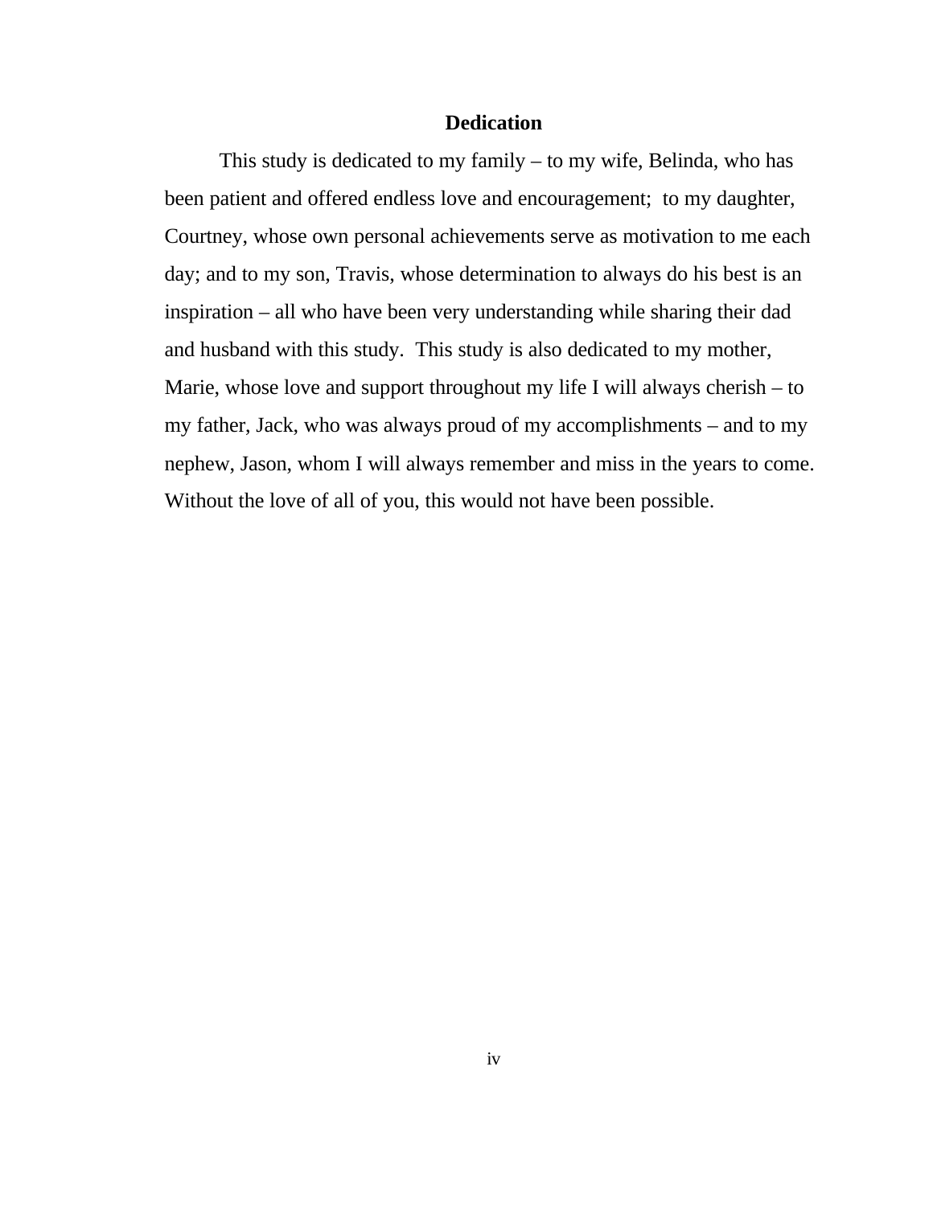# Dedication

This study is dedicated to my family – to my wife, Belinda, who has been patient and offered endless love and encouragement; to my daughter, Courtney, whose own personal achievements serve as motivation to me each day; and to my son, Travis, whose determination to always do his best is an inspiration – all who have been very understanding while sharing their dad and husband with this study. This study is also dedicated to my mother, Marie, whose love and support throughout my life I will always cherish – to my father, Jack, who was always proud of my accomplishments – and to my nephew, Jason, whom I will always remember and miss in the years to come. Without the love of all of you, this would not have been possible.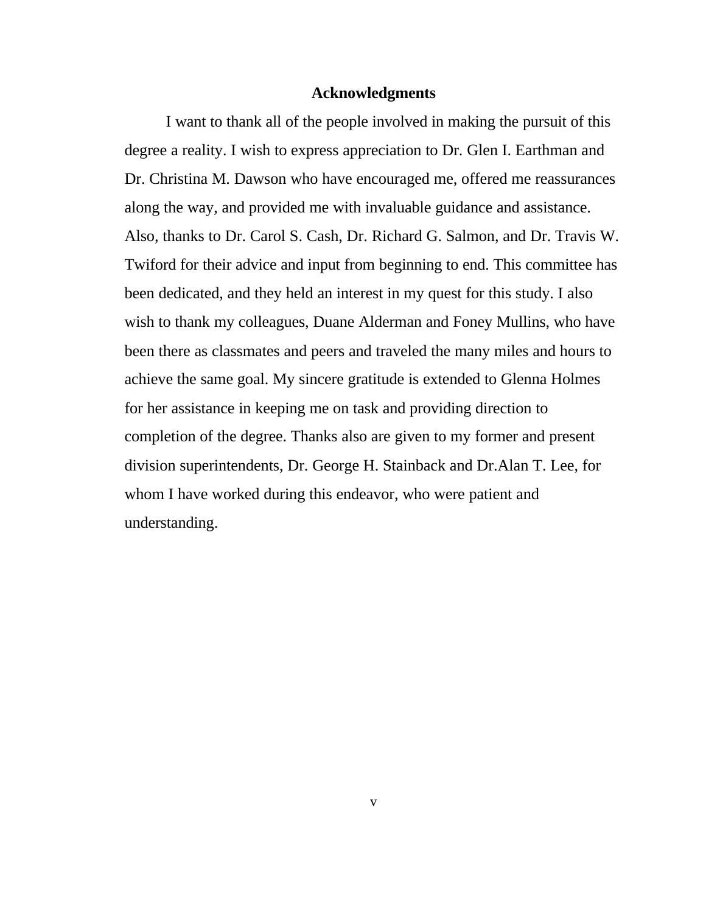## Acknowledgments

I want to thank all of the people involved in making the pursuit of this degree a reality. I wish to express appreciation to Dr. Glen I. Earthman and Dr. Christina M. Dawson who have encouraged me, offered me reassurances along the way, and provided me with invaluable guidance and assistance. Also, thanks to Dr. Carol S. Cash, Dr. Richard G. Salmon, and Dr. Travis W. Twiford for their advice and input from beginning to end. This committee has been dedicated, and they held an interest in my quest for this study. I also wish to thank my colleagues, Duane Alderman and Foney Mullins, who have been there as classmates and peers and traveled the many miles and hours to achieve the same goal. My sincere gratitude is extended to Glenna Holmes for her assistance in keeping me on task and providing direction to completion of the degree. Thanks also are given to my former and present division superintendents, Dr. George H. Stainback and Dr.Alan T. Lee, for whom I have worked during this endeavor, who were patient and understanding.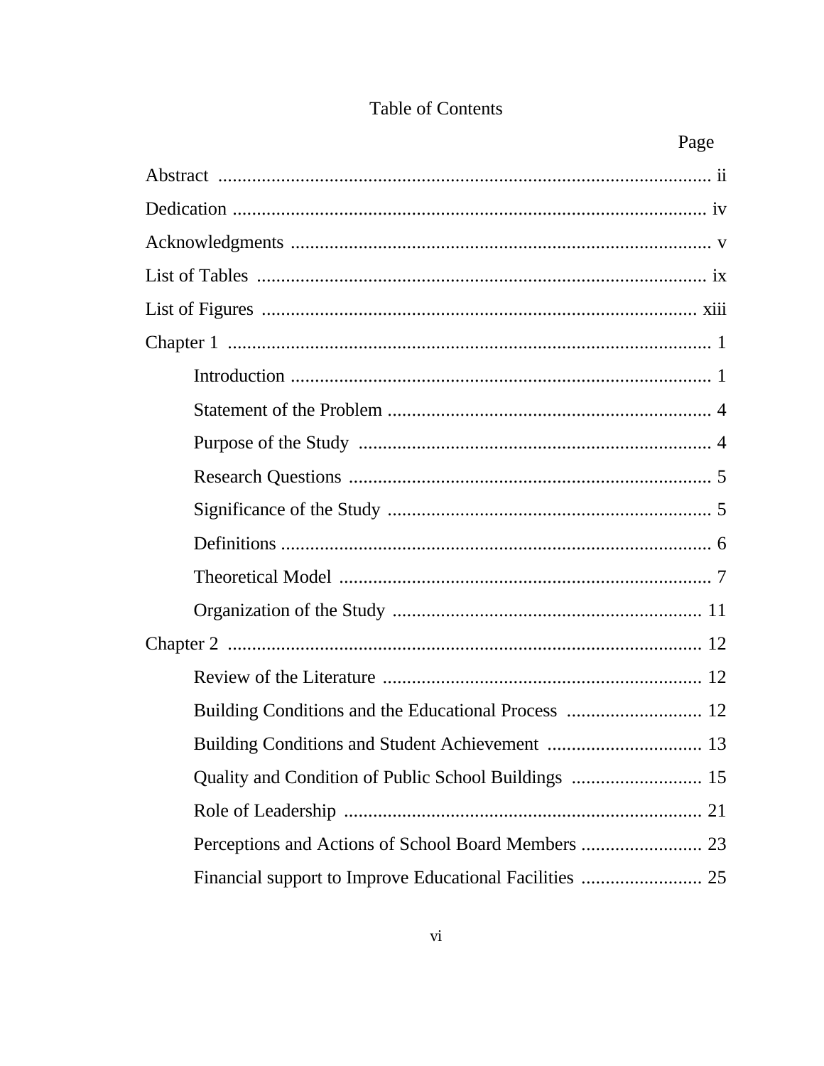# Table of Contents

| | Page |
|---|---|
| Abstract | ii |
| Dedication | iv |
| Acknowledgments | v |
| List of Tables | ix |
| List of Figures | xiii |
| Chapter 1 | 1 |
| Introduction | 1 |
| Statement of the Problem | 4 |
| Purpose of the Study | 4 |
| Research Questions | 5 |
| Significance of the Study | 5 |
| Definitions | 6 |
| Theoretical Model | 7 |
| Organization of the Study | 11 |
| Chapter 2 | 12 |
| Review of the Literature | 12 |
| Building Conditions and the Educational Process | 12 |
| Building Conditions and Student Achievement | 13 |
| Quality and Condition of Public School Buildings | 15 |
| Role of Leadership | 21 |
| Perceptions and Actions of School Board Members | 23 |
| Financial support to Improve Educational Facilities | 25 |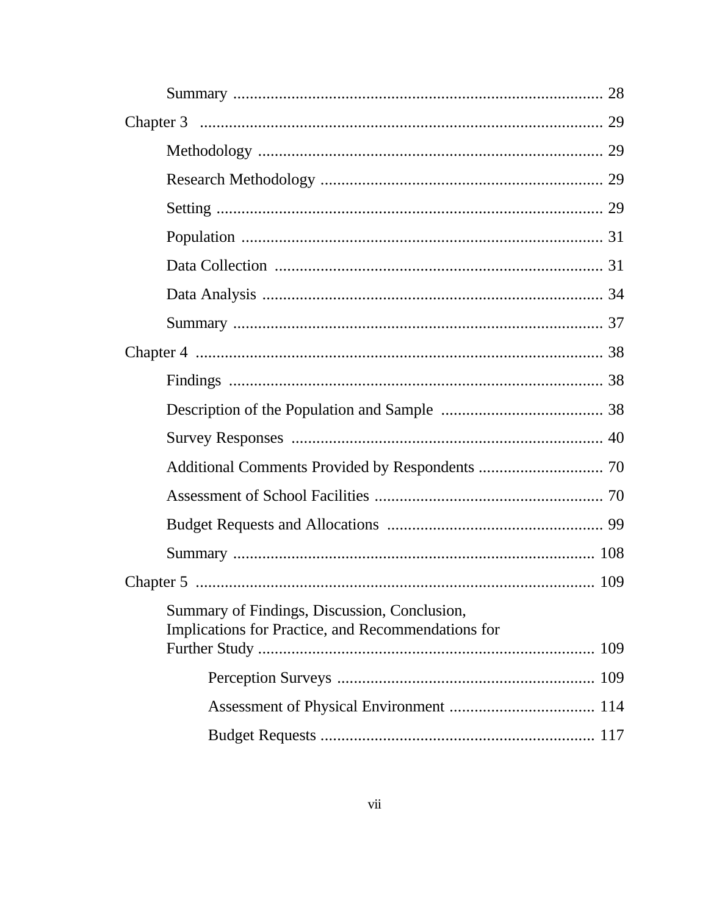Summary ........................................................................................ 28

Chapter 3 ................................................................................................ 29

Methodology .................................................................................. 29

Research Methodology .................................................................... 29

Setting ............................................................................................ 29

Population ...................................................................................... 31

Data Collection .............................................................................. 31

Data Analysis ................................................................................. 34

Summary ........................................................................................ 37

Chapter 4 ................................................................................................ 38

Findings ......................................................................................... 38

Description of the Population and Sample ....................................... 38

Survey Responses .......................................................................... 40

Additional Comments Provided by Respondents .............................. 70

Assessment of School Facilities ....................................................... 70

Budget Requests and Allocations .................................................... 99

Summary ...................................................................................... 108

Chapter 5 .............................................................................................. 109

Summary of Findings, Discussion, Conclusion, Implications for Practice, and Recommendations for Further Study ................................................................................. 109

Perception Surveys ............................................................. 109

Assessment of Physical Environment ................................... 114

Budget Requests .................................................................. 117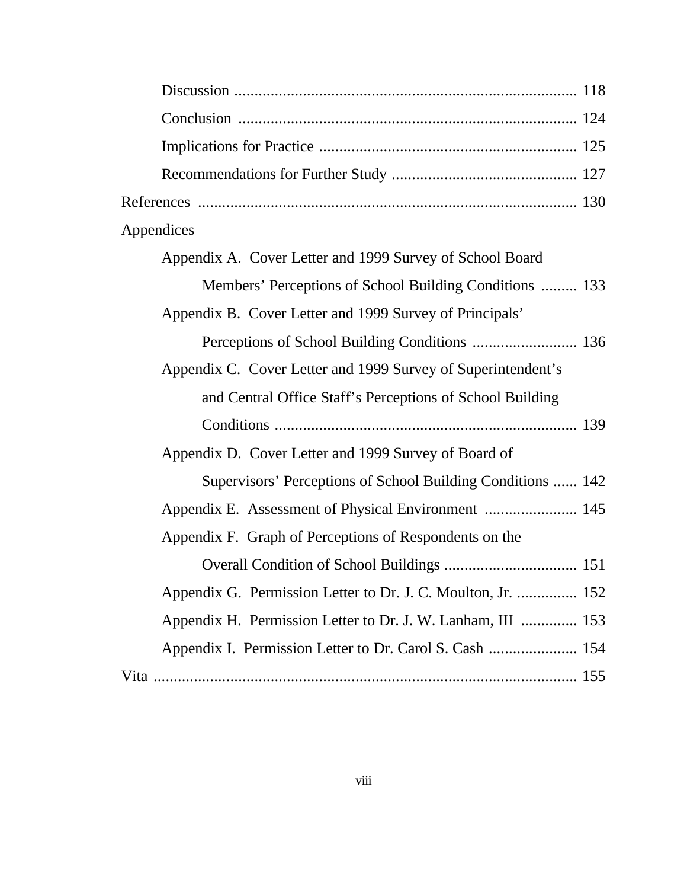Discussion .................................................................................... 118

Conclusion .................................................................................... 124

Implications for Practice ................................................................ 125

Recommendations for Further Study ............................................. 127

References ............................................................................................ 130

Appendices

Appendix A. Cover Letter and 1999 Survey of School Board Members' Perceptions of School Building Conditions ......... 133

Appendix B. Cover Letter and 1999 Survey of Principals' Perceptions of School Building Conditions .......................... 136

Appendix C. Cover Letter and 1999 Survey of Superintendent's and Central Office Staff's Perceptions of School Building Conditions .......................................................................... 139

Appendix D. Cover Letter and 1999 Survey of Board of Supervisors' Perceptions of School Building Conditions ...... 142

Appendix E. Assessment of Physical Environment ....................... 145

Appendix F. Graph of Perceptions of Respondents on the Overall Condition of School Buildings ................................. 151

Appendix G. Permission Letter to Dr. J. C. Moulton, Jr. ............... 152

Appendix H. Permission Letter to Dr. J. W. Lanham, III .............. 153

Appendix I. Permission Letter to Dr. Carol S. Cash ...................... 154

Vita ......................................................................................................... 155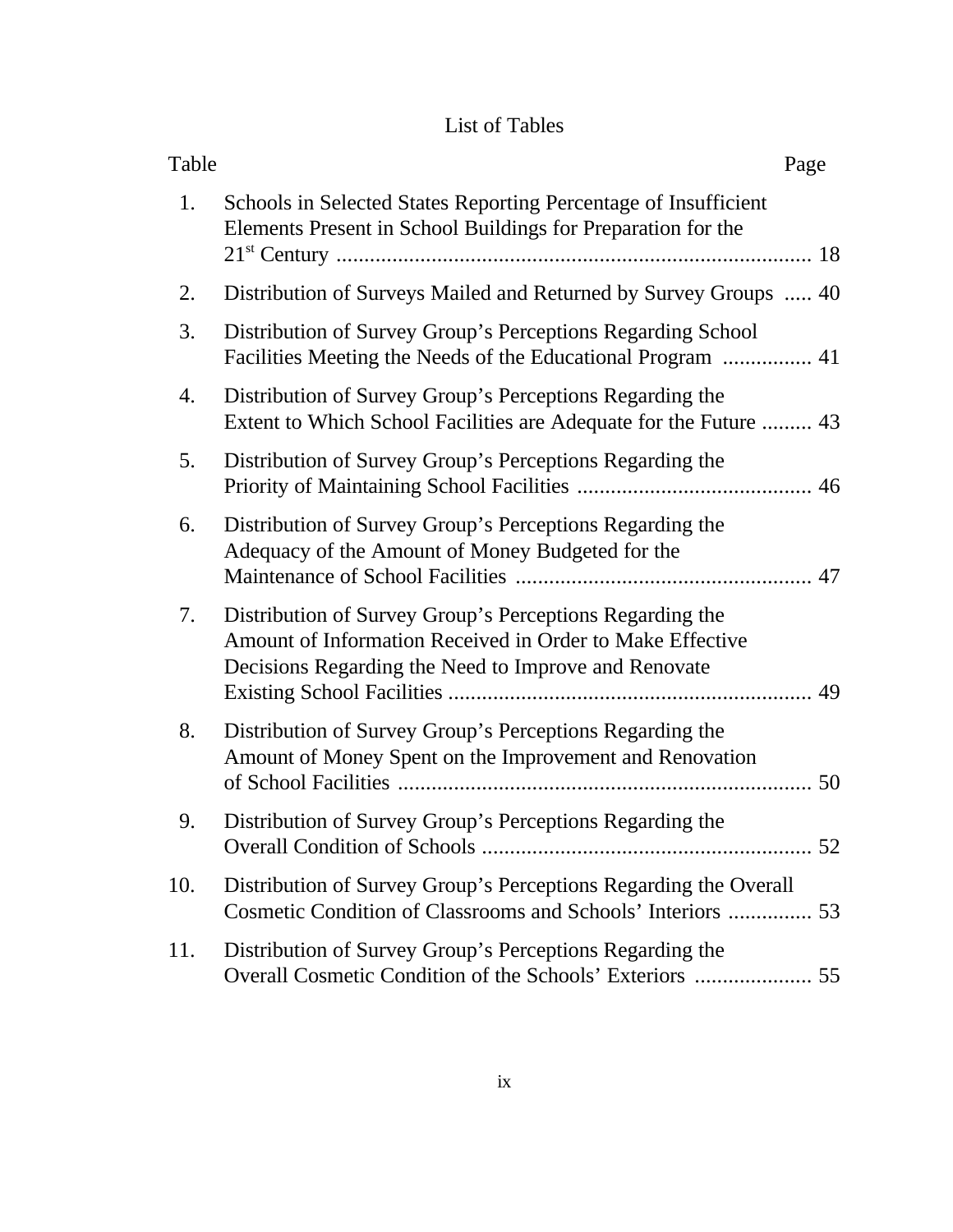# List of Tables

| Table | | Page |
|---|---|---|
| 1. | Schools in Selected States Reporting Percentage of Insufficient Elements Present in School Buildings for Preparation for the 21st Century | 18 |
| 2. | Distribution of Surveys Mailed and Returned by Survey Groups | 40 |
| 3. | Distribution of Survey Group's Perceptions Regarding School Facilities Meeting the Needs of the Educational Program | 41 |
| 4. | Distribution of Survey Group's Perceptions Regarding the Extent to Which School Facilities are Adequate for the Future | 43 |
| 5. | Distribution of Survey Group's Perceptions Regarding the Priority of Maintaining School Facilities | 46 |
| 6. | Distribution of Survey Group's Perceptions Regarding the Adequacy of the Amount of Money Budgeted for the Maintenance of School Facilities | 47 |
| 7. | Distribution of Survey Group's Perceptions Regarding the Amount of Information Received in Order to Make Effective Decisions Regarding the Need to Improve and Renovate Existing School Facilities | 49 |
| 8. | Distribution of Survey Group's Perceptions Regarding the Amount of Money Spent on the Improvement and Renovation of School Facilities | 50 |
| 9. | Distribution of Survey Group's Perceptions Regarding the Overall Condition of Schools | 52 |
| 10. | Distribution of Survey Group's Perceptions Regarding the Overall Cosmetic Condition of Classrooms and Schools' Interiors | 53 |
| 11. | Distribution of Survey Group's Perceptions Regarding the Overall Cosmetic Condition of the Schools' Exteriors | 55 |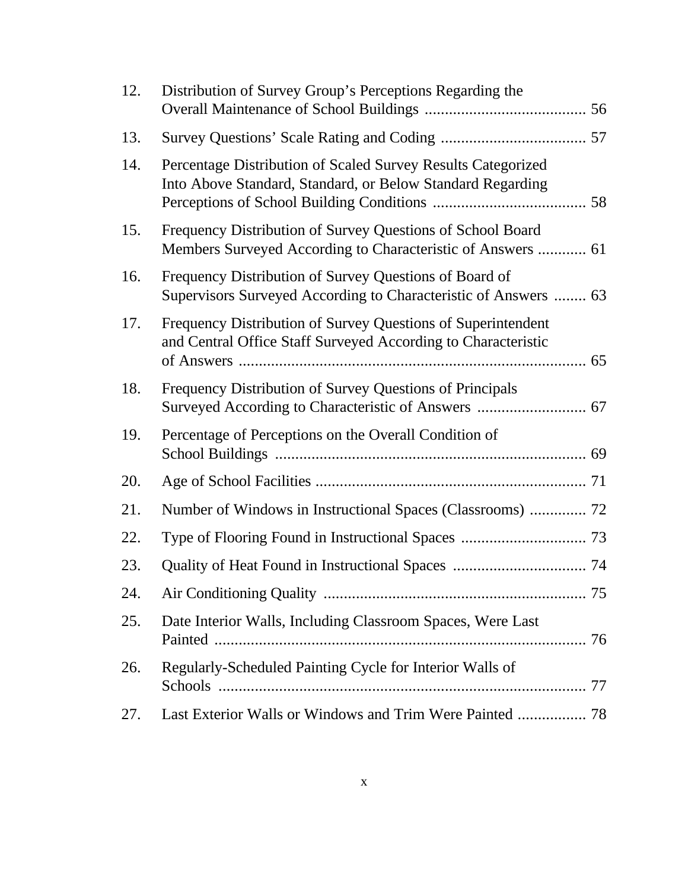12. Distribution of Survey Group's Perceptions Regarding the Overall Maintenance of School Buildings ........................................ 56
13. Survey Questions' Scale Rating and Coding .................................... 57
14. Percentage Distribution of Scaled Survey Results Categorized Into Above Standard, Standard, or Below Standard Regarding Perceptions of School Building Conditions ...................................... 58
15. Frequency Distribution of Survey Questions of School Board Members Surveyed According to Characteristic of Answers ............ 61
16. Frequency Distribution of Survey Questions of Board of Supervisors Surveyed According to Characteristic of Answers ........ 63
17. Frequency Distribution of Survey Questions of Superintendent and Central Office Staff Surveyed According to Characteristic of Answers ..................................................................................... 65
18. Frequency Distribution of Survey Questions of Principals Surveyed According to Characteristic of Answers ........................... 67
19. Percentage of Perceptions on the Overall Condition of School Buildings ............................................................................. 69
20. Age of School Facilities .................................................................... 71
21. Number of Windows in Instructional Spaces (Classrooms) .............. 72
22. Type of Flooring Found in Instructional Spaces ............................... 73
23. Quality of Heat Found in Instructional Spaces ................................. 74
24. Air Conditioning Quality ................................................................. 75
25. Date Interior Walls, Including Classroom Spaces, Were Last Painted ............................................................................................ 76
26. Regularly-Scheduled Painting Cycle for Interior Walls of Schools ........................................................................................... 77
27. Last Exterior Walls or Windows and Trim Were Painted ................. 78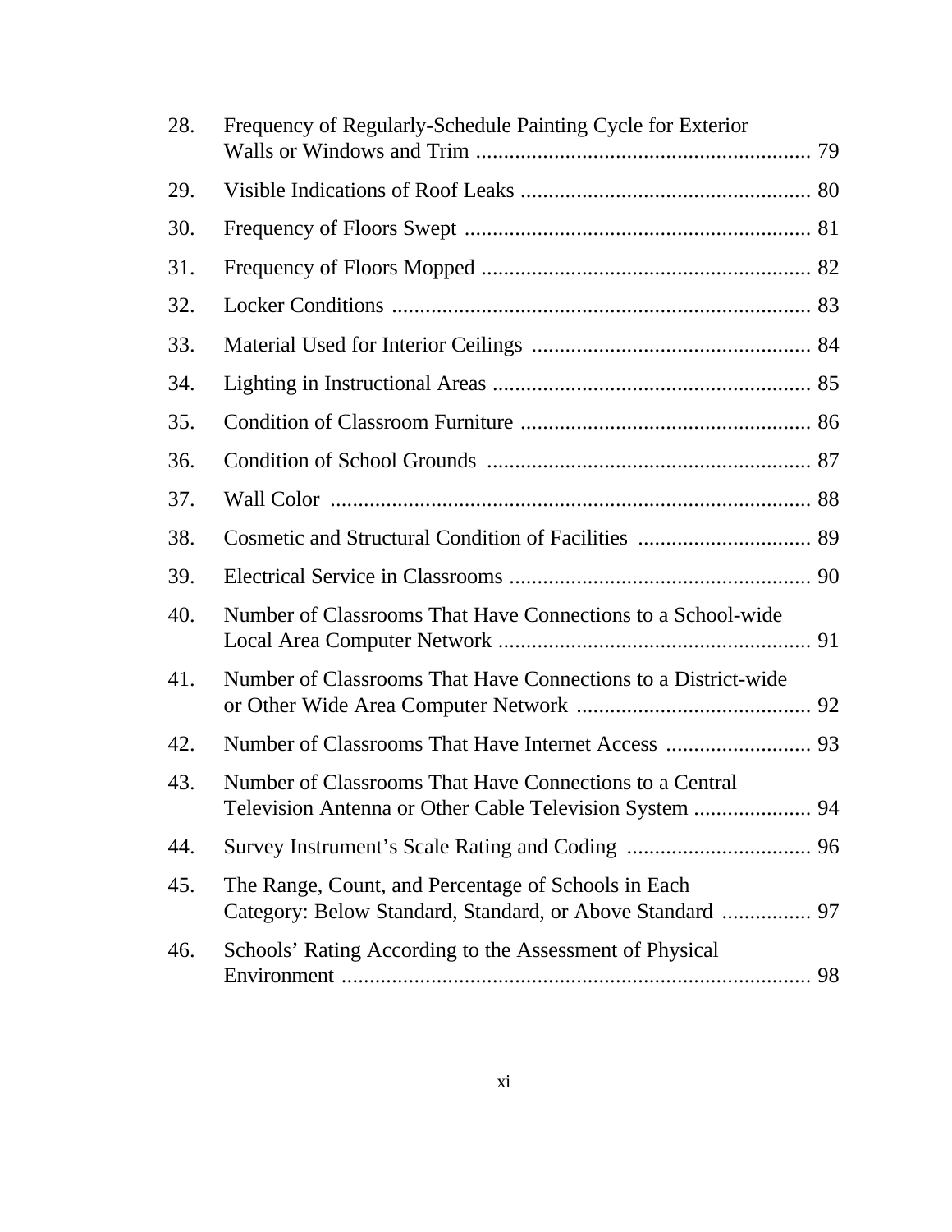| | | |
|---|---|---|
| 28. | Frequency of Regularly-Schedule Painting Cycle for Exterior Walls or Windows and Trim | 79 |
| 29. | Visible Indications of Roof Leaks | 80 |
| 30. | Frequency of Floors Swept | 81 |
| 31. | Frequency of Floors Mopped | 82 |
| 32. | Locker Conditions | 83 |
| 33. | Material Used for Interior Ceilings | 84 |
| 34. | Lighting in Instructional Areas | 85 |
| 35. | Condition of Classroom Furniture | 86 |
| 36. | Condition of School Grounds | 87 |
| 37. | Wall Color | 88 |
| 38. | Cosmetic and Structural Condition of Facilities | 89 |
| 39. | Electrical Service in Classrooms | 90 |
| 40. | Number of Classrooms That Have Connections to a School-wide Local Area Computer Network | 91 |
| 41. | Number of Classrooms That Have Connections to a District-wide or Other Wide Area Computer Network | 92 |
| 42. | Number of Classrooms That Have Internet Access | 93 |
| 43. | Number of Classrooms That Have Connections to a Central Television Antenna or Other Cable Television System | 94 |
| 44. | Survey Instrument's Scale Rating and Coding | 96 |
| 45. | The Range, Count, and Percentage of Schools in Each Category: Below Standard, Standard, or Above Standard | 97 |
| 46. | Schools' Rating According to the Assessment of Physical Environment | 98 |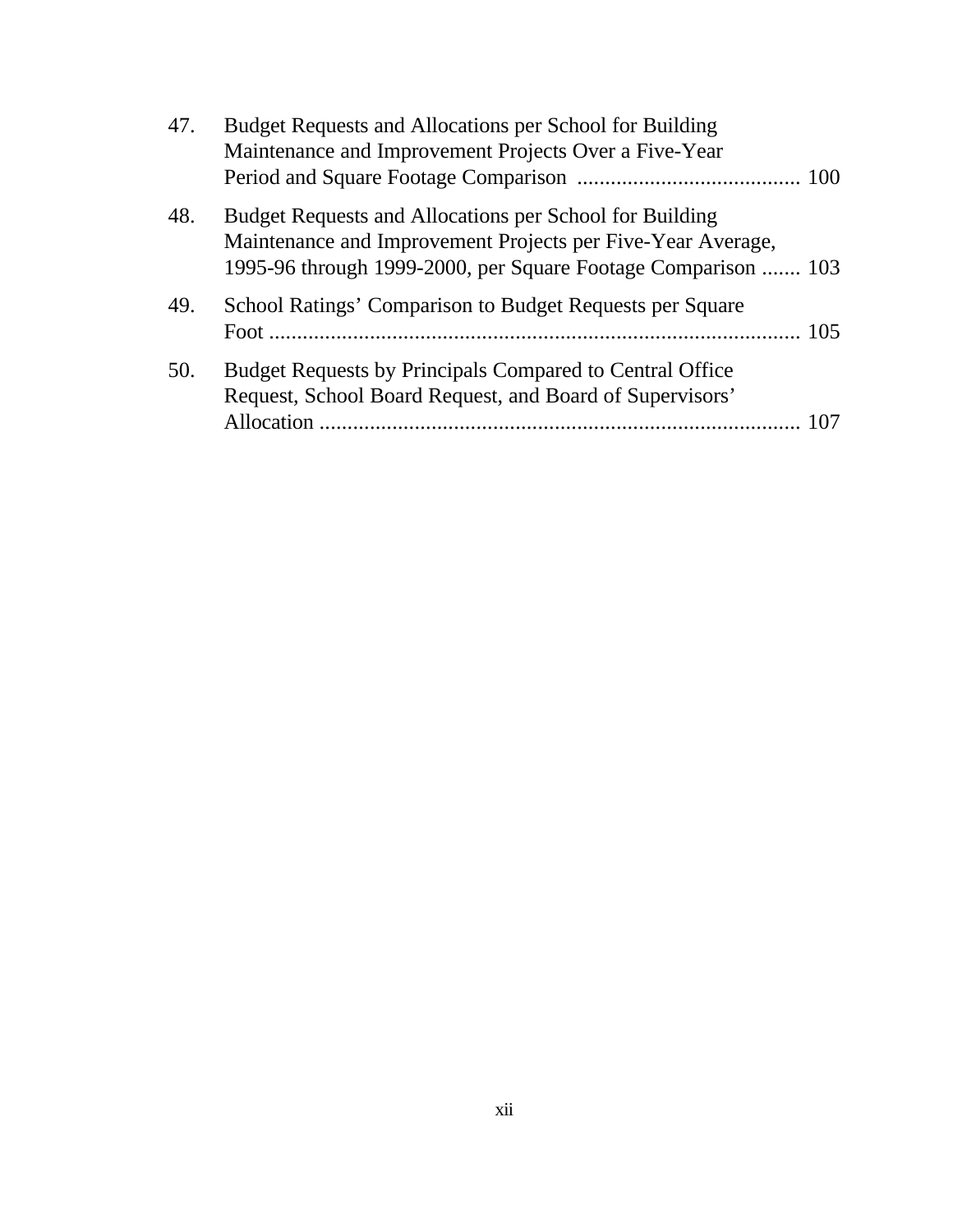47. Budget Requests and Allocations per School for Building Maintenance and Improvement Projects Over a Five-Year Period and Square Footage Comparison ........................................ 100

48. Budget Requests and Allocations per School for Building Maintenance and Improvement Projects per Five-Year Average, 1995-96 through 1999-2000, per Square Footage Comparison ....... 103

49. School Ratings' Comparison to Budget Requests per Square Foot .............................................................................................. 105

50. Budget Requests by Principals Compared to Central Office Request, School Board Request, and Board of Supervisors' Allocation ..................................................................................... 107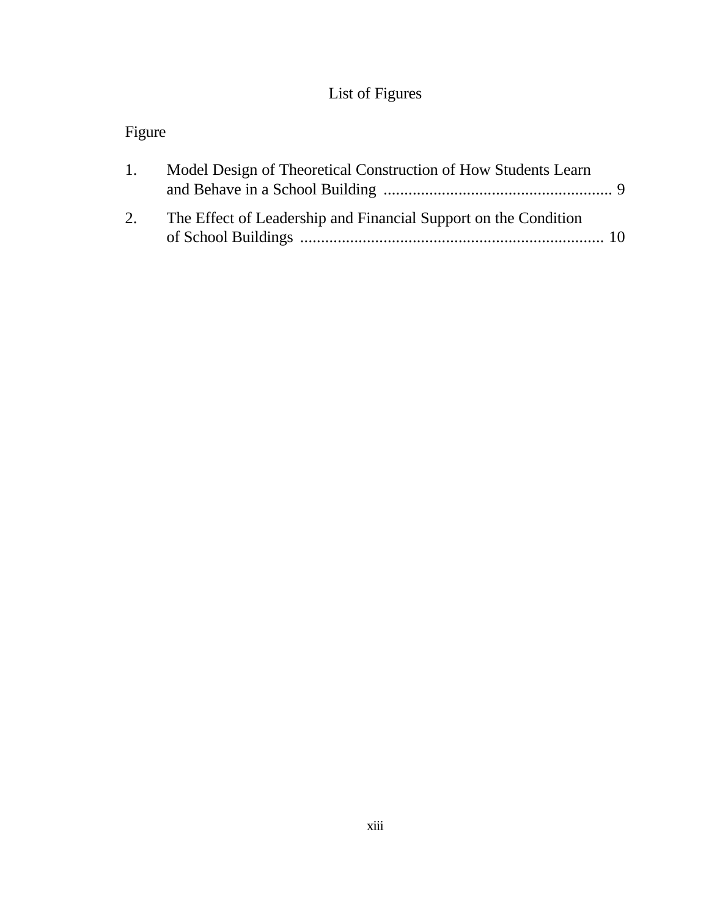# List of Figures

Figure

1. Model Design of Theoretical Construction of How Students Learn and Behave in a School Building ....................................................... 9

2. The Effect of Leadership and Financial Support on the Condition of School Buildings ......................................................................... 10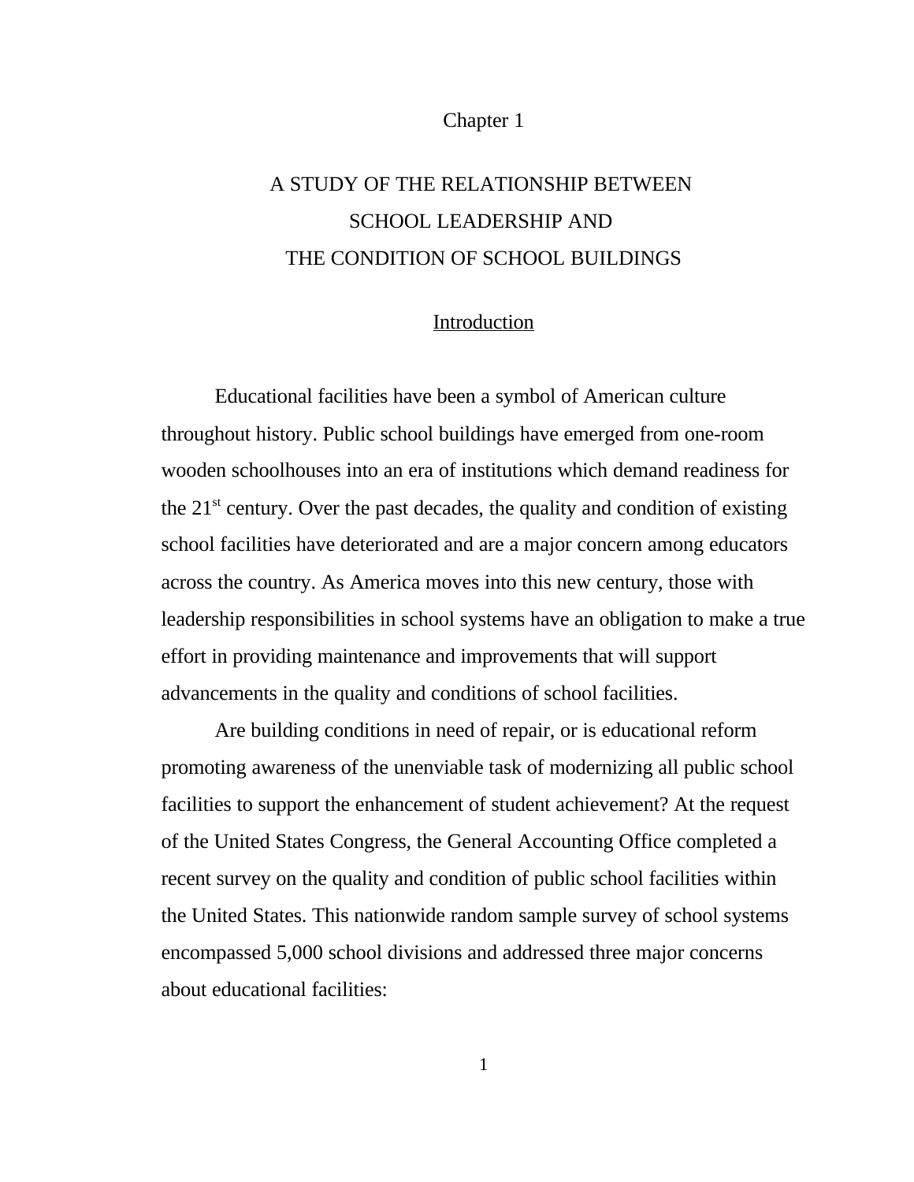Chapter 1

# A STUDY OF THE RELATIONSHIP BETWEEN SCHOOL LEADERSHIP AND THE CONDITION OF SCHOOL BUILDINGS

## Introduction

Educational facilities have been a symbol of American culture throughout history. Public school buildings have emerged from one-room wooden schoolhouses into an era of institutions which demand readiness for the 21st century. Over the past decades, the quality and condition of existing school facilities have deteriorated and are a major concern among educators across the country. As America moves into this new century, those with leadership responsibilities in school systems have an obligation to make a true effort in providing maintenance and improvements that will support advancements in the quality and conditions of school facilities.

Are building conditions in need of repair, or is educational reform promoting awareness of the unenviable task of modernizing all public school facilities to support the enhancement of student achievement? At the request of the United States Congress, the General Accounting Office completed a recent survey on the quality and condition of public school facilities within the United States. This nationwide random sample survey of school systems encompassed 5,000 school divisions and addressed three major concerns about educational facilities: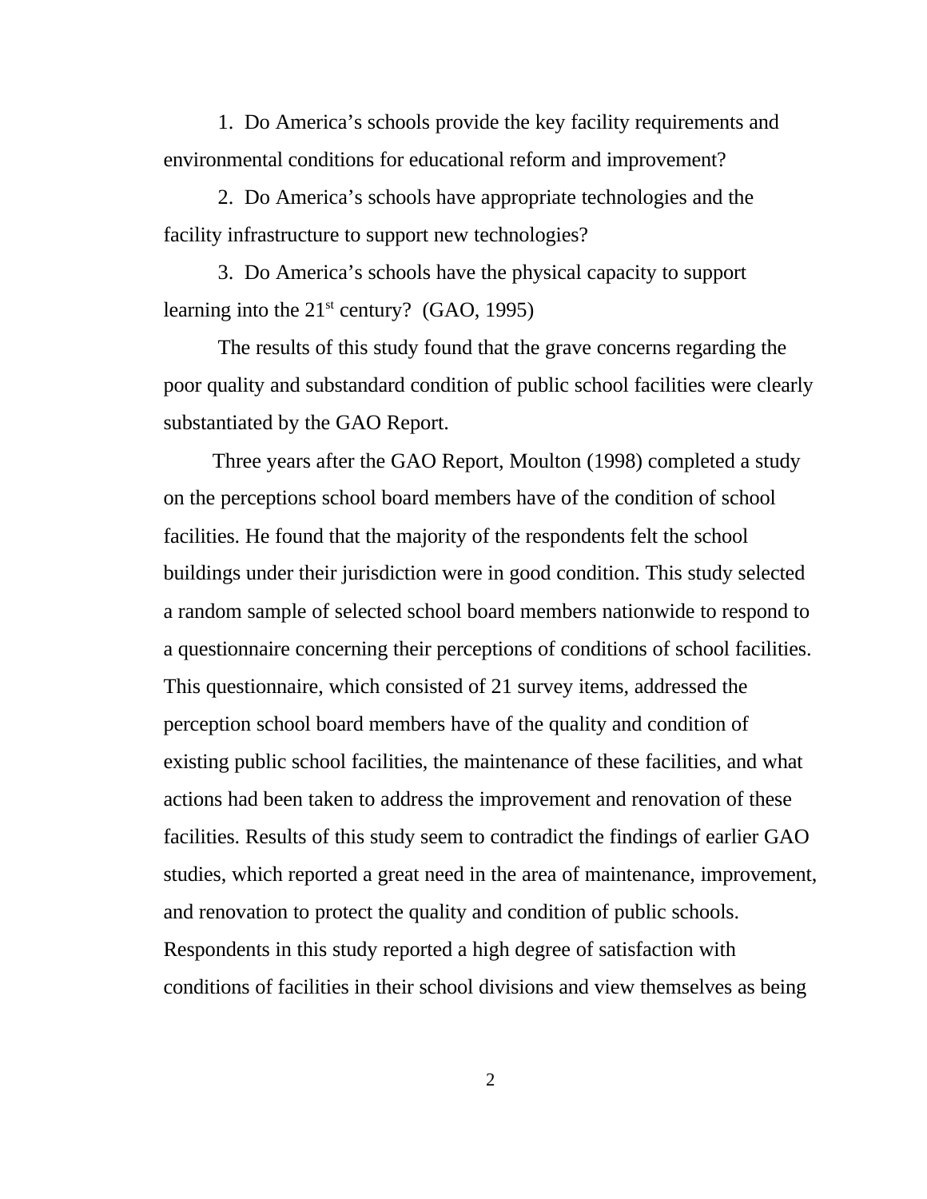1. Do America's schools provide the key facility requirements and environmental conditions for educational reform and improvement?

2. Do America's schools have appropriate technologies and the facility infrastructure to support new technologies?

3. Do America's schools have the physical capacity to support learning into the 21st century? (GAO, 1995)

The results of this study found that the grave concerns regarding the poor quality and substandard condition of public school facilities were clearly substantiated by the GAO Report.

Three years after the GAO Report, Moulton (1998) completed a study on the perceptions school board members have of the condition of school facilities. He found that the majority of the respondents felt the school buildings under their jurisdiction were in good condition. This study selected a random sample of selected school board members nationwide to respond to a questionnaire concerning their perceptions of conditions of school facilities. This questionnaire, which consisted of 21 survey items, addressed the perception school board members have of the quality and condition of existing public school facilities, the maintenance of these facilities, and what actions had been taken to address the improvement and renovation of these facilities. Results of this study seem to contradict the findings of earlier GAO studies, which reported a great need in the area of maintenance, improvement, and renovation to protect the quality and condition of public schools. Respondents in this study reported a high degree of satisfaction with conditions of facilities in their school divisions and view themselves as being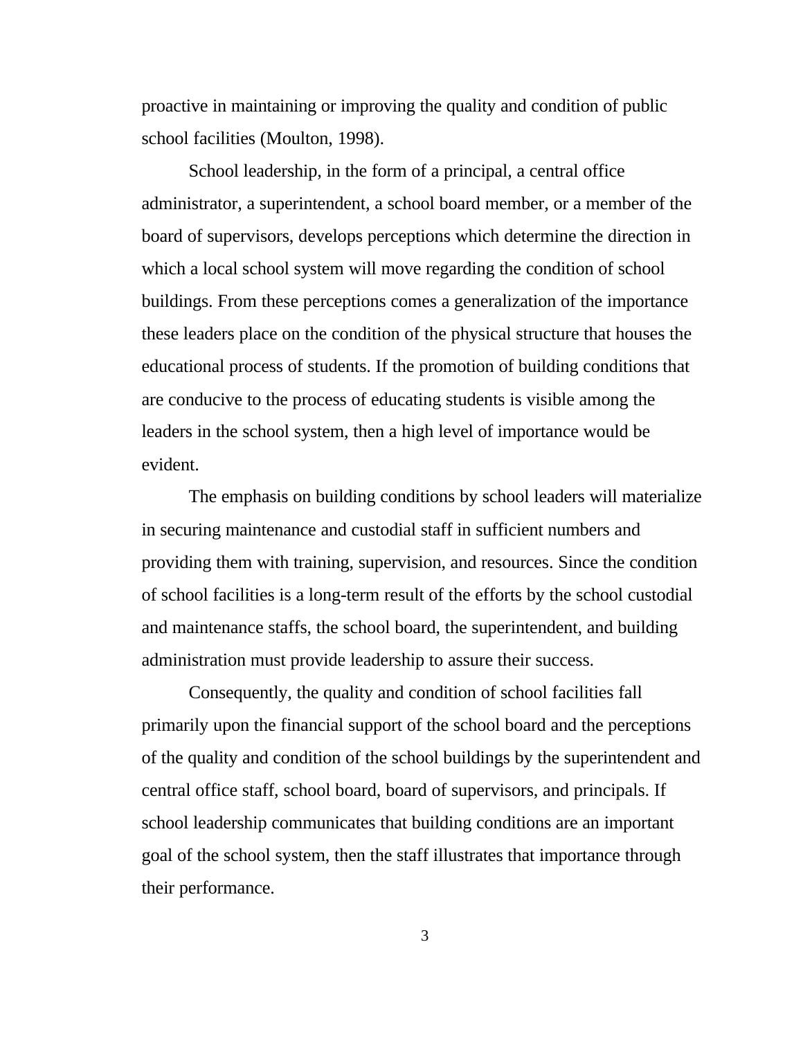proactive in maintaining or improving the quality and condition of public school facilities (Moulton, 1998).

School leadership, in the form of a principal, a central office administrator, a superintendent, a school board member, or a member of the board of supervisors, develops perceptions which determine the direction in which a local school system will move regarding the condition of school buildings. From these perceptions comes a generalization of the importance these leaders place on the condition of the physical structure that houses the educational process of students. If the promotion of building conditions that are conducive to the process of educating students is visible among the leaders in the school system, then a high level of importance would be evident.

The emphasis on building conditions by school leaders will materialize in securing maintenance and custodial staff in sufficient numbers and providing them with training, supervision, and resources. Since the condition of school facilities is a long-term result of the efforts by the school custodial and maintenance staffs, the school board, the superintendent, and building administration must provide leadership to assure their success.

Consequently, the quality and condition of school facilities fall primarily upon the financial support of the school board and the perceptions of the quality and condition of the school buildings by the superintendent and central office staff, school board, board of supervisors, and principals. If school leadership communicates that building conditions are an important goal of the school system, then the staff illustrates that importance through their performance.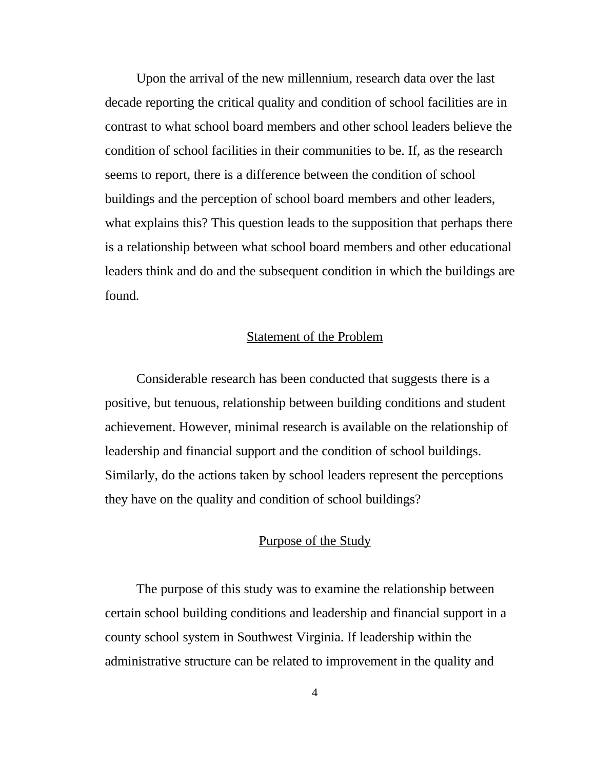Upon the arrival of the new millennium, research data over the last decade reporting the critical quality and condition of school facilities are in contrast to what school board members and other school leaders believe the condition of school facilities in their communities to be. If, as the research seems to report, there is a difference between the condition of school buildings and the perception of school board members and other leaders, what explains this? This question leads to the supposition that perhaps there is a relationship between what school board members and other educational leaders think and do and the subsequent condition in which the buildings are found.

## Statement of the Problem

Considerable research has been conducted that suggests there is a positive, but tenuous, relationship between building conditions and student achievement. However, minimal research is available on the relationship of leadership and financial support and the condition of school buildings. Similarly, do the actions taken by school leaders represent the perceptions they have on the quality and condition of school buildings?

## Purpose of the Study

The purpose of this study was to examine the relationship between certain school building conditions and leadership and financial support in a county school system in Southwest Virginia. If leadership within the administrative structure can be related to improvement in the quality and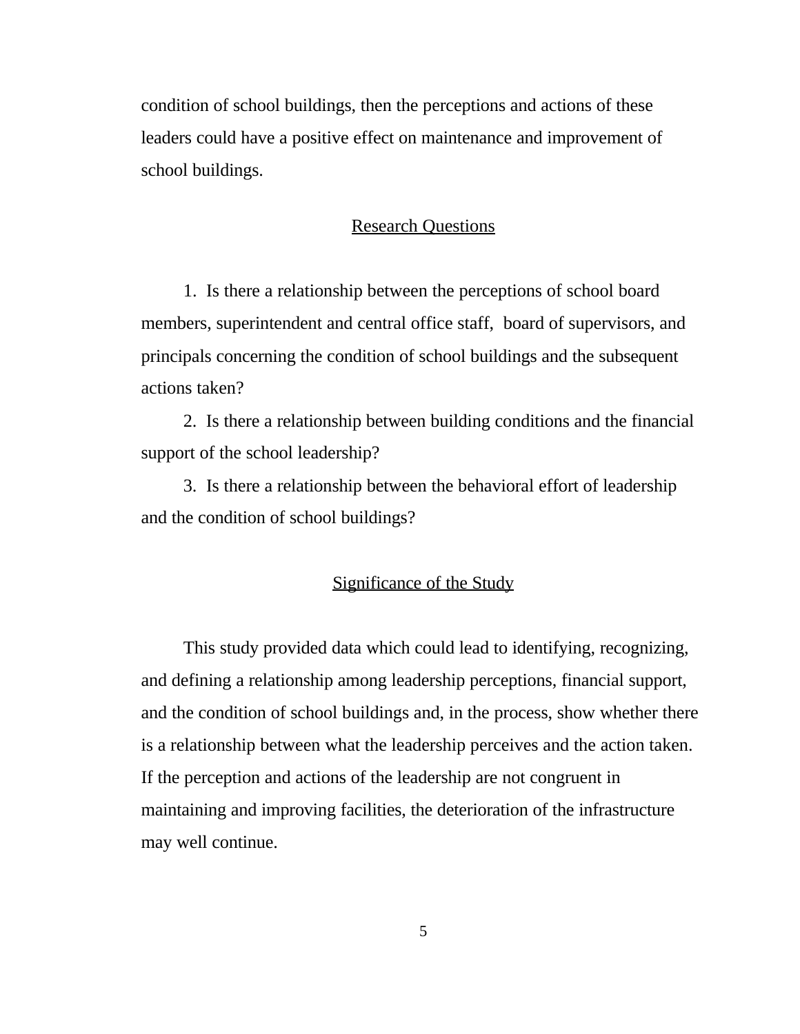condition of school buildings, then the perceptions and actions of these leaders could have a positive effect on maintenance and improvement of school buildings.

## Research Questions

1. Is there a relationship between the perceptions of school board members, superintendent and central office staff, board of supervisors, and principals concerning the condition of school buildings and the subsequent actions taken?

2. Is there a relationship between building conditions and the financial support of the school leadership?

3. Is there a relationship between the behavioral effort of leadership and the condition of school buildings?

## Significance of the Study

This study provided data which could lead to identifying, recognizing, and defining a relationship among leadership perceptions, financial support, and the condition of school buildings and, in the process, show whether there is a relationship between what the leadership perceives and the action taken. If the perception and actions of the leadership are not congruent in maintaining and improving facilities, the deterioration of the infrastructure may well continue.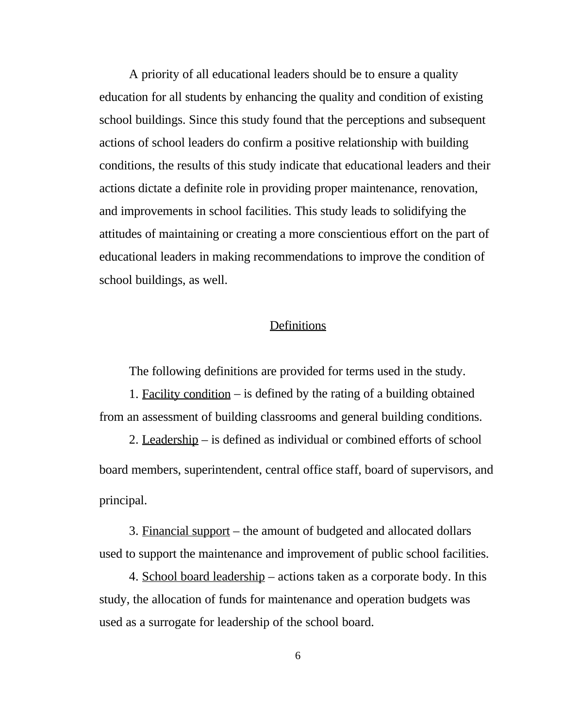A priority of all educational leaders should be to ensure a quality education for all students by enhancing the quality and condition of existing school buildings. Since this study found that the perceptions and subsequent actions of school leaders do confirm a positive relationship with building conditions, the results of this study indicate that educational leaders and their actions dictate a definite role in providing proper maintenance, renovation, and improvements in school facilities. This study leads to solidifying the attitudes of maintaining or creating a more conscientious effort on the part of educational leaders in making recommendations to improve the condition of school buildings, as well.

## Definitions

The following definitions are provided for terms used in the study.

1. Facility condition – is defined by the rating of a building obtained from an assessment of building classrooms and general building conditions.

2. Leadership – is defined as individual or combined efforts of school board members, superintendent, central office staff, board of supervisors, and principal.

3. Financial support – the amount of budgeted and allocated dollars used to support the maintenance and improvement of public school facilities.

4. School board leadership – actions taken as a corporate body. In this study, the allocation of funds for maintenance and operation budgets was used as a surrogate for leadership of the school board.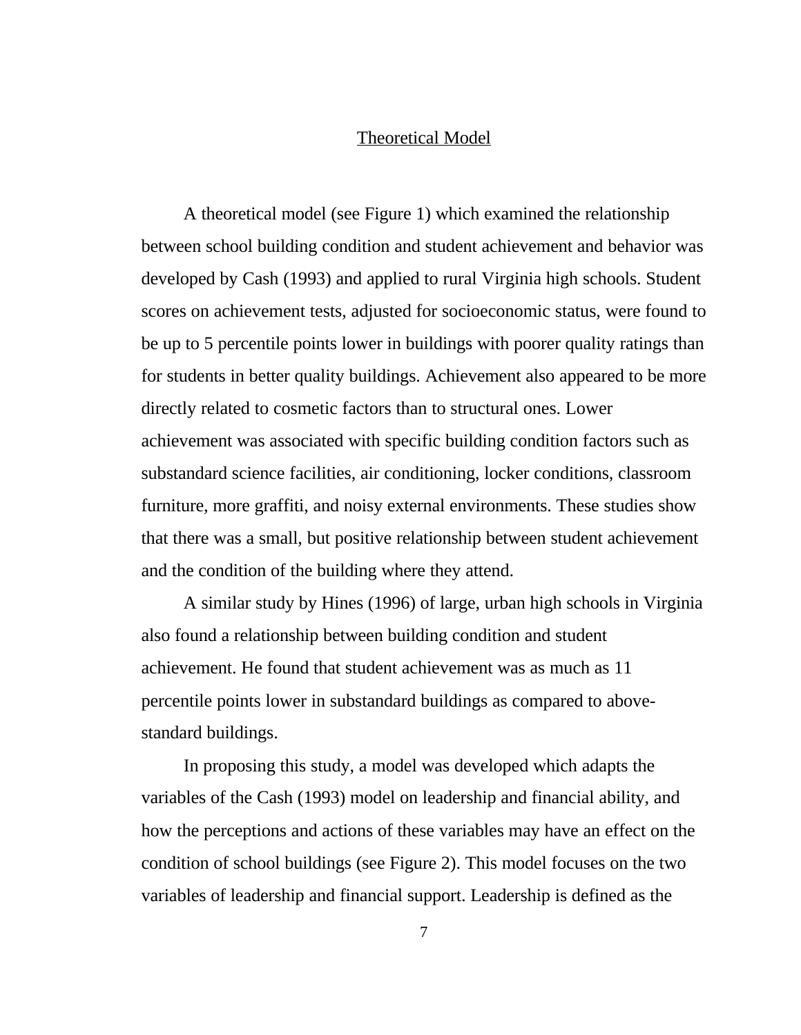## Theoretical Model

A theoretical model (see Figure 1) which examined the relationship between school building condition and student achievement and behavior was developed by Cash (1993) and applied to rural Virginia high schools. Student scores on achievement tests, adjusted for socioeconomic status, were found to be up to 5 percentile points lower in buildings with poorer quality ratings than for students in better quality buildings. Achievement also appeared to be more directly related to cosmetic factors than to structural ones. Lower achievement was associated with specific building condition factors such as substandard science facilities, air conditioning, locker conditions, classroom furniture, more graffiti, and noisy external environments. These studies show that there was a small, but positive relationship between student achievement and the condition of the building where they attend.

A similar study by Hines (1996) of large, urban high schools in Virginia also found a relationship between building condition and student achievement. He found that student achievement was as much as 11 percentile points lower in substandard buildings as compared to above-standard buildings.

In proposing this study, a model was developed which adapts the variables of the Cash (1993) model on leadership and financial ability, and how the perceptions and actions of these variables may have an effect on the condition of school buildings (see Figure 2). This model focuses on the two variables of leadership and financial support. Leadership is defined as the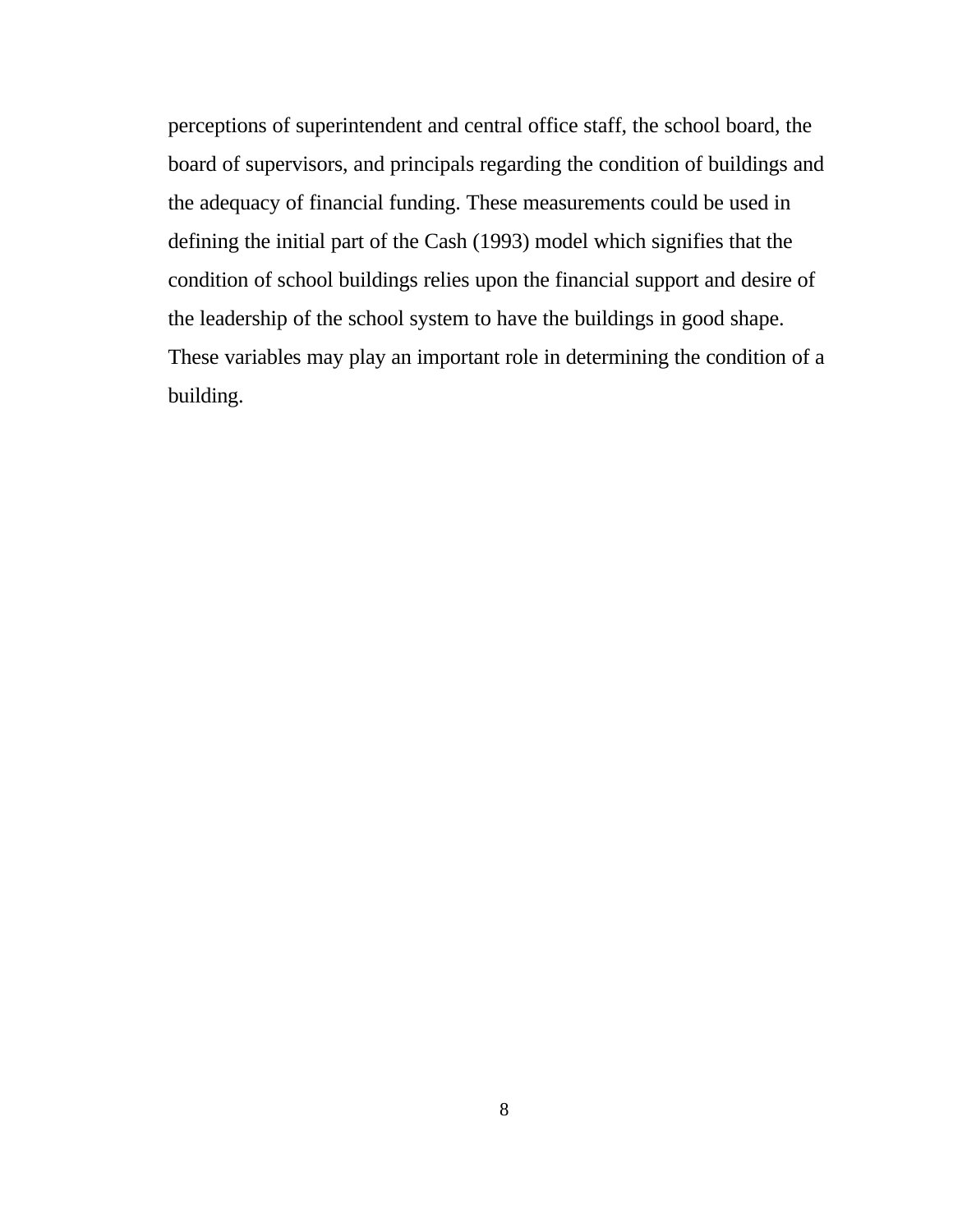perceptions of superintendent and central office staff, the school board, the board of supervisors, and principals regarding the condition of buildings and the adequacy of financial funding. These measurements could be used in defining the initial part of the Cash (1993) model which signifies that the condition of school buildings relies upon the financial support and desire of the leadership of the school system to have the buildings in good shape. These variables may play an important role in determining the condition of a building.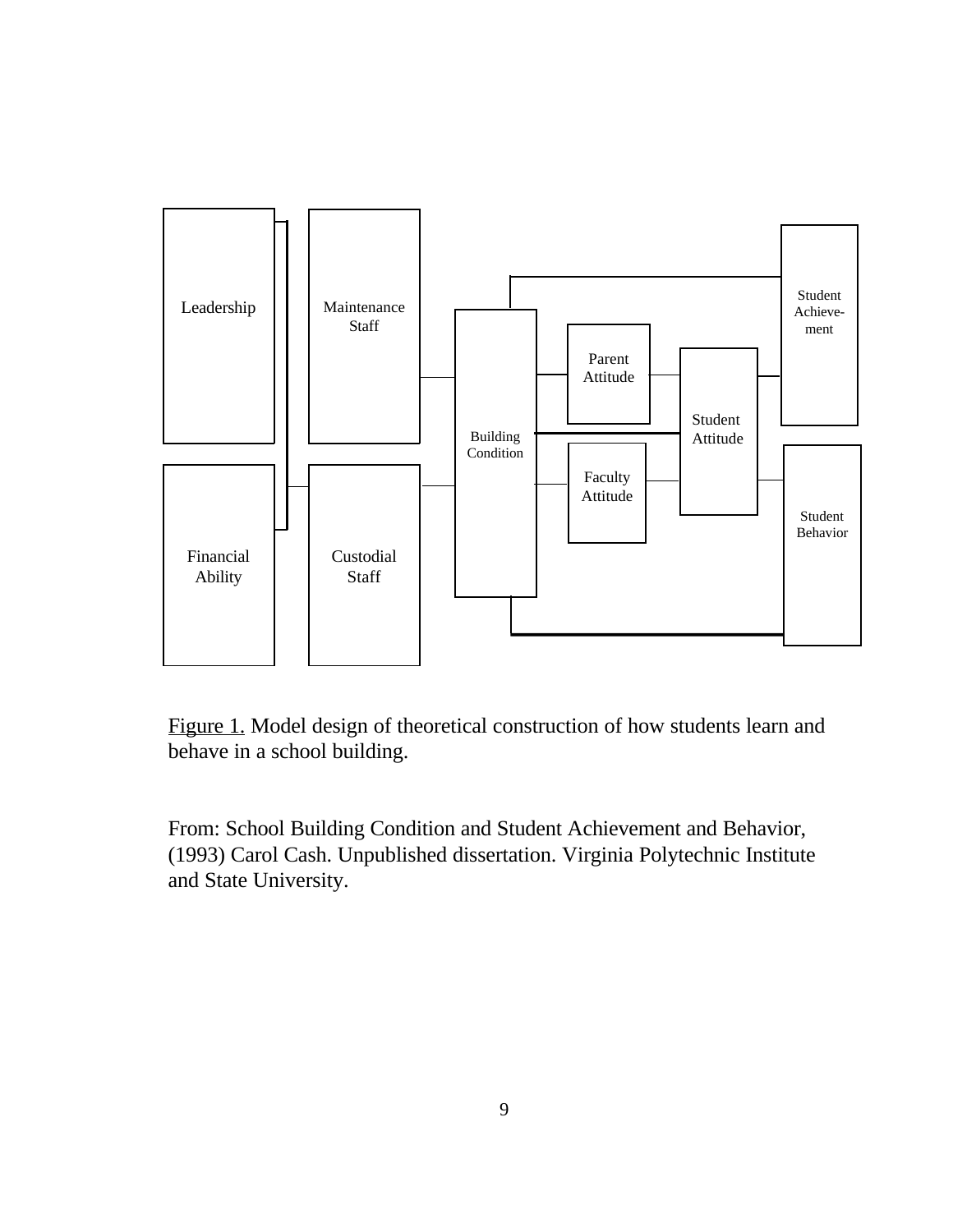Leadership

Maintenance Staff

Financial Ability

Custodial Staff

Building Condition

Parent Attitude

Faculty Attitude

Student Attitude

Student Achievement

Student Behavior

Figure 1. Model design of theoretical construction of how students learn and behave in a school building.

From: School Building Condition and Student Achievement and Behavior, (1993) Carol Cash. Unpublished dissertation. Virginia Polytechnic Institute and State University.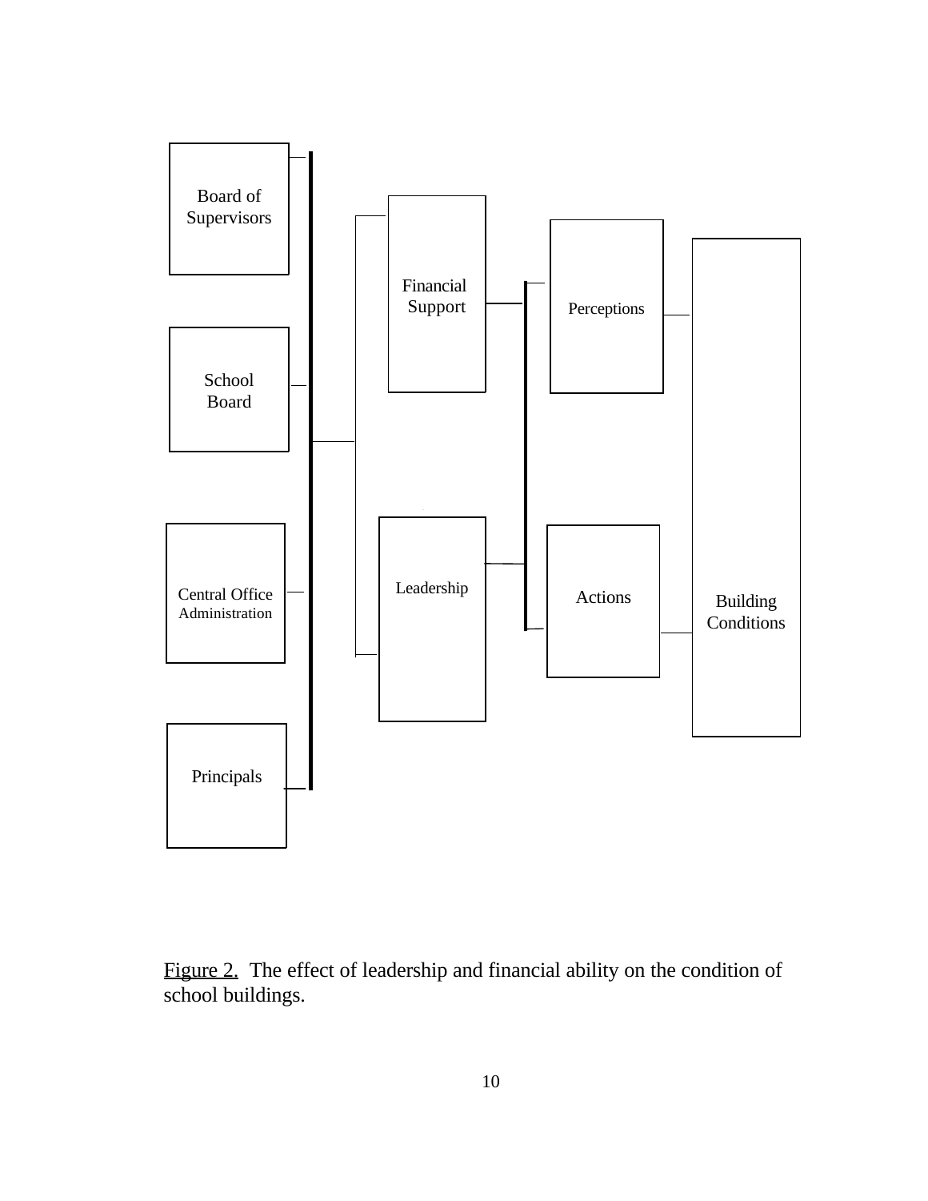Board of Supervisors

School Board

Central Office Administration

Principals

Financial Support

Leadership

Perceptions

Actions

Building Conditions

Figure 2. The effect of leadership and financial ability on the condition of school buildings.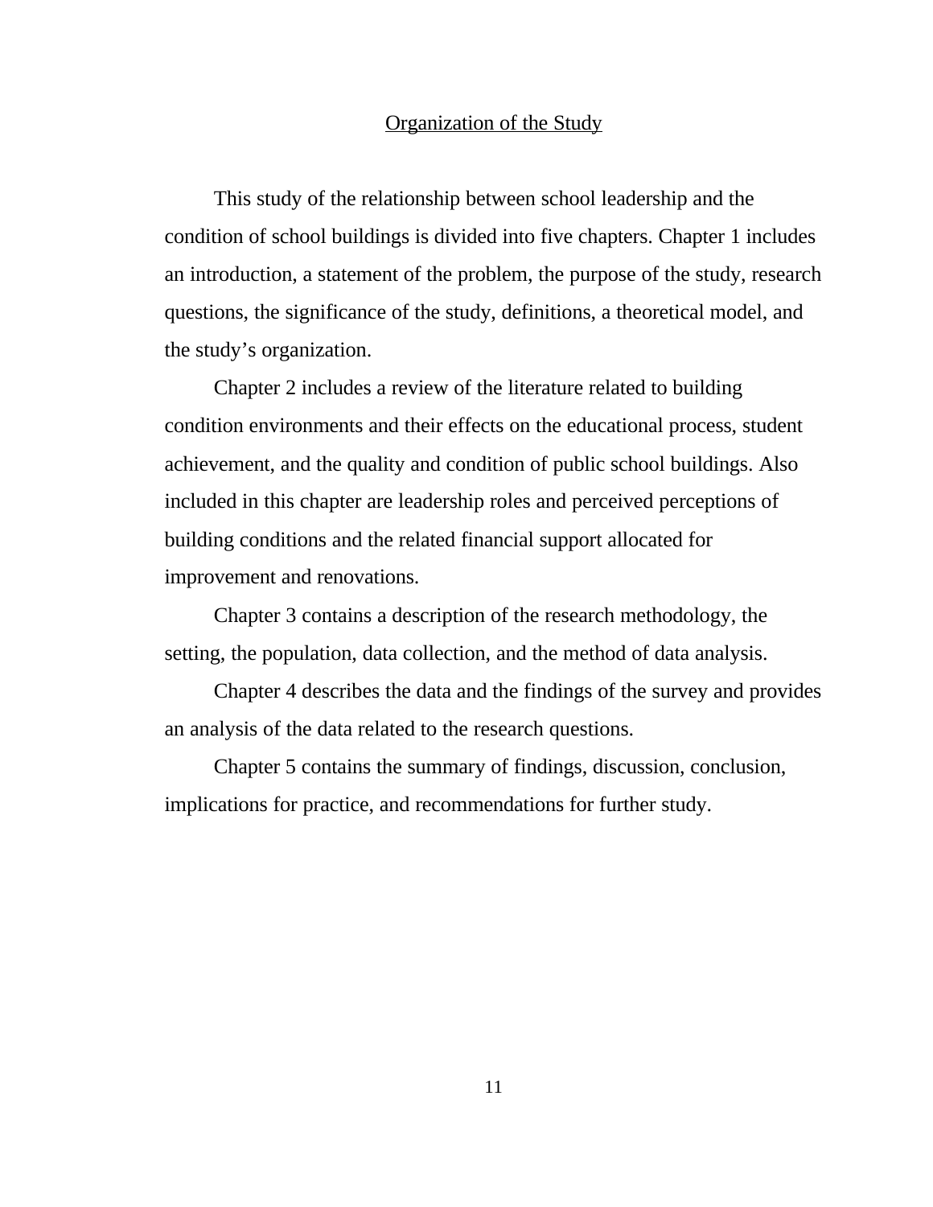## Organization of the Study

This study of the relationship between school leadership and the condition of school buildings is divided into five chapters. Chapter 1 includes an introduction, a statement of the problem, the purpose of the study, research questions, the significance of the study, definitions, a theoretical model, and the study's organization.

Chapter 2 includes a review of the literature related to building condition environments and their effects on the educational process, student achievement, and the quality and condition of public school buildings. Also included in this chapter are leadership roles and perceived perceptions of building conditions and the related financial support allocated for improvement and renovations.

Chapter 3 contains a description of the research methodology, the setting, the population, data collection, and the method of data analysis.

Chapter 4 describes the data and the findings of the survey and provides an analysis of the data related to the research questions.

Chapter 5 contains the summary of findings, discussion, conclusion, implications for practice, and recommendations for further study.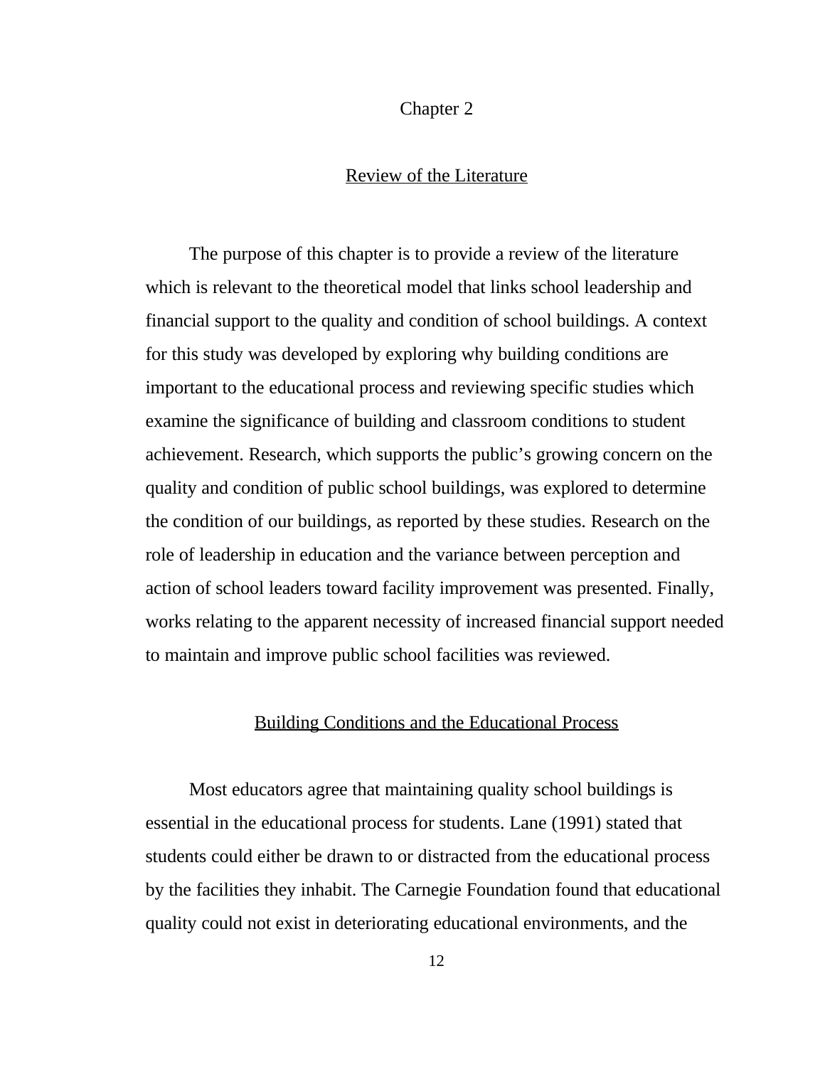# Chapter 2

## Review of the Literature

The purpose of this chapter is to provide a review of the literature which is relevant to the theoretical model that links school leadership and financial support to the quality and condition of school buildings. A context for this study was developed by exploring why building conditions are important to the educational process and reviewing specific studies which examine the significance of building and classroom conditions to student achievement. Research, which supports the public's growing concern on the quality and condition of public school buildings, was explored to determine the condition of our buildings, as reported by these studies. Research on the role of leadership in education and the variance between perception and action of school leaders toward facility improvement was presented. Finally, works relating to the apparent necessity of increased financial support needed to maintain and improve public school facilities was reviewed.

### Building Conditions and the Educational Process

Most educators agree that maintaining quality school buildings is essential in the educational process for students. Lane (1991) stated that students could either be drawn to or distracted from the educational process by the facilities they inhabit. The Carnegie Foundation found that educational quality could not exist in deteriorating educational environments, and the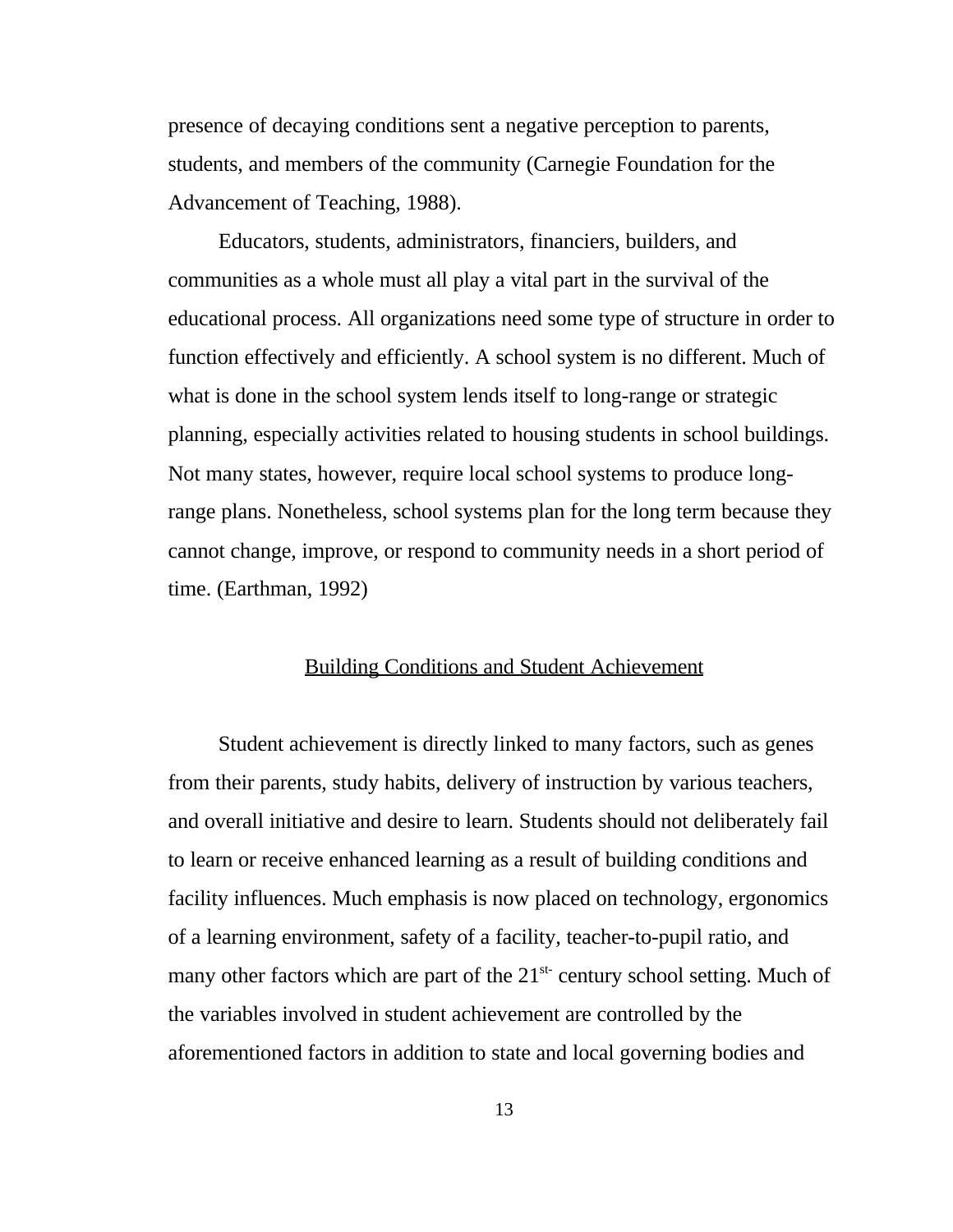presence of decaying conditions sent a negative perception to parents, students, and members of the community (Carnegie Foundation for the Advancement of Teaching, 1988).

Educators, students, administrators, financiers, builders, and communities as a whole must all play a vital part in the survival of the educational process. All organizations need some type of structure in order to function effectively and efficiently. A school system is no different. Much of what is done in the school system lends itself to long-range or strategic planning, especially activities related to housing students in school buildings. Not many states, however, require local school systems to produce long-range plans. Nonetheless, school systems plan for the long term because they cannot change, improve, or respond to community needs in a short period of time. (Earthman, 1992)

## Building Conditions and Student Achievement

Student achievement is directly linked to many factors, such as genes from their parents, study habits, delivery of instruction by various teachers, and overall initiative and desire to learn. Students should not deliberately fail to learn or receive enhanced learning as a result of building conditions and facility influences. Much emphasis is now placed on technology, ergonomics of a learning environment, safety of a facility, teacher-to-pupil ratio, and many other factors which are part of the 21st- century school setting. Much of the variables involved in student achievement are controlled by the aforementioned factors in addition to state and local governing bodies and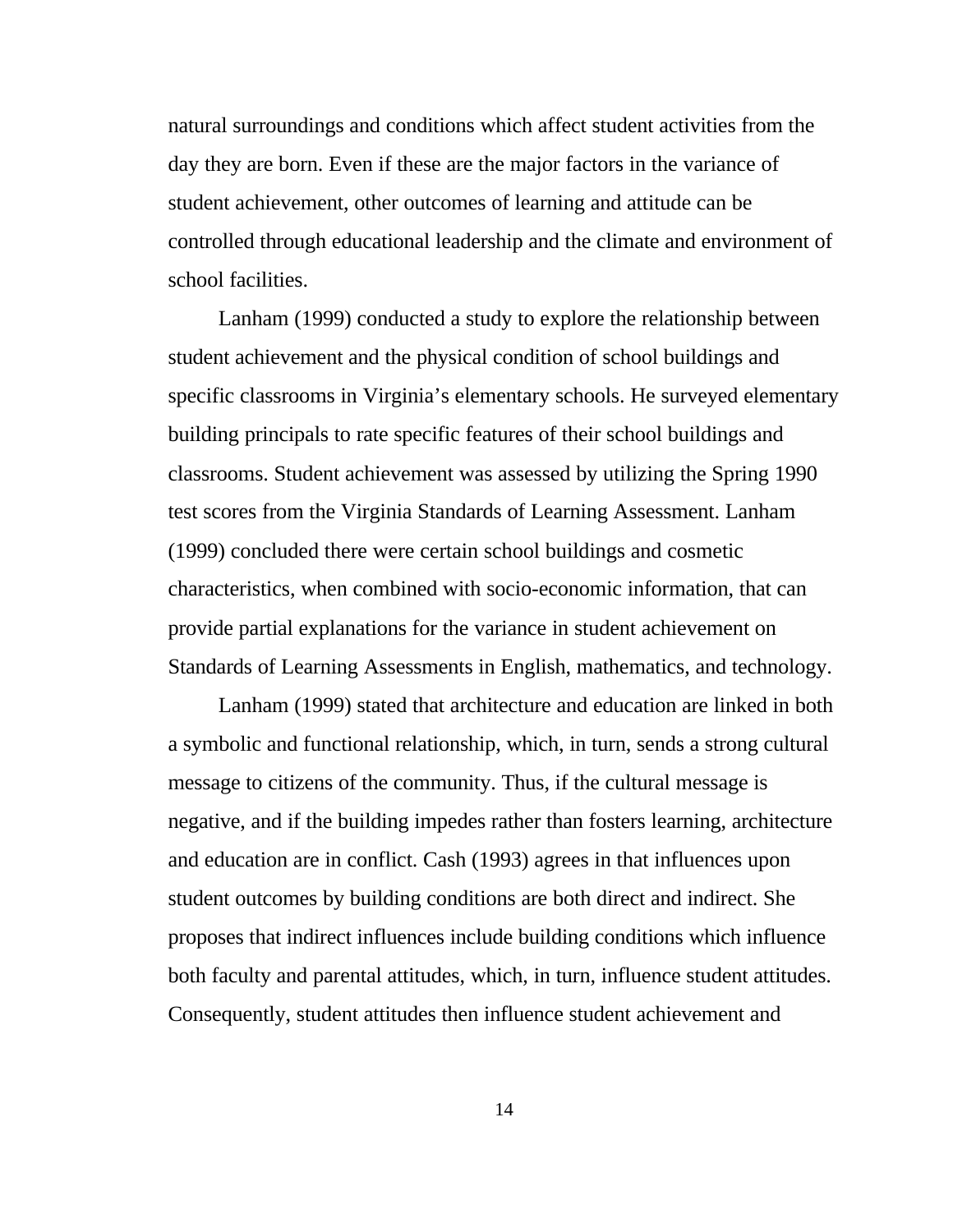natural surroundings and conditions which affect student activities from the day they are born. Even if these are the major factors in the variance of student achievement, other outcomes of learning and attitude can be controlled through educational leadership and the climate and environment of school facilities.

Lanham (1999) conducted a study to explore the relationship between student achievement and the physical condition of school buildings and specific classrooms in Virginia's elementary schools. He surveyed elementary building principals to rate specific features of their school buildings and classrooms. Student achievement was assessed by utilizing the Spring 1990 test scores from the Virginia Standards of Learning Assessment. Lanham (1999) concluded there were certain school buildings and cosmetic characteristics, when combined with socio-economic information, that can provide partial explanations for the variance in student achievement on Standards of Learning Assessments in English, mathematics, and technology.

Lanham (1999) stated that architecture and education are linked in both a symbolic and functional relationship, which, in turn, sends a strong cultural message to citizens of the community. Thus, if the cultural message is negative, and if the building impedes rather than fosters learning, architecture and education are in conflict. Cash (1993) agrees in that influences upon student outcomes by building conditions are both direct and indirect. She proposes that indirect influences include building conditions which influence both faculty and parental attitudes, which, in turn, influence student attitudes. Consequently, student attitudes then influence student achievement and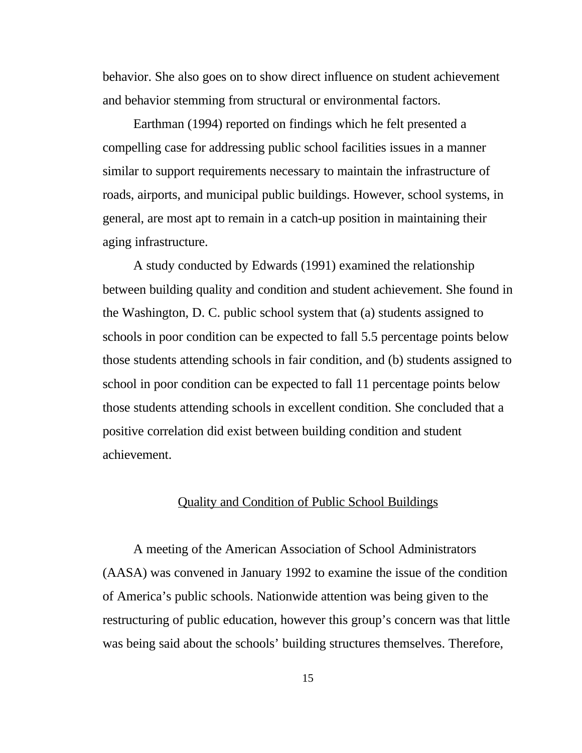behavior. She also goes on to show direct influence on student achievement and behavior stemming from structural or environmental factors.

Earthman (1994) reported on findings which he felt presented a compelling case for addressing public school facilities issues in a manner similar to support requirements necessary to maintain the infrastructure of roads, airports, and municipal public buildings. However, school systems, in general, are most apt to remain in a catch-up position in maintaining their aging infrastructure.

A study conducted by Edwards (1991) examined the relationship between building quality and condition and student achievement. She found in the Washington, D. C. public school system that (a) students assigned to schools in poor condition can be expected to fall 5.5 percentage points below those students attending schools in fair condition, and (b) students assigned to school in poor condition can be expected to fall 11 percentage points below those students attending schools in excellent condition. She concluded that a positive correlation did exist between building condition and student achievement.

## Quality and Condition of Public School Buildings

A meeting of the American Association of School Administrators (AASA) was convened in January 1992 to examine the issue of the condition of America's public schools. Nationwide attention was being given to the restructuring of public education, however this group's concern was that little was being said about the schools' building structures themselves. Therefore,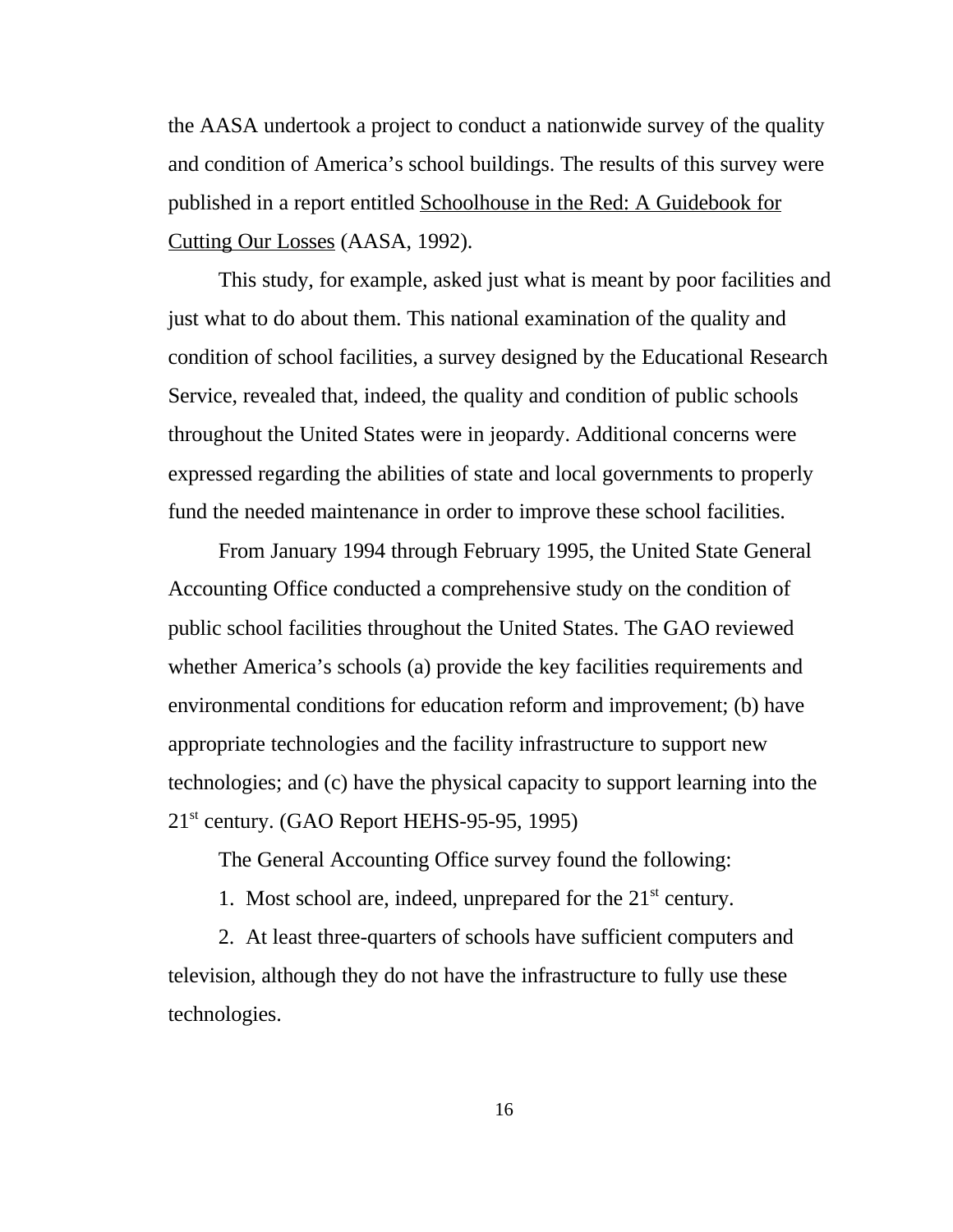the AASA undertook a project to conduct a nationwide survey of the quality and condition of America's school buildings. The results of this survey were published in a report entitled Schoolhouse in the Red: A Guidebook for Cutting Our Losses (AASA, 1992).

This study, for example, asked just what is meant by poor facilities and just what to do about them. This national examination of the quality and condition of school facilities, a survey designed by the Educational Research Service, revealed that, indeed, the quality and condition of public schools throughout the United States were in jeopardy. Additional concerns were expressed regarding the abilities of state and local governments to properly fund the needed maintenance in order to improve these school facilities.

From January 1994 through February 1995, the United State General Accounting Office conducted a comprehensive study on the condition of public school facilities throughout the United States. The GAO reviewed whether America's schools (a) provide the key facilities requirements and environmental conditions for education reform and improvement; (b) have appropriate technologies and the facility infrastructure to support new technologies; and (c) have the physical capacity to support learning into the 21st century. (GAO Report HEHS-95-95, 1995)

The General Accounting Office survey found the following:

1. Most school are, indeed, unprepared for the 21st century.

2. At least three-quarters of schools have sufficient computers and television, although they do not have the infrastructure to fully use these technologies.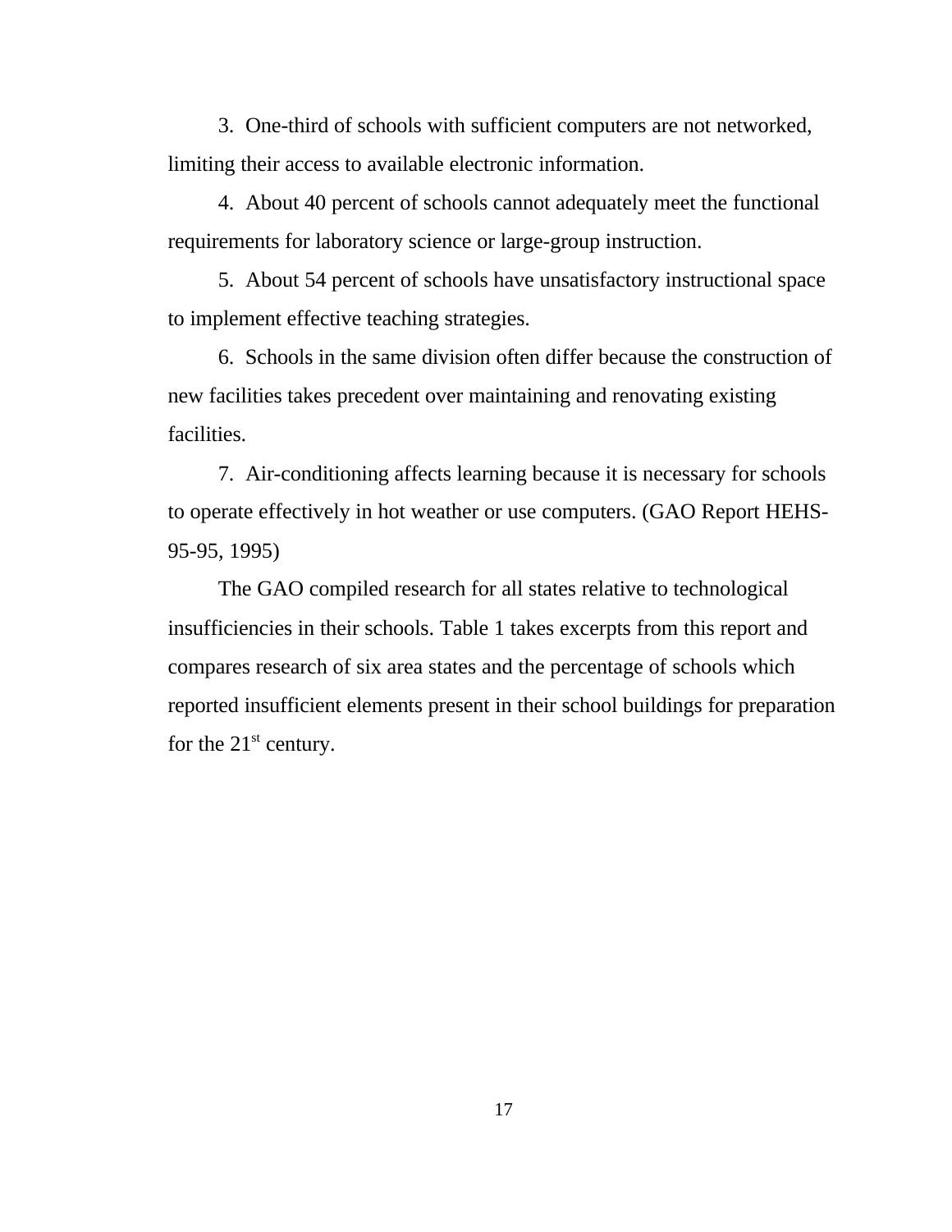3. One-third of schools with sufficient computers are not networked, limiting their access to available electronic information.

4. About 40 percent of schools cannot adequately meet the functional requirements for laboratory science or large-group instruction.

5. About 54 percent of schools have unsatisfactory instructional space to implement effective teaching strategies.

6. Schools in the same division often differ because the construction of new facilities takes precedent over maintaining and renovating existing facilities.

7. Air-conditioning affects learning because it is necessary for schools to operate effectively in hot weather or use computers. (GAO Report HEHS-95-95, 1995)

The GAO compiled research for all states relative to technological insufficiencies in their schools. Table 1 takes excerpts from this report and compares research of six area states and the percentage of schools which reported insufficient elements present in their school buildings for preparation for the 21st century.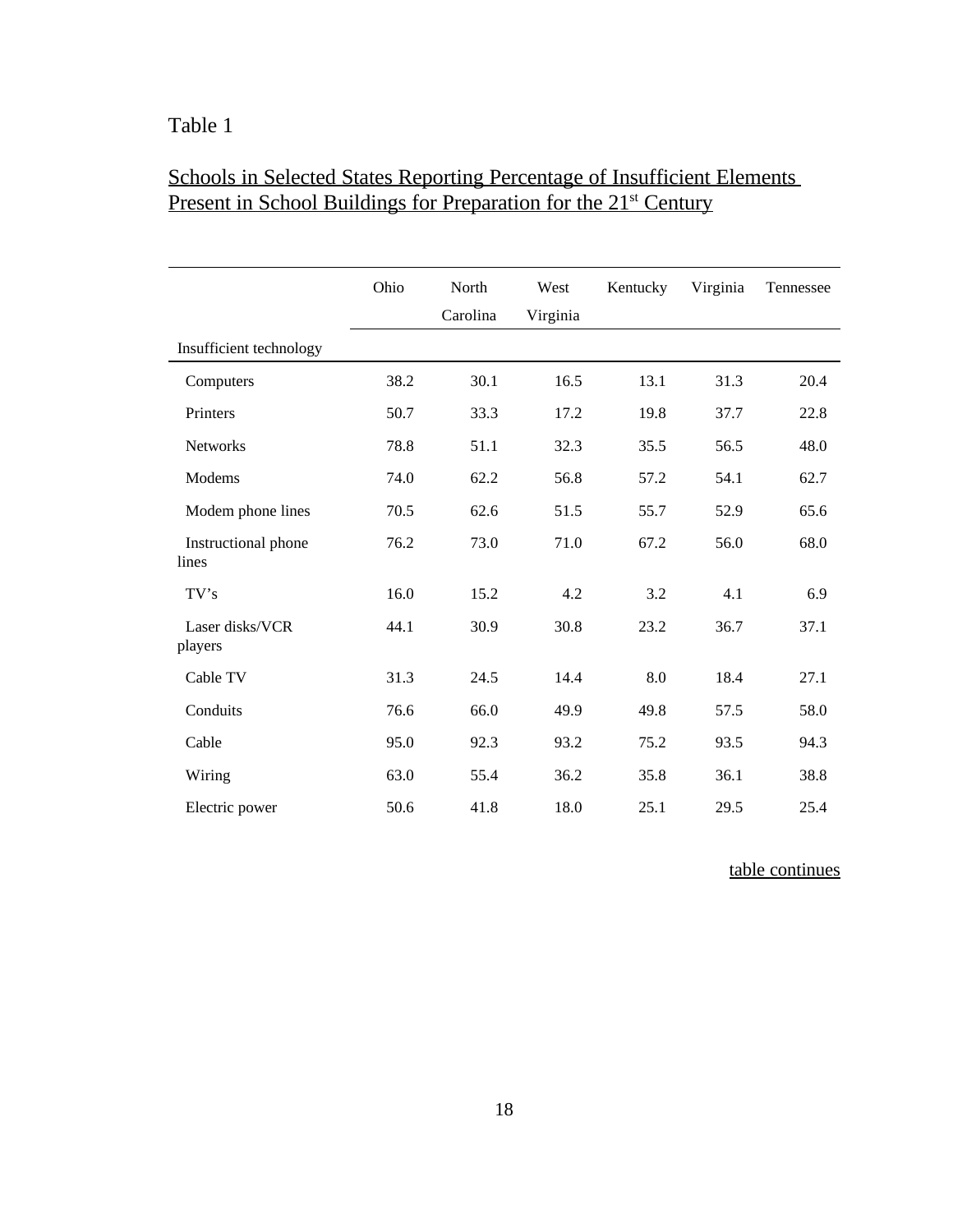Table 1

Schools in Selected States Reporting Percentage of Insufficient Elements Present in School Buildings for Preparation for the 21st Century

| | Ohio | North Carolina | West Virginia | Kentucky | Virginia | Tennessee |
|---|---|---|---|---|---|---|
| Insufficient technology | | | | | | |
| Computers | 38.2 | 30.1 | 16.5 | 13.1 | 31.3 | 20.4 |
| Printers | 50.7 | 33.3 | 17.2 | 19.8 | 37.7 | 22.8 |
| Networks | 78.8 | 51.1 | 32.3 | 35.5 | 56.5 | 48.0 |
| Modems | 74.0 | 62.2 | 56.8 | 57.2 | 54.1 | 62.7 |
| Modem phone lines | 70.5 | 62.6 | 51.5 | 55.7 | 52.9 | 65.6 |
| Instructional phone lines | 76.2 | 73.0 | 71.0 | 67.2 | 56.0 | 68.0 |
| TV's | 16.0 | 15.2 | 4.2 | 3.2 | 4.1 | 6.9 |
| Laser disks/VCR players | 44.1 | 30.9 | 30.8 | 23.2 | 36.7 | 37.1 |
| Cable TV | 31.3 | 24.5 | 14.4 | 8.0 | 18.4 | 27.1 |
| Conduits | 76.6 | 66.0 | 49.9 | 49.8 | 57.5 | 58.0 |
| Cable | 95.0 | 92.3 | 93.2 | 75.2 | 93.5 | 94.3 |
| Wiring | 63.0 | 55.4 | 36.2 | 35.8 | 36.1 | 38.8 |
| Electric power | 50.6 | 41.8 | 18.0 | 25.1 | 29.5 | 25.4 |

table continues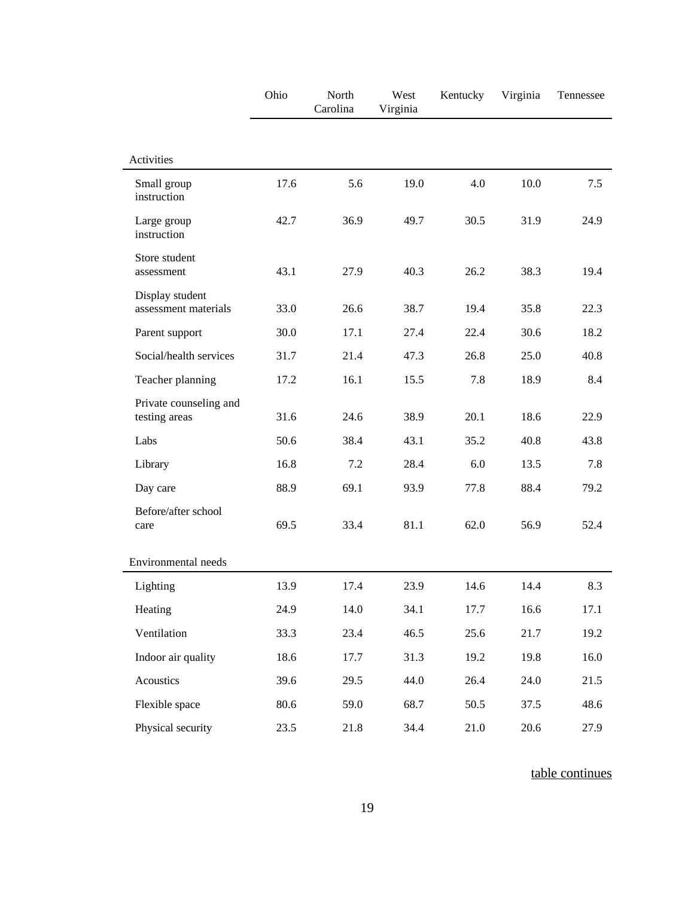| | Ohio | North Carolina | West Virginia | Kentucky | Virginia | Tennessee |
|---|---|---|---|---|---|---|
| **Activities** | | | | | | |
| Small group instruction | 17.6 | 5.6 | 19.0 | 4.0 | 10.0 | 7.5 |
| Large group instruction | 42.7 | 36.9 | 49.7 | 30.5 | 31.9 | 24.9 |
| Store student assessment | 43.1 | 27.9 | 40.3 | 26.2 | 38.3 | 19.4 |
| Display student assessment materials | 33.0 | 26.6 | 38.7 | 19.4 | 35.8 | 22.3 |
| Parent support | 30.0 | 17.1 | 27.4 | 22.4 | 30.6 | 18.2 |
| Social/health services | 31.7 | 21.4 | 47.3 | 26.8 | 25.0 | 40.8 |
| Teacher planning | 17.2 | 16.1 | 15.5 | 7.8 | 18.9 | 8.4 |
| Private counseling and testing areas | 31.6 | 24.6 | 38.9 | 20.1 | 18.6 | 22.9 |
| Labs | 50.6 | 38.4 | 43.1 | 35.2 | 40.8 | 43.8 |
| Library | 16.8 | 7.2 | 28.4 | 6.0 | 13.5 | 7.8 |
| Day care | 88.9 | 69.1 | 93.9 | 77.8 | 88.4 | 79.2 |
| Before/after school care | 69.5 | 33.4 | 81.1 | 62.0 | 56.9 | 52.4 |
| **Environmental needs** | | | | | | |
| Lighting | 13.9 | 17.4 | 23.9 | 14.6 | 14.4 | 8.3 |
| Heating | 24.9 | 14.0 | 34.1 | 17.7 | 16.6 | 17.1 |
| Ventilation | 33.3 | 23.4 | 46.5 | 25.6 | 21.7 | 19.2 |
| Indoor air quality | 18.6 | 17.7 | 31.3 | 19.2 | 19.8 | 16.0 |
| Acoustics | 39.6 | 29.5 | 44.0 | 26.4 | 24.0 | 21.5 |
| Flexible space | 80.6 | 59.0 | 68.7 | 50.5 | 37.5 | 48.6 |
| Physical security | 23.5 | 21.8 | 34.4 | 21.0 | 20.6 | 27.9 |

table continues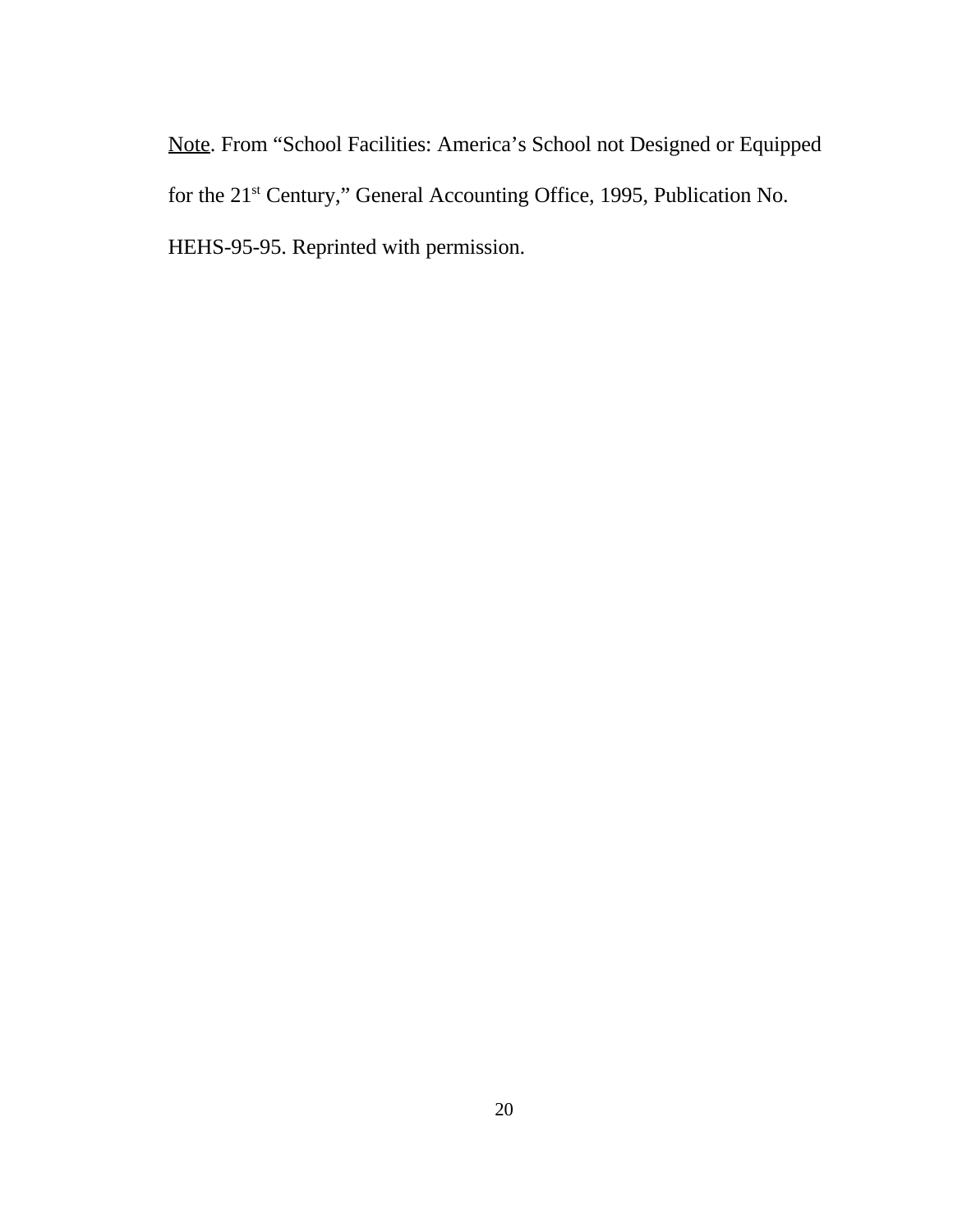Note. From “School Facilities: America’s School not Designed or Equipped for the 21st Century,” General Accounting Office, 1995, Publication No. HEHS-95-95. Reprinted with permission.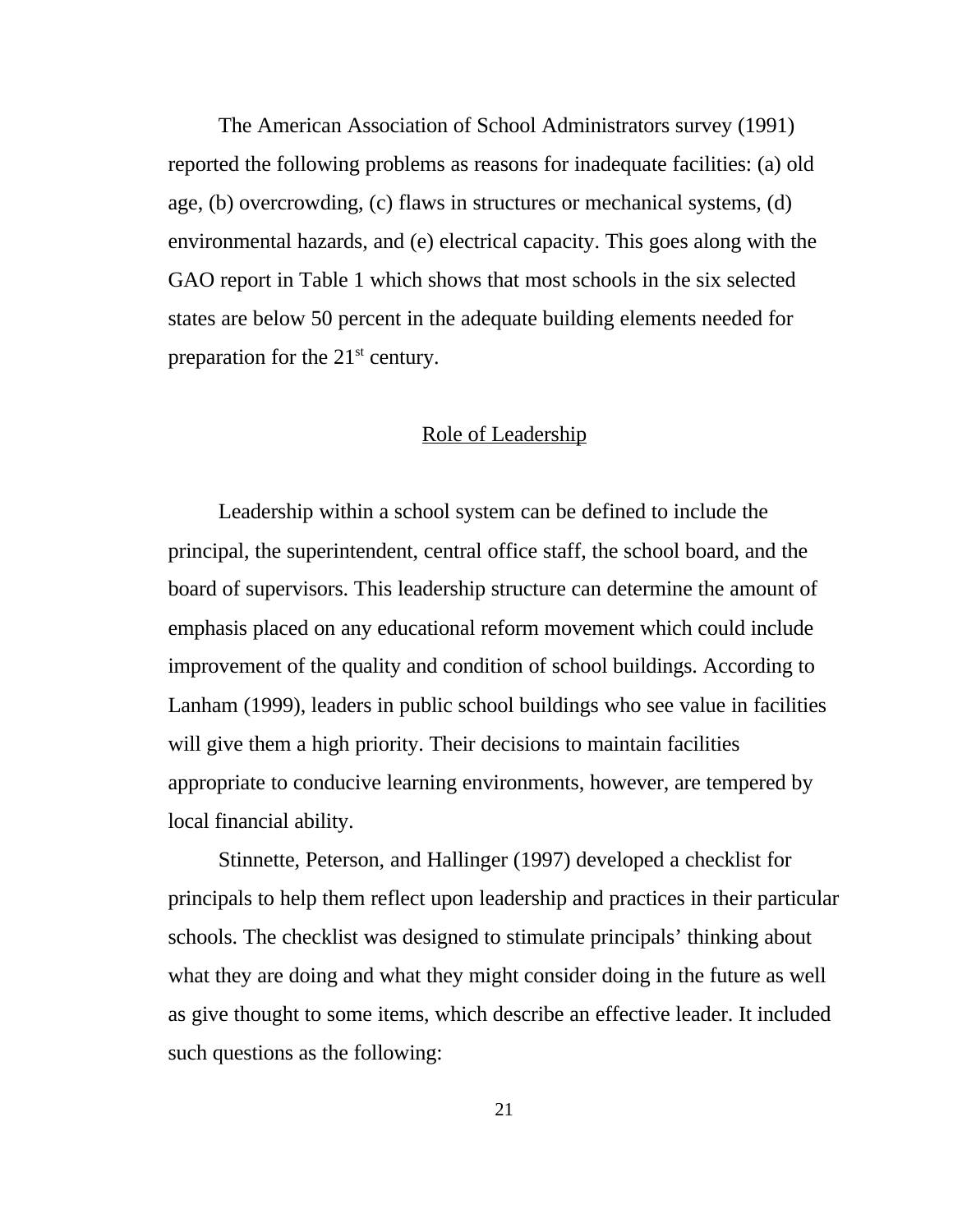The American Association of School Administrators survey (1991) reported the following problems as reasons for inadequate facilities: (a) old age, (b) overcrowding, (c) flaws in structures or mechanical systems, (d) environmental hazards, and (e) electrical capacity. This goes along with the GAO report in Table 1 which shows that most schools in the six selected states are below 50 percent in the adequate building elements needed for preparation for the 21st century.

## Role of Leadership

Leadership within a school system can be defined to include the principal, the superintendent, central office staff, the school board, and the board of supervisors. This leadership structure can determine the amount of emphasis placed on any educational reform movement which could include improvement of the quality and condition of school buildings. According to Lanham (1999), leaders in public school buildings who see value in facilities will give them a high priority. Their decisions to maintain facilities appropriate to conducive learning environments, however, are tempered by local financial ability.

Stinnette, Peterson, and Hallinger (1997) developed a checklist for principals to help them reflect upon leadership and practices in their particular schools. The checklist was designed to stimulate principals' thinking about what they are doing and what they might consider doing in the future as well as give thought to some items, which describe an effective leader. It included such questions as the following: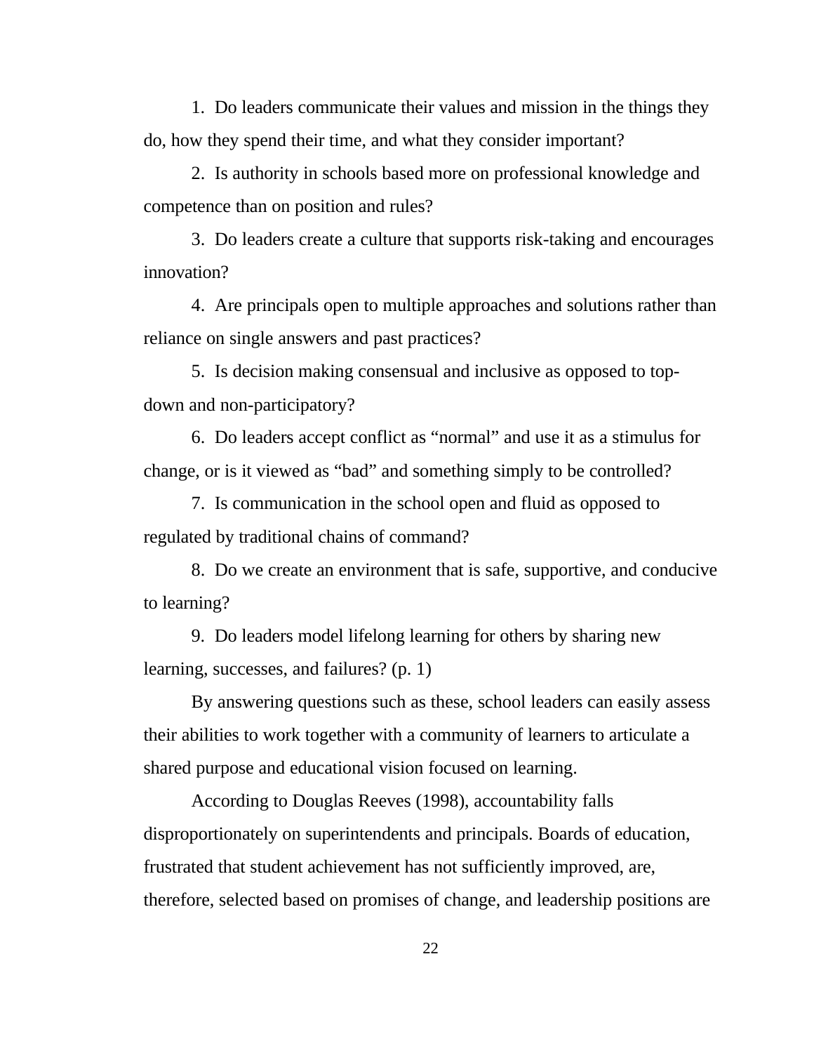1. Do leaders communicate their values and mission in the things they do, how they spend their time, and what they consider important?

2. Is authority in schools based more on professional knowledge and competence than on position and rules?

3. Do leaders create a culture that supports risk-taking and encourages innovation?

4. Are principals open to multiple approaches and solutions rather than reliance on single answers and past practices?

5. Is decision making consensual and inclusive as opposed to top-down and non-participatory?

6. Do leaders accept conflict as "normal" and use it as a stimulus for change, or is it viewed as "bad" and something simply to be controlled?

7. Is communication in the school open and fluid as opposed to regulated by traditional chains of command?

8. Do we create an environment that is safe, supportive, and conducive to learning?

9. Do leaders model lifelong learning for others by sharing new learning, successes, and failures? (p. 1)

By answering questions such as these, school leaders can easily assess their abilities to work together with a community of learners to articulate a shared purpose and educational vision focused on learning.

According to Douglas Reeves (1998), accountability falls disproportionately on superintendents and principals. Boards of education, frustrated that student achievement has not sufficiently improved, are, therefore, selected based on promises of change, and leadership positions are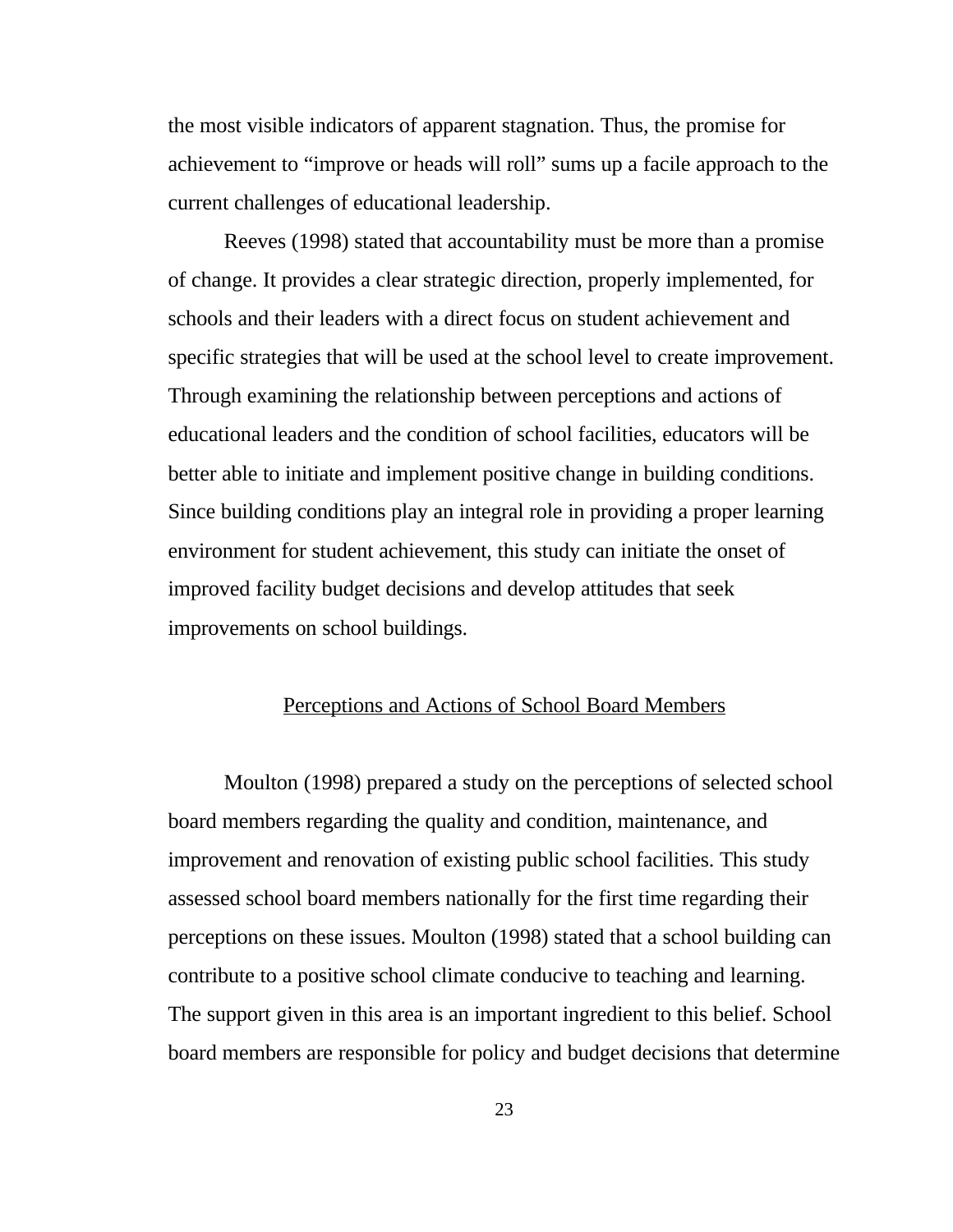the most visible indicators of apparent stagnation. Thus, the promise for achievement to “improve or heads will roll” sums up a facile approach to the current challenges of educational leadership.

Reeves (1998) stated that accountability must be more than a promise of change. It provides a clear strategic direction, properly implemented, for schools and their leaders with a direct focus on student achievement and specific strategies that will be used at the school level to create improvement. Through examining the relationship between perceptions and actions of educational leaders and the condition of school facilities, educators will be better able to initiate and implement positive change in building conditions. Since building conditions play an integral role in providing a proper learning environment for student achievement, this study can initiate the onset of improved facility budget decisions and develop attitudes that seek improvements on school buildings.

## Perceptions and Actions of School Board Members

Moulton (1998) prepared a study on the perceptions of selected school board members regarding the quality and condition, maintenance, and improvement and renovation of existing public school facilities. This study assessed school board members nationally for the first time regarding their perceptions on these issues. Moulton (1998) stated that a school building can contribute to a positive school climate conducive to teaching and learning. The support given in this area is an important ingredient to this belief. School board members are responsible for policy and budget decisions that determine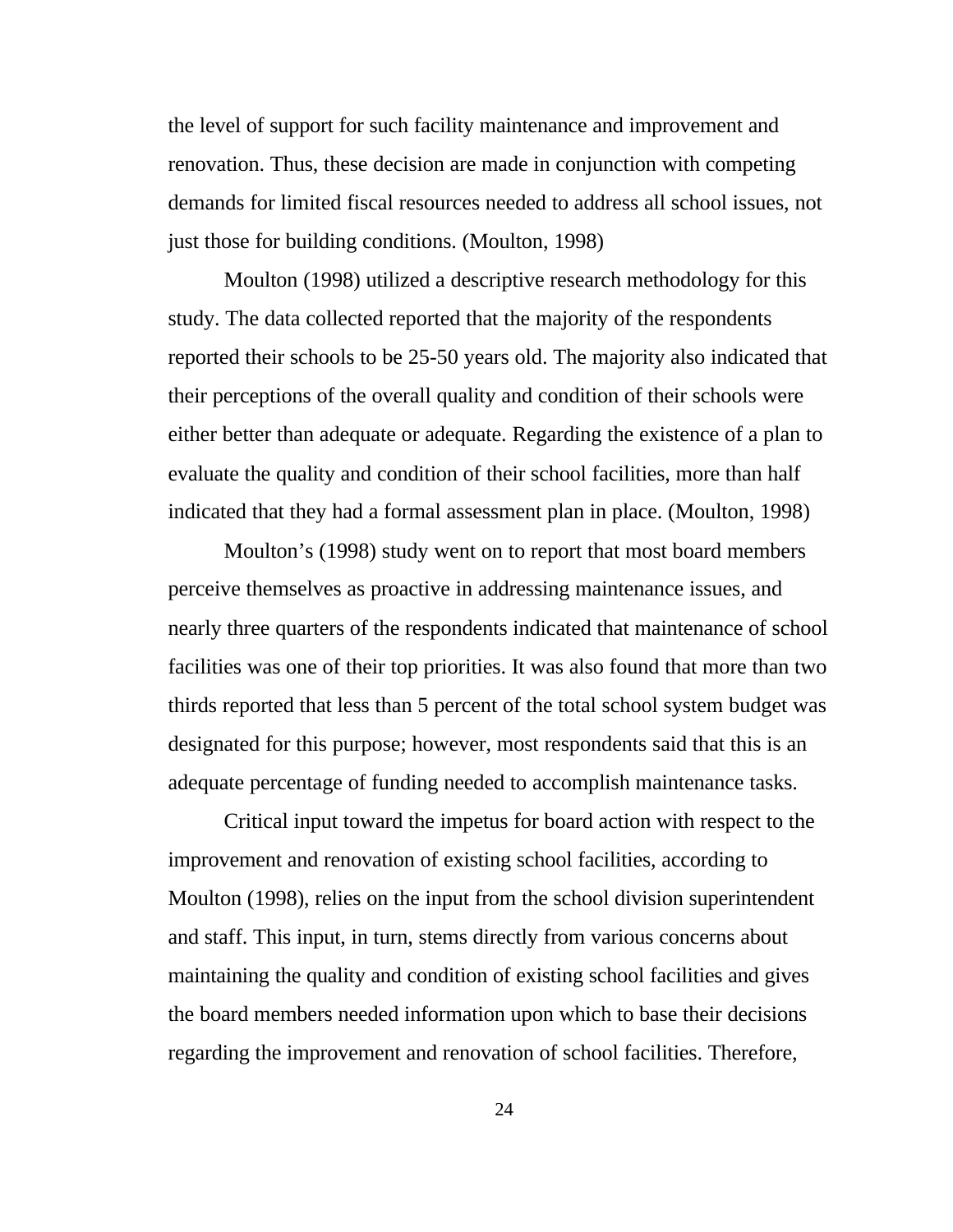the level of support for such facility maintenance and improvement and renovation. Thus, these decision are made in conjunction with competing demands for limited fiscal resources needed to address all school issues, not just those for building conditions. (Moulton, 1998)

Moulton (1998) utilized a descriptive research methodology for this study. The data collected reported that the majority of the respondents reported their schools to be 25-50 years old. The majority also indicated that their perceptions of the overall quality and condition of their schools were either better than adequate or adequate. Regarding the existence of a plan to evaluate the quality and condition of their school facilities, more than half indicated that they had a formal assessment plan in place. (Moulton, 1998)

Moulton's (1998) study went on to report that most board members perceive themselves as proactive in addressing maintenance issues, and nearly three quarters of the respondents indicated that maintenance of school facilities was one of their top priorities. It was also found that more than two thirds reported that less than 5 percent of the total school system budget was designated for this purpose; however, most respondents said that this is an adequate percentage of funding needed to accomplish maintenance tasks.

Critical input toward the impetus for board action with respect to the improvement and renovation of existing school facilities, according to Moulton (1998), relies on the input from the school division superintendent and staff. This input, in turn, stems directly from various concerns about maintaining the quality and condition of existing school facilities and gives the board members needed information upon which to base their decisions regarding the improvement and renovation of school facilities. Therefore,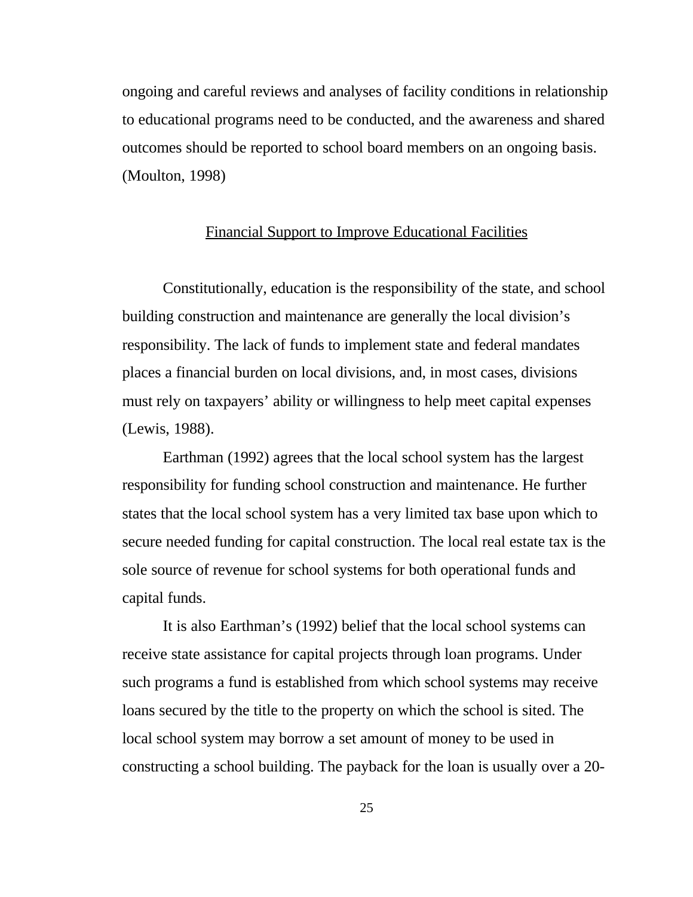ongoing and careful reviews and analyses of facility conditions in relationship to educational programs need to be conducted, and the awareness and shared outcomes should be reported to school board members on an ongoing basis. (Moulton, 1998)

## Financial Support to Improve Educational Facilities

Constitutionally, education is the responsibility of the state, and school building construction and maintenance are generally the local division's responsibility. The lack of funds to implement state and federal mandates places a financial burden on local divisions, and, in most cases, divisions must rely on taxpayers' ability or willingness to help meet capital expenses (Lewis, 1988).

Earthman (1992) agrees that the local school system has the largest responsibility for funding school construction and maintenance. He further states that the local school system has a very limited tax base upon which to secure needed funding for capital construction. The local real estate tax is the sole source of revenue for school systems for both operational funds and capital funds.

It is also Earthman's (1992) belief that the local school systems can receive state assistance for capital projects through loan programs. Under such programs a fund is established from which school systems may receive loans secured by the title to the property on which the school is sited. The local school system may borrow a set amount of money to be used in constructing a school building. The payback for the loan is usually over a 20-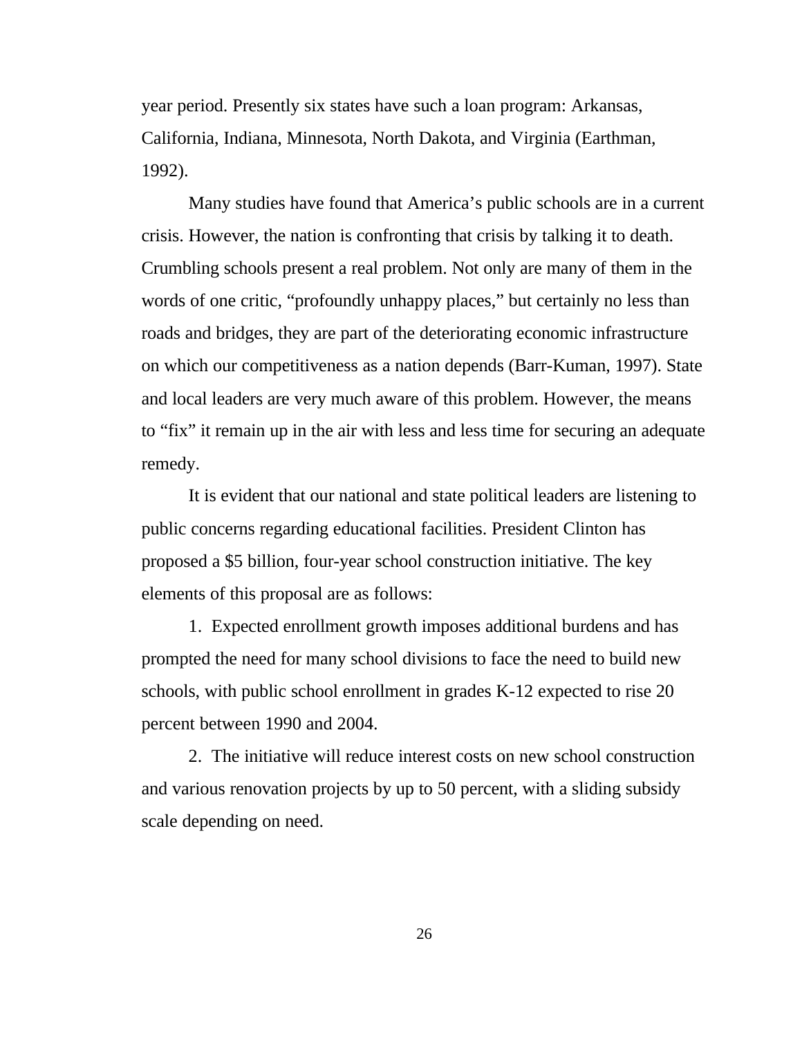year period. Presently six states have such a loan program: Arkansas, California, Indiana, Minnesota, North Dakota, and Virginia (Earthman, 1992).

Many studies have found that America's public schools are in a current crisis. However, the nation is confronting that crisis by talking it to death. Crumbling schools present a real problem. Not only are many of them in the words of one critic, "profoundly unhappy places," but certainly no less than roads and bridges, they are part of the deteriorating economic infrastructure on which our competitiveness as a nation depends (Barr-Kuman, 1997). State and local leaders are very much aware of this problem. However, the means to "fix" it remain up in the air with less and less time for securing an adequate remedy.

It is evident that our national and state political leaders are listening to public concerns regarding educational facilities. President Clinton has proposed a $5 billion, four-year school construction initiative. The key elements of this proposal are as follows:

1. Expected enrollment growth imposes additional burdens and has prompted the need for many school divisions to face the need to build new schools, with public school enrollment in grades K-12 expected to rise 20 percent between 1990 and 2004.

2. The initiative will reduce interest costs on new school construction and various renovation projects by up to 50 percent, with a sliding subsidy scale depending on need.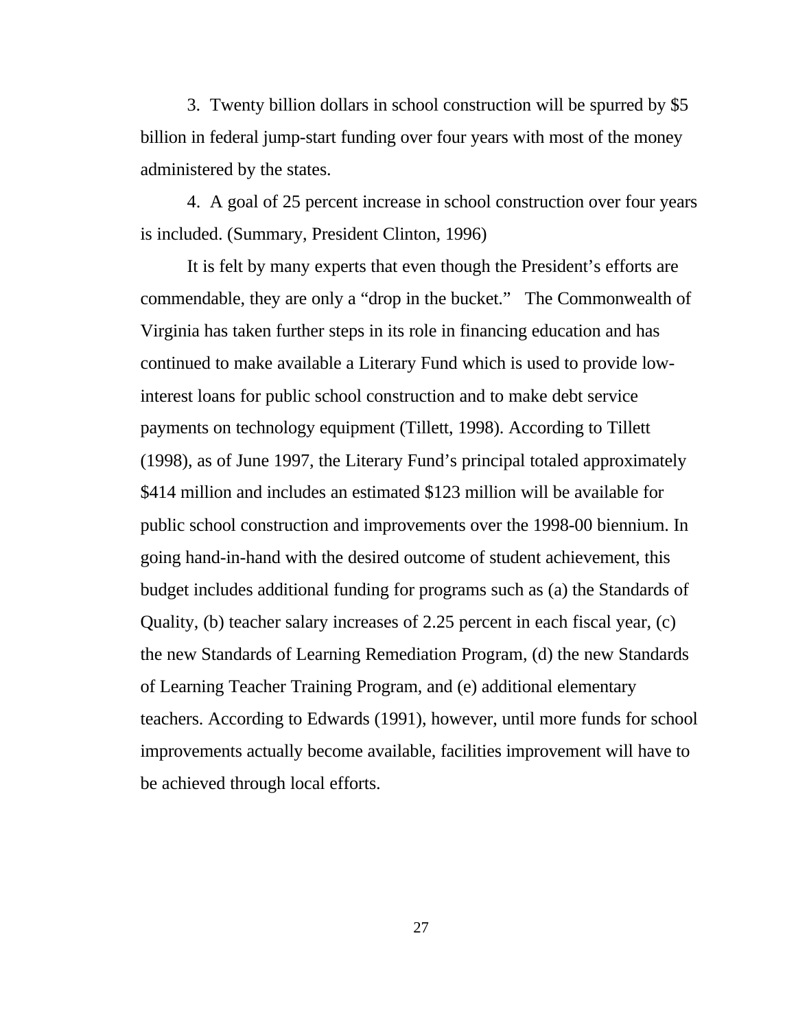3. Twenty billion dollars in school construction will be spurred by $5 billion in federal jump-start funding over four years with most of the money administered by the states.

4. A goal of 25 percent increase in school construction over four years is included. (Summary, President Clinton, 1996)

It is felt by many experts that even though the President's efforts are commendable, they are only a "drop in the bucket." The Commonwealth of Virginia has taken further steps in its role in financing education and has continued to make available a Literary Fund which is used to provide low-interest loans for public school construction and to make debt service payments on technology equipment (Tillett, 1998). According to Tillett (1998), as of June 1997, the Literary Fund's principal totaled approximately $414 million and includes an estimated $123 million will be available for public school construction and improvements over the 1998-00 biennium. In going hand-in-hand with the desired outcome of student achievement, this budget includes additional funding for programs such as (a) the Standards of Quality, (b) teacher salary increases of 2.25 percent in each fiscal year, (c) the new Standards of Learning Remediation Program, (d) the new Standards of Learning Teacher Training Program, and (e) additional elementary teachers. According to Edwards (1991), however, until more funds for school improvements actually become available, facilities improvement will have to be achieved through local efforts.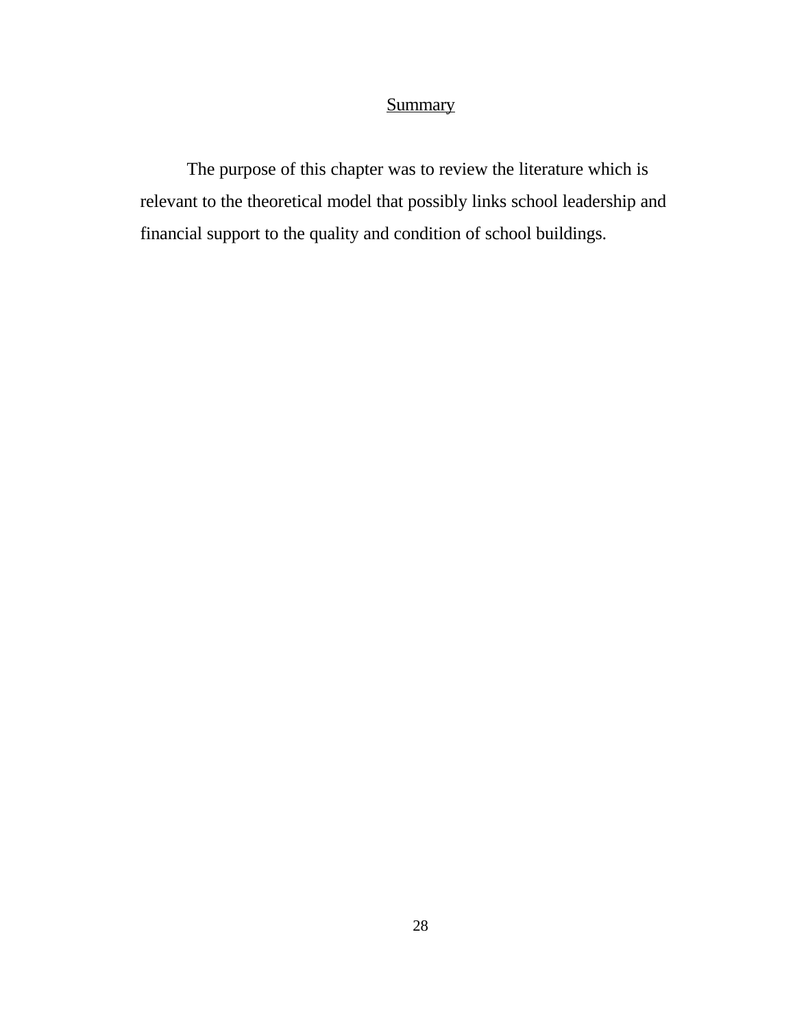## Summary

The purpose of this chapter was to review the literature which is relevant to the theoretical model that possibly links school leadership and financial support to the quality and condition of school buildings.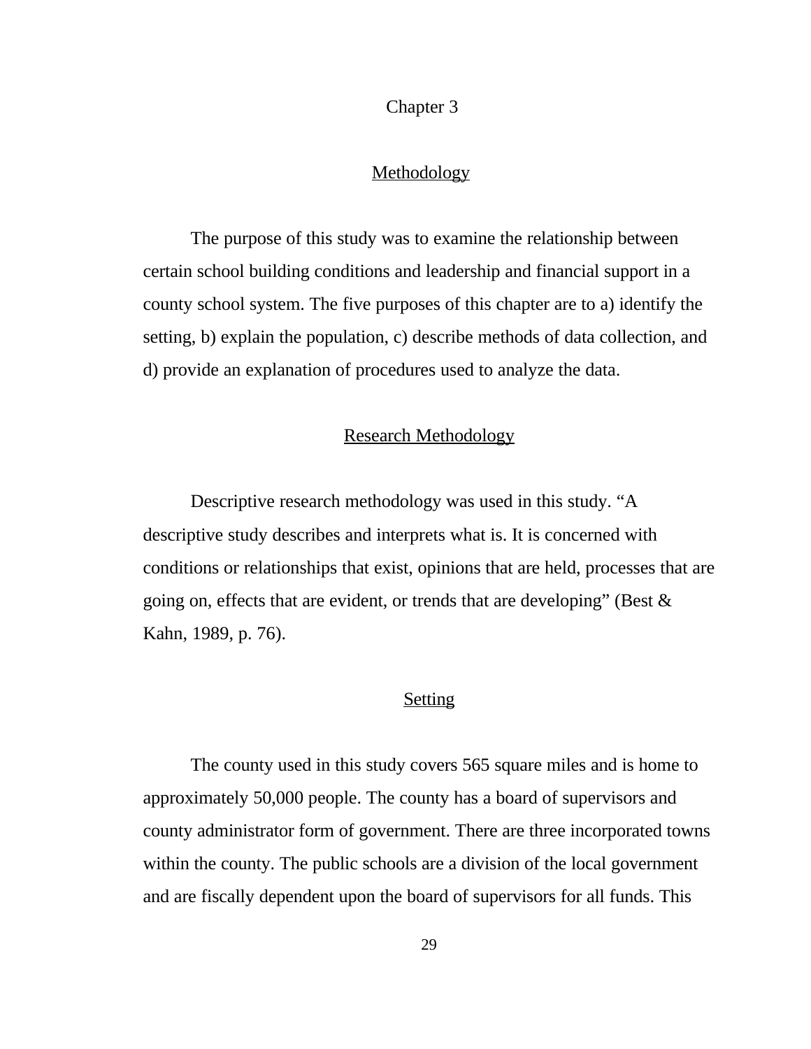# Chapter 3

## Methodology

The purpose of this study was to examine the relationship between certain school building conditions and leadership and financial support in a county school system. The five purposes of this chapter are to a) identify the setting, b) explain the population, c) describe methods of data collection, and d) provide an explanation of procedures used to analyze the data.

## Research Methodology

Descriptive research methodology was used in this study. “A descriptive study describes and interprets what is. It is concerned with conditions or relationships that exist, opinions that are held, processes that are going on, effects that are evident, or trends that are developing” (Best & Kahn, 1989, p. 76).

## Setting

The county used in this study covers 565 square miles and is home to approximately 50,000 people. The county has a board of supervisors and county administrator form of government. There are three incorporated towns within the county. The public schools are a division of the local government and are fiscally dependent upon the board of supervisors for all funds. This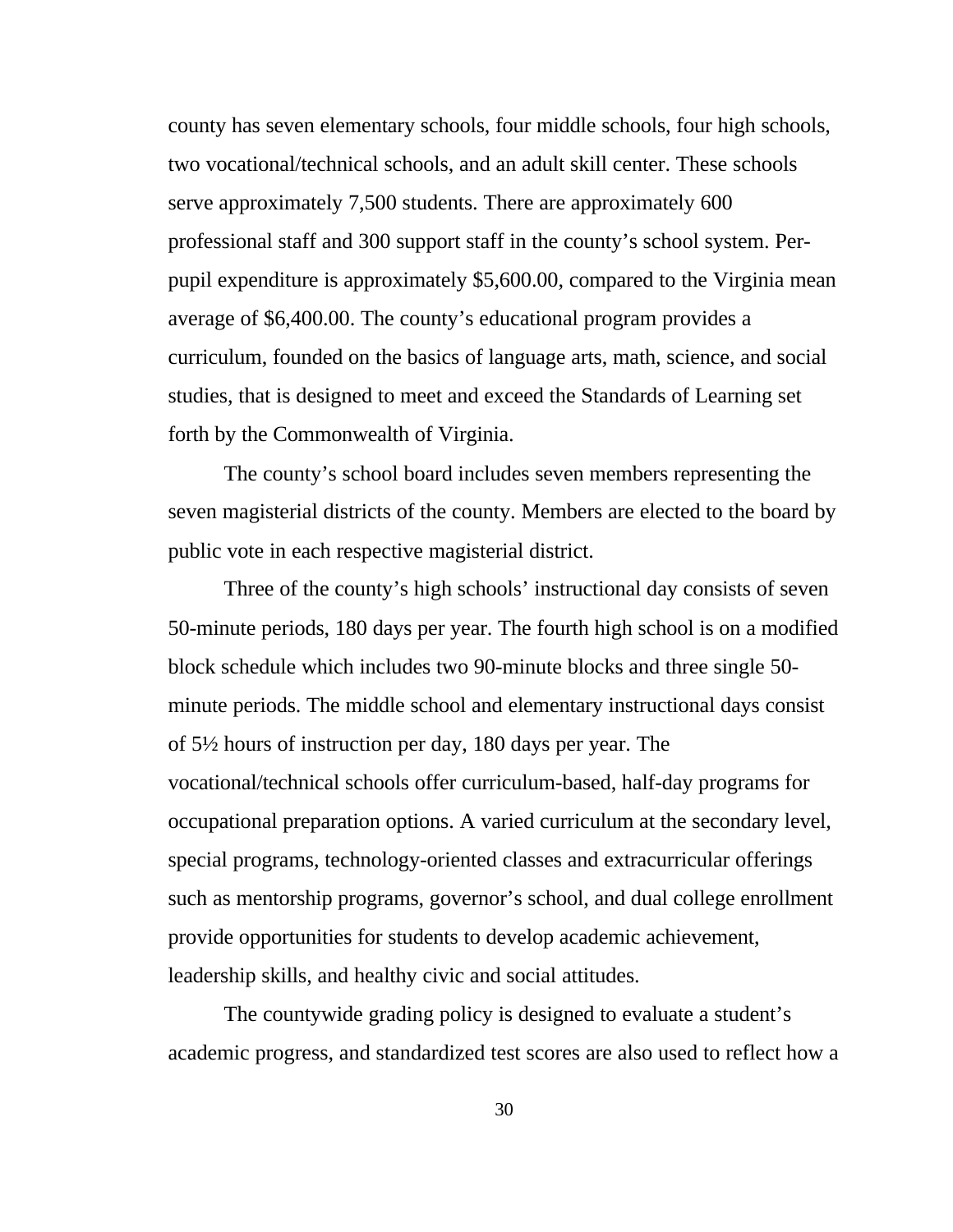county has seven elementary schools, four middle schools, four high schools, two vocational/technical schools, and an adult skill center. These schools serve approximately 7,500 students. There are approximately 600 professional staff and 300 support staff in the county's school system. Per-pupil expenditure is approximately $5,600.00, compared to the Virginia mean average of $6,400.00. The county's educational program provides a curriculum, founded on the basics of language arts, math, science, and social studies, that is designed to meet and exceed the Standards of Learning set forth by the Commonwealth of Virginia.

The county's school board includes seven members representing the seven magisterial districts of the county. Members are elected to the board by public vote in each respective magisterial district.

Three of the county's high schools' instructional day consists of seven 50-minute periods, 180 days per year. The fourth high school is on a modified block schedule which includes two 90-minute blocks and three single 50-minute periods. The middle school and elementary instructional days consist of 5½ hours of instruction per day, 180 days per year. The vocational/technical schools offer curriculum-based, half-day programs for occupational preparation options. A varied curriculum at the secondary level, special programs, technology-oriented classes and extracurricular offerings such as mentorship programs, governor's school, and dual college enrollment provide opportunities for students to develop academic achievement, leadership skills, and healthy civic and social attitudes.

The countywide grading policy is designed to evaluate a student's academic progress, and standardized test scores are also used to reflect how a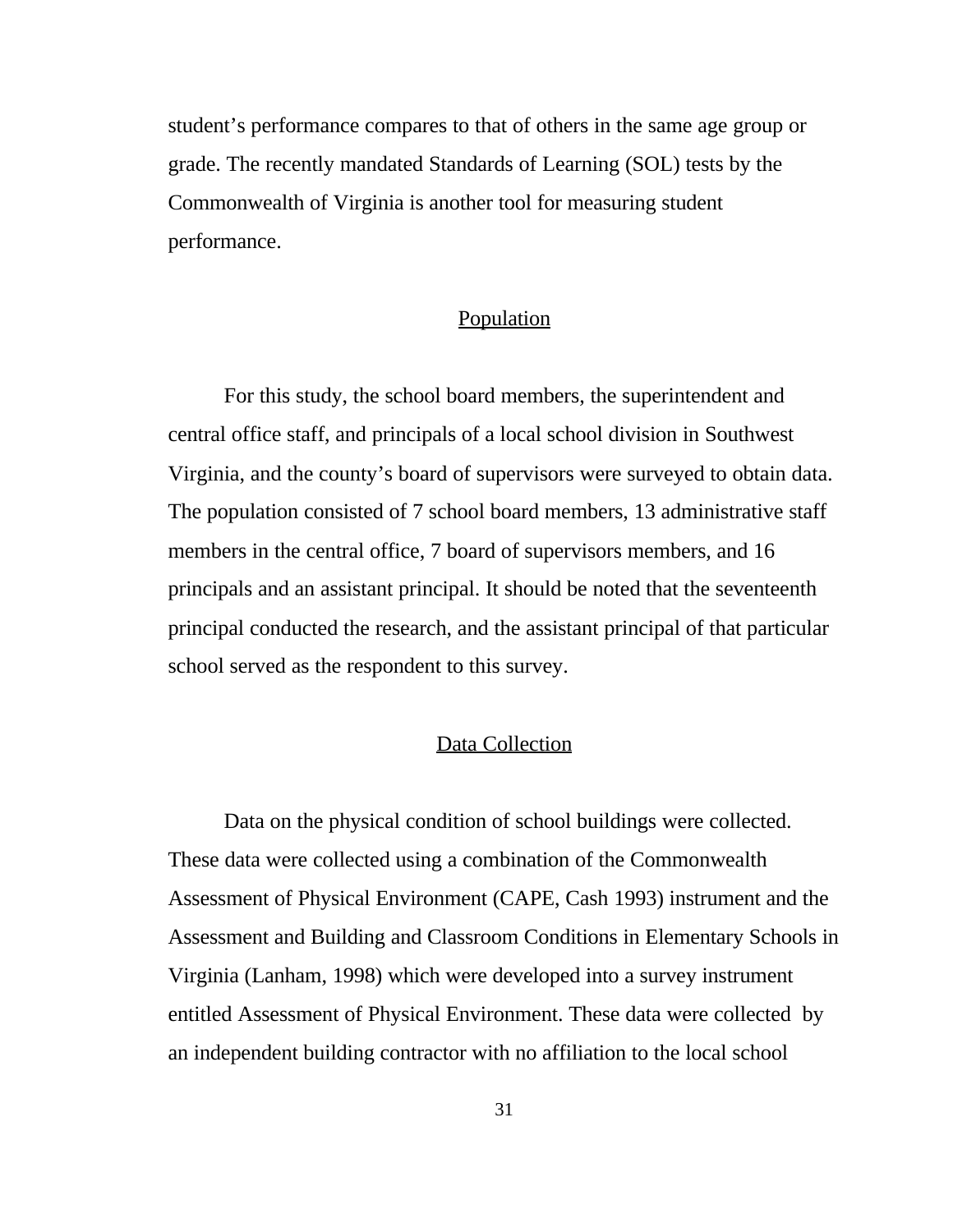student's performance compares to that of others in the same age group or grade. The recently mandated Standards of Learning (SOL) tests by the Commonwealth of Virginia is another tool for measuring student performance.

## Population

For this study, the school board members, the superintendent and central office staff, and principals of a local school division in Southwest Virginia, and the county's board of supervisors were surveyed to obtain data. The population consisted of 7 school board members, 13 administrative staff members in the central office, 7 board of supervisors members, and 16 principals and an assistant principal. It should be noted that the seventeenth principal conducted the research, and the assistant principal of that particular school served as the respondent to this survey.

## Data Collection

Data on the physical condition of school buildings were collected. These data were collected using a combination of the Commonwealth Assessment of Physical Environment (CAPE, Cash 1993) instrument and the Assessment and Building and Classroom Conditions in Elementary Schools in Virginia (Lanham, 1998) which were developed into a survey instrument entitled Assessment of Physical Environment. These data were collected by an independent building contractor with no affiliation to the local school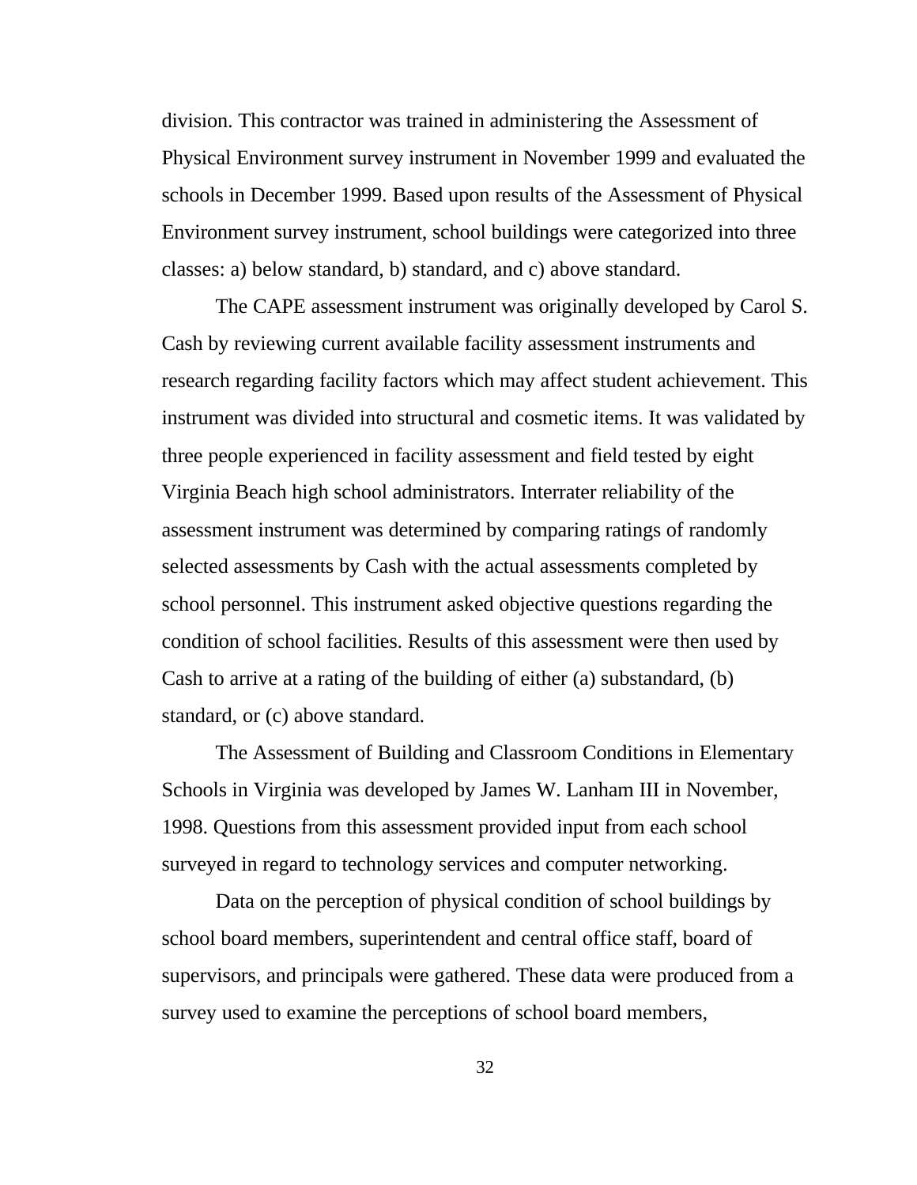division. This contractor was trained in administering the Assessment of Physical Environment survey instrument in November 1999 and evaluated the schools in December 1999. Based upon results of the Assessment of Physical Environment survey instrument, school buildings were categorized into three classes: a) below standard, b) standard, and c) above standard.

The CAPE assessment instrument was originally developed by Carol S. Cash by reviewing current available facility assessment instruments and research regarding facility factors which may affect student achievement. This instrument was divided into structural and cosmetic items. It was validated by three people experienced in facility assessment and field tested by eight Virginia Beach high school administrators. Interrater reliability of the assessment instrument was determined by comparing ratings of randomly selected assessments by Cash with the actual assessments completed by school personnel. This instrument asked objective questions regarding the condition of school facilities. Results of this assessment were then used by Cash to arrive at a rating of the building of either (a) substandard, (b) standard, or (c) above standard.

The Assessment of Building and Classroom Conditions in Elementary Schools in Virginia was developed by James W. Lanham III in November, 1998. Questions from this assessment provided input from each school surveyed in regard to technology services and computer networking.

Data on the perception of physical condition of school buildings by school board members, superintendent and central office staff, board of supervisors, and principals were gathered. These data were produced from a survey used to examine the perceptions of school board members,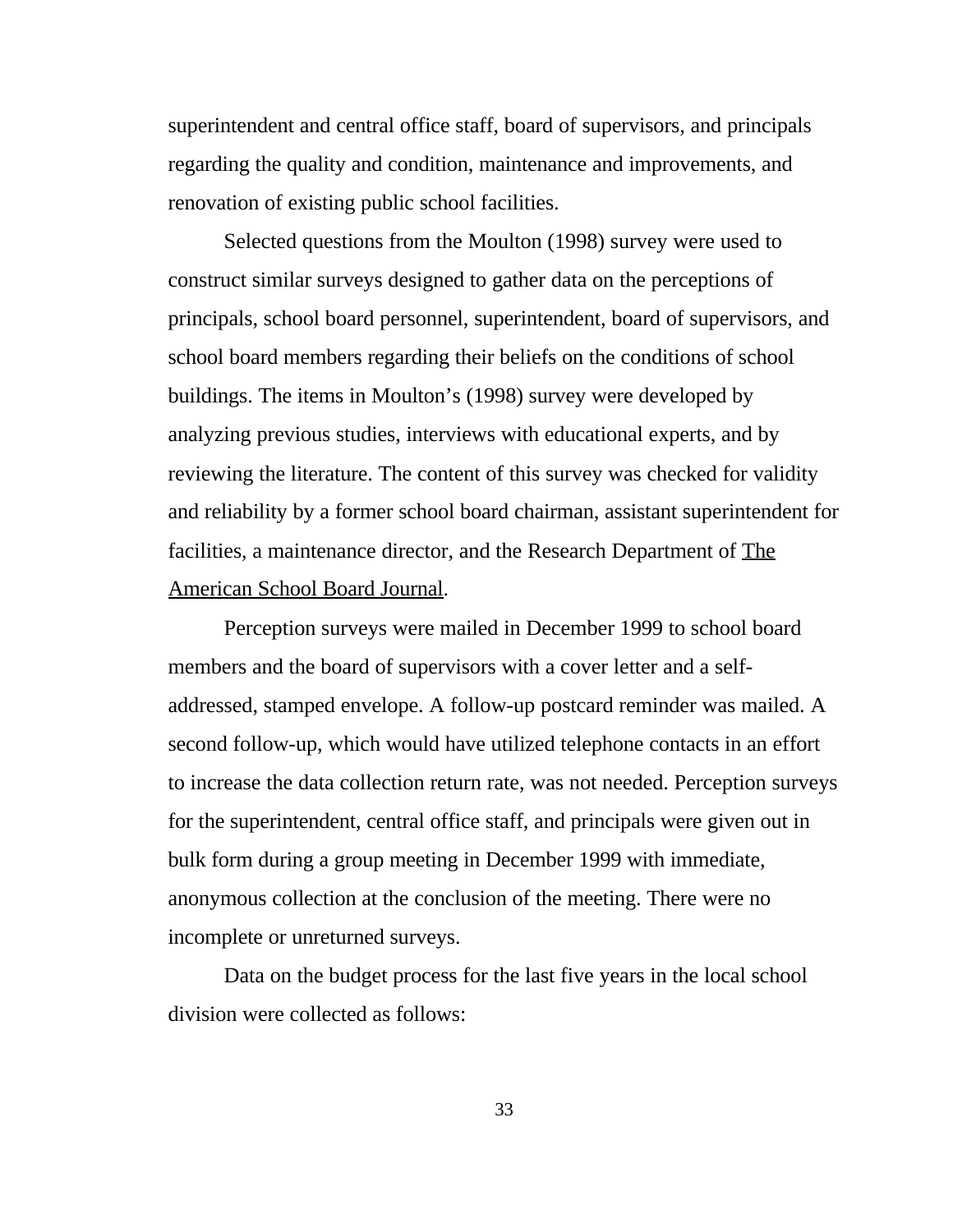superintendent and central office staff, board of supervisors, and principals regarding the quality and condition, maintenance and improvements, and renovation of existing public school facilities.

Selected questions from the Moulton (1998) survey were used to construct similar surveys designed to gather data on the perceptions of principals, school board personnel, superintendent, board of supervisors, and school board members regarding their beliefs on the conditions of school buildings. The items in Moulton's (1998) survey were developed by analyzing previous studies, interviews with educational experts, and by reviewing the literature. The content of this survey was checked for validity and reliability by a former school board chairman, assistant superintendent for facilities, a maintenance director, and the Research Department of The American School Board Journal.

Perception surveys were mailed in December 1999 to school board members and the board of supervisors with a cover letter and a self-addressed, stamped envelope. A follow-up postcard reminder was mailed. A second follow-up, which would have utilized telephone contacts in an effort to increase the data collection return rate, was not needed. Perception surveys for the superintendent, central office staff, and principals were given out in bulk form during a group meeting in December 1999 with immediate, anonymous collection at the conclusion of the meeting. There were no incomplete or unreturned surveys.

Data on the budget process for the last five years in the local school division were collected as follows: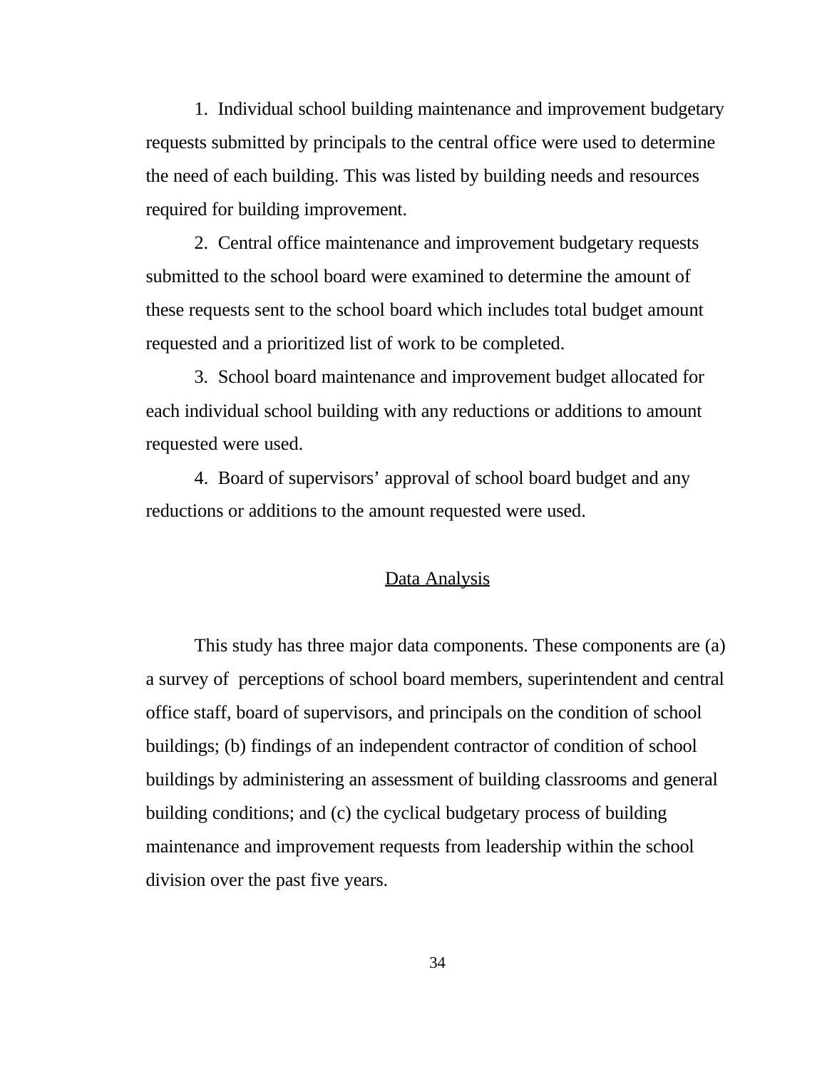1. Individual school building maintenance and improvement budgetary requests submitted by principals to the central office were used to determine the need of each building. This was listed by building needs and resources required for building improvement.

2. Central office maintenance and improvement budgetary requests submitted to the school board were examined to determine the amount of these requests sent to the school board which includes total budget amount requested and a prioritized list of work to be completed.

3. School board maintenance and improvement budget allocated for each individual school building with any reductions or additions to amount requested were used.

4. Board of supervisors' approval of school board budget and any reductions or additions to the amount requested were used.

## Data Analysis

This study has three major data components. These components are (a) a survey of perceptions of school board members, superintendent and central office staff, board of supervisors, and principals on the condition of school buildings; (b) findings of an independent contractor of condition of school buildings by administering an assessment of building classrooms and general building conditions; and (c) the cyclical budgetary process of building maintenance and improvement requests from leadership within the school division over the past five years.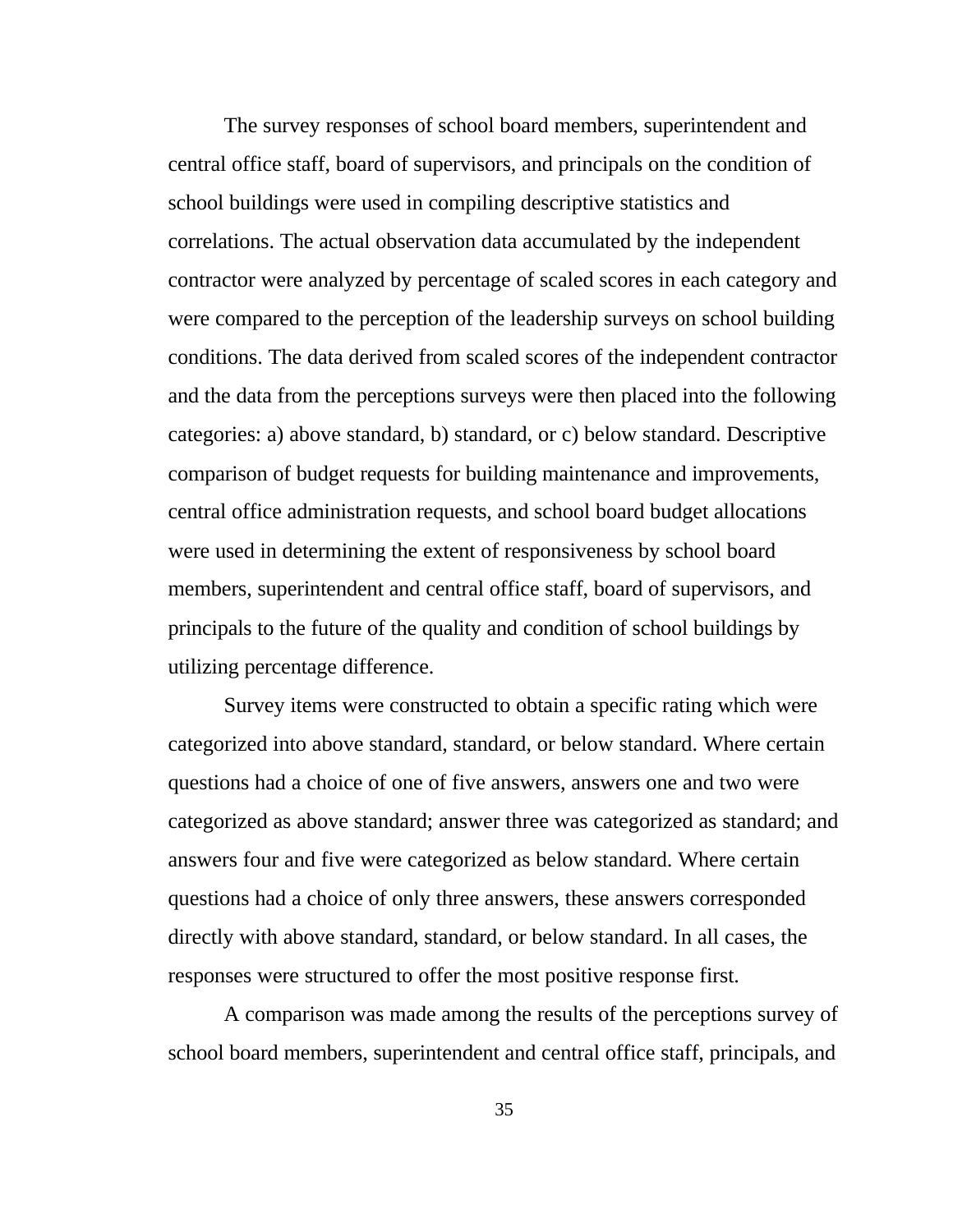The survey responses of school board members, superintendent and central office staff, board of supervisors, and principals on the condition of school buildings were used in compiling descriptive statistics and correlations. The actual observation data accumulated by the independent contractor were analyzed by percentage of scaled scores in each category and were compared to the perception of the leadership surveys on school building conditions. The data derived from scaled scores of the independent contractor and the data from the perceptions surveys were then placed into the following categories: a) above standard, b) standard, or c) below standard. Descriptive comparison of budget requests for building maintenance and improvements, central office administration requests, and school board budget allocations were used in determining the extent of responsiveness by school board members, superintendent and central office staff, board of supervisors, and principals to the future of the quality and condition of school buildings by utilizing percentage difference.

Survey items were constructed to obtain a specific rating which were categorized into above standard, standard, or below standard. Where certain questions had a choice of one of five answers, answers one and two were categorized as above standard; answer three was categorized as standard; and answers four and five were categorized as below standard. Where certain questions had a choice of only three answers, these answers corresponded directly with above standard, standard, or below standard. In all cases, the responses were structured to offer the most positive response first.

A comparison was made among the results of the perceptions survey of school board members, superintendent and central office staff, principals, and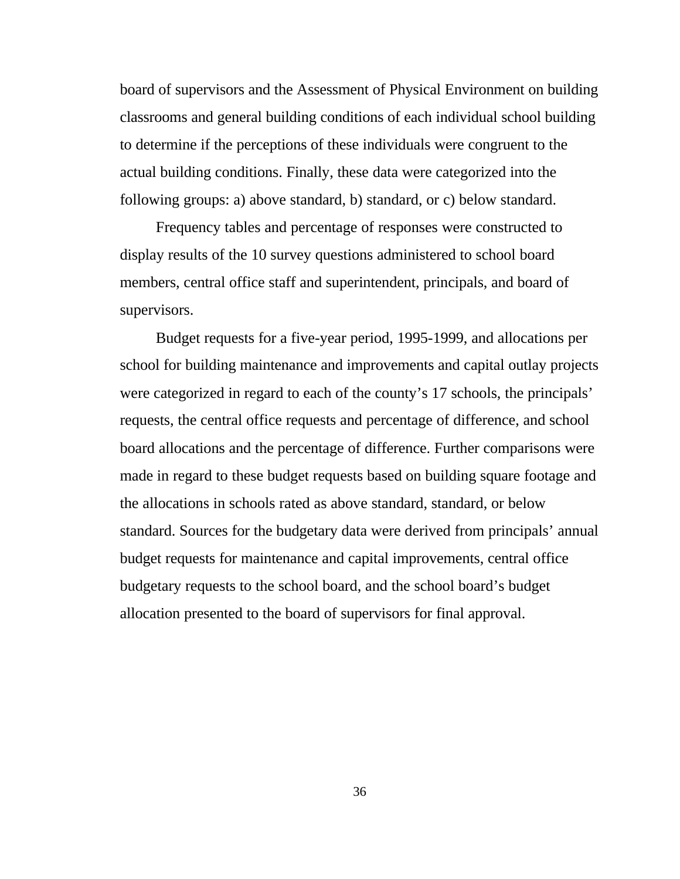board of supervisors and the Assessment of Physical Environment on building classrooms and general building conditions of each individual school building to determine if the perceptions of these individuals were congruent to the actual building conditions. Finally, these data were categorized into the following groups: a) above standard, b) standard, or c) below standard.

Frequency tables and percentage of responses were constructed to display results of the 10 survey questions administered to school board members, central office staff and superintendent, principals, and board of supervisors.

Budget requests for a five-year period, 1995-1999, and allocations per school for building maintenance and improvements and capital outlay projects were categorized in regard to each of the county's 17 schools, the principals' requests, the central office requests and percentage of difference, and school board allocations and the percentage of difference. Further comparisons were made in regard to these budget requests based on building square footage and the allocations in schools rated as above standard, standard, or below standard. Sources for the budgetary data were derived from principals' annual budget requests for maintenance and capital improvements, central office budgetary requests to the school board, and the school board's budget allocation presented to the board of supervisors for final approval.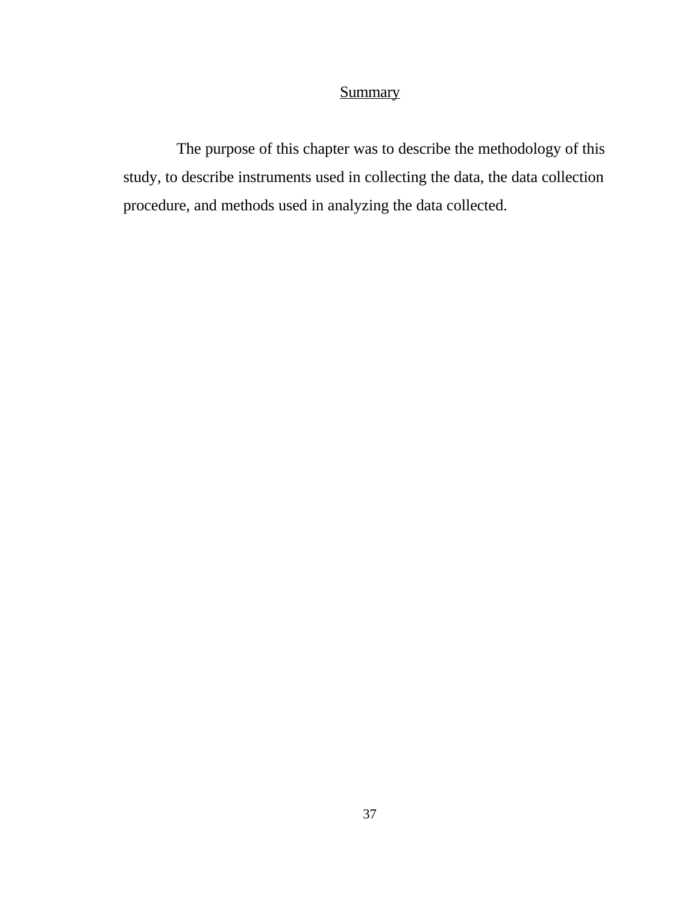## Summary

The purpose of this chapter was to describe the methodology of this study, to describe instruments used in collecting the data, the data collection procedure, and methods used in analyzing the data collected.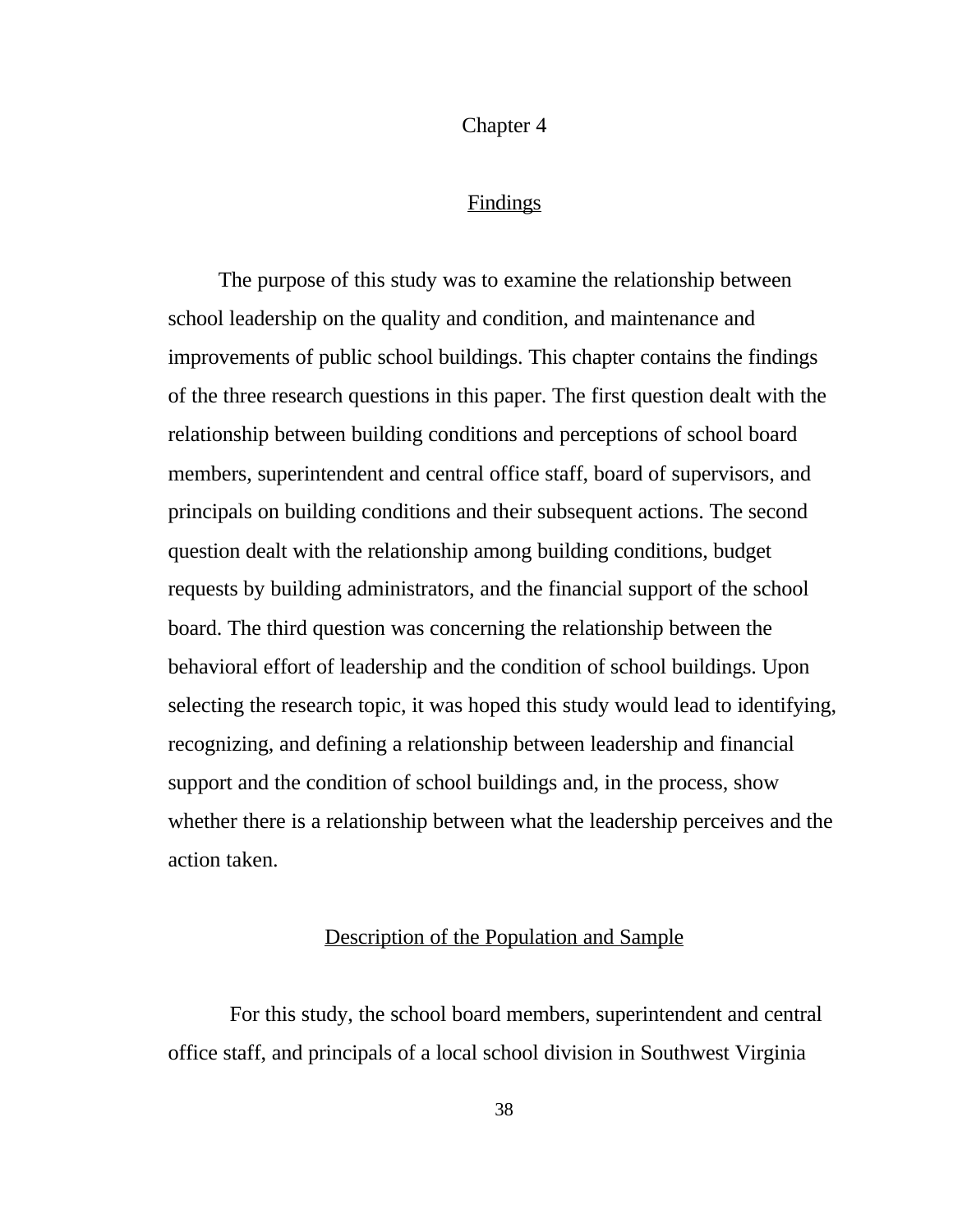# Chapter 4

## Findings

The purpose of this study was to examine the relationship between school leadership on the quality and condition, and maintenance and improvements of public school buildings. This chapter contains the findings of the three research questions in this paper. The first question dealt with the relationship between building conditions and perceptions of school board members, superintendent and central office staff, board of supervisors, and principals on building conditions and their subsequent actions. The second question dealt with the relationship among building conditions, budget requests by building administrators, and the financial support of the school board. The third question was concerning the relationship between the behavioral effort of leadership and the condition of school buildings. Upon selecting the research topic, it was hoped this study would lead to identifying, recognizing, and defining a relationship between leadership and financial support and the condition of school buildings and, in the process, show whether there is a relationship between what the leadership perceives and the action taken.

## Description of the Population and Sample

For this study, the school board members, superintendent and central office staff, and principals of a local school division in Southwest Virginia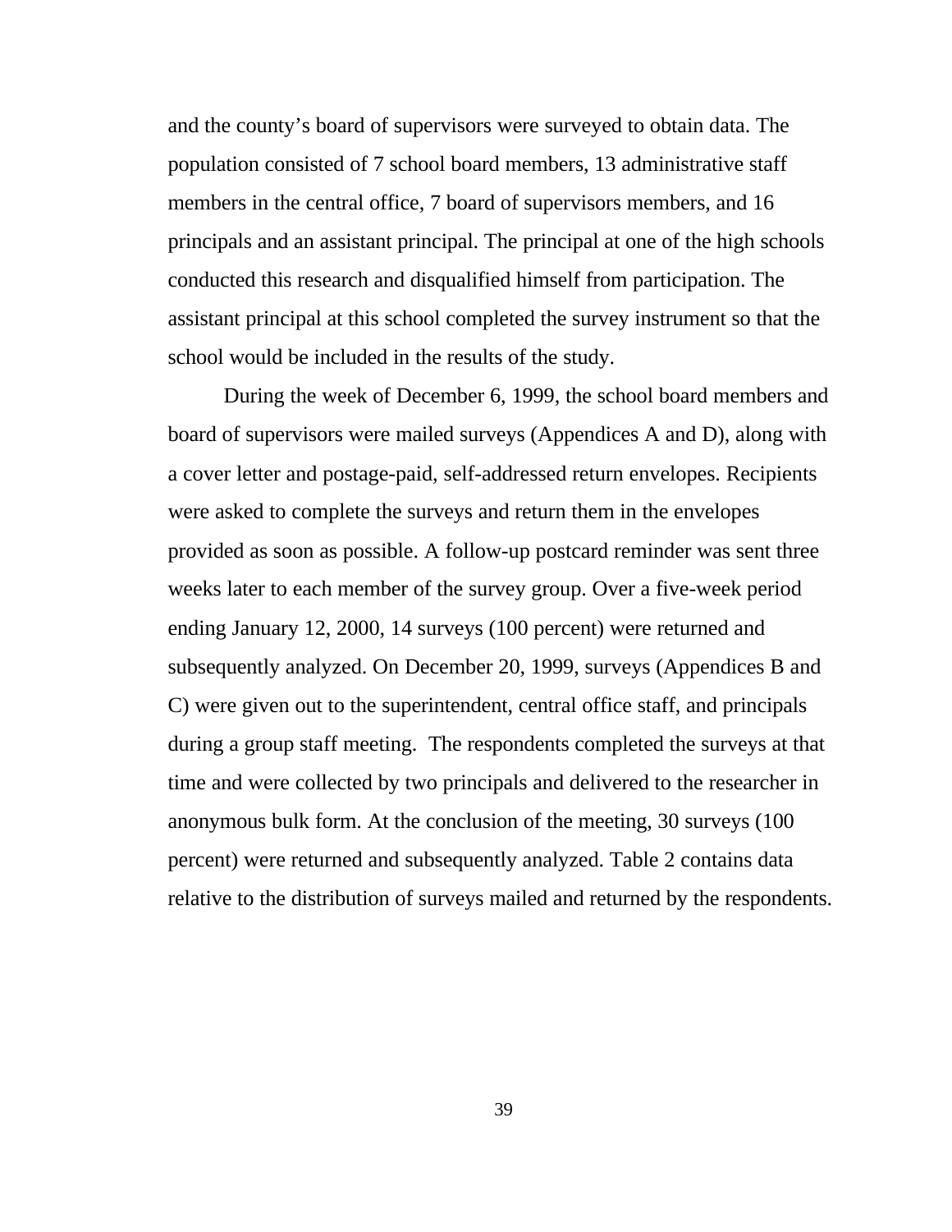and the county's board of supervisors were surveyed to obtain data. The population consisted of 7 school board members, 13 administrative staff members in the central office, 7 board of supervisors members, and 16 principals and an assistant principal. The principal at one of the high schools conducted this research and disqualified himself from participation. The assistant principal at this school completed the survey instrument so that the school would be included in the results of the study.

During the week of December 6, 1999, the school board members and board of supervisors were mailed surveys (Appendices A and D), along with a cover letter and postage-paid, self-addressed return envelopes. Recipients were asked to complete the surveys and return them in the envelopes provided as soon as possible. A follow-up postcard reminder was sent three weeks later to each member of the survey group. Over a five-week period ending January 12, 2000, 14 surveys (100 percent) were returned and subsequently analyzed. On December 20, 1999, surveys (Appendices B and C) were given out to the superintendent, central office staff, and principals during a group staff meeting. The respondents completed the surveys at that time and were collected by two principals and delivered to the researcher in anonymous bulk form. At the conclusion of the meeting, 30 surveys (100 percent) were returned and subsequently analyzed. Table 2 contains data relative to the distribution of surveys mailed and returned by the respondents.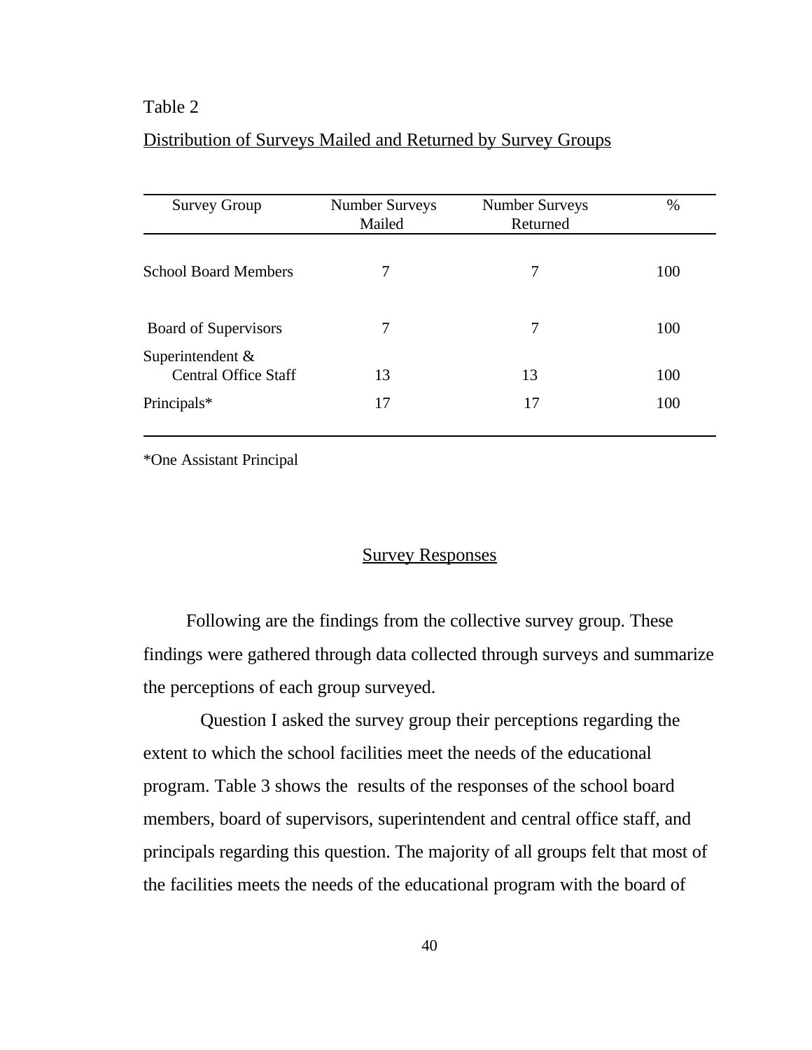Table 2

Distribution of Surveys Mailed and Returned by Survey Groups

| Survey Group | Number Surveys Mailed | Number Surveys Returned | % |
|---|---|---|---|
| School Board Members | 7 | 7 | 100 |
| Board of Supervisors | 7 | 7 | 100 |
| Superintendent & Central Office Staff | 13 | 13 | 100 |
| Principals* | 17 | 17 | 100 |

*One Assistant Principal

## Survey Responses

Following are the findings from the collective survey group. These findings were gathered through data collected through surveys and summarize the perceptions of each group surveyed.

Question I asked the survey group their perceptions regarding the extent to which the school facilities meet the needs of the educational program. Table 3 shows the results of the responses of the school board members, board of supervisors, superintendent and central office staff, and principals regarding this question. The majority of all groups felt that most of the facilities meets the needs of the educational program with the board of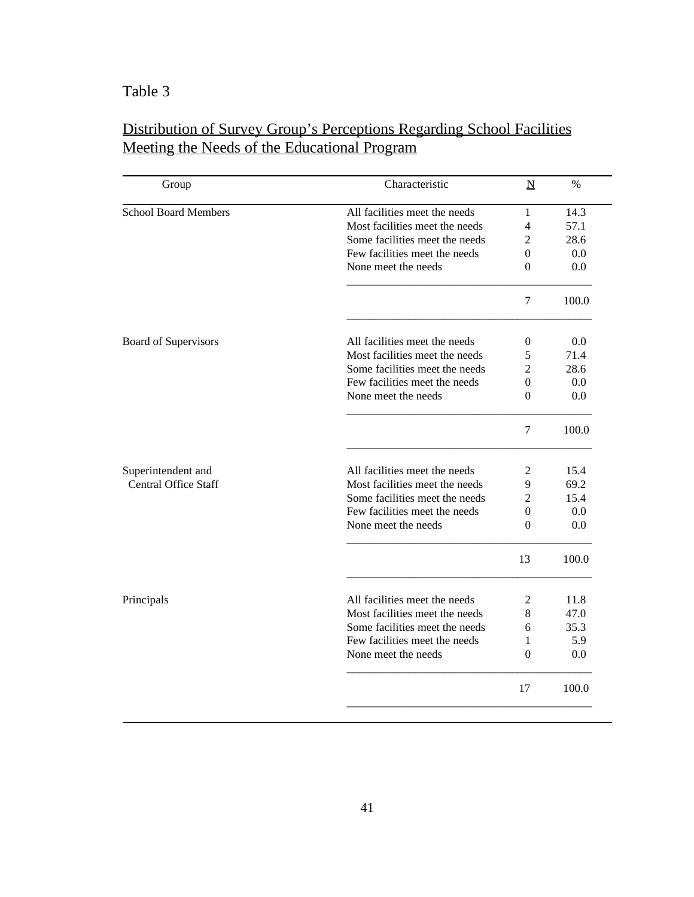Table 3

Distribution of Survey Group's Perceptions Regarding School Facilities Meeting the Needs of the Educational Program

| Group | Characteristic | N | % |
|---|---|---|---|
| School Board Members | All facilities meet the needs | 1 | 14.3 |
| | Most facilities meet the needs | 4 | 57.1 |
| | Some facilities meet the needs | 2 | 28.6 |
| | Few facilities meet the needs | 0 | 0.0 |
| | None meet the needs | 0 | 0.0 |
| | | 7 | 100.0 |
| Board of Supervisors | All facilities meet the needs | 0 | 0.0 |
| | Most facilities meet the needs | 5 | 71.4 |
| | Some facilities meet the needs | 2 | 28.6 |
| | Few facilities meet the needs | 0 | 0.0 |
| | None meet the needs | 0 | 0.0 |
| | | 7 | 100.0 |
| Superintendent and Central Office Staff | All facilities meet the needs | 2 | 15.4 |
| | Most facilities meet the needs | 9 | 69.2 |
| | Some facilities meet the needs | 2 | 15.4 |
| | Few facilities meet the needs | 0 | 0.0 |
| | None meet the needs | 0 | 0.0 |
| | | 13 | 100.0 |
| Principals | All facilities meet the needs | 2 | 11.8 |
| | Most facilities meet the needs | 8 | 47.0 |
| | Some facilities meet the needs | 6 | 35.3 |
| | Few facilities meet the needs | 1 | 5.9 |
| | None meet the needs | 0 | 0.0 |
| | | 17 | 100.0 |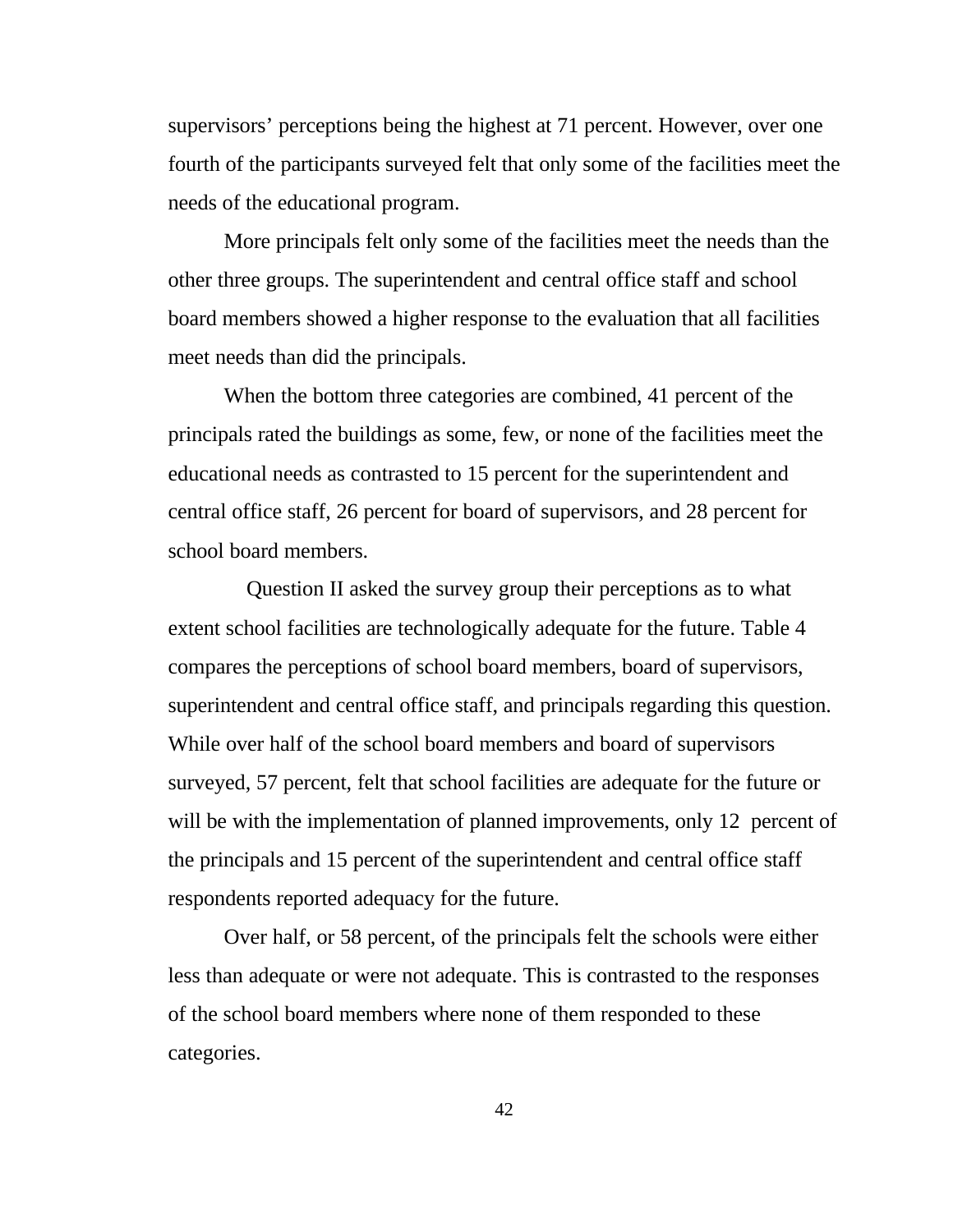supervisors' perceptions being the highest at 71 percent. However, over one fourth of the participants surveyed felt that only some of the facilities meet the needs of the educational program.

More principals felt only some of the facilities meet the needs than the other three groups. The superintendent and central office staff and school board members showed a higher response to the evaluation that all facilities meet needs than did the principals.

When the bottom three categories are combined, 41 percent of the principals rated the buildings as some, few, or none of the facilities meet the educational needs as contrasted to 15 percent for the superintendent and central office staff, 26 percent for board of supervisors, and 28 percent for school board members.

Question II asked the survey group their perceptions as to what extent school facilities are technologically adequate for the future. Table 4 compares the perceptions of school board members, board of supervisors, superintendent and central office staff, and principals regarding this question. While over half of the school board members and board of supervisors surveyed, 57 percent, felt that school facilities are adequate for the future or will be with the implementation of planned improvements, only 12 percent of the principals and 15 percent of the superintendent and central office staff respondents reported adequacy for the future.

Over half, or 58 percent, of the principals felt the schools were either less than adequate or were not adequate. This is contrasted to the responses of the school board members where none of them responded to these categories.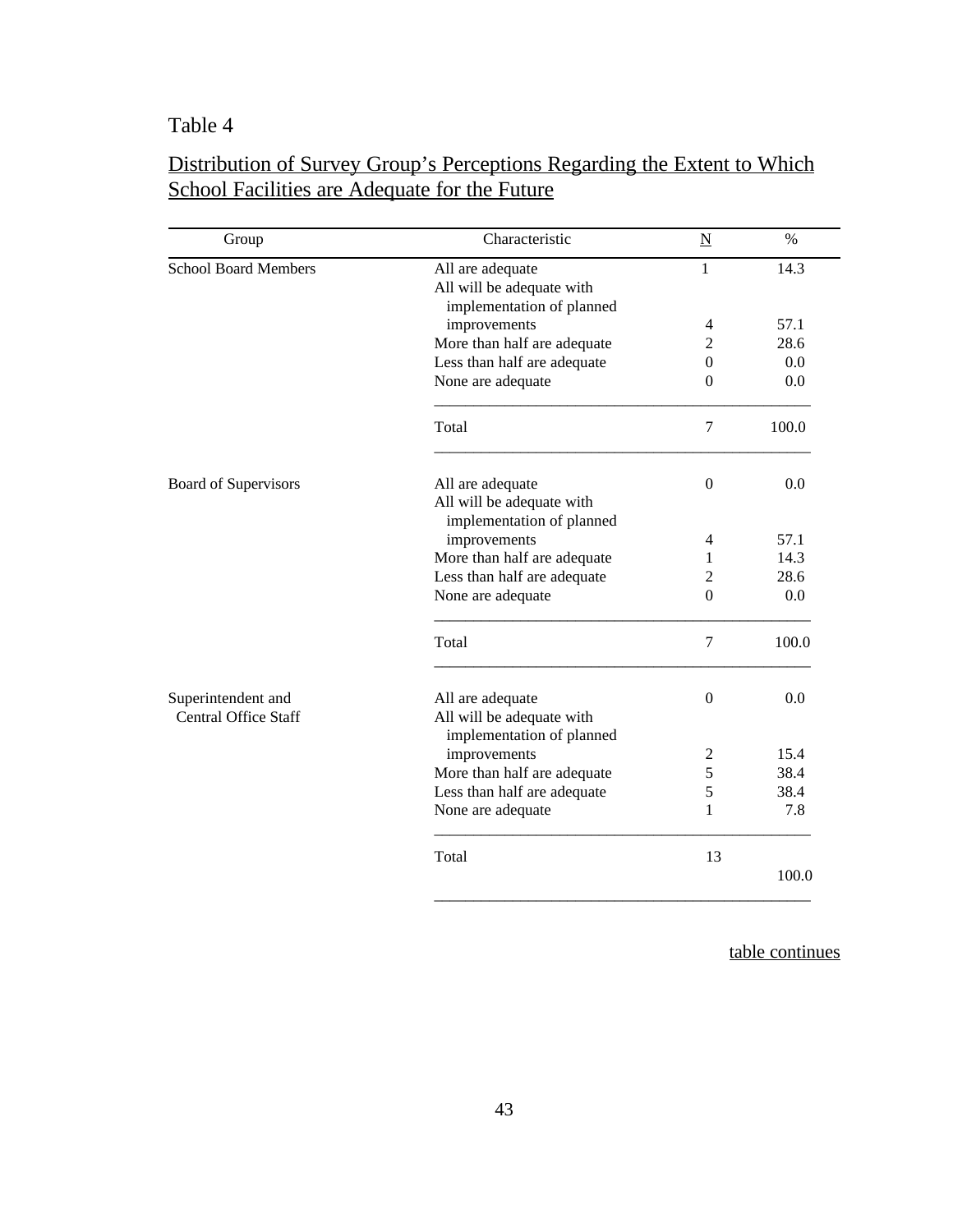Table 4

Distribution of Survey Group's Perceptions Regarding the Extent to Which School Facilities are Adequate for the Future

| Group | Characteristic | N | % |
|---|---|---|---|
| School Board Members | All are adequate | 1 | 14.3 |
| | All will be adequate with implementation of planned improvements | 4 | 57.1 |
| | More than half are adequate | 2 | 28.6 |
| | Less than half are adequate | 0 | 0.0 |
| | None are adequate | 0 | 0.0 |
| | Total | 7 | 100.0 |
| Board of Supervisors | All are adequate | 0 | 0.0 |
| | All will be adequate with implementation of planned improvements | 4 | 57.1 |
| | More than half are adequate | 1 | 14.3 |
| | Less than half are adequate | 2 | 28.6 |
| | None are adequate | 0 | 0.0 |
| | Total | 7 | 100.0 |
| Superintendent and Central Office Staff | All are adequate | 0 | 0.0 |
| | All will be adequate with implementation of planned improvements | 2 | 15.4 |
| | More than half are adequate | 5 | 38.4 |
| | Less than half are adequate | 5 | 38.4 |
| | None are adequate | 1 | 7.8 |
| | Total | 13 | 100.0 |

table continues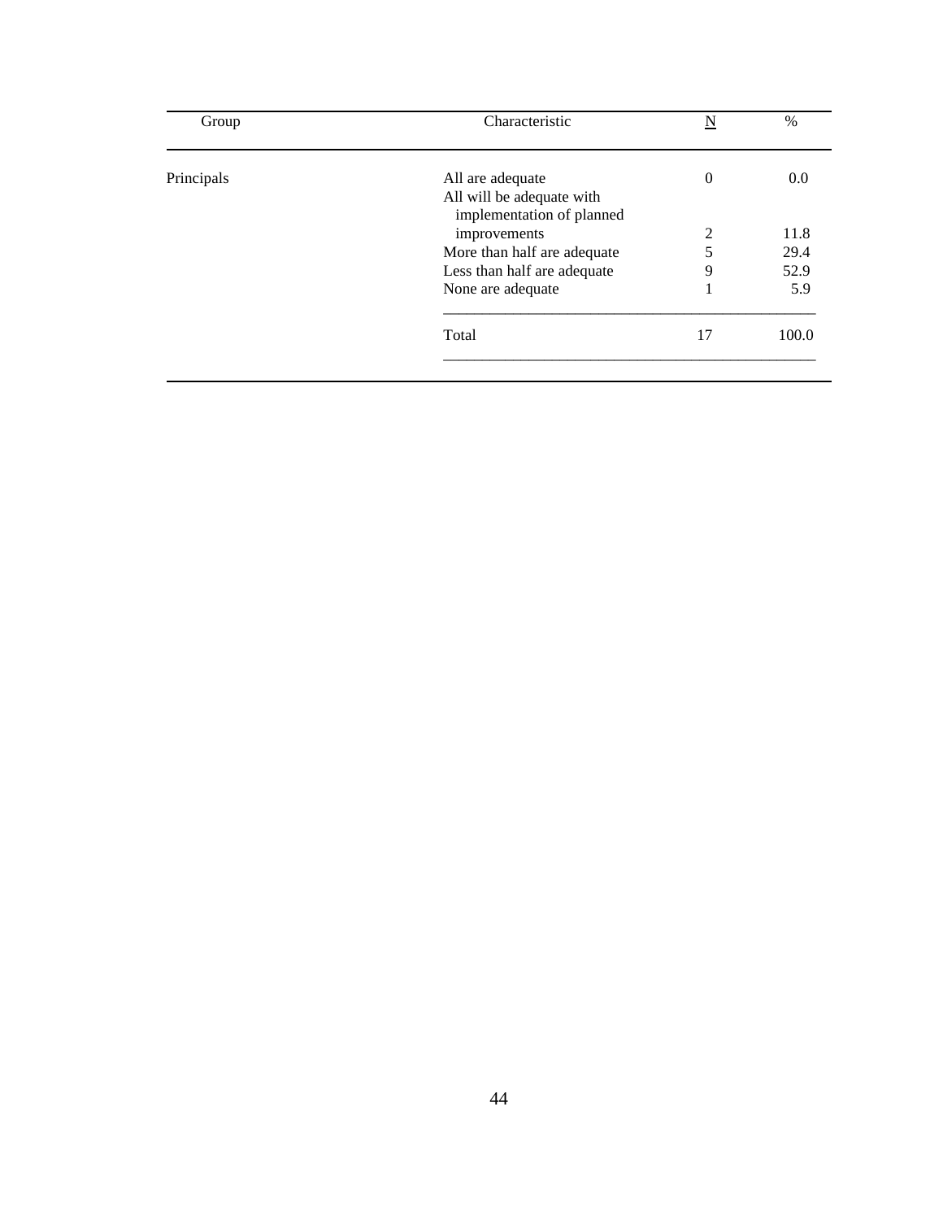| Group | Characteristic | N | % |
|---|---|---|---|
| Principals | All are adequate | 0 | 0.0 |
| | All will be adequate with implementation of planned improvements | 2 | 11.8 |
| | More than half are adequate | 5 | 29.4 |
| | Less than half are adequate | 9 | 52.9 |
| | None are adequate | 1 | 5.9 |
| | Total | 17 | 100.0 |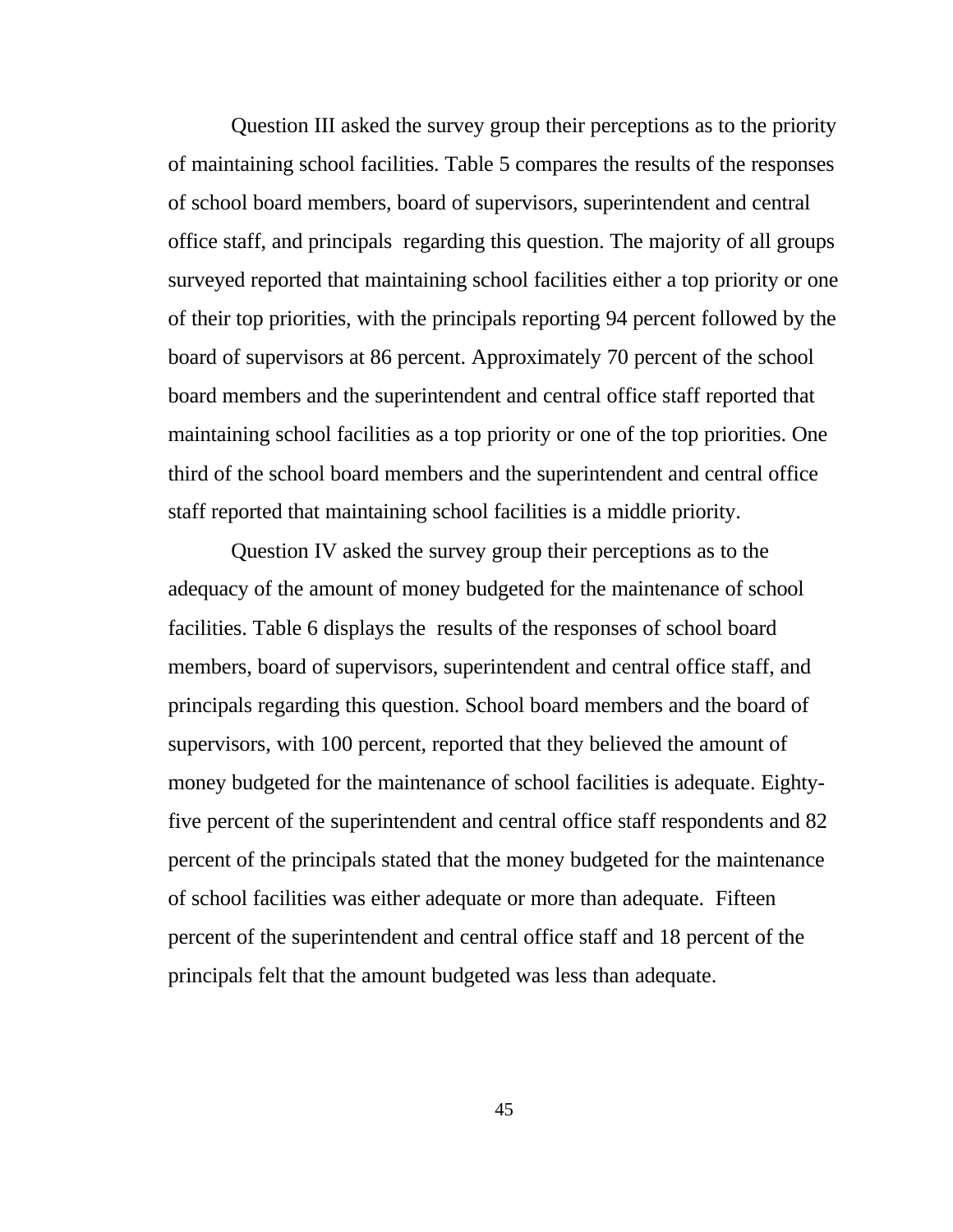Question III asked the survey group their perceptions as to the priority of maintaining school facilities. Table 5 compares the results of the responses of school board members, board of supervisors, superintendent and central office staff, and principals regarding this question. The majority of all groups surveyed reported that maintaining school facilities either a top priority or one of their top priorities, with the principals reporting 94 percent followed by the board of supervisors at 86 percent. Approximately 70 percent of the school board members and the superintendent and central office staff reported that maintaining school facilities as a top priority or one of the top priorities. One third of the school board members and the superintendent and central office staff reported that maintaining school facilities is a middle priority.

Question IV asked the survey group their perceptions as to the adequacy of the amount of money budgeted for the maintenance of school facilities. Table 6 displays the results of the responses of school board members, board of supervisors, superintendent and central office staff, and principals regarding this question. School board members and the board of supervisors, with 100 percent, reported that they believed the amount of money budgeted for the maintenance of school facilities is adequate. Eighty-five percent of the superintendent and central office staff respondents and 82 percent of the principals stated that the money budgeted for the maintenance of school facilities was either adequate or more than adequate. Fifteen percent of the superintendent and central office staff and 18 percent of the principals felt that the amount budgeted was less than adequate.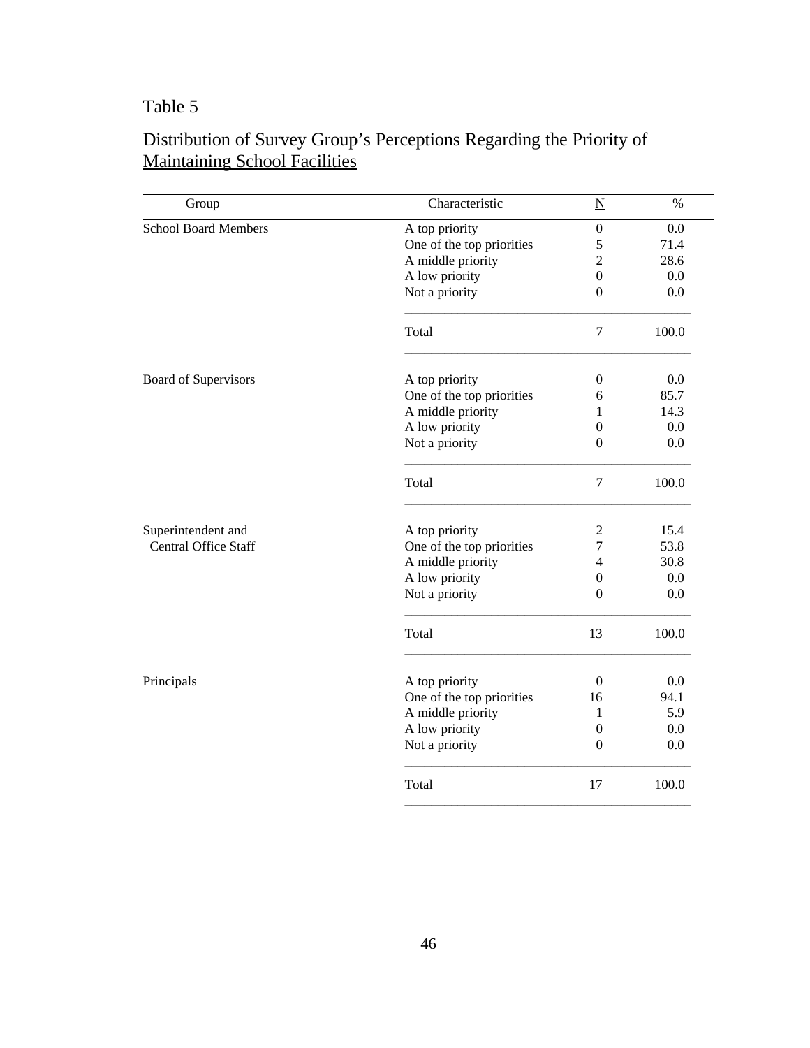Table 5

Distribution of Survey Group's Perceptions Regarding the Priority of Maintaining School Facilities

| Group | Characteristic | N | % |
|---|---|---|---|
| School Board Members | A top priority | 0 | 0.0 |
| | One of the top priorities | 5 | 71.4 |
| | A middle priority | 2 | 28.6 |
| | A low priority | 0 | 0.0 |
| | Not a priority | 0 | 0.0 |
| | Total | 7 | 100.0 |
| Board of Supervisors | A top priority | 0 | 0.0 |
| | One of the top priorities | 6 | 85.7 |
| | A middle priority | 1 | 14.3 |
| | A low priority | 0 | 0.0 |
| | Not a priority | 0 | 0.0 |
| | Total | 7 | 100.0 |
| Superintendent and Central Office Staff | A top priority | 2 | 15.4 |
| | One of the top priorities | 7 | 53.8 |
| | A middle priority | 4 | 30.8 |
| | A low priority | 0 | 0.0 |
| | Not a priority | 0 | 0.0 |
| | Total | 13 | 100.0 |
| Principals | A top priority | 0 | 0.0 |
| | One of the top priorities | 16 | 94.1 |
| | A middle priority | 1 | 5.9 |
| | A low priority | 0 | 0.0 |
| | Not a priority | 0 | 0.0 |
| | Total | 17 | 100.0 |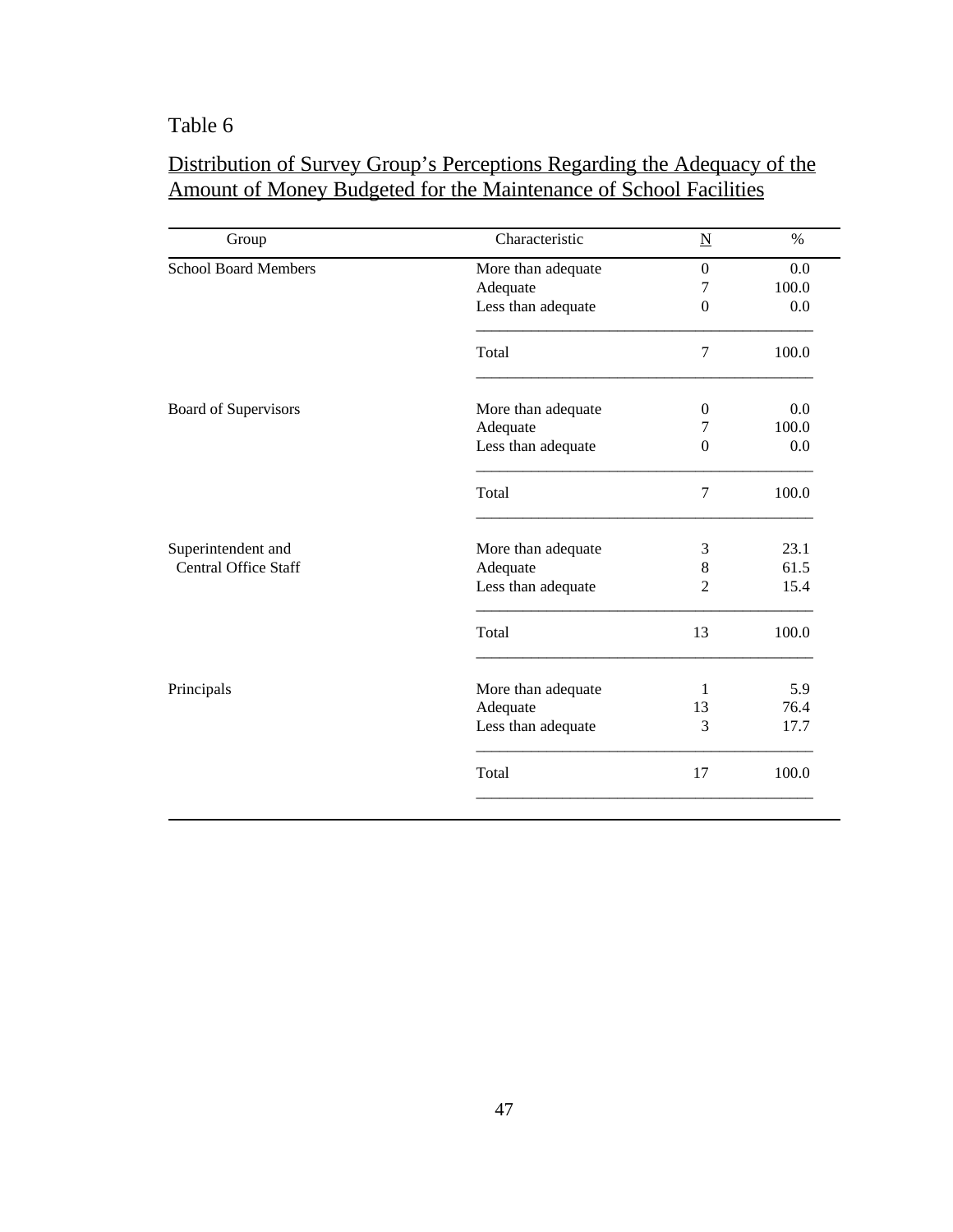Table 6

Distribution of Survey Group's Perceptions Regarding the Adequacy of the Amount of Money Budgeted for the Maintenance of School Facilities

| Group | Characteristic | N | % |
|---|---|---|---|
| School Board Members | More than adequate | 0 | 0.0 |
| | Adequate | 7 | 100.0 |
| | Less than adequate | 0 | 0.0 |
| | Total | 7 | 100.0 |
| Board of Supervisors | More than adequate | 0 | 0.0 |
| | Adequate | 7 | 100.0 |
| | Less than adequate | 0 | 0.0 |
| | Total | 7 | 100.0 |
| Superintendent and Central Office Staff | More than adequate | 3 | 23.1 |
| | Adequate | 8 | 61.5 |
| | Less than adequate | 2 | 15.4 |
| | Total | 13 | 100.0 |
| Principals | More than adequate | 1 | 5.9 |
| | Adequate | 13 | 76.4 |
| | Less than adequate | 3 | 17.7 |
| | Total | 17 | 100.0 |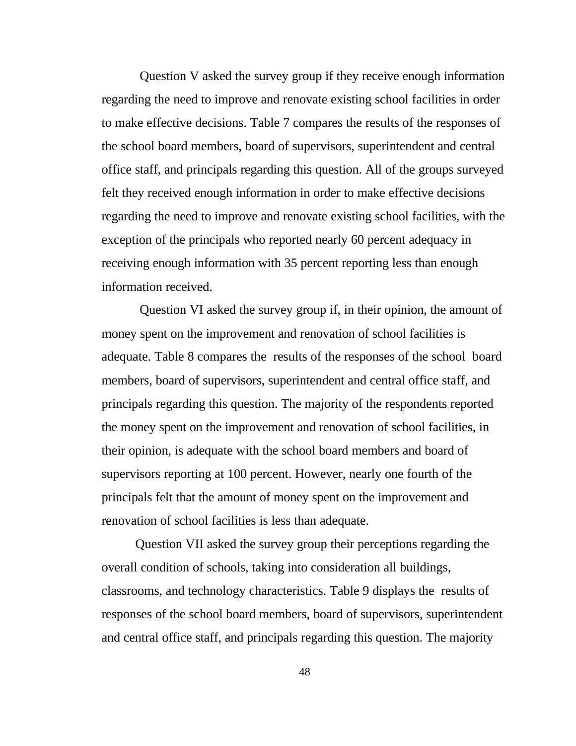Question V asked the survey group if they receive enough information regarding the need to improve and renovate existing school facilities in order to make effective decisions. Table 7 compares the results of the responses of the school board members, board of supervisors, superintendent and central office staff, and principals regarding this question. All of the groups surveyed felt they received enough information in order to make effective decisions regarding the need to improve and renovate existing school facilities, with the exception of the principals who reported nearly 60 percent adequacy in receiving enough information with 35 percent reporting less than enough information received.

Question VI asked the survey group if, in their opinion, the amount of money spent on the improvement and renovation of school facilities is adequate. Table 8 compares the results of the responses of the school board members, board of supervisors, superintendent and central office staff, and principals regarding this question. The majority of the respondents reported the money spent on the improvement and renovation of school facilities, in their opinion, is adequate with the school board members and board of supervisors reporting at 100 percent. However, nearly one fourth of the principals felt that the amount of money spent on the improvement and renovation of school facilities is less than adequate.

Question VII asked the survey group their perceptions regarding the overall condition of schools, taking into consideration all buildings, classrooms, and technology characteristics. Table 9 displays the results of responses of the school board members, board of supervisors, superintendent and central office staff, and principals regarding this question. The majority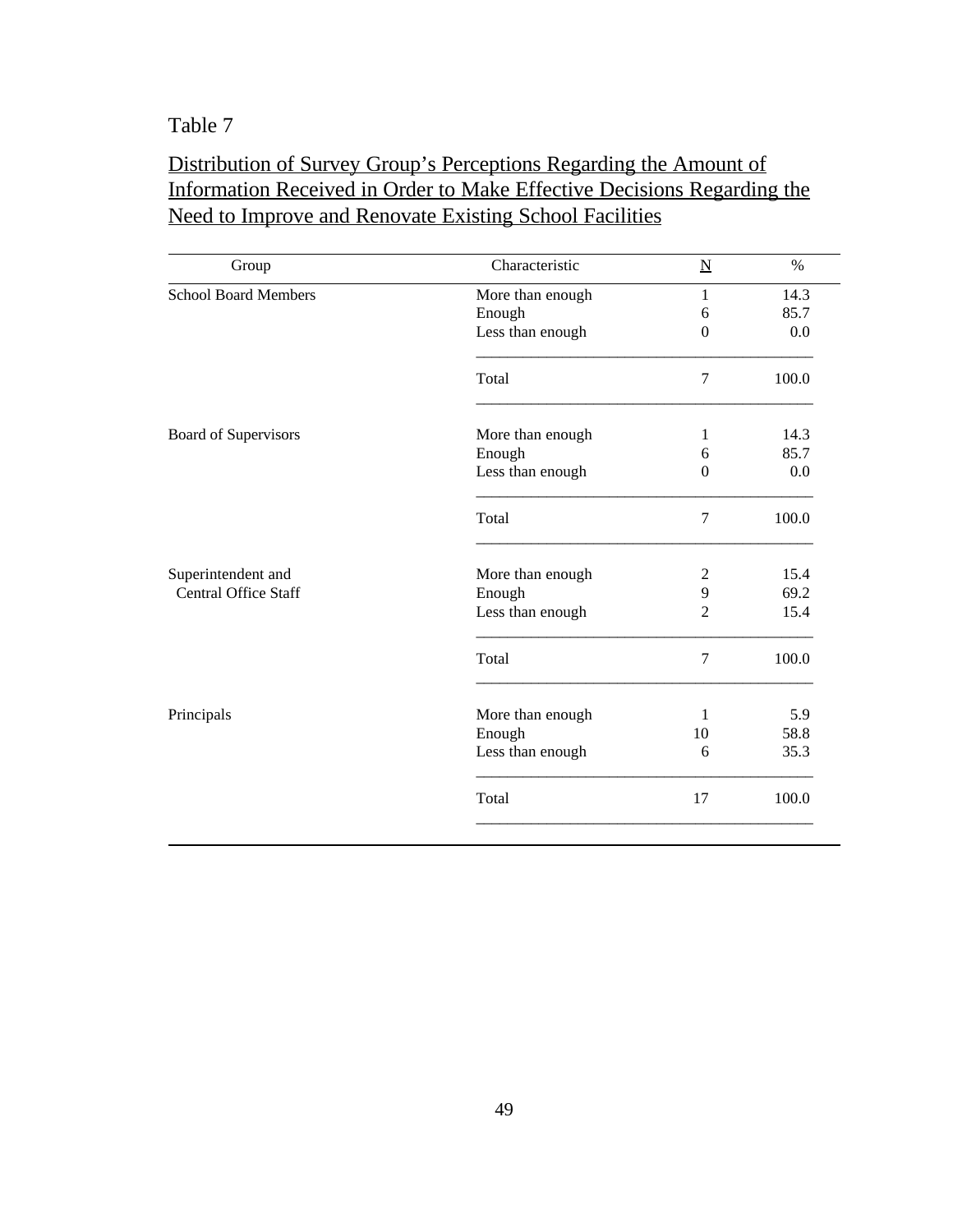Table 7

Distribution of Survey Group's Perceptions Regarding the Amount of Information Received in Order to Make Effective Decisions Regarding the Need to Improve and Renovate Existing School Facilities

| Group | Characteristic | N | % |
|---|---|---|---|
| School Board Members | More than enough | 1 | 14.3 |
| | Enough | 6 | 85.7 |
| | Less than enough | 0 | 0.0 |
| | Total | 7 | 100.0 |
| Board of Supervisors | More than enough | 1 | 14.3 |
| | Enough | 6 | 85.7 |
| | Less than enough | 0 | 0.0 |
| | Total | 7 | 100.0 |
| Superintendent and Central Office Staff | More than enough | 2 | 15.4 |
| | Enough | 9 | 69.2 |
| | Less than enough | 2 | 15.4 |
| | Total | 7 | 100.0 |
| Principals | More than enough | 1 | 5.9 |
| | Enough | 10 | 58.8 |
| | Less than enough | 6 | 35.3 |
| | Total | 17 | 100.0 |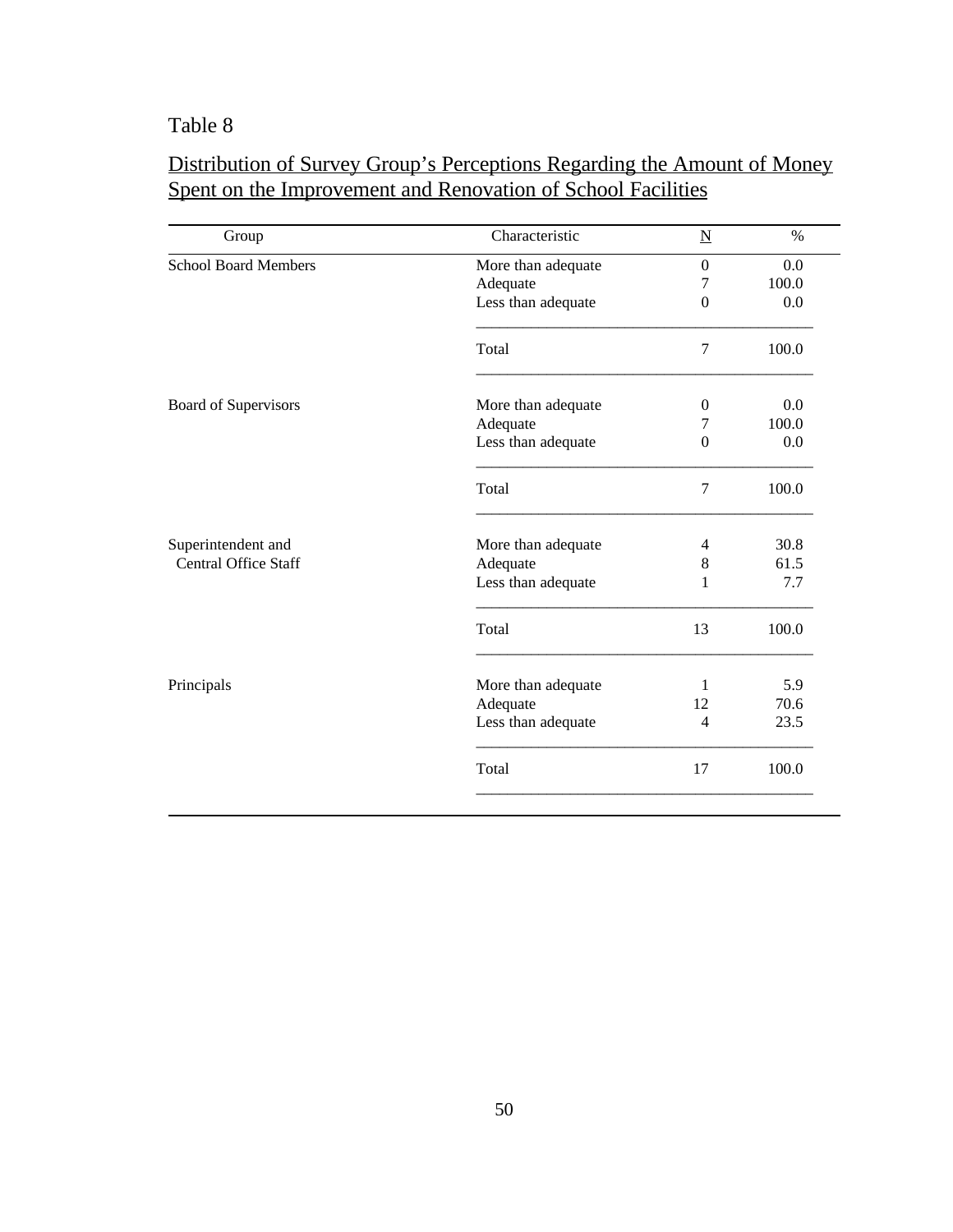Table 8

Distribution of Survey Group's Perceptions Regarding the Amount of Money Spent on the Improvement and Renovation of School Facilities

| Group | Characteristic | N | % |
|---|---|---|---|
| School Board Members | More than adequate | 0 | 0.0 |
| | Adequate | 7 | 100.0 |
| | Less than adequate | 0 | 0.0 |
| | Total | 7 | 100.0 |
| Board of Supervisors | More than adequate | 0 | 0.0 |
| | Adequate | 7 | 100.0 |
| | Less than adequate | 0 | 0.0 |
| | Total | 7 | 100.0 |
| Superintendent and Central Office Staff | More than adequate | 4 | 30.8 |
| | Adequate | 8 | 61.5 |
| | Less than adequate | 1 | 7.7 |
| | Total | 13 | 100.0 |
| Principals | More than adequate | 1 | 5.9 |
| | Adequate | 12 | 70.6 |
| | Less than adequate | 4 | 23.5 |
| | Total | 17 | 100.0 |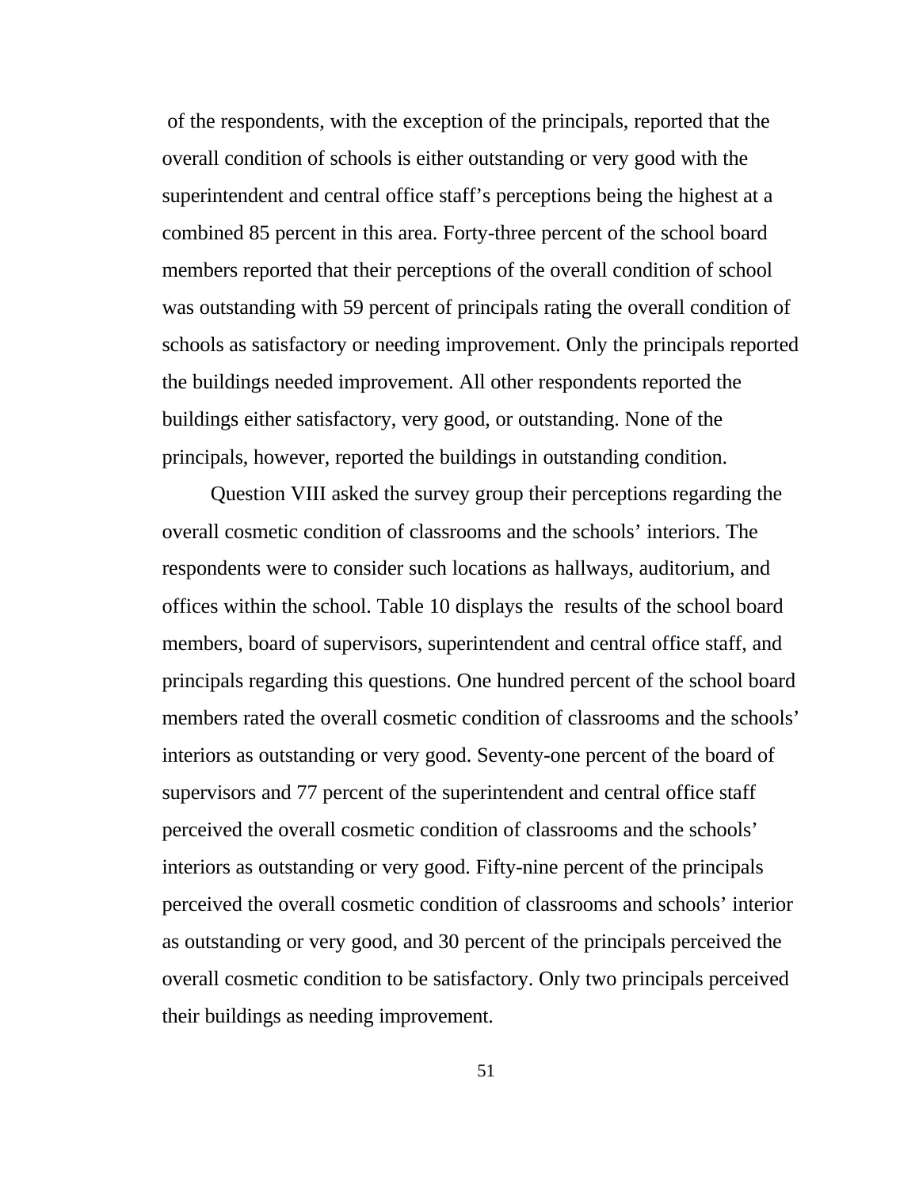of the respondents, with the exception of the principals, reported that the overall condition of schools is either outstanding or very good with the superintendent and central office staff's perceptions being the highest at a combined 85 percent in this area. Forty-three percent of the school board members reported that their perceptions of the overall condition of school was outstanding with 59 percent of principals rating the overall condition of schools as satisfactory or needing improvement. Only the principals reported the buildings needed improvement. All other respondents reported the buildings either satisfactory, very good, or outstanding. None of the principals, however, reported the buildings in outstanding condition.

Question VIII asked the survey group their perceptions regarding the overall cosmetic condition of classrooms and the schools' interiors. The respondents were to consider such locations as hallways, auditorium, and offices within the school. Table 10 displays the results of the school board members, board of supervisors, superintendent and central office staff, and principals regarding this questions. One hundred percent of the school board members rated the overall cosmetic condition of classrooms and the schools' interiors as outstanding or very good. Seventy-one percent of the board of supervisors and 77 percent of the superintendent and central office staff perceived the overall cosmetic condition of classrooms and the schools' interiors as outstanding or very good. Fifty-nine percent of the principals perceived the overall cosmetic condition of classrooms and schools' interior as outstanding or very good, and 30 percent of the principals perceived the overall cosmetic condition to be satisfactory. Only two principals perceived their buildings as needing improvement.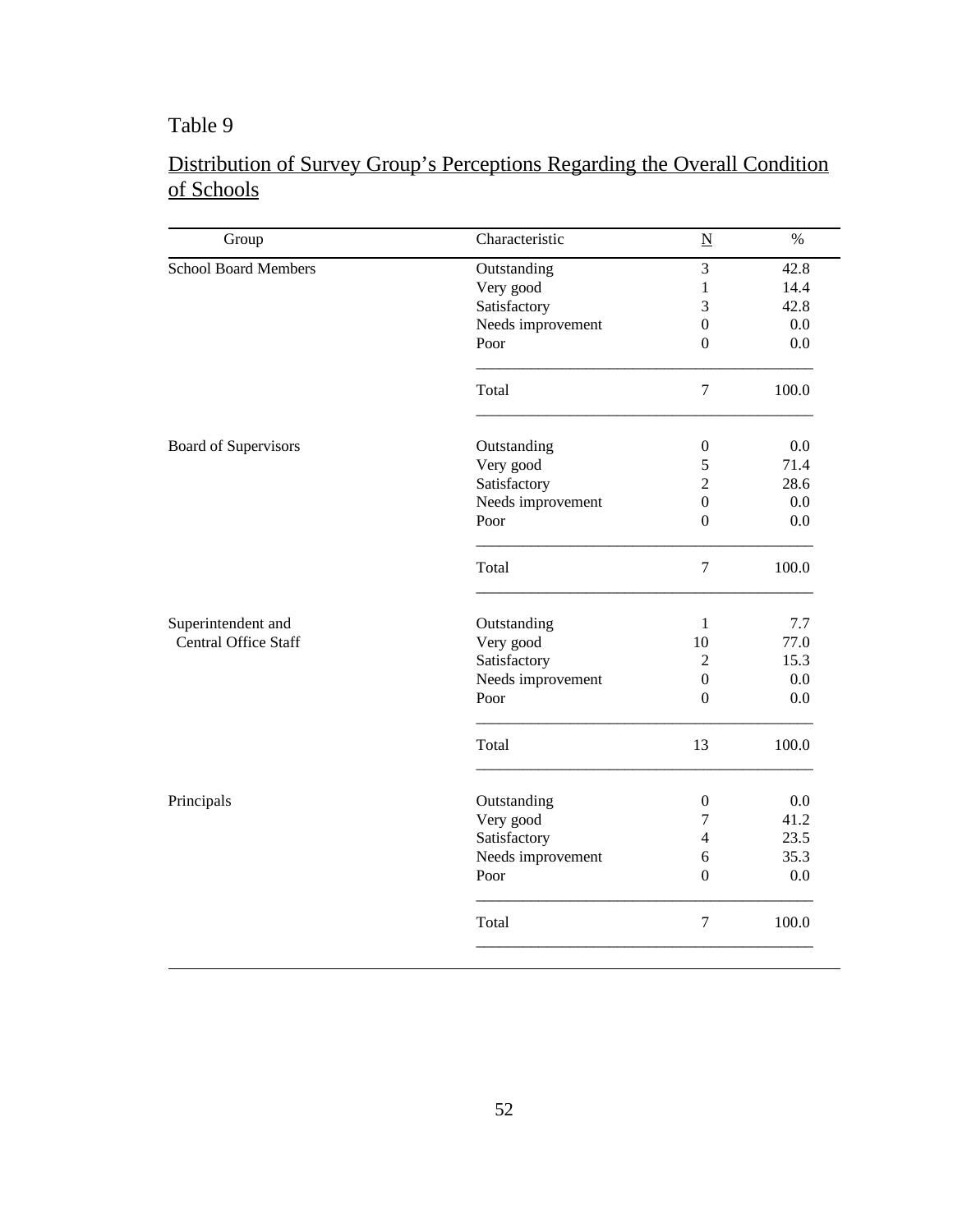Table 9

Distribution of Survey Group's Perceptions Regarding the Overall Condition of Schools

| Group | Characteristic | N | % |
|---|---|---|---|
| School Board Members | Outstanding | 3 | 42.8 |
| | Very good | 1 | 14.4 |
| | Satisfactory | 3 | 42.8 |
| | Needs improvement | 0 | 0.0 |
| | Poor | 0 | 0.0 |
| | Total | 7 | 100.0 |
| Board of Supervisors | Outstanding | 0 | 0.0 |
| | Very good | 5 | 71.4 |
| | Satisfactory | 2 | 28.6 |
| | Needs improvement | 0 | 0.0 |
| | Poor | 0 | 0.0 |
| | Total | 7 | 100.0 |
| Superintendent and Central Office Staff | Outstanding | 1 | 7.7 |
| | Very good | 10 | 77.0 |
| | Satisfactory | 2 | 15.3 |
| | Needs improvement | 0 | 0.0 |
| | Poor | 0 | 0.0 |
| | Total | 13 | 100.0 |
| Principals | Outstanding | 0 | 0.0 |
| | Very good | 7 | 41.2 |
| | Satisfactory | 4 | 23.5 |
| | Needs improvement | 6 | 35.3 |
| | Poor | 0 | 0.0 |
| | Total | 7 | 100.0 |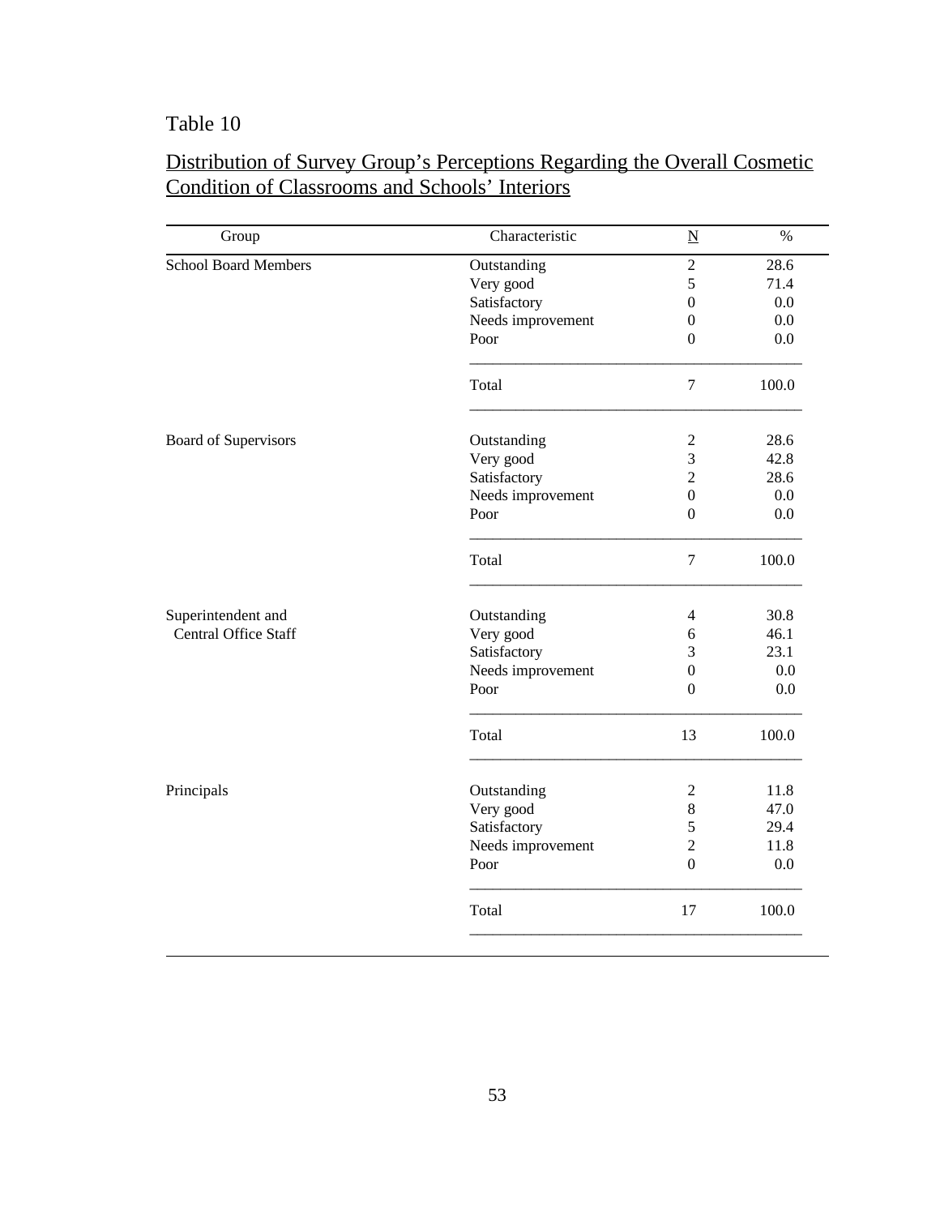Table 10

Distribution of Survey Group's Perceptions Regarding the Overall Cosmetic Condition of Classrooms and Schools' Interiors

| Group | Characteristic | N | % |
|---|---|---|---|
| School Board Members | Outstanding | 2 | 28.6 |
| | Very good | 5 | 71.4 |
| | Satisfactory | 0 | 0.0 |
| | Needs improvement | 0 | 0.0 |
| | Poor | 0 | 0.0 |
| | Total | 7 | 100.0 |
| Board of Supervisors | Outstanding | 2 | 28.6 |
| | Very good | 3 | 42.8 |
| | Satisfactory | 2 | 28.6 |
| | Needs improvement | 0 | 0.0 |
| | Poor | 0 | 0.0 |
| | Total | 7 | 100.0 |
| Superintendent and Central Office Staff | Outstanding | 4 | 30.8 |
| | Very good | 6 | 46.1 |
| | Satisfactory | 3 | 23.1 |
| | Needs improvement | 0 | 0.0 |
| | Poor | 0 | 0.0 |
| | Total | 13 | 100.0 |
| Principals | Outstanding | 2 | 11.8 |
| | Very good | 8 | 47.0 |
| | Satisfactory | 5 | 29.4 |
| | Needs improvement | 2 | 11.8 |
| | Poor | 0 | 0.0 |
| | Total | 17 | 100.0 |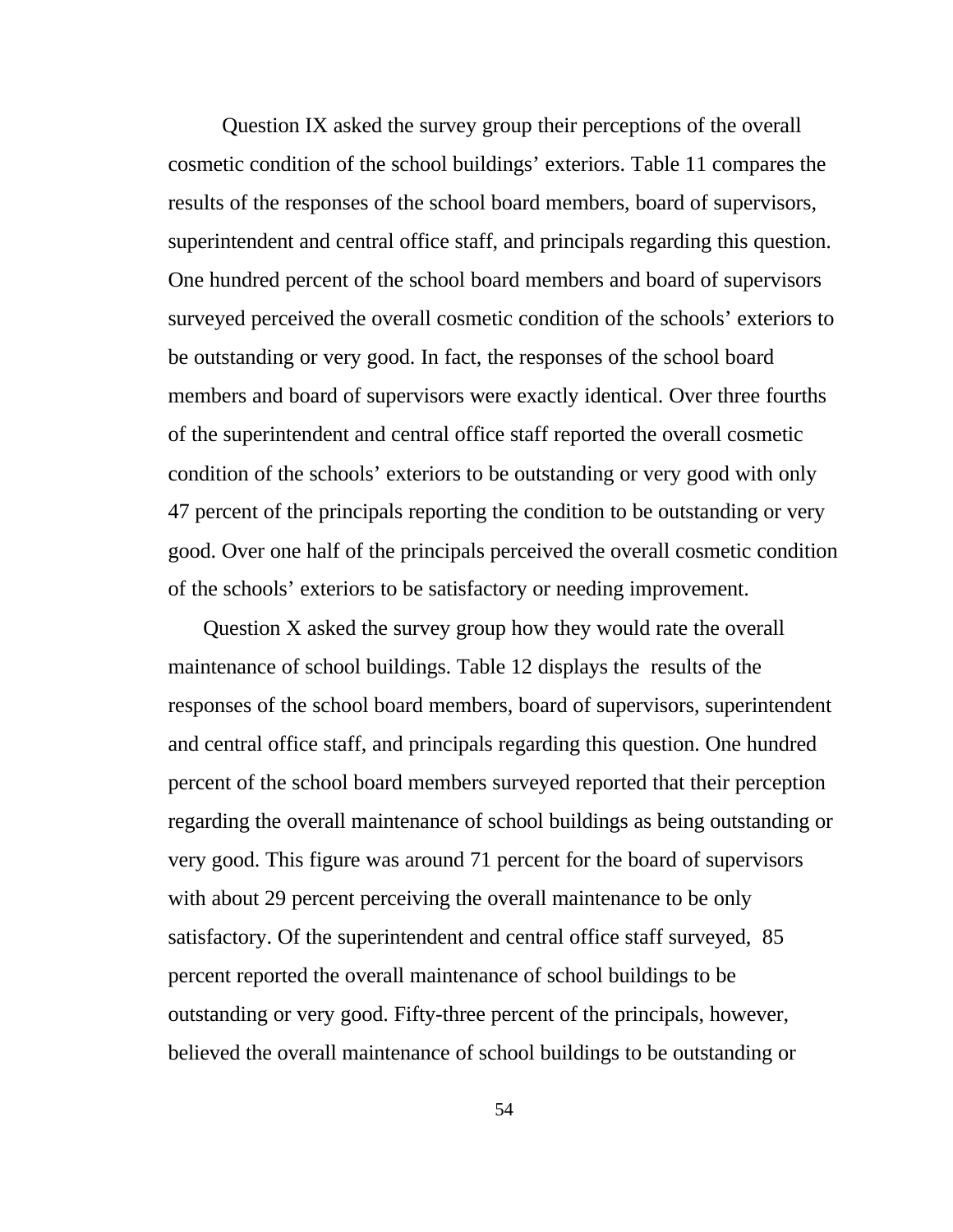Question IX asked the survey group their perceptions of the overall cosmetic condition of the school buildings' exteriors. Table 11 compares the results of the responses of the school board members, board of supervisors, superintendent and central office staff, and principals regarding this question. One hundred percent of the school board members and board of supervisors surveyed perceived the overall cosmetic condition of the schools' exteriors to be outstanding or very good. In fact, the responses of the school board members and board of supervisors were exactly identical. Over three fourths of the superintendent and central office staff reported the overall cosmetic condition of the schools' exteriors to be outstanding or very good with only 47 percent of the principals reporting the condition to be outstanding or very good. Over one half of the principals perceived the overall cosmetic condition of the schools' exteriors to be satisfactory or needing improvement.

Question X asked the survey group how they would rate the overall maintenance of school buildings. Table 12 displays the results of the responses of the school board members, board of supervisors, superintendent and central office staff, and principals regarding this question. One hundred percent of the school board members surveyed reported that their perception regarding the overall maintenance of school buildings as being outstanding or very good. This figure was around 71 percent for the board of supervisors with about 29 percent perceiving the overall maintenance to be only satisfactory. Of the superintendent and central office staff surveyed, 85 percent reported the overall maintenance of school buildings to be outstanding or very good. Fifty-three percent of the principals, however, believed the overall maintenance of school buildings to be outstanding or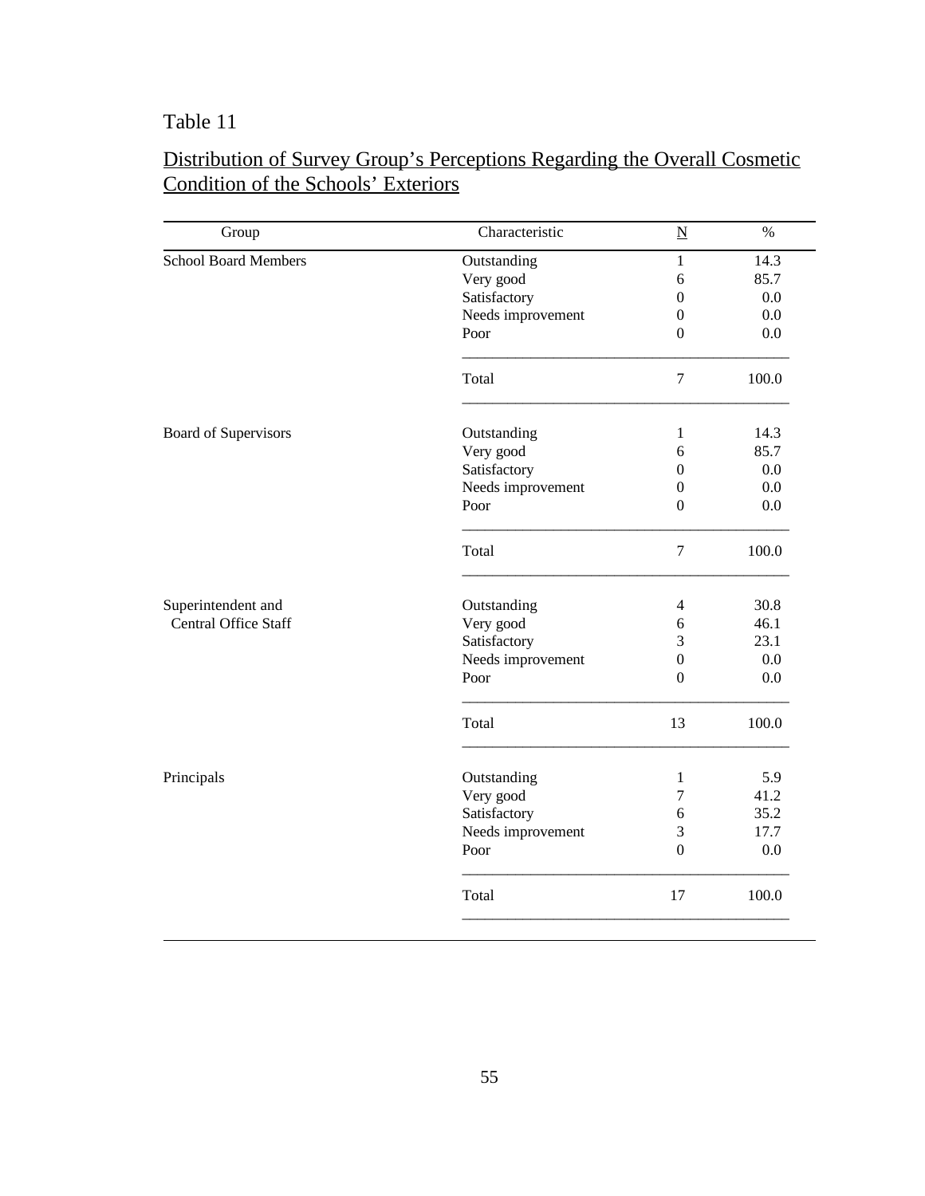Table 11

Distribution of Survey Group's Perceptions Regarding the Overall Cosmetic Condition of the Schools' Exteriors

| Group | Characteristic | N | % |
|---|---|---|---|
| School Board Members | Outstanding | 1 | 14.3 |
| | Very good | 6 | 85.7 |
| | Satisfactory | 0 | 0.0 |
| | Needs improvement | 0 | 0.0 |
| | Poor | 0 | 0.0 |
| | Total | 7 | 100.0 |
| Board of Supervisors | Outstanding | 1 | 14.3 |
| | Very good | 6 | 85.7 |
| | Satisfactory | 0 | 0.0 |
| | Needs improvement | 0 | 0.0 |
| | Poor | 0 | 0.0 |
| | Total | 7 | 100.0 |
| Superintendent and Central Office Staff | Outstanding | 4 | 30.8 |
| | Very good | 6 | 46.1 |
| | Satisfactory | 3 | 23.1 |
| | Needs improvement | 0 | 0.0 |
| | Poor | 0 | 0.0 |
| | Total | 13 | 100.0 |
| Principals | Outstanding | 1 | 5.9 |
| | Very good | 7 | 41.2 |
| | Satisfactory | 6 | 35.2 |
| | Needs improvement | 3 | 17.7 |
| | Poor | 0 | 0.0 |
| | Total | 17 | 100.0 |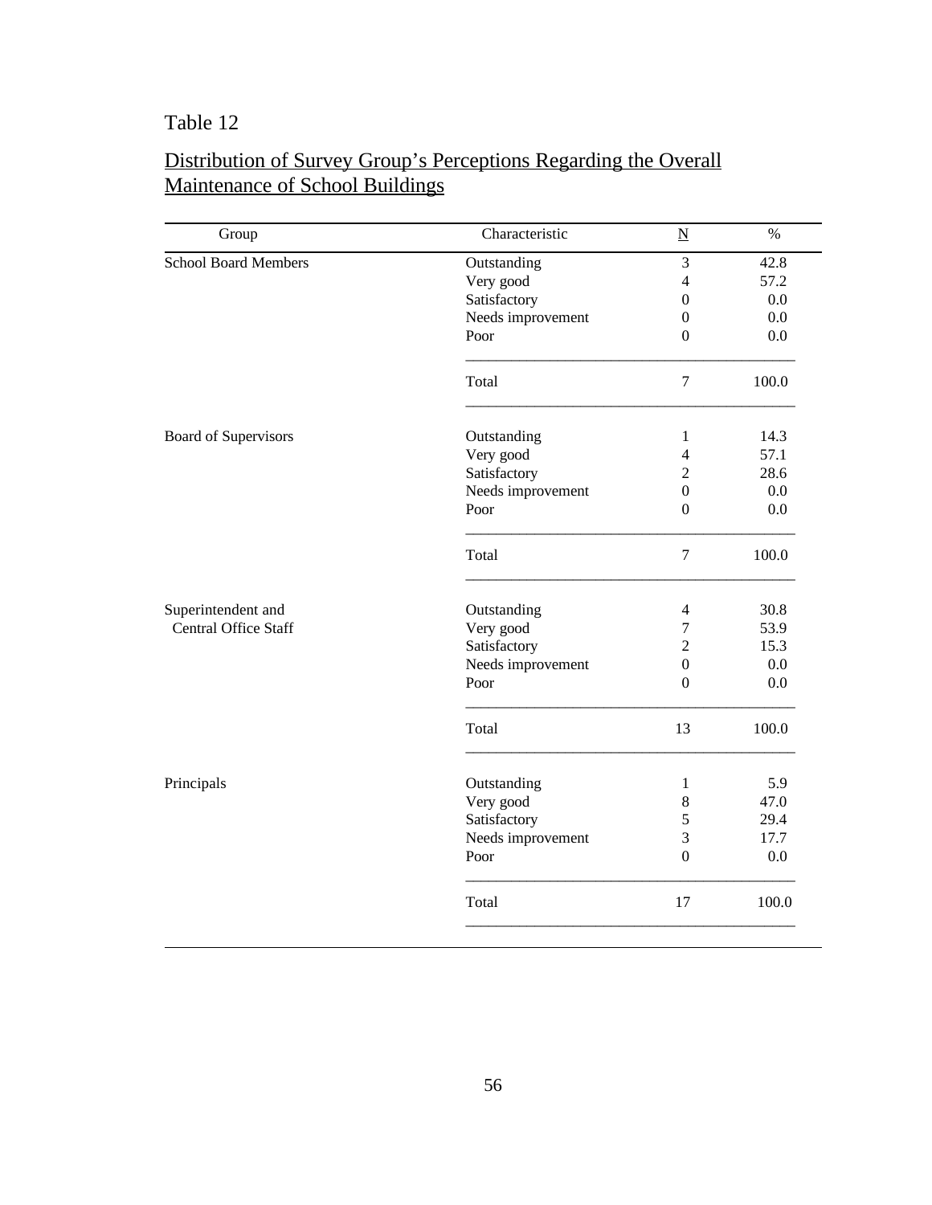Table 12

Distribution of Survey Group's Perceptions Regarding the Overall Maintenance of School Buildings

| Group | Characteristic | N | % |
|---|---|---|---|
| School Board Members | Outstanding | 3 | 42.8 |
| | Very good | 4 | 57.2 |
| | Satisfactory | 0 | 0.0 |
| | Needs improvement | 0 | 0.0 |
| | Poor | 0 | 0.0 |
| | Total | 7 | 100.0 |
| Board of Supervisors | Outstanding | 1 | 14.3 |
| | Very good | 4 | 57.1 |
| | Satisfactory | 2 | 28.6 |
| | Needs improvement | 0 | 0.0 |
| | Poor | 0 | 0.0 |
| | Total | 7 | 100.0 |
| Superintendent and Central Office Staff | Outstanding | 4 | 30.8 |
| | Very good | 7 | 53.9 |
| | Satisfactory | 2 | 15.3 |
| | Needs improvement | 0 | 0.0 |
| | Poor | 0 | 0.0 |
| | Total | 13 | 100.0 |
| Principals | Outstanding | 1 | 5.9 |
| | Very good | 8 | 47.0 |
| | Satisfactory | 5 | 29.4 |
| | Needs improvement | 3 | 17.7 |
| | Poor | 0 | 0.0 |
| | Total | 17 | 100.0 |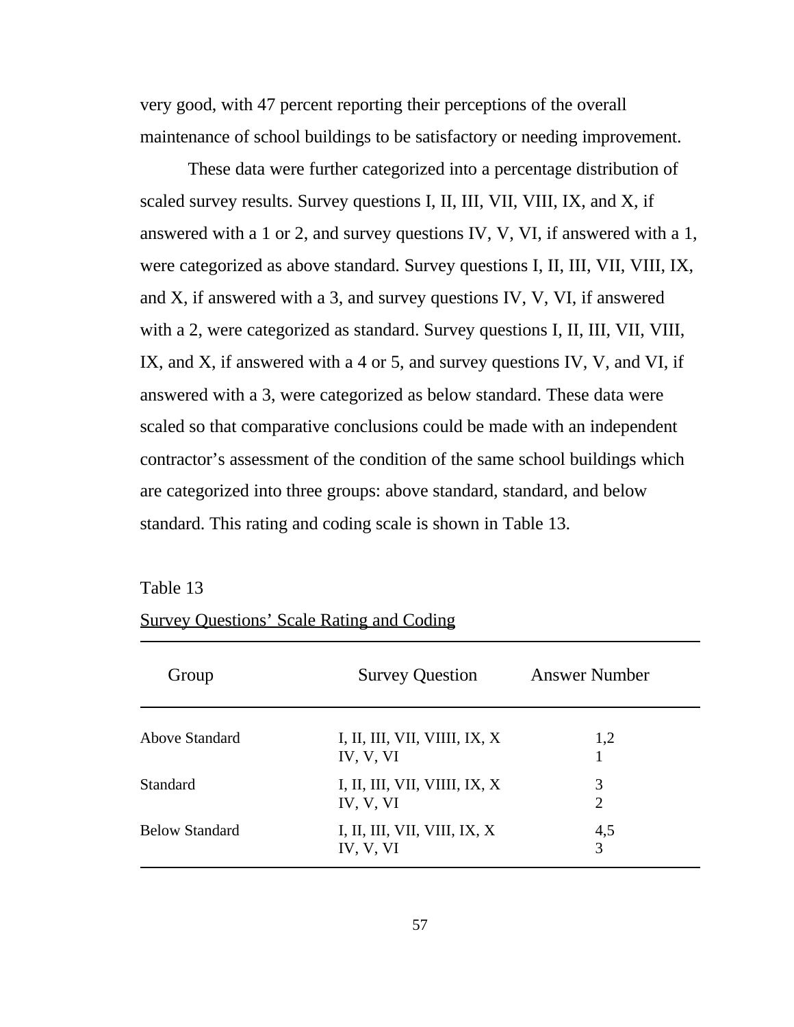very good, with 47 percent reporting their perceptions of the overall maintenance of school buildings to be satisfactory or needing improvement.

These data were further categorized into a percentage distribution of scaled survey results. Survey questions I, II, III, VII, VIII, IX, and X, if answered with a 1 or 2, and survey questions IV, V, VI, if answered with a 1, were categorized as above standard. Survey questions I, II, III, VII, VIII, IX, and X, if answered with a 3, and survey questions IV, V, VI, if answered with a 2, were categorized as standard. Survey questions I, II, III, VII, VIII, IX, and X, if answered with a 4 or 5, and survey questions IV, V, and VI, if answered with a 3, were categorized as below standard. These data were scaled so that comparative conclusions could be made with an independent contractor's assessment of the condition of the same school buildings which are categorized into three groups: above standard, standard, and below standard. This rating and coding scale is shown in Table 13.

Table 13

Survey Questions' Scale Rating and Coding

| Group | Survey Question | Answer Number |
|---|---|---|
| Above Standard | I, II, III, VII, VIIII, IX, X | 1,2 |
| | IV, V, VI | 1 |
| Standard | I, II, III, VII, VIIII, IX, X | 3 |
| | IV, V, VI | 2 |
| Below Standard | I, II, III, VII, VIII, IX, X | 4,5 |
| | IV, V, VI | 3 |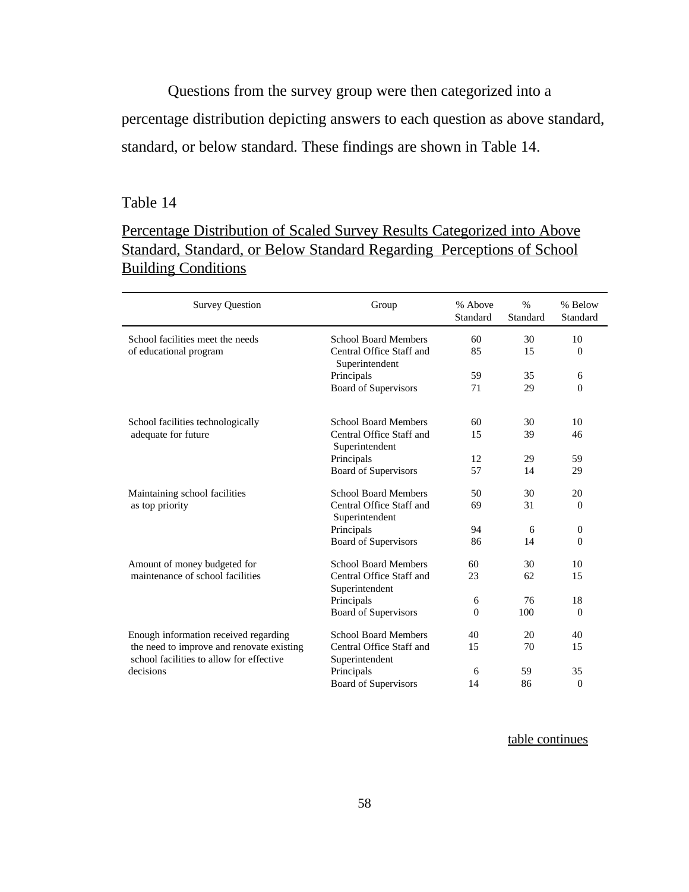Questions from the survey group were then categorized into a percentage distribution depicting answers to each question as above standard, standard, or below standard. These findings are shown in Table 14.

Table 14

Percentage Distribution of Scaled Survey Results Categorized into Above Standard, Standard, or Below Standard Regarding Perceptions of School Building Conditions

| Survey Question | Group | % Above Standard | % Standard | % Below Standard |
|---|---|---|---|---|
| School facilities meet the needs of educational program | School Board Members | 60 | 30 | 10 |
| | Central Office Staff and Superintendent | 85 | 15 | 0 |
| | Principals | 59 | 35 | 6 |
| | Board of Supervisors | 71 | 29 | 0 |
| School facilities technologically adequate for future | School Board Members | 60 | 30 | 10 |
| | Central Office Staff and Superintendent | 15 | 39 | 46 |
| | Principals | 12 | 29 | 59 |
| | Board of Supervisors | 57 | 14 | 29 |
| Maintaining school facilities as top priority | School Board Members | 50 | 30 | 20 |
| | Central Office Staff and Superintendent | 69 | 31 | 0 |
| | Principals | 94 | 6 | 0 |
| | Board of Supervisors | 86 | 14 | 0 |
| Amount of money budgeted for maintenance of school facilities | School Board Members | 60 | 30 | 10 |
| | Central Office Staff and Superintendent | 23 | 62 | 15 |
| | Principals | 6 | 76 | 18 |
| | Board of Supervisors | 0 | 100 | 0 |
| Enough information received regarding the need to improve and renovate existing school facilities to allow for effective decisions | School Board Members | 40 | 20 | 40 |
| | Central Office Staff and Superintendent | 15 | 70 | 15 |
| | Principals | 6 | 59 | 35 |
| | Board of Supervisors | 14 | 86 | 0 |

table continues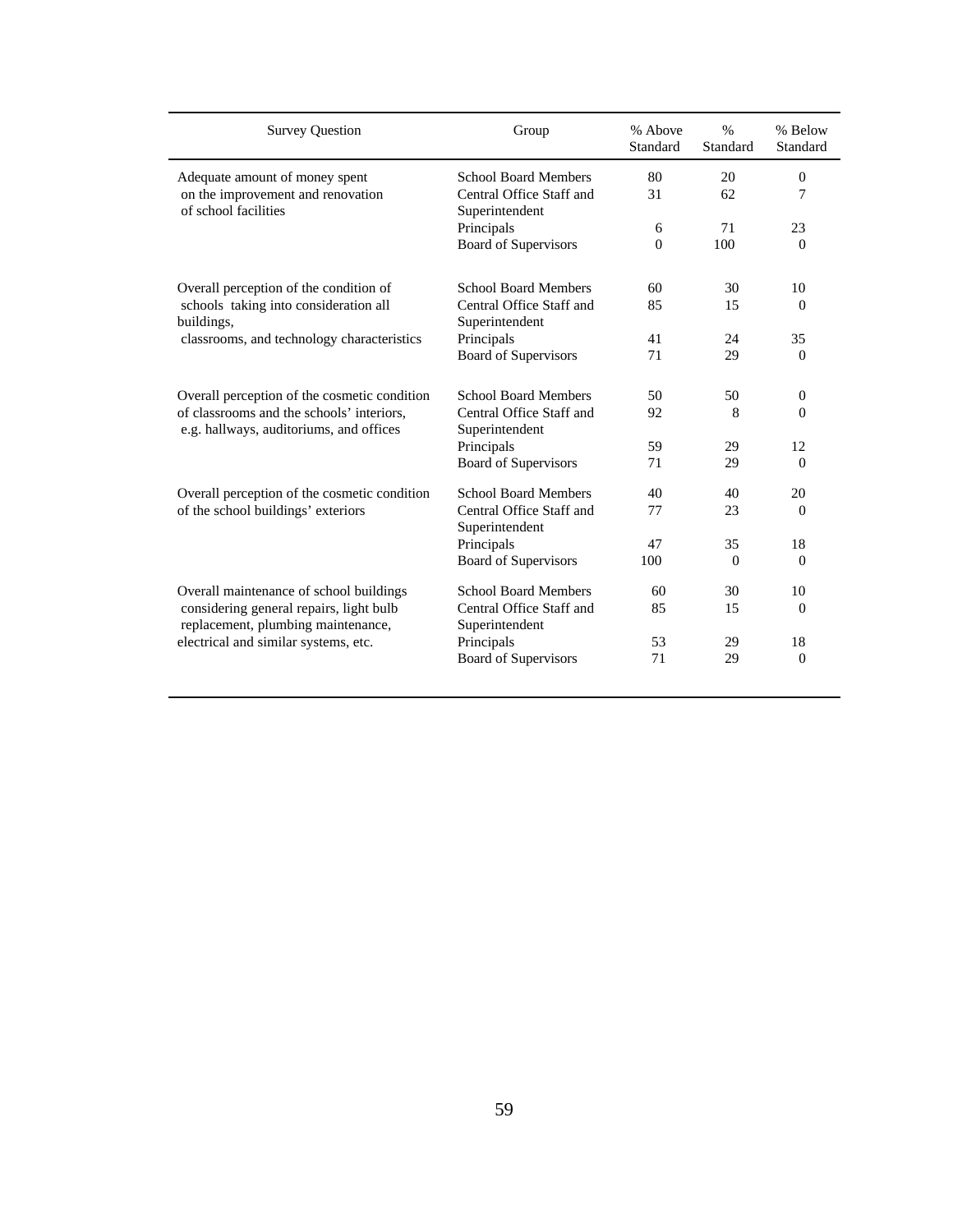| Survey Question | Group | % Above Standard | % Standard | % Below Standard |
|---|---|---|---|---|
| Adequate amount of money spent on the improvement and renovation of school facilities | School Board Members | 80 | 20 | 0 |
| | Central Office Staff and Superintendent | 31 | 62 | 7 |
| | Principals | 6 | 71 | 23 |
| | Board of Supervisors | 0 | 100 | 0 |
| Overall perception of the condition of schools taking into consideration all buildings, classrooms, and technology characteristics | School Board Members | 60 | 30 | 10 |
| | Central Office Staff and Superintendent | 85 | 15 | 0 |
| | Principals | 41 | 24 | 35 |
| | Board of Supervisors | 71 | 29 | 0 |
| Overall perception of the cosmetic condition of classrooms and the schools' interiors, e.g. hallways, auditoriums, and offices | School Board Members | 50 | 50 | 0 |
| | Central Office Staff and Superintendent | 92 | 8 | 0 |
| | Principals | 59 | 29 | 12 |
| | Board of Supervisors | 71 | 29 | 0 |
| Overall perception of the cosmetic condition of the school buildings' exteriors | School Board Members | 40 | 40 | 20 |
| | Central Office Staff and Superintendent | 77 | 23 | 0 |
| | Principals | 47 | 35 | 18 |
| | Board of Supervisors | 100 | 0 | 0 |
| Overall maintenance of school buildings considering general repairs, light bulb replacement, plumbing maintenance, electrical and similar systems, etc. | School Board Members | 60 | 30 | 10 |
| | Central Office Staff and Superintendent | 85 | 15 | 0 |
| | Principals | 53 | 29 | 18 |
| | Board of Supervisors | 71 | 29 | 0 |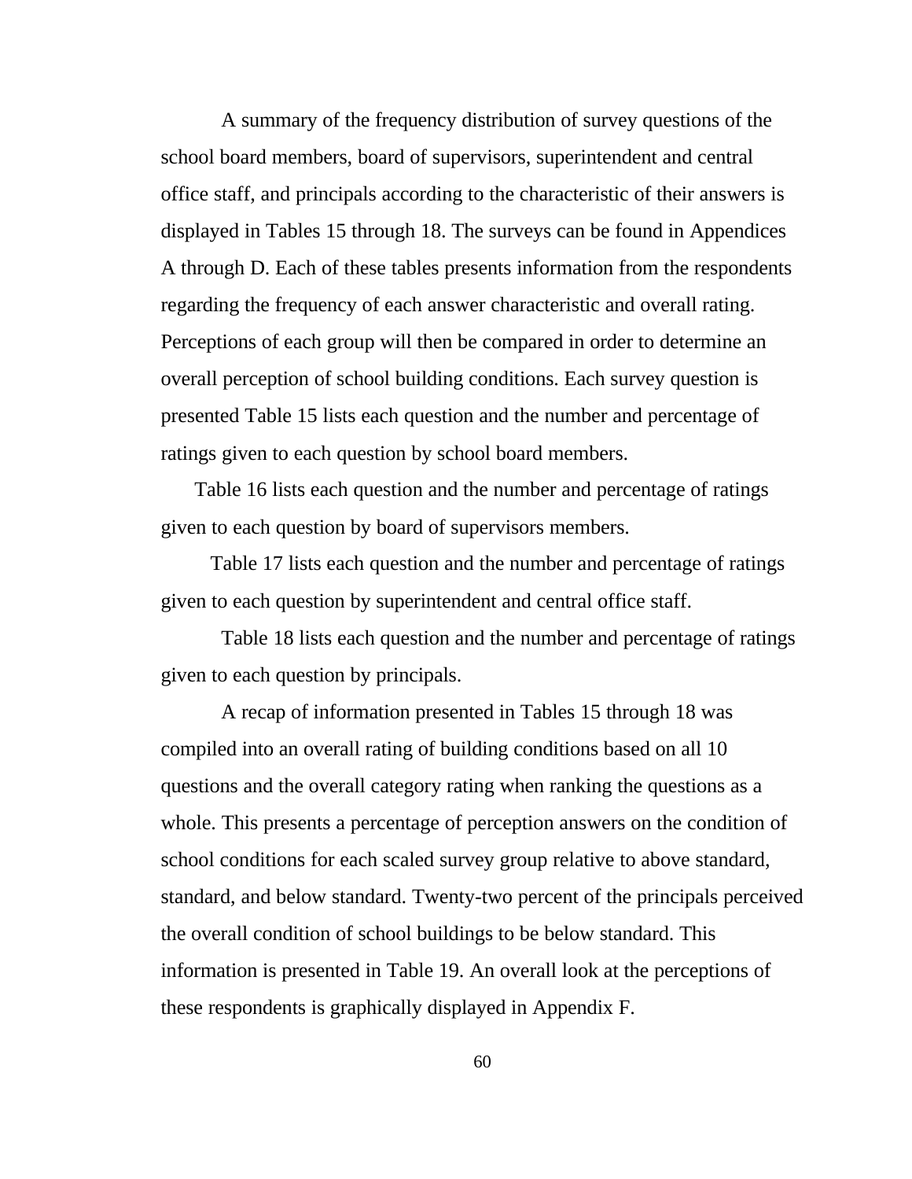A summary of the frequency distribution of survey questions of the school board members, board of supervisors, superintendent and central office staff, and principals according to the characteristic of their answers is displayed in Tables 15 through 18. The surveys can be found in Appendices A through D. Each of these tables presents information from the respondents regarding the frequency of each answer characteristic and overall rating. Perceptions of each group will then be compared in order to determine an overall perception of school building conditions. Each survey question is presented Table 15 lists each question and the number and percentage of ratings given to each question by school board members.

Table 16 lists each question and the number and percentage of ratings given to each question by board of supervisors members.

Table 17 lists each question and the number and percentage of ratings given to each question by superintendent and central office staff.

Table 18 lists each question and the number and percentage of ratings given to each question by principals.

A recap of information presented in Tables 15 through 18 was compiled into an overall rating of building conditions based on all 10 questions and the overall category rating when ranking the questions as a whole. This presents a percentage of perception answers on the condition of school conditions for each scaled survey group relative to above standard, standard, and below standard. Twenty-two percent of the principals perceived the overall condition of school buildings to be below standard. This information is presented in Table 19. An overall look at the perceptions of these respondents is graphically displayed in Appendix F.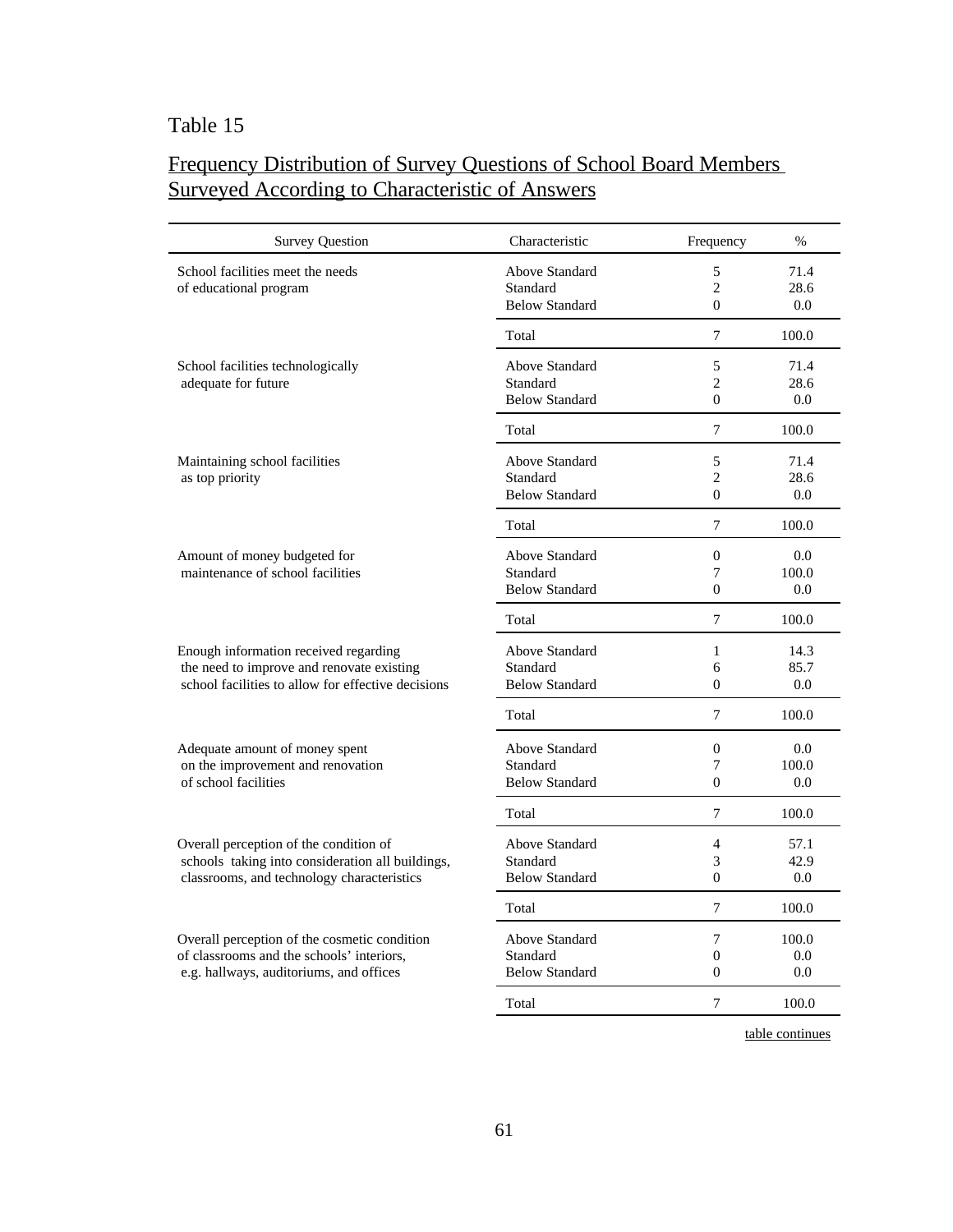Table 15

Frequency Distribution of Survey Questions of School Board Members Surveyed According to Characteristic of Answers

| Survey Question | Characteristic | Frequency | % |
|---|---|---|---|
| School facilities meet the needs of educational program | Above Standard | 5 | 71.4 |
| | Standard | 2 | 28.6 |
| | Below Standard | 0 | 0.0 |
| | Total | 7 | 100.0 |
| School facilities technologically adequate for future | Above Standard | 5 | 71.4 |
| | Standard | 2 | 28.6 |
| | Below Standard | 0 | 0.0 |
| | Total | 7 | 100.0 |
| Maintaining school facilities as top priority | Above Standard | 5 | 71.4 |
| | Standard | 2 | 28.6 |
| | Below Standard | 0 | 0.0 |
| | Total | 7 | 100.0 |
| Amount of money budgeted for maintenance of school facilities | Above Standard | 0 | 0.0 |
| | Standard | 7 | 100.0 |
| | Below Standard | 0 | 0.0 |
| | Total | 7 | 100.0 |
| Enough information received regarding the need to improve and renovate existing school facilities to allow for effective decisions | Above Standard | 1 | 14.3 |
| | Standard | 6 | 85.7 |
| | Below Standard | 0 | 0.0 |
| | Total | 7 | 100.0 |
| Adequate amount of money spent on the improvement and renovation of school facilities | Above Standard | 0 | 0.0 |
| | Standard | 7 | 100.0 |
| | Below Standard | 0 | 0.0 |
| | Total | 7 | 100.0 |
| Overall perception of the condition of schools taking into consideration all buildings, classrooms, and technology characteristics | Above Standard | 4 | 57.1 |
| | Standard | 3 | 42.9 |
| | Below Standard | 0 | 0.0 |
| | Total | 7 | 100.0 |
| Overall perception of the cosmetic condition of classrooms and the schools' interiors, e.g. hallways, auditoriums, and offices | Above Standard | 7 | 100.0 |
| | Standard | 0 | 0.0 |
| | Below Standard | 0 | 0.0 |
| | Total | 7 | 100.0 |

table continues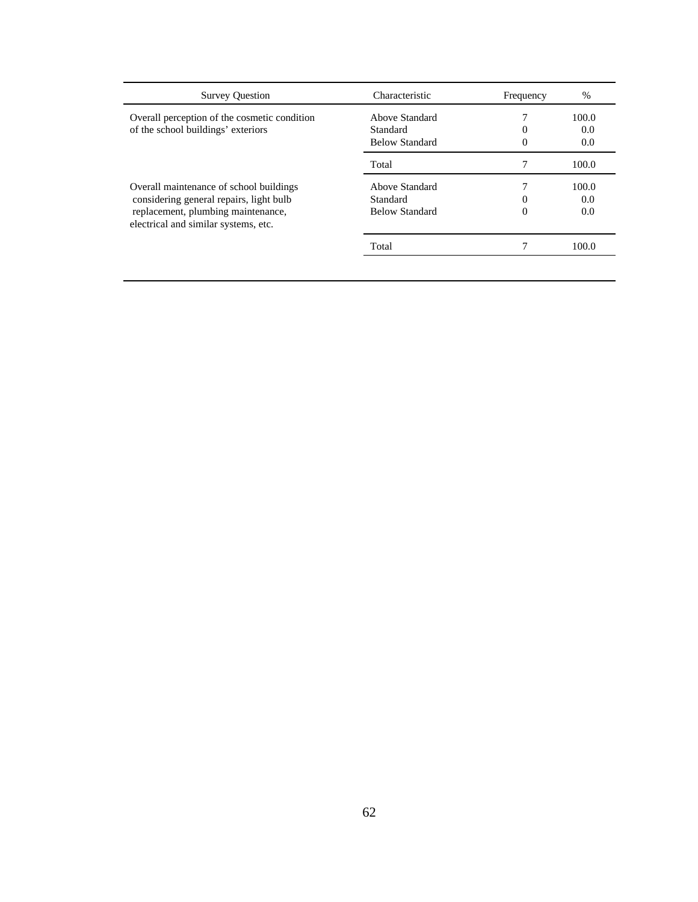| Survey Question | Characteristic | Frequency | % |
|---|---|---|---|
| Overall perception of the cosmetic condition of the school buildings' exteriors | Above Standard | 7 | 100.0 |
| | Standard | 0 | 0.0 |
| | Below Standard | 0 | 0.0 |
| | Total | 7 | 100.0 |
| Overall maintenance of school buildings considering general repairs, light bulb replacement, plumbing maintenance, electrical and similar systems, etc. | Above Standard | 7 | 100.0 |
| | Standard | 0 | 0.0 |
| | Below Standard | 0 | 0.0 |
| | Total | 7 | 100.0 |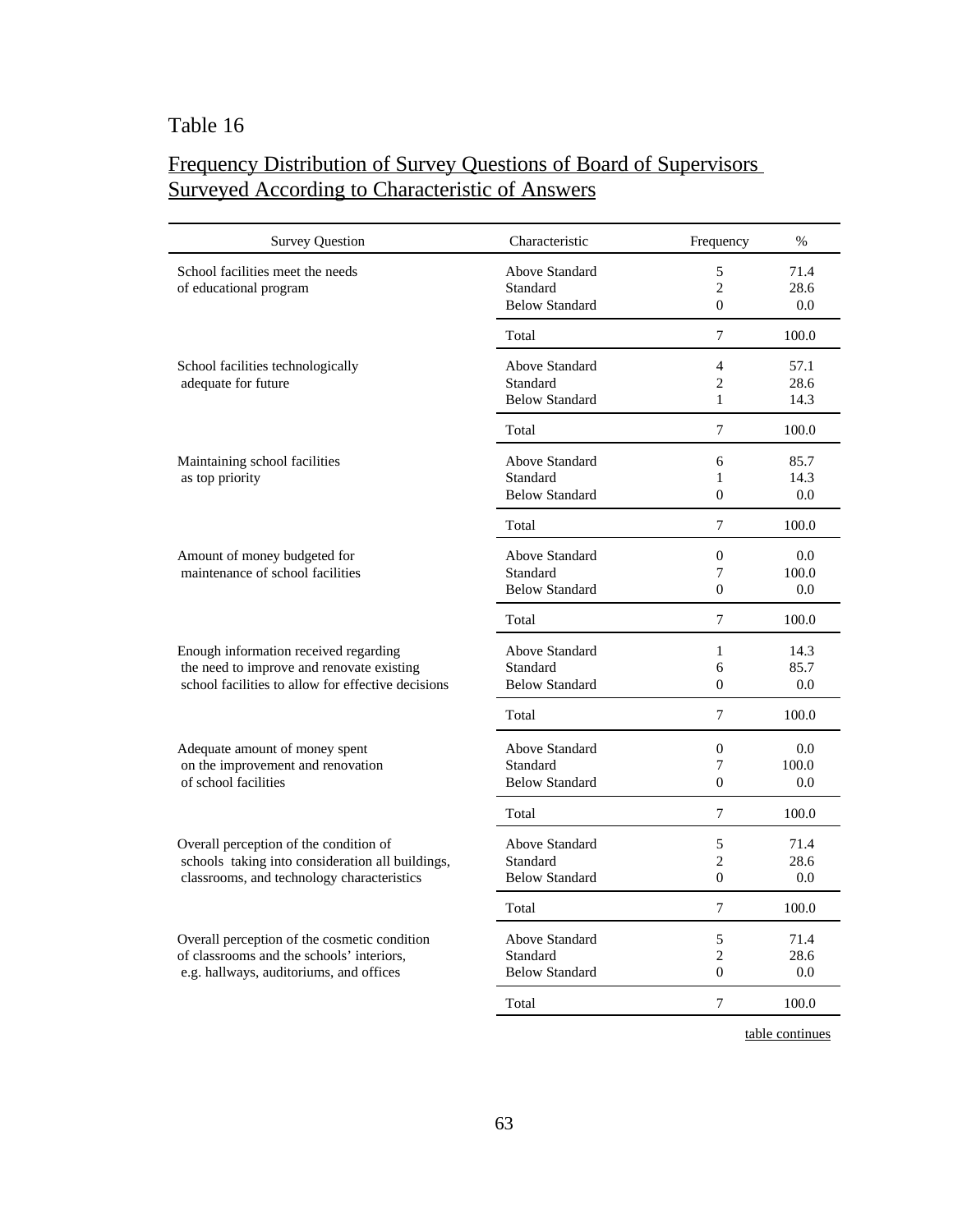Table 16

Frequency Distribution of Survey Questions of Board of Supervisors Surveyed According to Characteristic of Answers

| Survey Question | Characteristic | Frequency | % |
|---|---|---|---|
| School facilities meet the needs of educational program | Above Standard | 5 | 71.4 |
| | Standard | 2 | 28.6 |
| | Below Standard | 0 | 0.0 |
| | Total | 7 | 100.0 |
| School facilities technologically adequate for future | Above Standard | 4 | 57.1 |
| | Standard | 2 | 28.6 |
| | Below Standard | 1 | 14.3 |
| | Total | 7 | 100.0 |
| Maintaining school facilities as top priority | Above Standard | 6 | 85.7 |
| | Standard | 1 | 14.3 |
| | Below Standard | 0 | 0.0 |
| | Total | 7 | 100.0 |
| Amount of money budgeted for maintenance of school facilities | Above Standard | 0 | 0.0 |
| | Standard | 7 | 100.0 |
| | Below Standard | 0 | 0.0 |
| | Total | 7 | 100.0 |
| Enough information received regarding the need to improve and renovate existing school facilities to allow for effective decisions | Above Standard | 1 | 14.3 |
| | Standard | 6 | 85.7 |
| | Below Standard | 0 | 0.0 |
| | Total | 7 | 100.0 |
| Adequate amount of money spent on the improvement and renovation of school facilities | Above Standard | 0 | 0.0 |
| | Standard | 7 | 100.0 |
| | Below Standard | 0 | 0.0 |
| | Total | 7 | 100.0 |
| Overall perception of the condition of schools taking into consideration all buildings, classrooms, and technology characteristics | Above Standard | 5 | 71.4 |
| | Standard | 2 | 28.6 |
| | Below Standard | 0 | 0.0 |
| | Total | 7 | 100.0 |
| Overall perception of the cosmetic condition of classrooms and the schools' interiors, e.g. hallways, auditoriums, and offices | Above Standard | 5 | 71.4 |
| | Standard | 2 | 28.6 |
| | Below Standard | 0 | 0.0 |
| | Total | 7 | 100.0 |

table continues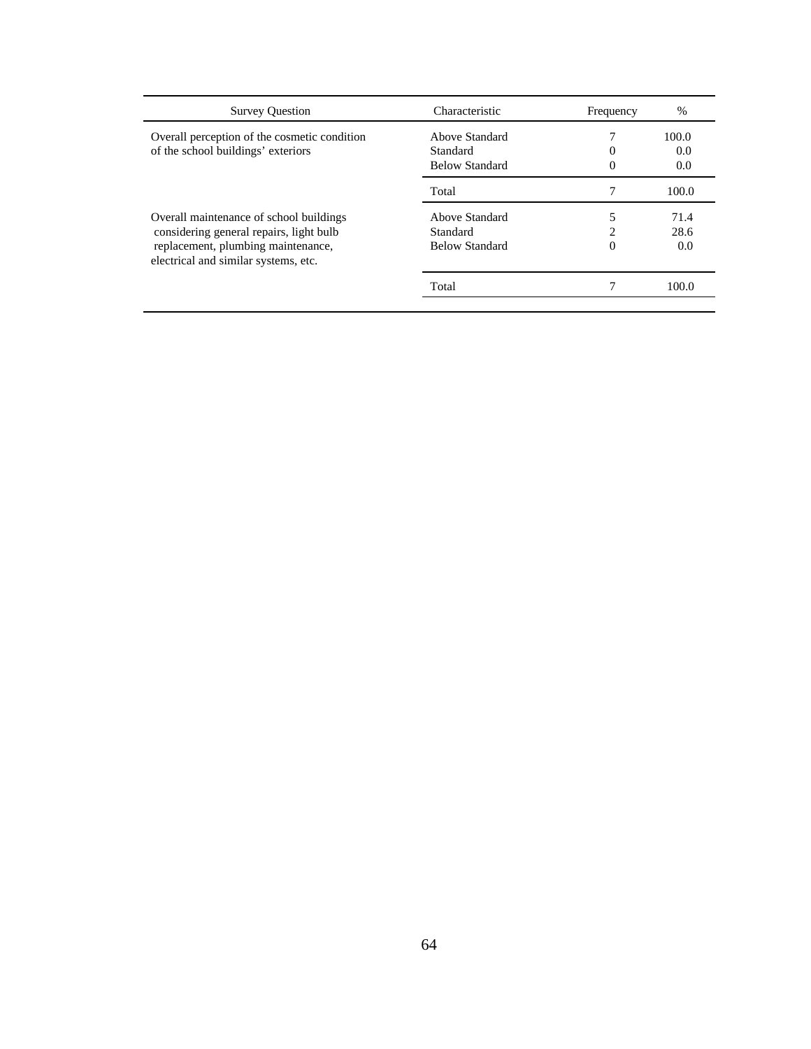| Survey Question | Characteristic | Frequency | % |
|---|---|---|---|
| Overall perception of the cosmetic condition of the school buildings' exteriors | Above Standard | 7 | 100.0 |
| | Standard | 0 | 0.0 |
| | Below Standard | 0 | 0.0 |
| | Total | 7 | 100.0 |
| Overall maintenance of school buildings considering general repairs, light bulb replacement, plumbing maintenance, electrical and similar systems, etc. | Above Standard | 5 | 71.4 |
| | Standard | 2 | 28.6 |
| | Below Standard | 0 | 0.0 |
| | Total | 7 | 100.0 |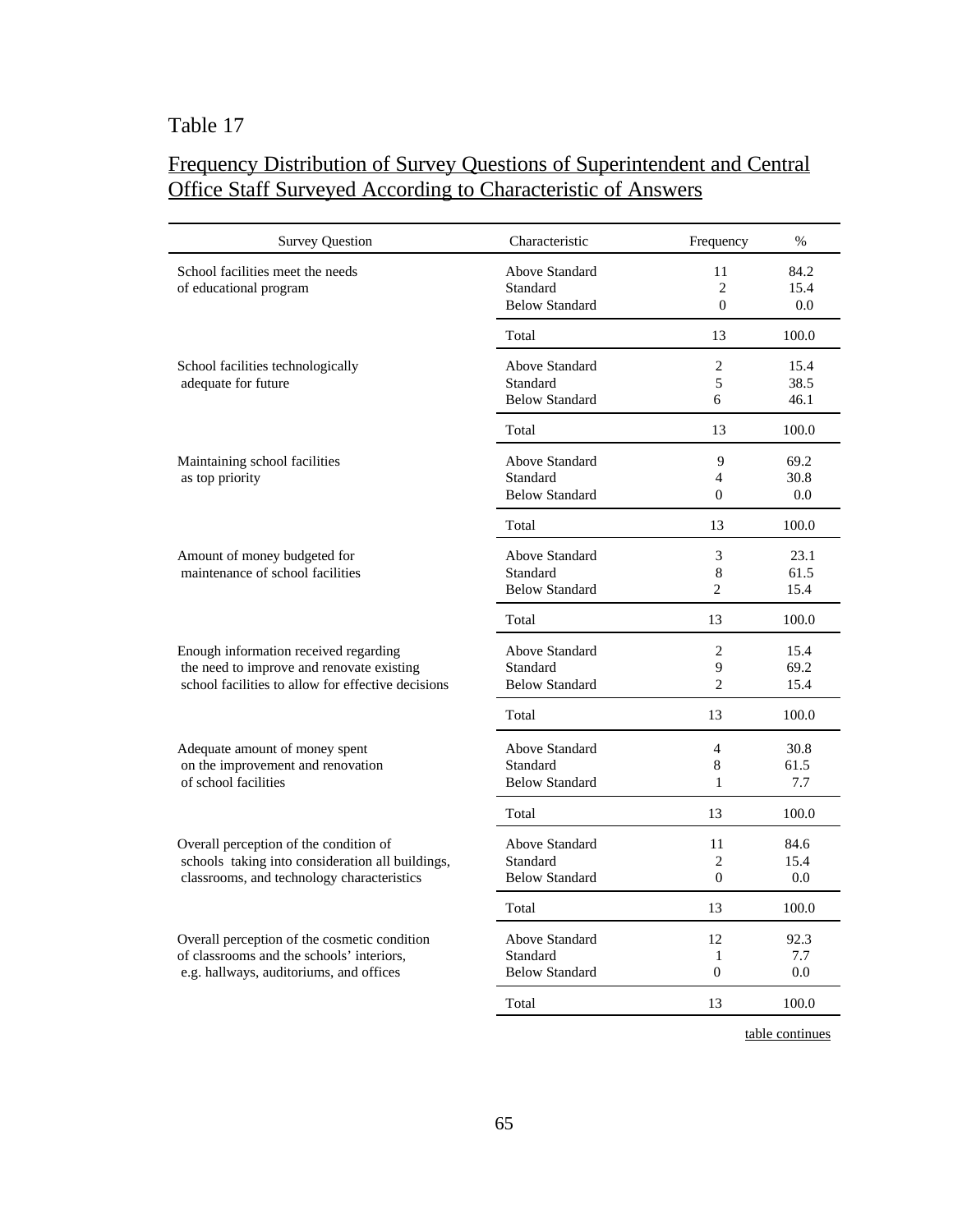Table 17

Frequency Distribution of Survey Questions of Superintendent and Central Office Staff Surveyed According to Characteristic of Answers

| Survey Question | Characteristic | Frequency | % |
|---|---|---|---|
| School facilities meet the needs of educational program | Above Standard | 11 | 84.2 |
| | Standard | 2 | 15.4 |
| | Below Standard | 0 | 0.0 |
| | Total | 13 | 100.0 |
| School facilities technologically adequate for future | Above Standard | 2 | 15.4 |
| | Standard | 5 | 38.5 |
| | Below Standard | 6 | 46.1 |
| | Total | 13 | 100.0 |
| Maintaining school facilities as top priority | Above Standard | 9 | 69.2 |
| | Standard | 4 | 30.8 |
| | Below Standard | 0 | 0.0 |
| | Total | 13 | 100.0 |
| Amount of money budgeted for maintenance of school facilities | Above Standard | 3 | 23.1 |
| | Standard | 8 | 61.5 |
| | Below Standard | 2 | 15.4 |
| | Total | 13 | 100.0 |
| Enough information received regarding the need to improve and renovate existing school facilities to allow for effective decisions | Above Standard | 2 | 15.4 |
| | Standard | 9 | 69.2 |
| | Below Standard | 2 | 15.4 |
| | Total | 13 | 100.0 |
| Adequate amount of money spent on the improvement and renovation of school facilities | Above Standard | 4 | 30.8 |
| | Standard | 8 | 61.5 |
| | Below Standard | 1 | 7.7 |
| | Total | 13 | 100.0 |
| Overall perception of the condition of schools taking into consideration all buildings, classrooms, and technology characteristics | Above Standard | 11 | 84.6 |
| | Standard | 2 | 15.4 |
| | Below Standard | 0 | 0.0 |
| | Total | 13 | 100.0 |
| Overall perception of the cosmetic condition of classrooms and the schools' interiors, e.g. hallways, auditoriums, and offices | Above Standard | 12 | 92.3 |
| | Standard | 1 | 7.7 |
| | Below Standard | 0 | 0.0 |
| | Total | 13 | 100.0 |

table continues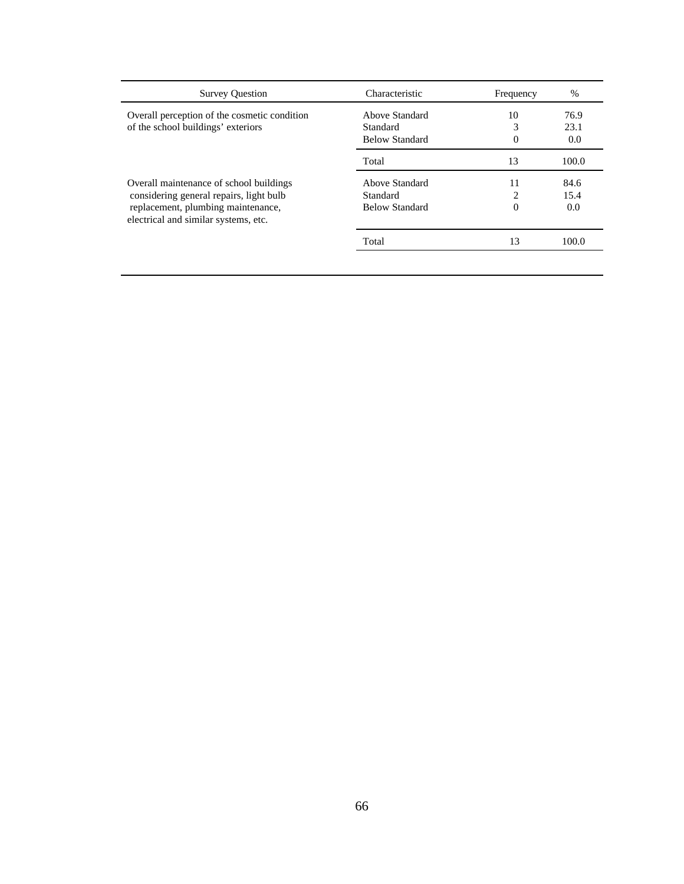| Survey Question | Characteristic | Frequency | % |
|---|---|---|---|
| Overall perception of the cosmetic condition of the school buildings' exteriors | Above Standard | 10 | 76.9 |
| | Standard | 3 | 23.1 |
| | Below Standard | 0 | 0.0 |
| | Total | 13 | 100.0 |
| Overall maintenance of school buildings considering general repairs, light bulb replacement, plumbing maintenance, electrical and similar systems, etc. | Above Standard | 11 | 84.6 |
| | Standard | 2 | 15.4 |
| | Below Standard | 0 | 0.0 |
| | Total | 13 | 100.0 |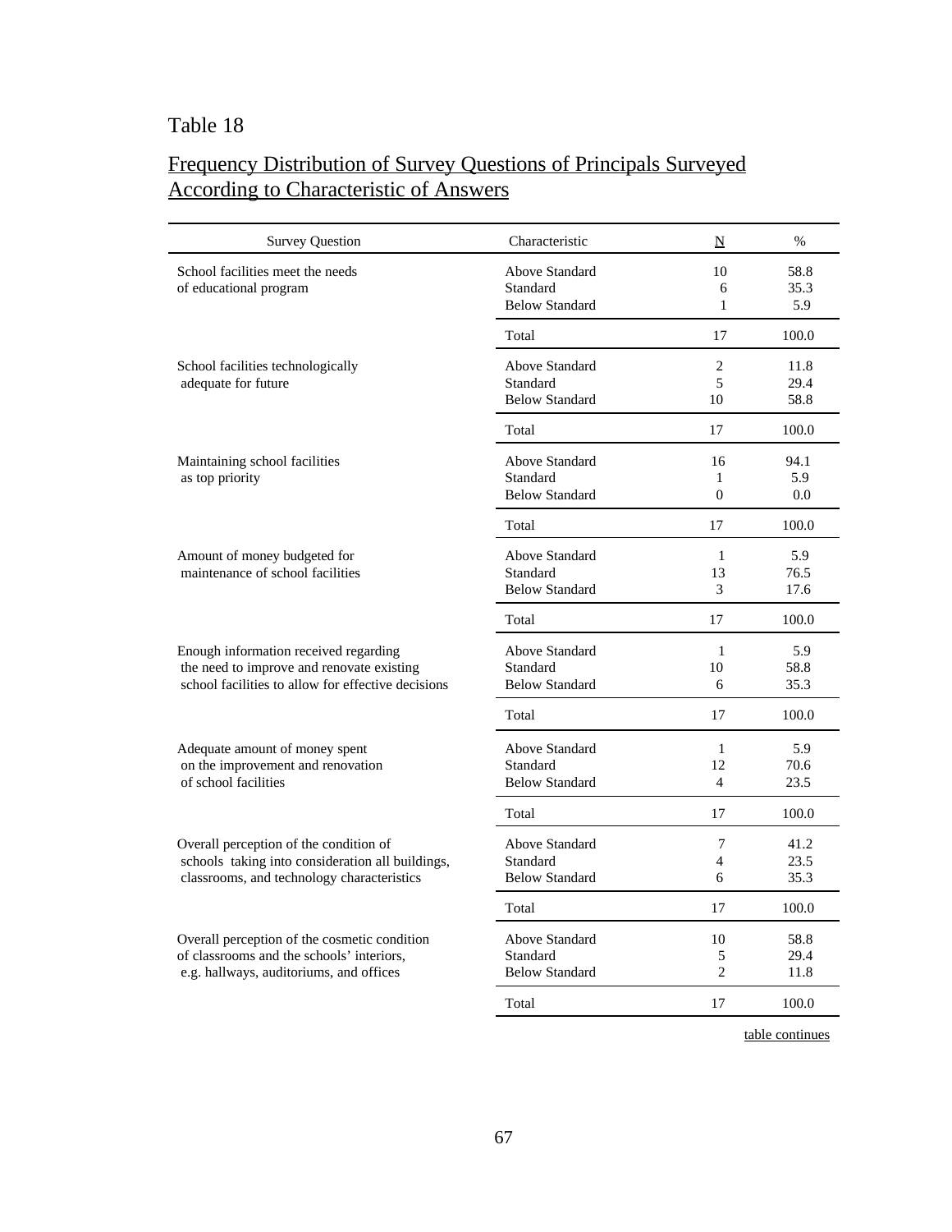Table 18

Frequency Distribution of Survey Questions of Principals Surveyed According to Characteristic of Answers

| Survey Question | Characteristic | N | % |
|---|---|---|---|
| School facilities meet the needs of educational program | Above Standard | 10 | 58.8 |
| | Standard | 6 | 35.3 |
| | Below Standard | 1 | 5.9 |
| | Total | 17 | 100.0 |
| School facilities technologically adequate for future | Above Standard | 2 | 11.8 |
| | Standard | 5 | 29.4 |
| | Below Standard | 10 | 58.8 |
| | Total | 17 | 100.0 |
| Maintaining school facilities as top priority | Above Standard | 16 | 94.1 |
| | Standard | 1 | 5.9 |
| | Below Standard | 0 | 0.0 |
| | Total | 17 | 100.0 |
| Amount of money budgeted for maintenance of school facilities | Above Standard | 1 | 5.9 |
| | Standard | 13 | 76.5 |
| | Below Standard | 3 | 17.6 |
| | Total | 17 | 100.0 |
| Enough information received regarding the need to improve and renovate existing school facilities to allow for effective decisions | Above Standard | 1 | 5.9 |
| | Standard | 10 | 58.8 |
| | Below Standard | 6 | 35.3 |
| | Total | 17 | 100.0 |
| Adequate amount of money spent on the improvement and renovation of school facilities | Above Standard | 1 | 5.9 |
| | Standard | 12 | 70.6 |
| | Below Standard | 4 | 23.5 |
| | Total | 17 | 100.0 |
| Overall perception of the condition of schools taking into consideration all buildings, classrooms, and technology characteristics | Above Standard | 7 | 41.2 |
| | Standard | 4 | 23.5 |
| | Below Standard | 6 | 35.3 |
| | Total | 17 | 100.0 |
| Overall perception of the cosmetic condition of classrooms and the schools' interiors, e.g. hallways, auditoriums, and offices | Above Standard | 10 | 58.8 |
| | Standard | 5 | 29.4 |
| | Below Standard | 2 | 11.8 |
| | Total | 17 | 100.0 |

table continues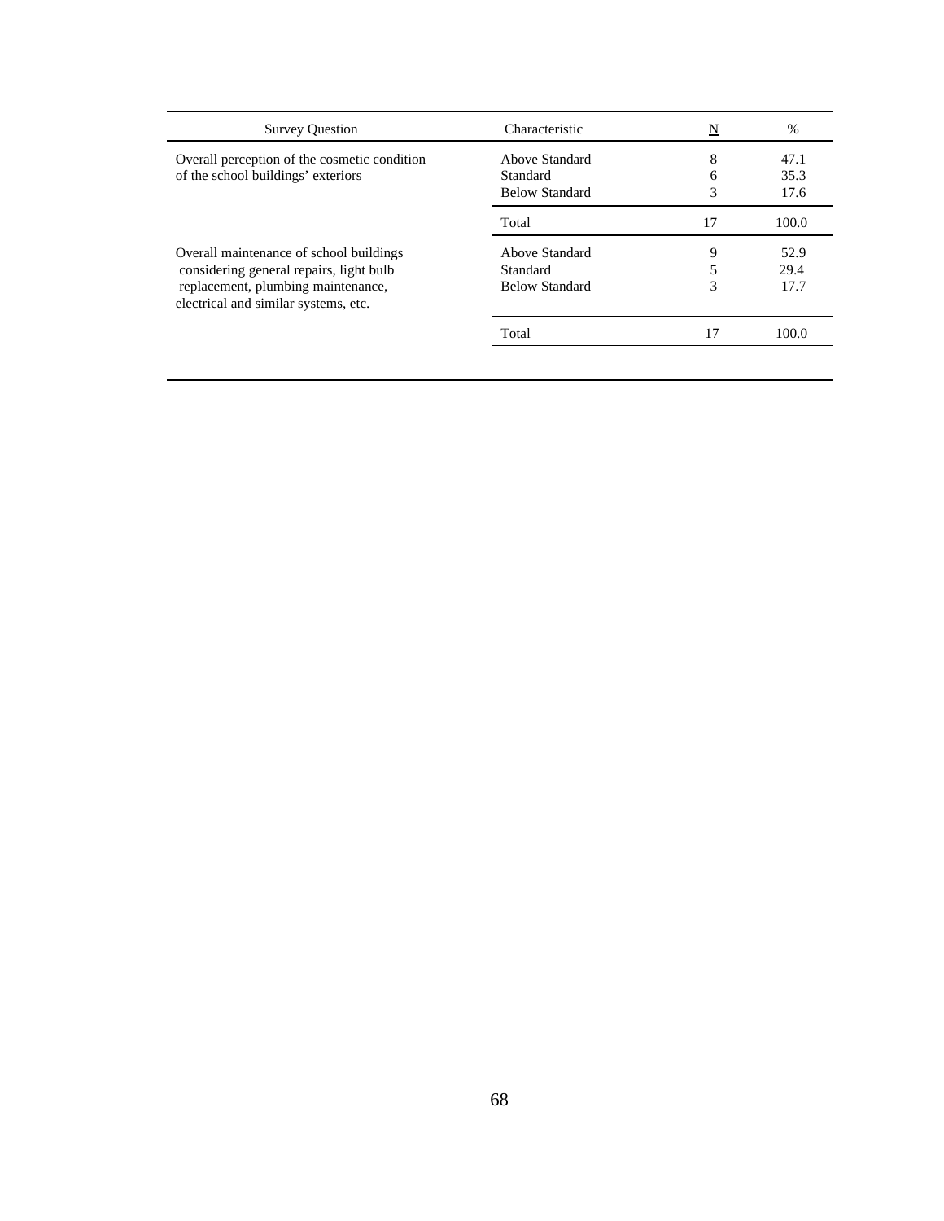| Survey Question | Characteristic | N | % |
|---|---|---|---|
| Overall perception of the cosmetic condition of the school buildings' exteriors | Above Standard | 8 | 47.1 |
| | Standard | 6 | 35.3 |
| | Below Standard | 3 | 17.6 |
| | Total | 17 | 100.0 |
| Overall maintenance of school buildings considering general repairs, light bulb replacement, plumbing maintenance, electrical and similar systems, etc. | Above Standard | 9 | 52.9 |
| | Standard | 5 | 29.4 |
| | Below Standard | 3 | 17.7 |
| | Total | 17 | 100.0 |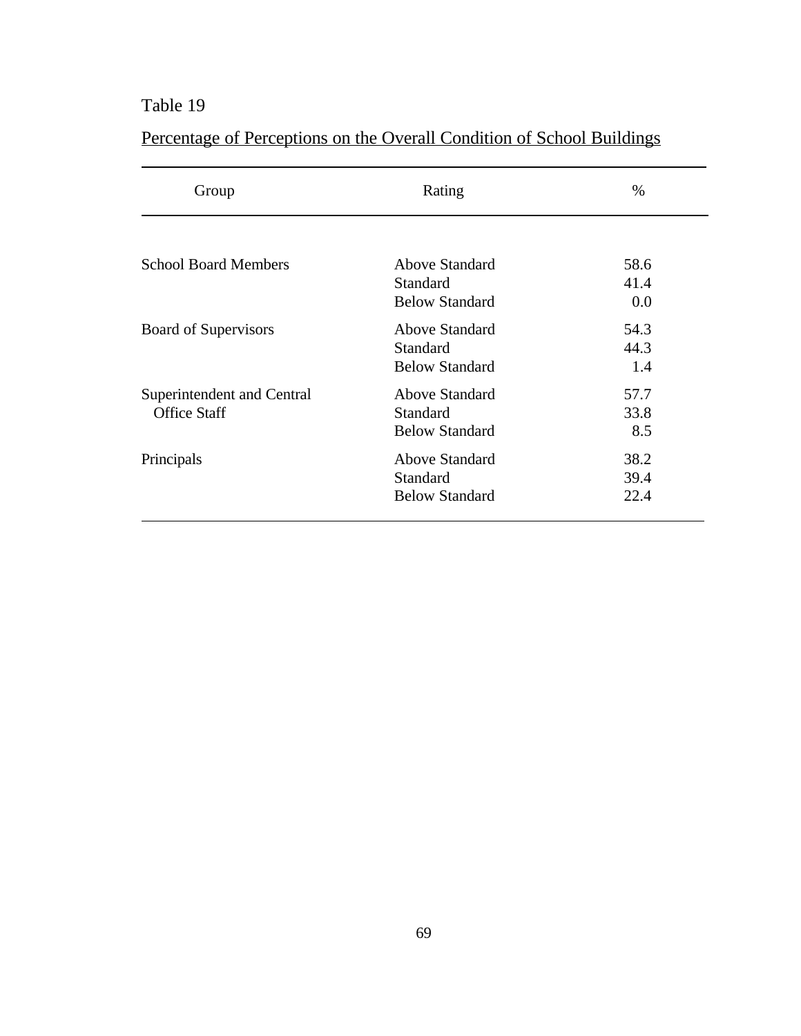Table 19

Percentage of Perceptions on the Overall Condition of School Buildings

| Group | Rating | % |
|---|---|---|
| School Board Members | Above Standard | 58.6 |
| | Standard | 41.4 |
| | Below Standard | 0.0 |
| Board of Supervisors | Above Standard | 54.3 |
| | Standard | 44.3 |
| | Below Standard | 1.4 |
| Superintendent and Central Office Staff | Above Standard | 57.7 |
| | Standard | 33.8 |
| | Below Standard | 8.5 |
| Principals | Above Standard | 38.2 |
| | Standard | 39.4 |
| | Below Standard | 22.4 |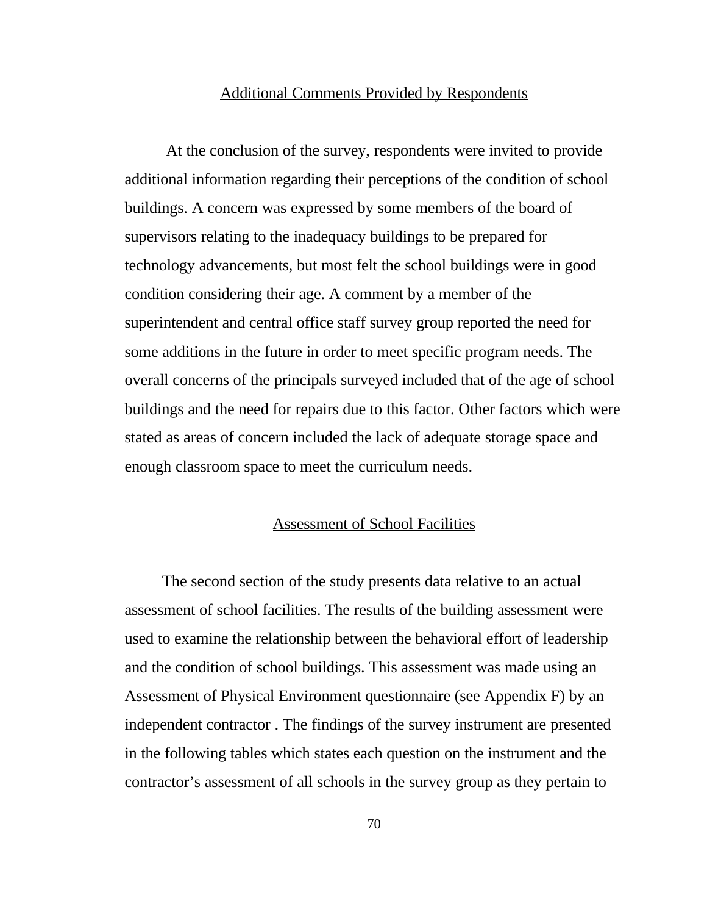## Additional Comments Provided by Respondents

At the conclusion of the survey, respondents were invited to provide additional information regarding their perceptions of the condition of school buildings. A concern was expressed by some members of the board of supervisors relating to the inadequacy buildings to be prepared for technology advancements, but most felt the school buildings were in good condition considering their age. A comment by a member of the superintendent and central office staff survey group reported the need for some additions in the future in order to meet specific program needs. The overall concerns of the principals surveyed included that of the age of school buildings and the need for repairs due to this factor. Other factors which were stated as areas of concern included the lack of adequate storage space and enough classroom space to meet the curriculum needs.

## Assessment of School Facilities

The second section of the study presents data relative to an actual assessment of school facilities. The results of the building assessment were used to examine the relationship between the behavioral effort of leadership and the condition of school buildings. This assessment was made using an Assessment of Physical Environment questionnaire (see Appendix F) by an independent contractor . The findings of the survey instrument are presented in the following tables which states each question on the instrument and the contractor's assessment of all schools in the survey group as they pertain to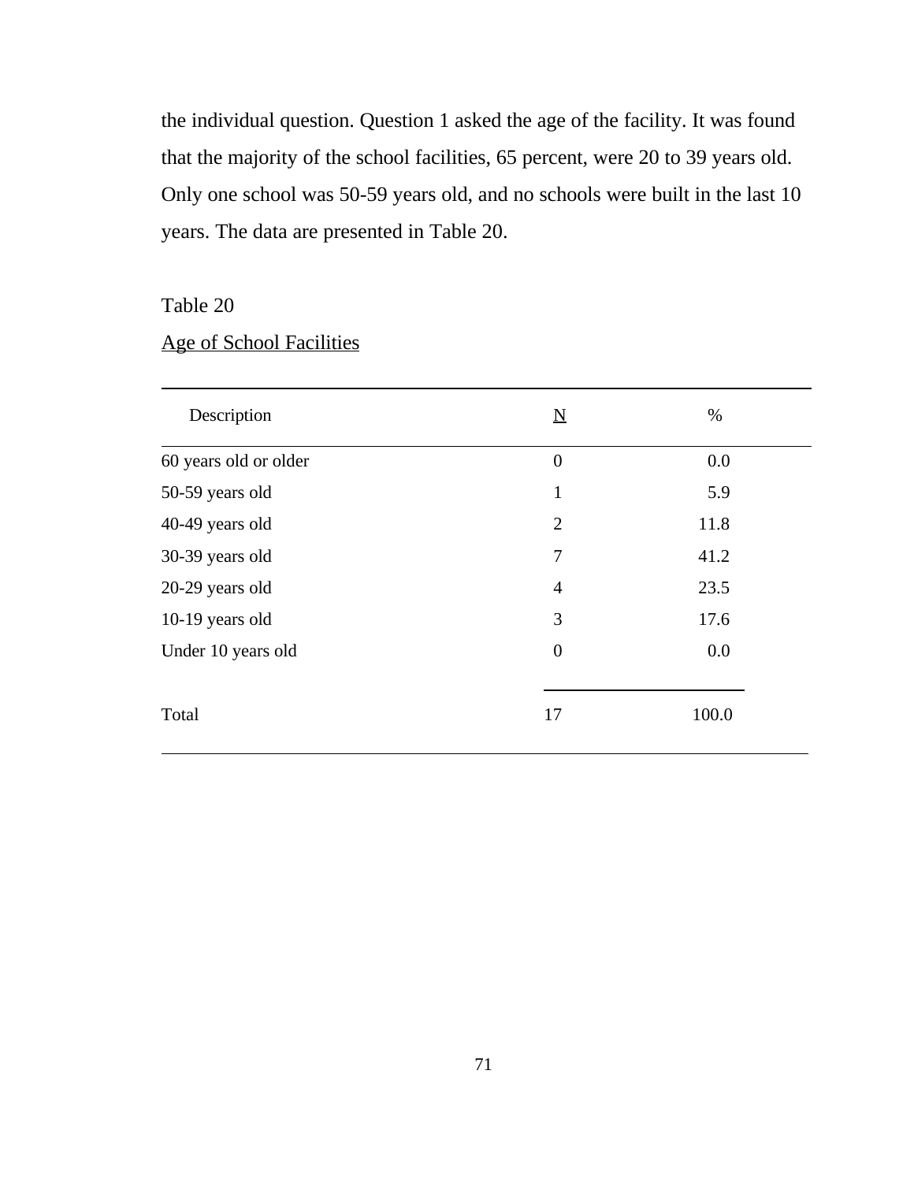the individual question. Question 1 asked the age of the facility. It was found that the majority of the school facilities, 65 percent, were 20 to 39 years old. Only one school was 50-59 years old, and no schools were built in the last 10 years. The data are presented in Table 20.

Table 20

Age of School Facilities

| Description | N | % |
|---|---|---|
| 60 years old or older | 0 | 0.0 |
| 50-59 years old | 1 | 5.9 |
| 40-49 years old | 2 | 11.8 |
| 30-39 years old | 7 | 41.2 |
| 20-29 years old | 4 | 23.5 |
| 10-19 years old | 3 | 17.6 |
| Under 10 years old | 0 | 0.0 |
| Total | 17 | 100.0 |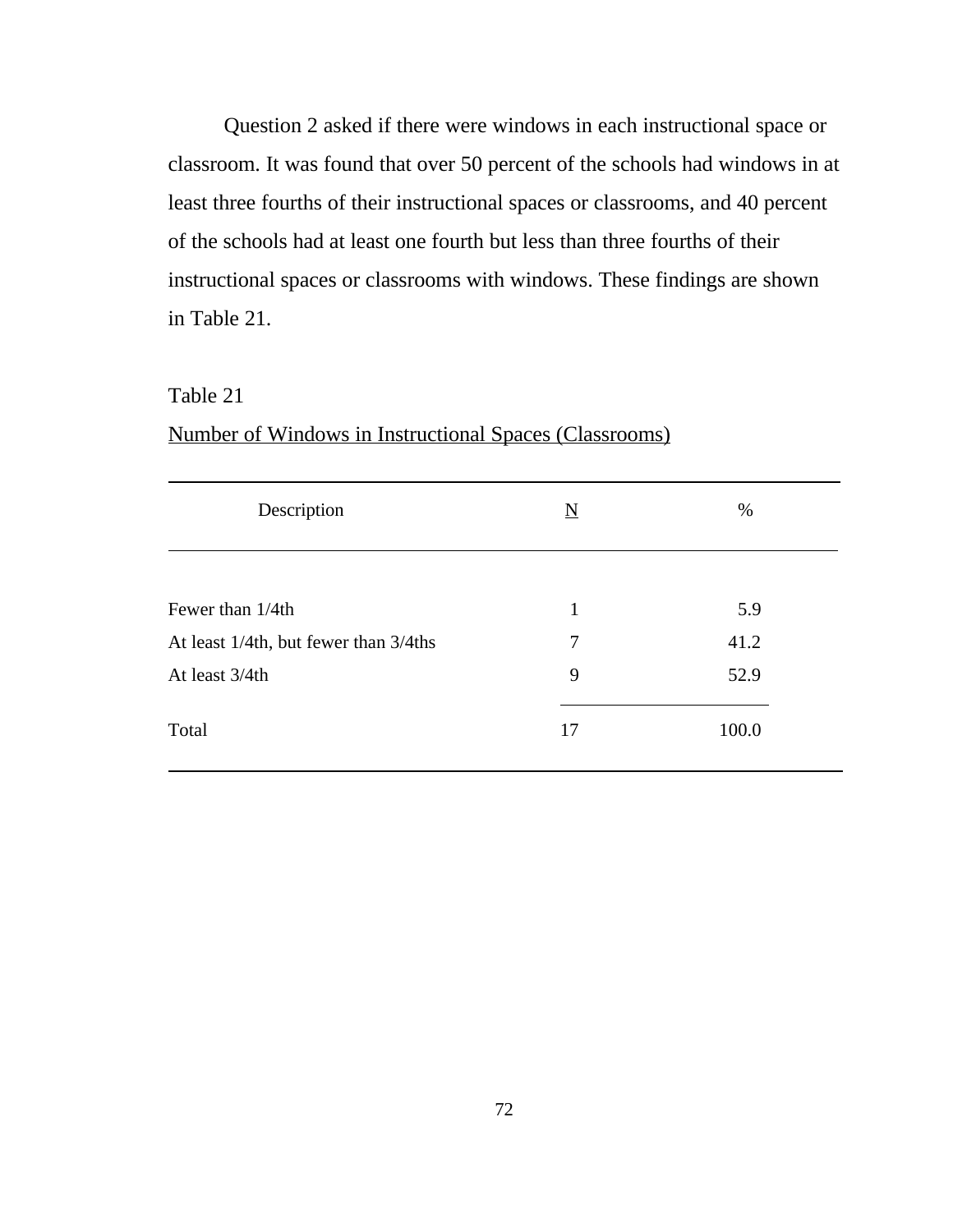Question 2 asked if there were windows in each instructional space or classroom. It was found that over 50 percent of the schools had windows in at least three fourths of their instructional spaces or classrooms, and 40 percent of the schools had at least one fourth but less than three fourths of their instructional spaces or classrooms with windows. These findings are shown in Table 21.

Table 21

<u>Number of Windows in Instructional Spaces (Classrooms)</u>

| Description | <u>N</u> | % |
|---|---|---|
| Fewer than 1/4th | 1 | 5.9 |
| At least 1/4th, but fewer than 3/4ths | 7 | 41.2 |
| At least 3/4th | 9 | 52.9 |
| Total | 17 | 100.0 |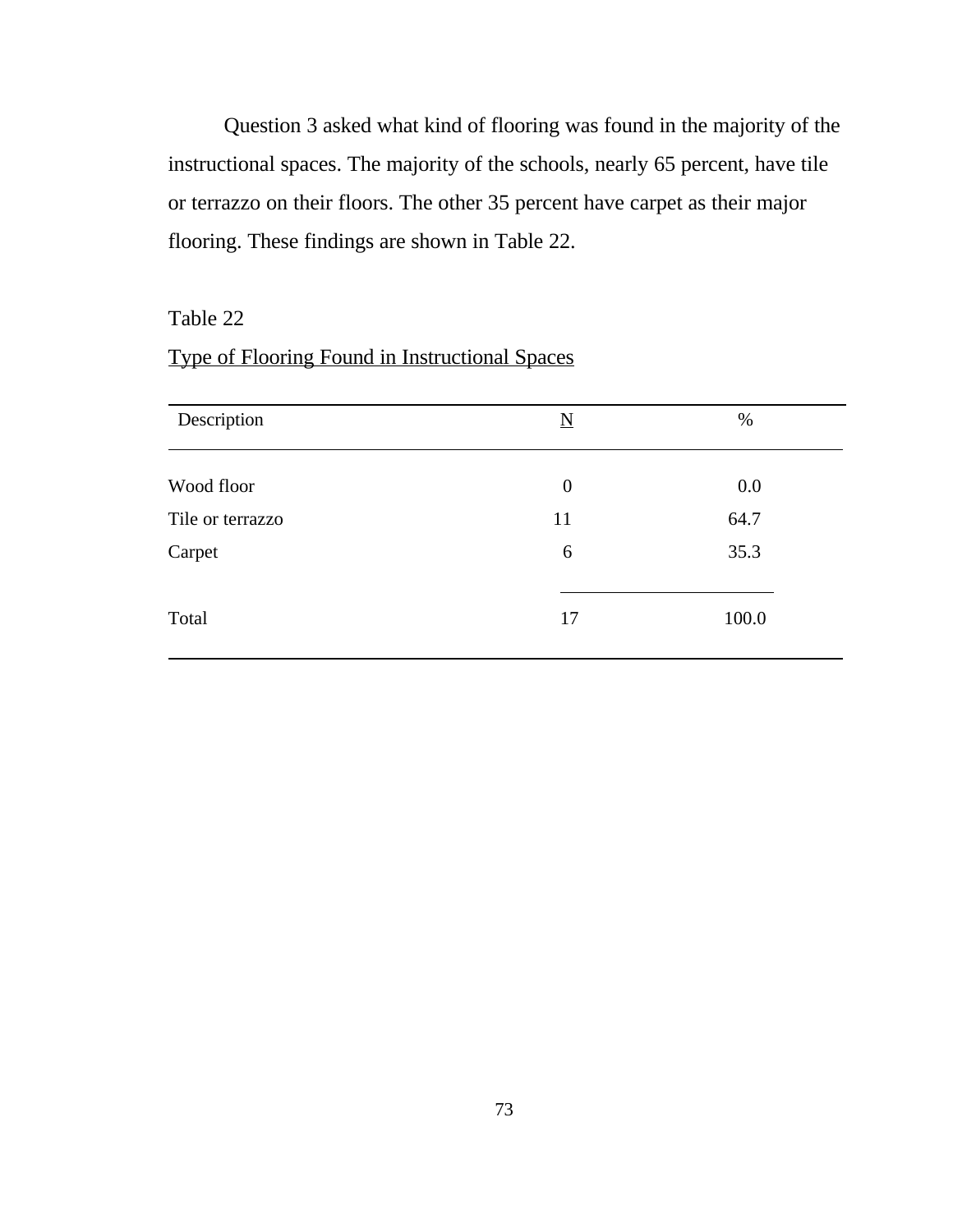Question 3 asked what kind of flooring was found in the majority of the instructional spaces. The majority of the schools, nearly 65 percent, have tile or terrazzo on their floors. The other 35 percent have carpet as their major flooring. These findings are shown in Table 22.

Table 22

Type of Flooring Found in Instructional Spaces

| Description | N | % |
|---|---|---|
| Wood floor | 0 | 0.0 |
| Tile or terrazzo | 11 | 64.7 |
| Carpet | 6 | 35.3 |
| Total | 17 | 100.0 |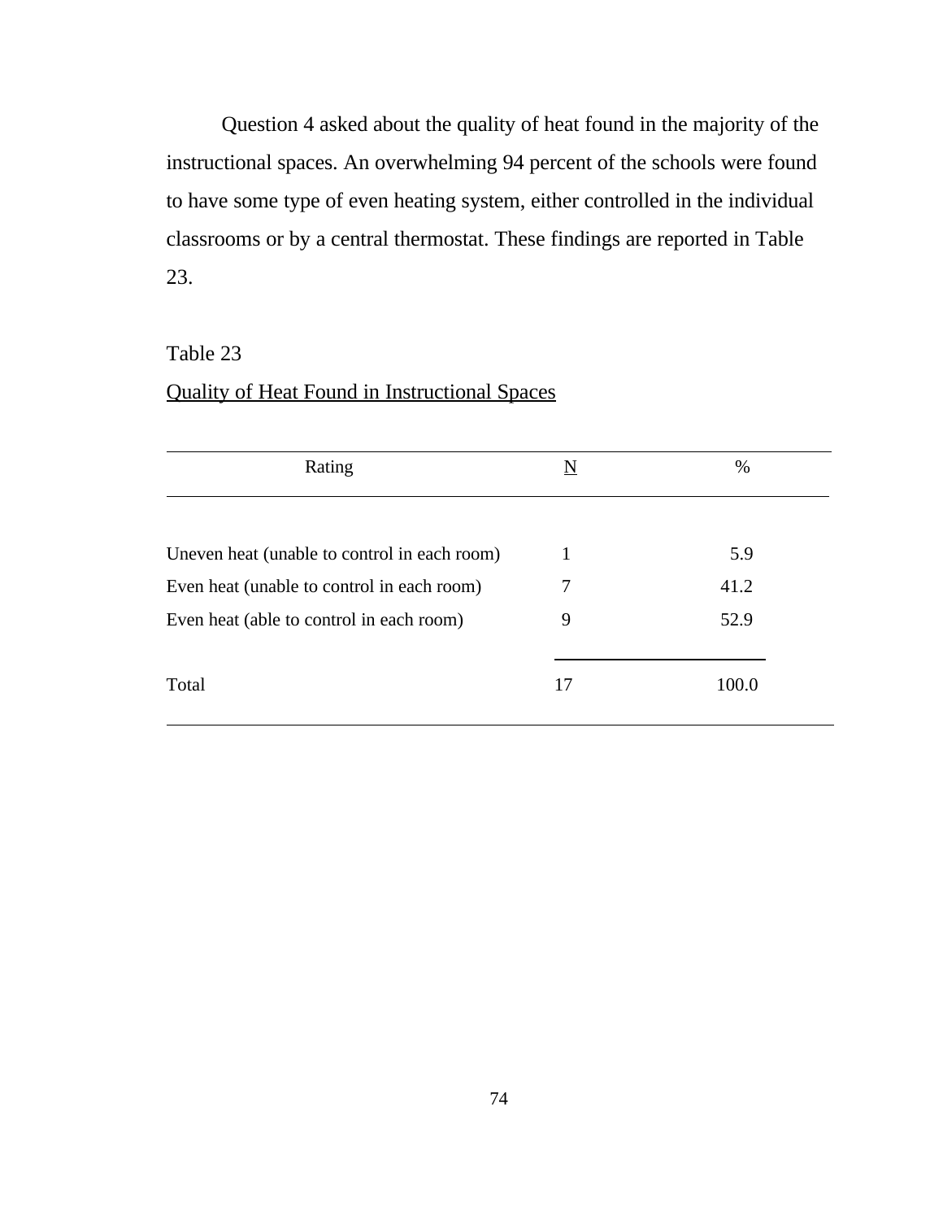Question 4 asked about the quality of heat found in the majority of the instructional spaces. An overwhelming 94 percent of the schools were found to have some type of even heating system, either controlled in the individual classrooms or by a central thermostat. These findings are reported in Table 23.

Table 23

Quality of Heat Found in Instructional Spaces

| Rating | N | % |
|---|---|---|
| Uneven heat (unable to control in each room) | 1 | 5.9 |
| Even heat (unable to control in each room) | 7 | 41.2 |
| Even heat (able to control in each room) | 9 | 52.9 |
| Total | 17 | 100.0 |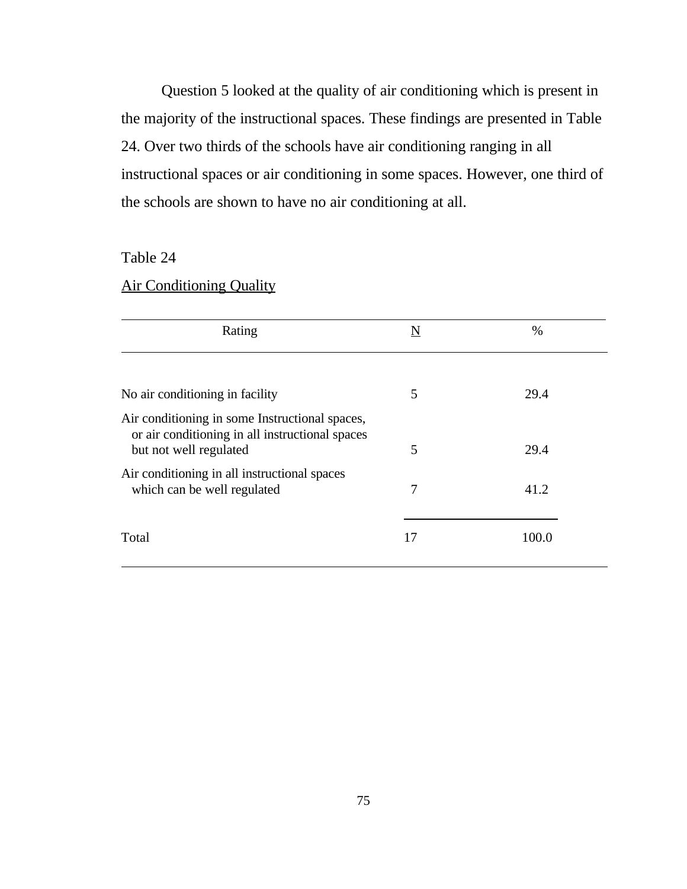Question 5 looked at the quality of air conditioning which is present in the majority of the instructional spaces. These findings are presented in Table 24. Over two thirds of the schools have air conditioning ranging in all instructional spaces or air conditioning in some spaces. However, one third of the schools are shown to have no air conditioning at all.

Table 24

Air Conditioning Quality

| Rating | N | % |
|---|---|---|
| No air conditioning in facility | 5 | 29.4 |
| Air conditioning in some Instructional spaces, or air conditioning in all instructional spaces but not well regulated | 5 | 29.4 |
| Air conditioning in all instructional spaces which can be well regulated | 7 | 41.2 |
| Total | 17 | 100.0 |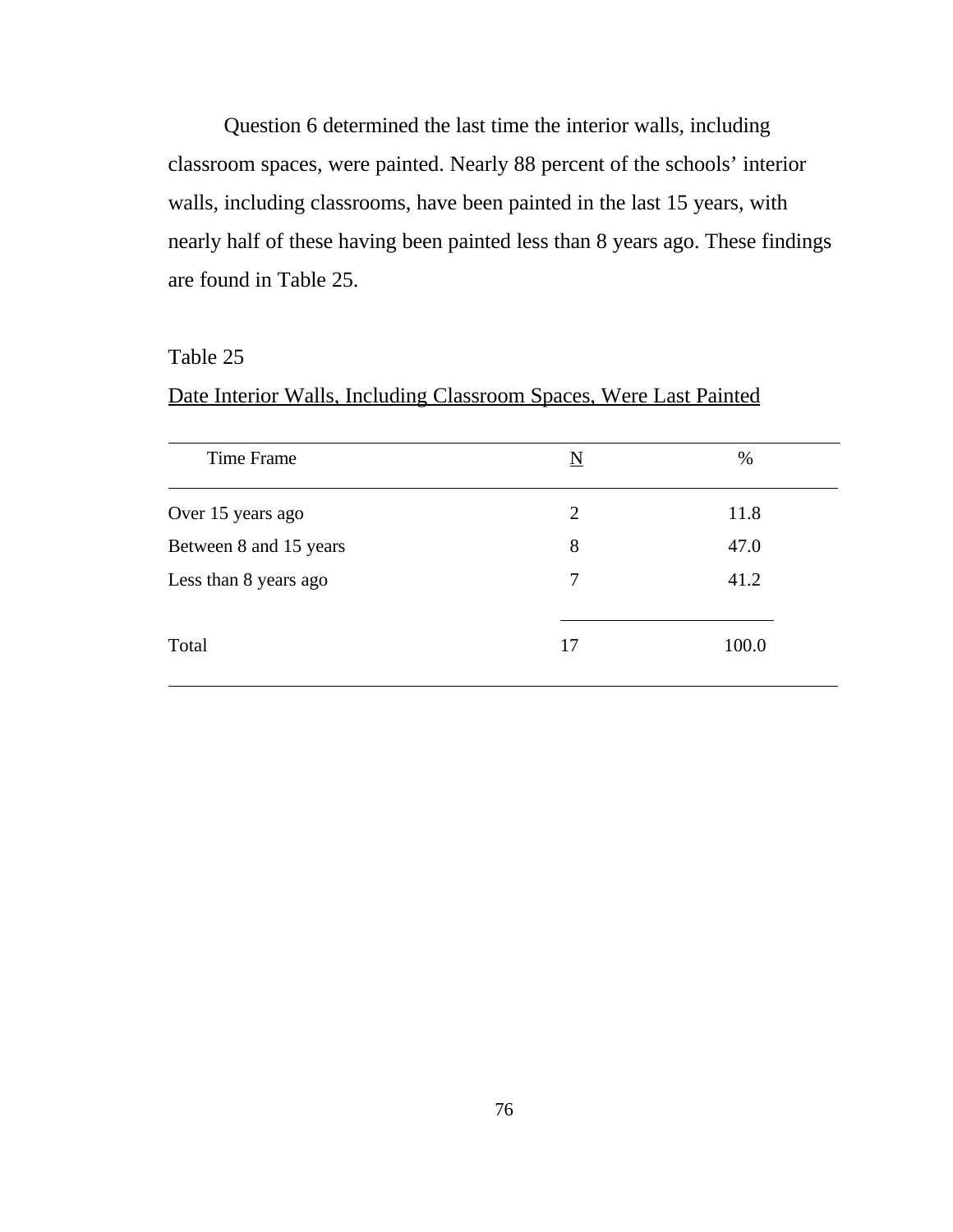Question 6 determined the last time the interior walls, including classroom spaces, were painted. Nearly 88 percent of the schools' interior walls, including classrooms, have been painted in the last 15 years, with nearly half of these having been painted less than 8 years ago. These findings are found in Table 25.

Table 25

Date Interior Walls, Including Classroom Spaces, Were Last Painted

| Time Frame | N | % |
|---|---|---|
| Over 15 years ago | 2 | 11.8 |
| Between 8 and 15 years | 8 | 47.0 |
| Less than 8 years ago | 7 | 41.2 |
| Total | 17 | 100.0 |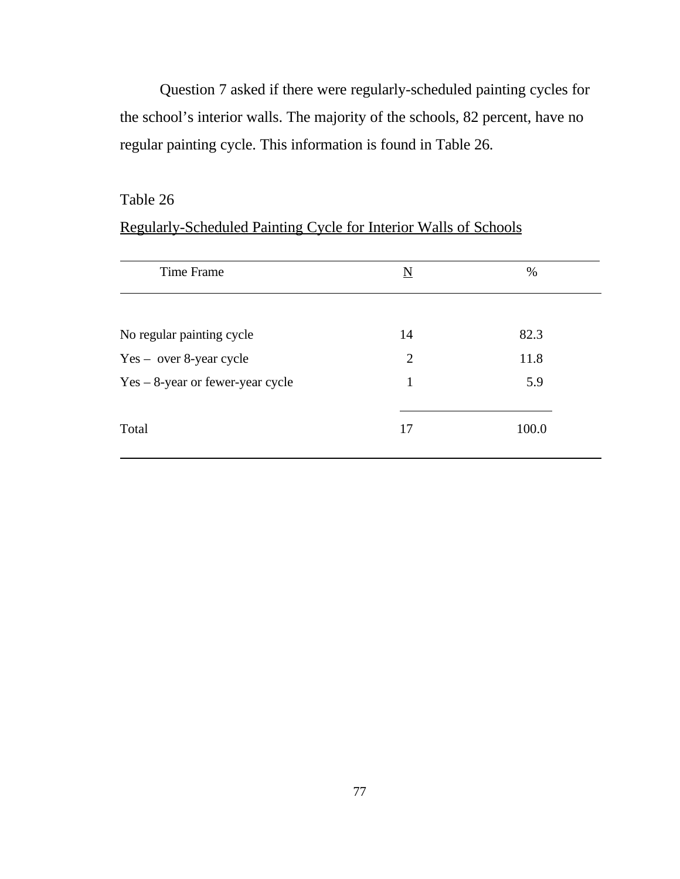Question 7 asked if there were regularly-scheduled painting cycles for the school's interior walls. The majority of the schools, 82 percent, have no regular painting cycle. This information is found in Table 26.

Table 26

Regularly-Scheduled Painting Cycle for Interior Walls of Schools

| Time Frame | N | % |
|---|---|---|
| No regular painting cycle | 14 | 82.3 |
| Yes – over 8-year cycle | 2 | 11.8 |
| Yes – 8-year or fewer-year cycle | 1 | 5.9 |
| Total | 17 | 100.0 |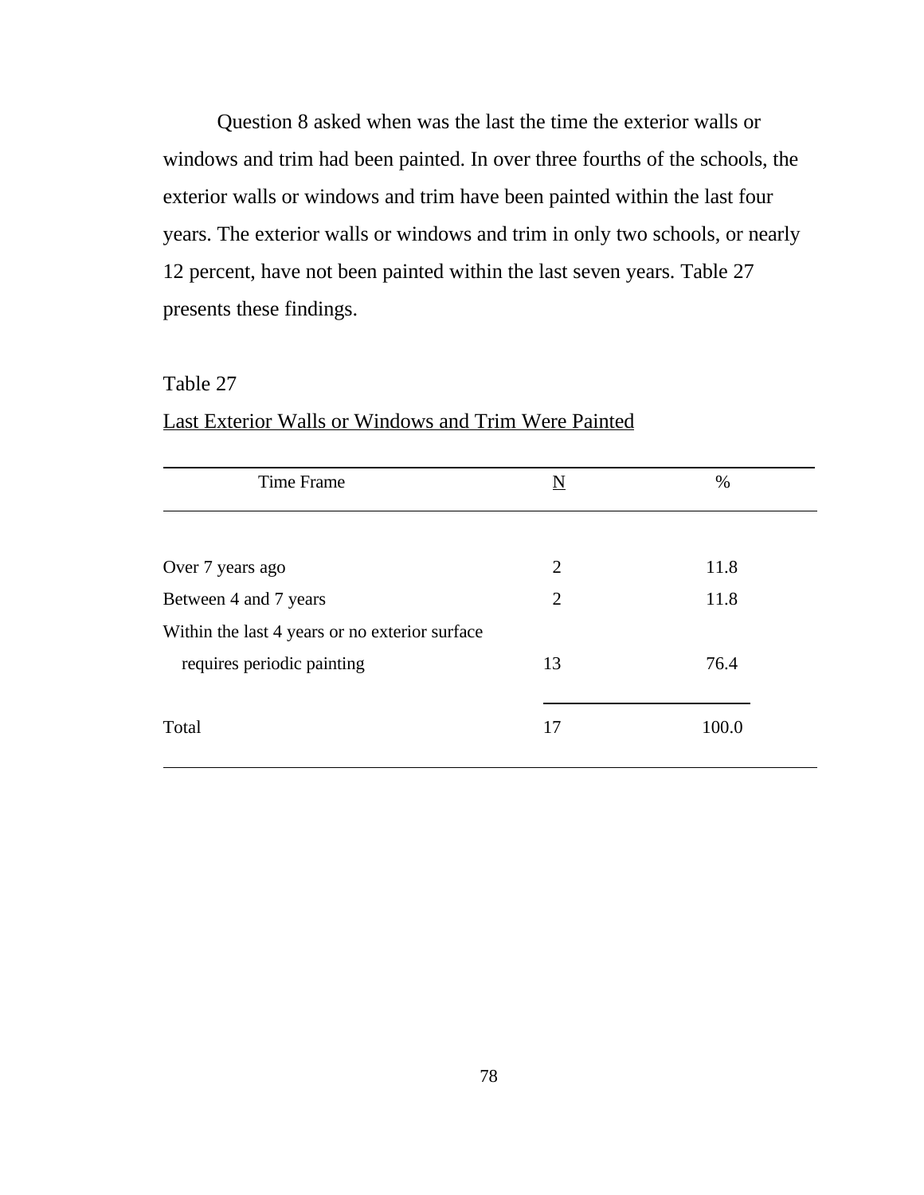Question 8 asked when was the last the time the exterior walls or windows and trim had been painted. In over three fourths of the schools, the exterior walls or windows and trim have been painted within the last four years. The exterior walls or windows and trim in only two schools, or nearly 12 percent, have not been painted within the last seven years. Table 27 presents these findings.

Table 27

Last Exterior Walls or Windows and Trim Were Painted

| Time Frame | N | % |
|---|---|---|
| Over 7 years ago | 2 | 11.8 |
| Between 4 and 7 years | 2 | 11.8 |
| Within the last 4 years or no exterior surface requires periodic painting | 13 | 76.4 |
| Total | 17 | 100.0 |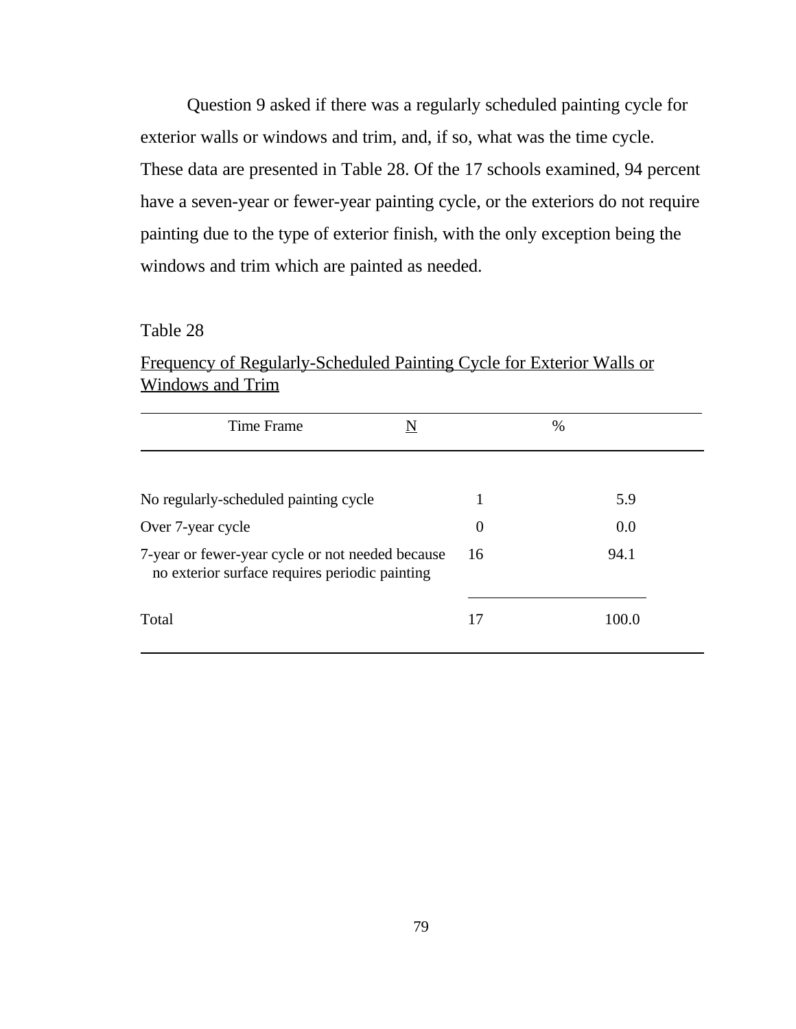Question 9 asked if there was a regularly scheduled painting cycle for exterior walls or windows and trim, and, if so, what was the time cycle. These data are presented in Table 28. Of the 17 schools examined, 94 percent have a seven-year or fewer-year painting cycle, or the exteriors do not require painting due to the type of exterior finish, with the only exception being the windows and trim which are painted as needed.

Table 28

Frequency of Regularly-Scheduled Painting Cycle for Exterior Walls or Windows and Trim

| Time Frame | N | % |
|---|---|---|
| No regularly-scheduled painting cycle | 1 | 5.9 |
| Over 7-year cycle | 0 | 0.0 |
| 7-year or fewer-year cycle or not needed because no exterior surface requires periodic painting | 16 | 94.1 |
| Total | 17 | 100.0 |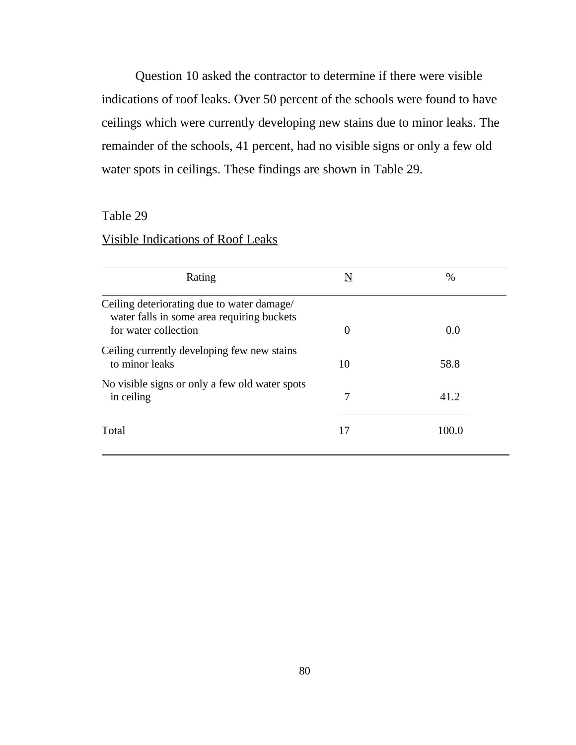Question 10 asked the contractor to determine if there were visible indications of roof leaks. Over 50 percent of the schools were found to have ceilings which were currently developing new stains due to minor leaks. The remainder of the schools, 41 percent, had no visible signs or only a few old water spots in ceilings. These findings are shown in Table 29.

Table 29

Visible Indications of Roof Leaks

| Rating | N | % |
|---|---|---|
| Ceiling deteriorating due to water damage/ water falls in some area requiring buckets for water collection | 0 | 0.0 |
| Ceiling currently developing few new stains to minor leaks | 10 | 58.8 |
| No visible signs or only a few old water spots in ceiling | 7 | 41.2 |
| Total | 17 | 100.0 |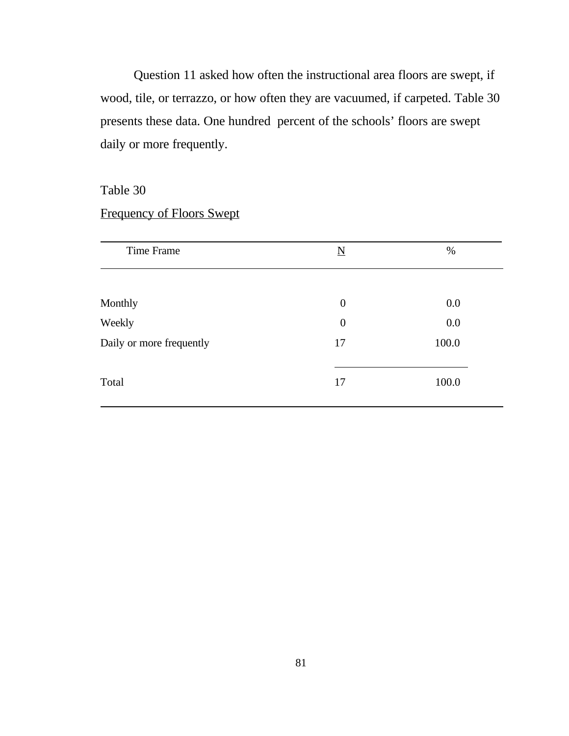Question 11 asked how often the instructional area floors are swept, if wood, tile, or terrazzo, or how often they are vacuumed, if carpeted. Table 30 presents these data. One hundred  percent of the schools' floors are swept daily or more frequently.

Table 30

Frequency of Floors Swept

| Time Frame | N | % |
|---|---|---|
| Monthly | 0 | 0.0 |
| Weekly | 0 | 0.0 |
| Daily or more frequently | 17 | 100.0 |
| Total | 17 | 100.0 |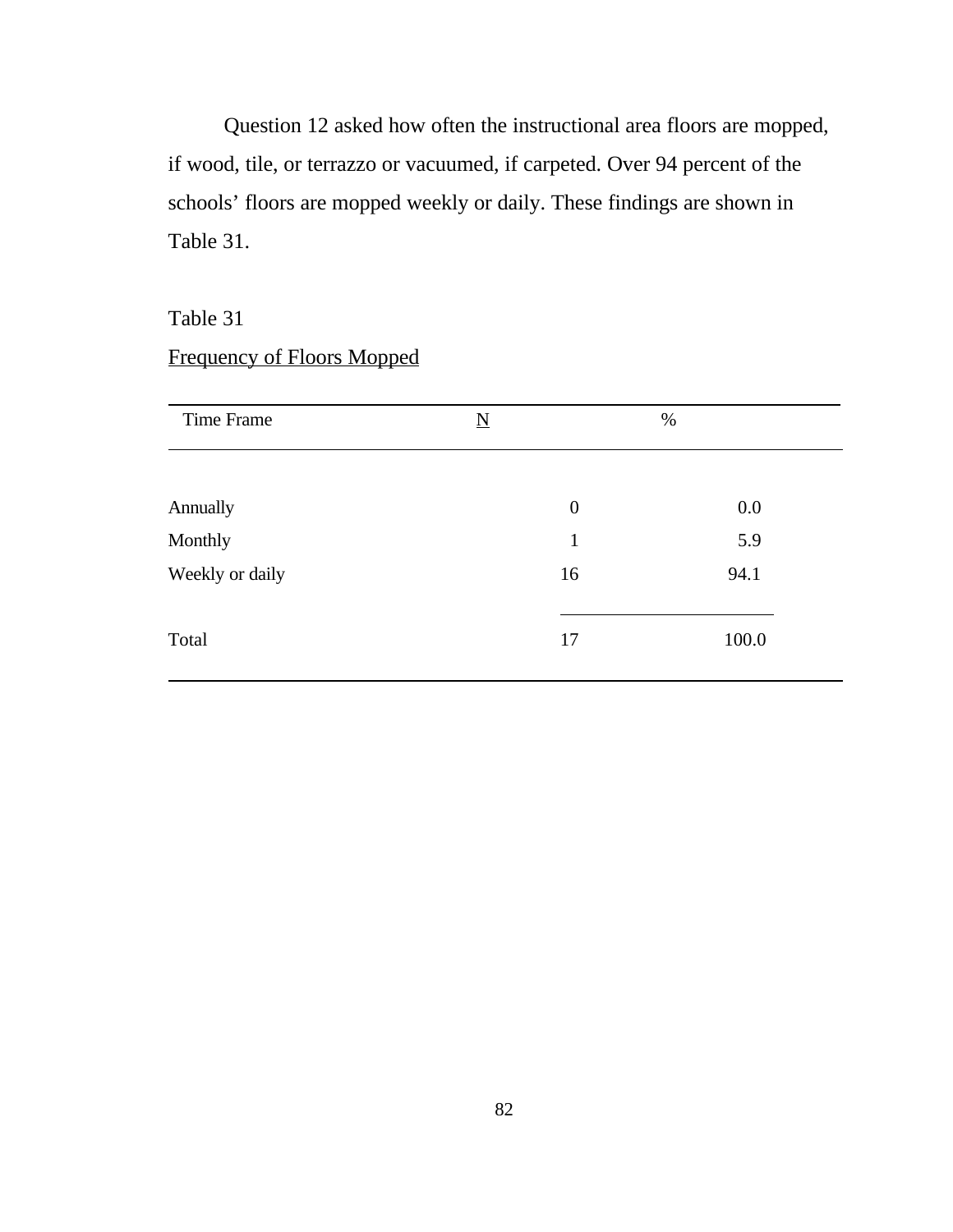Question 12 asked how often the instructional area floors are mopped, if wood, tile, or terrazzo or vacuumed, if carpeted. Over 94 percent of the schools' floors are mopped weekly or daily. These findings are shown in Table 31.

Table 31

Frequency of Floors Mopped

| Time Frame | N | % |
|---|---|---|
| Annually | 0 | 0.0 |
| Monthly | 1 | 5.9 |
| Weekly or daily | 16 | 94.1 |
| Total | 17 | 100.0 |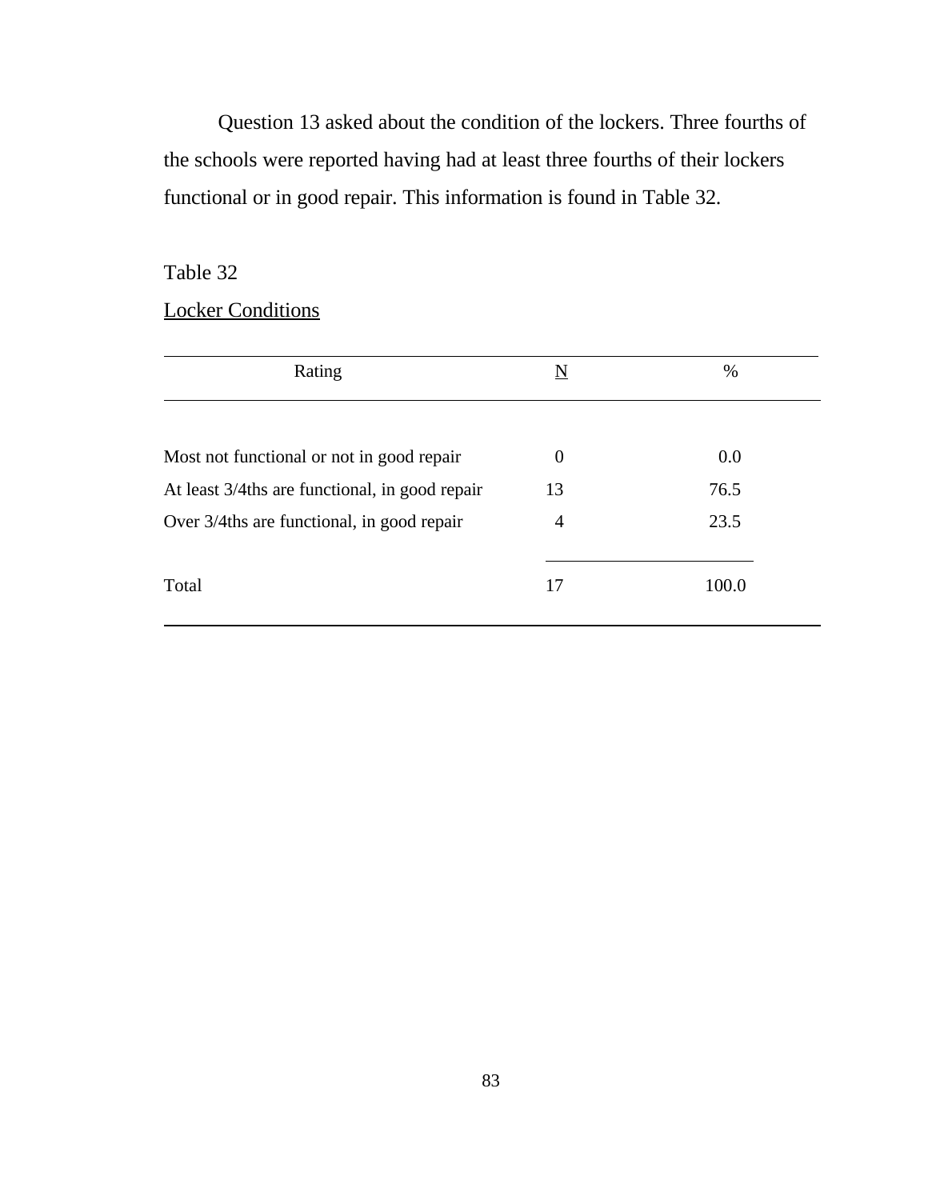Question 13 asked about the condition of the lockers. Three fourths of the schools were reported having had at least three fourths of their lockers functional or in good repair. This information is found in Table 32.

Table 32

Locker Conditions

| Rating | N | % |
|---|---|---|
| Most not functional or not in good repair | 0 | 0.0 |
| At least 3/4ths are functional, in good repair | 13 | 76.5 |
| Over 3/4ths are functional, in good repair | 4 | 23.5 |
| Total | 17 | 100.0 |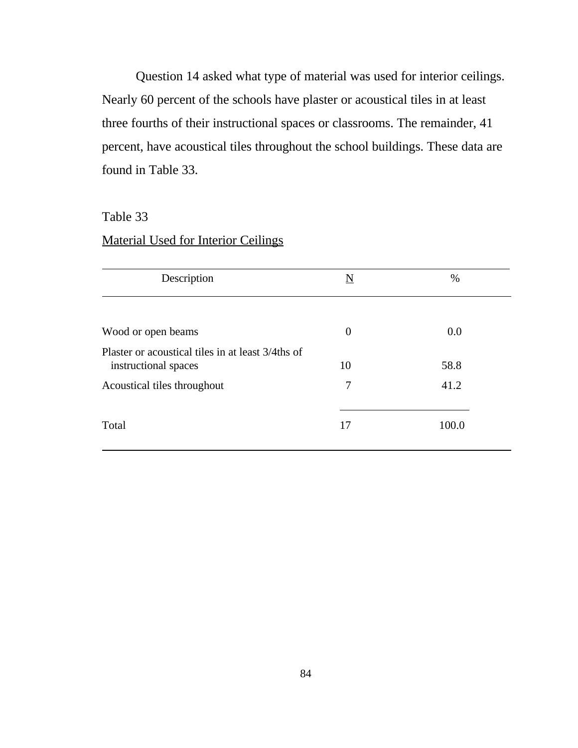Question 14 asked what type of material was used for interior ceilings. Nearly 60 percent of the schools have plaster or acoustical tiles in at least three fourths of their instructional spaces or classrooms. The remainder, 41 percent, have acoustical tiles throughout the school buildings. These data are found in Table 33.

Table 33

Material Used for Interior Ceilings

| Description | N | % |
|---|---|---|
| Wood or open beams | 0 | 0.0 |
| Plaster or acoustical tiles in at least 3/4ths of instructional spaces | 10 | 58.8 |
| Acoustical tiles throughout | 7 | 41.2 |
| Total | 17 | 100.0 |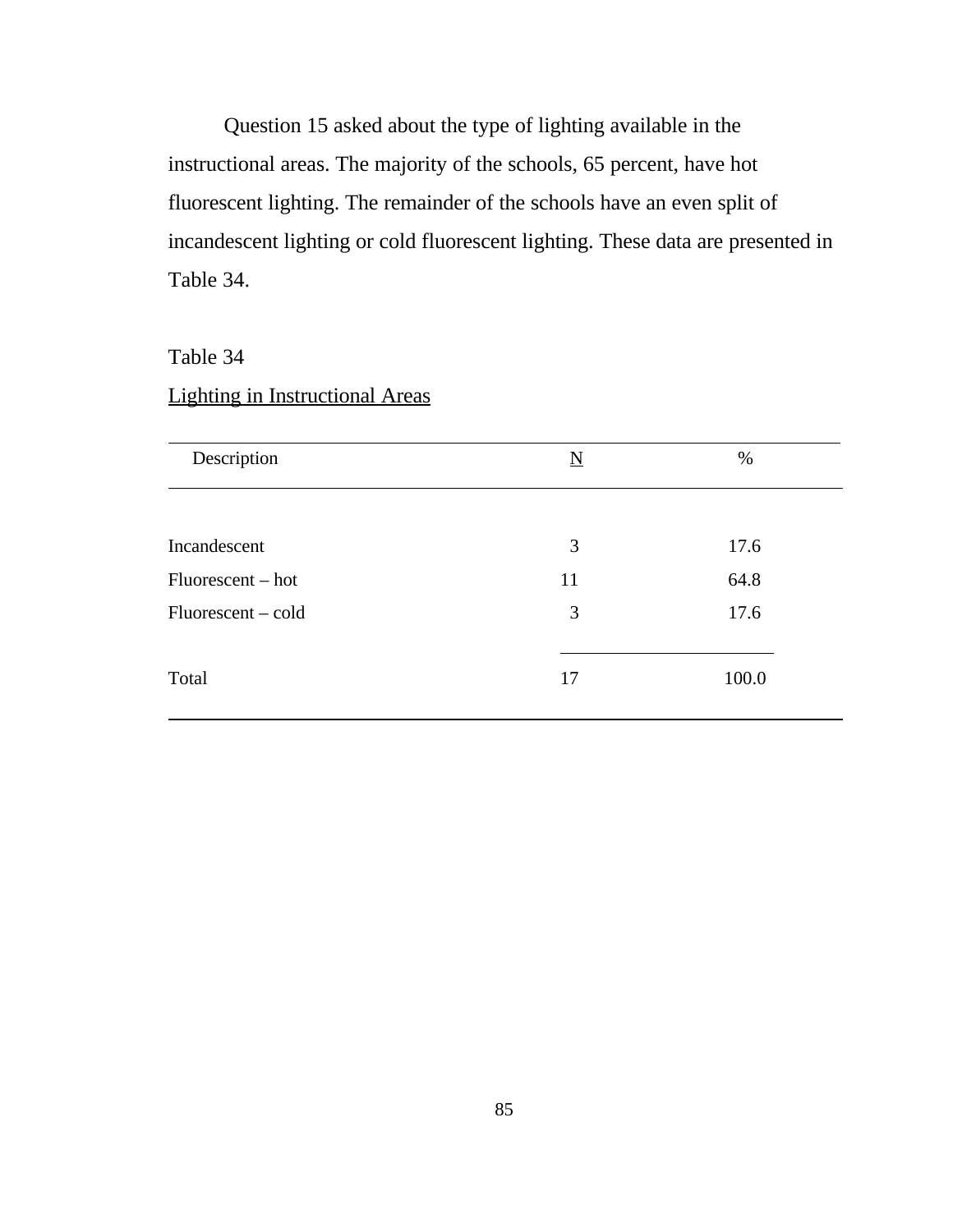Question 15 asked about the type of lighting available in the instructional areas. The majority of the schools, 65 percent, have hot fluorescent lighting. The remainder of the schools have an even split of incandescent lighting or cold fluorescent lighting. These data are presented in Table 34.

Table 34

Lighting in Instructional Areas

| Description | N | % |
|---|---|---|
| Incandescent | 3 | 17.6 |
| Fluorescent – hot | 11 | 64.8 |
| Fluorescent – cold | 3 | 17.6 |
| Total | 17 | 100.0 |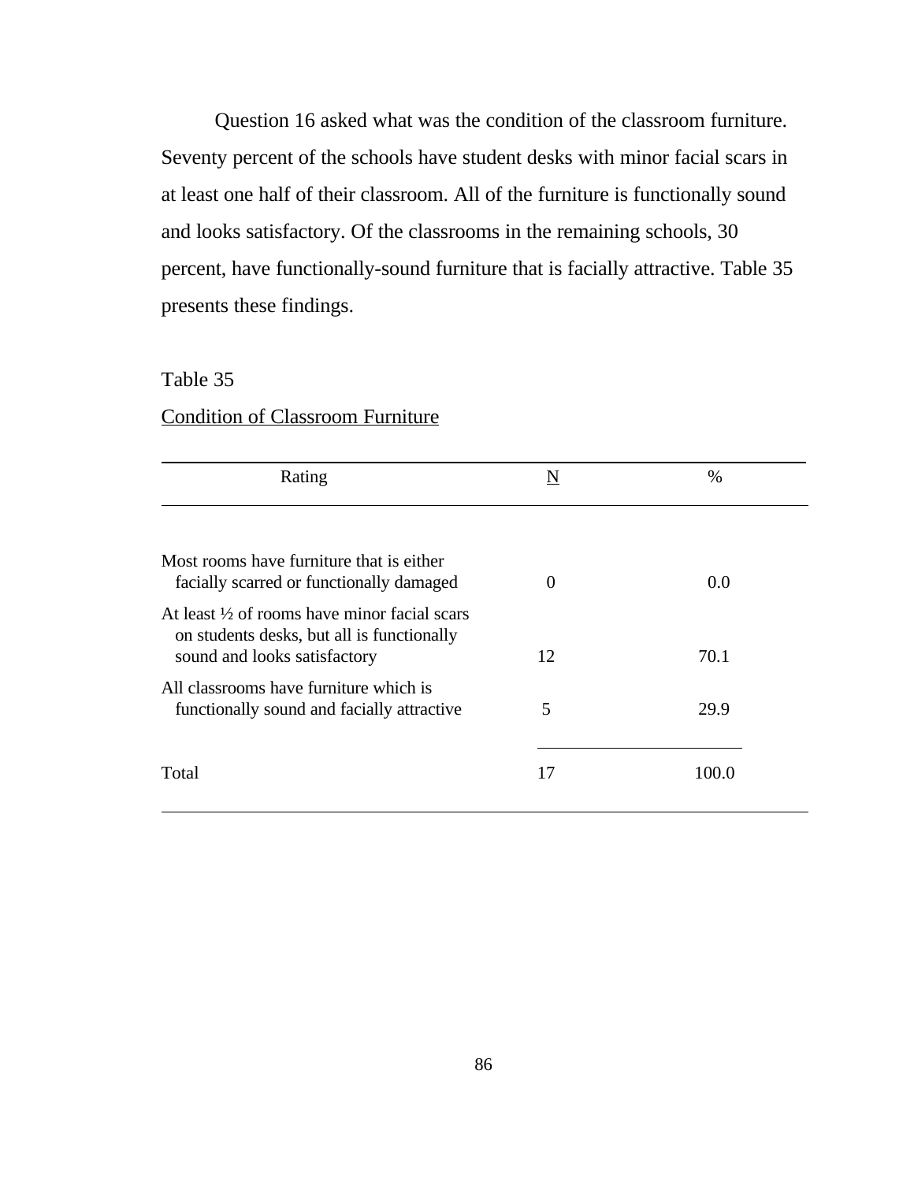Question 16 asked what was the condition of the classroom furniture. Seventy percent of the schools have student desks with minor facial scars in at least one half of their classroom. All of the furniture is functionally sound and looks satisfactory. Of the classrooms in the remaining schools, 30 percent, have functionally-sound furniture that is facially attractive. Table 35 presents these findings.

Table 35

Condition of Classroom Furniture

| Rating | N | % |
|---|---|---|
| Most rooms have furniture that is either facially scarred or functionally damaged | 0 | 0.0 |
| At least ½ of rooms have minor facial scars on students desks, but all is functionally sound and looks satisfactory | 12 | 70.1 |
| All classrooms have furniture which is functionally sound and facially attractive | 5 | 29.9 |
| Total | 17 | 100.0 |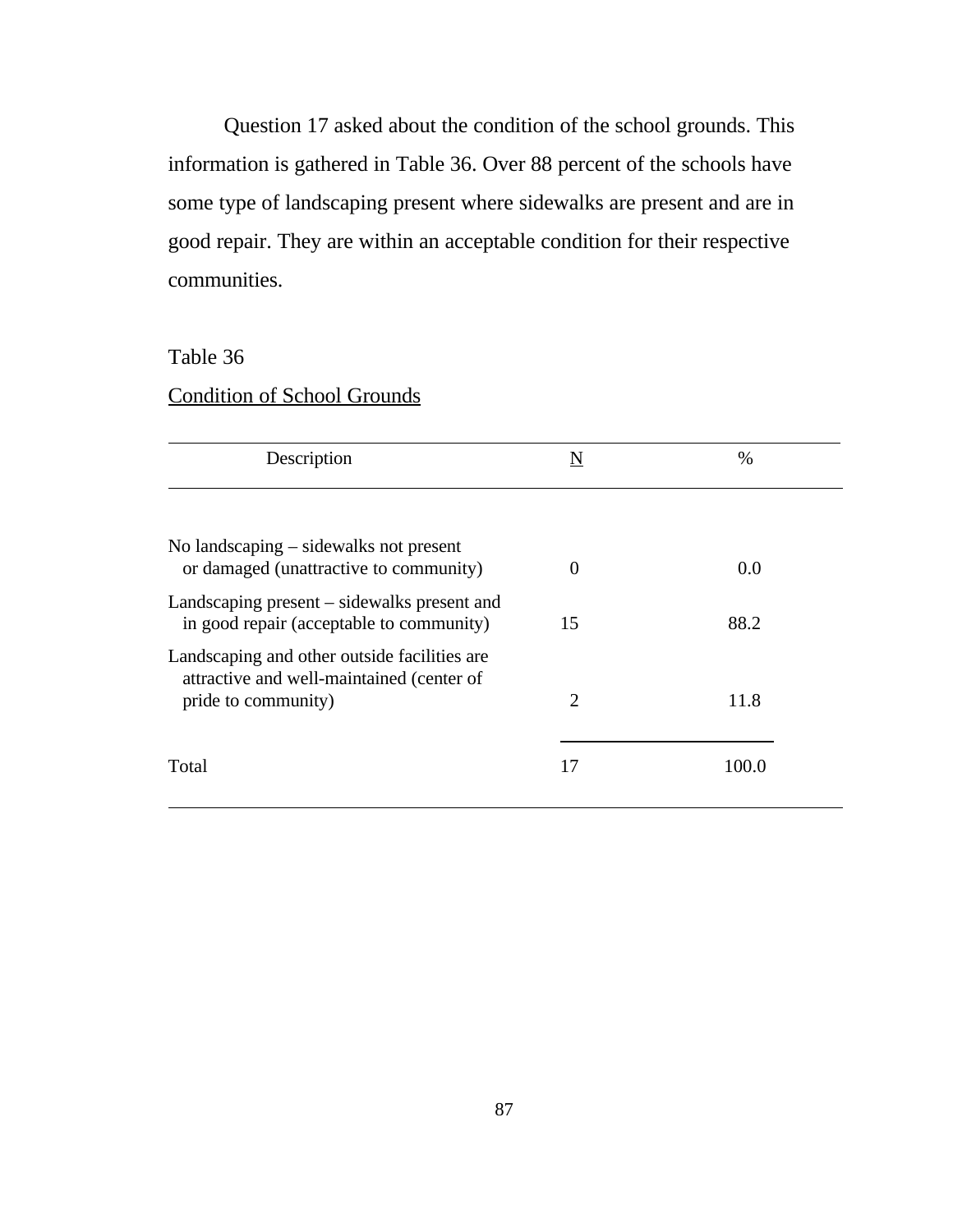Question 17 asked about the condition of the school grounds. This information is gathered in Table 36. Over 88 percent of the schools have some type of landscaping present where sidewalks are present and are in good repair. They are within an acceptable condition for their respective communities.

Table 36

Condition of School Grounds

| Description | N | % |
|---|---|---|
| No landscaping – sidewalks not present or damaged (unattractive to community) | 0 | 0.0 |
| Landscaping present – sidewalks present and in good repair (acceptable to community) | 15 | 88.2 |
| Landscaping and other outside facilities are attractive and well-maintained (center of pride to community) | 2 | 11.8 |
| Total | 17 | 100.0 |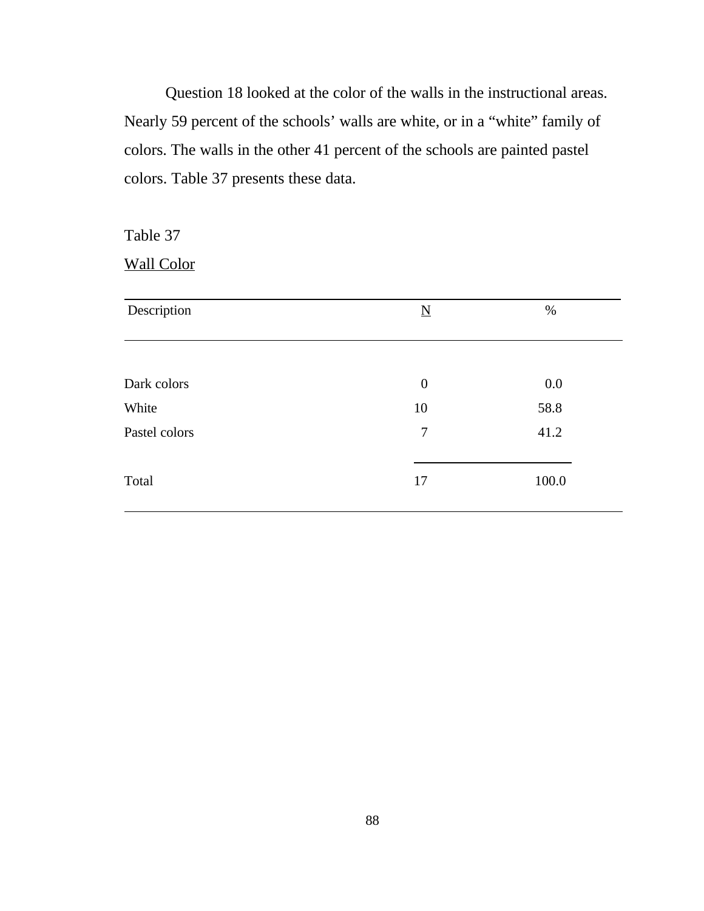Question 18 looked at the color of the walls in the instructional areas. Nearly 59 percent of the schools' walls are white, or in a "white" family of colors. The walls in the other 41 percent of the schools are painted pastel colors. Table 37 presents these data.

Table 37

Wall Color

| Description | N | % |
|---|---|---|
| Dark colors | 0 | 0.0 |
| White | 10 | 58.8 |
| Pastel colors | 7 | 41.2 |
| Total | 17 | 100.0 |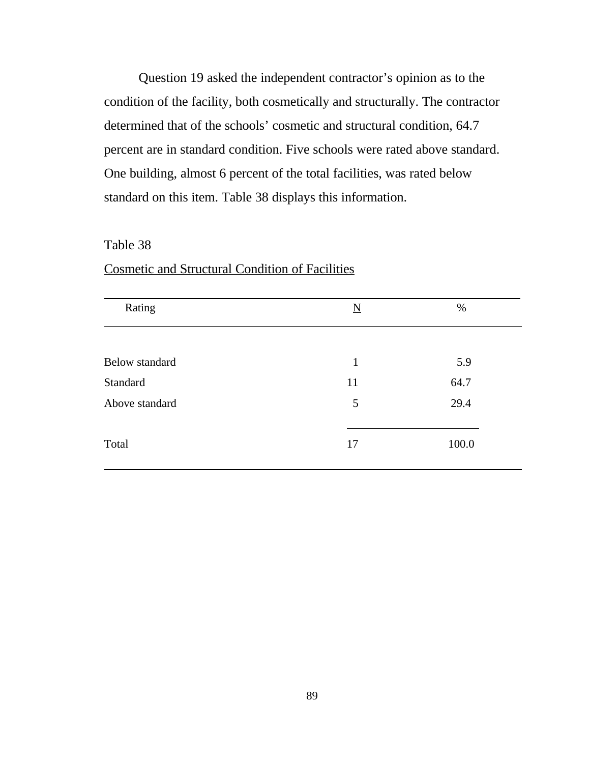Question 19 asked the independent contractor's opinion as to the condition of the facility, both cosmetically and structurally. The contractor determined that of the schools' cosmetic and structural condition, 64.7 percent are in standard condition. Five schools were rated above standard. One building, almost 6 percent of the total facilities, was rated below standard on this item. Table 38 displays this information.

Table 38

Cosmetic and Structural Condition of Facilities

| Rating | N | % |
|---|---|---|
| Below standard | 1 | 5.9 |
| Standard | 11 | 64.7 |
| Above standard | 5 | 29.4 |
| Total | 17 | 100.0 |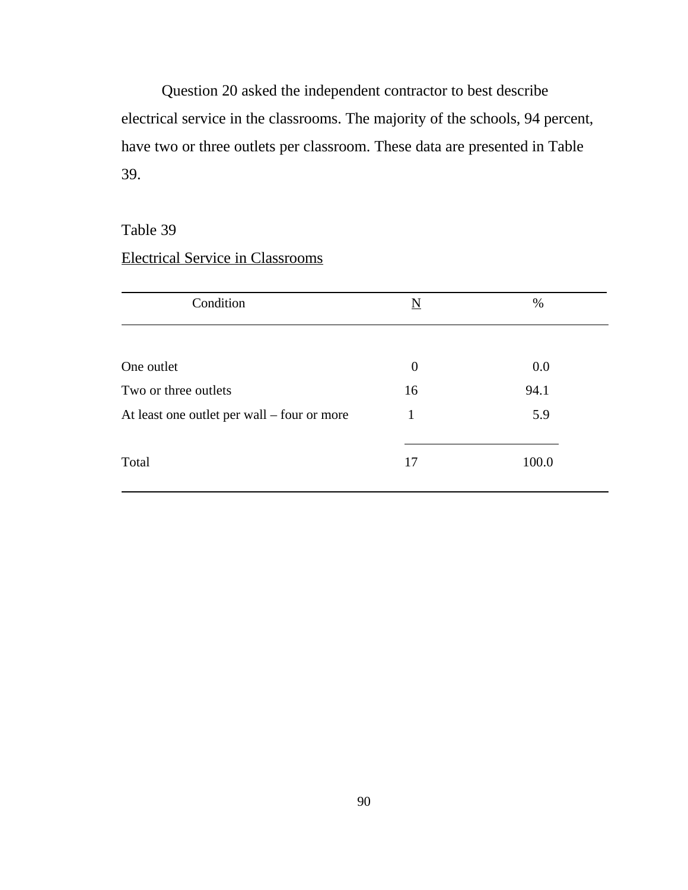Question 20 asked the independent contractor to best describe electrical service in the classrooms. The majority of the schools, 94 percent, have two or three outlets per classroom. These data are presented in Table 39.

Table 39

Electrical Service in Classrooms

| Condition | N | % |
|---|---|---|
| One outlet | 0 | 0.0 |
| Two or three outlets | 16 | 94.1 |
| At least one outlet per wall – four or more | 1 | 5.9 |
| Total | 17 | 100.0 |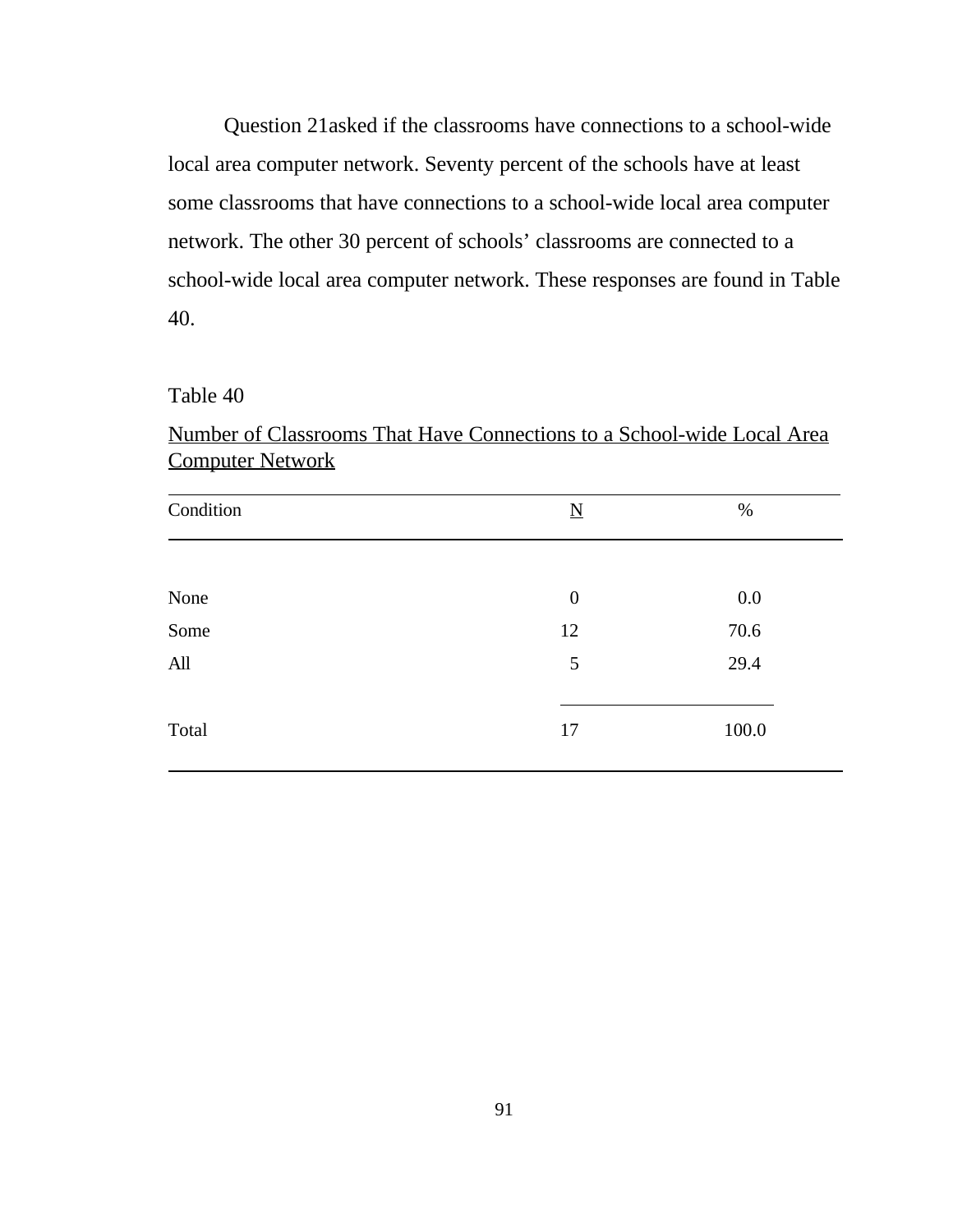Question 21asked if the classrooms have connections to a school-wide local area computer network. Seventy percent of the schools have at least some classrooms that have connections to a school-wide local area computer network. The other 30 percent of schools' classrooms are connected to a school-wide local area computer network. These responses are found in Table 40.

Table 40

Number of Classrooms That Have Connections to a School-wide Local Area Computer Network

| Condition | N | % |
|---|---|---|
| None | 0 | 0.0 |
| Some | 12 | 70.6 |
| All | 5 | 29.4 |
| Total | 17 | 100.0 |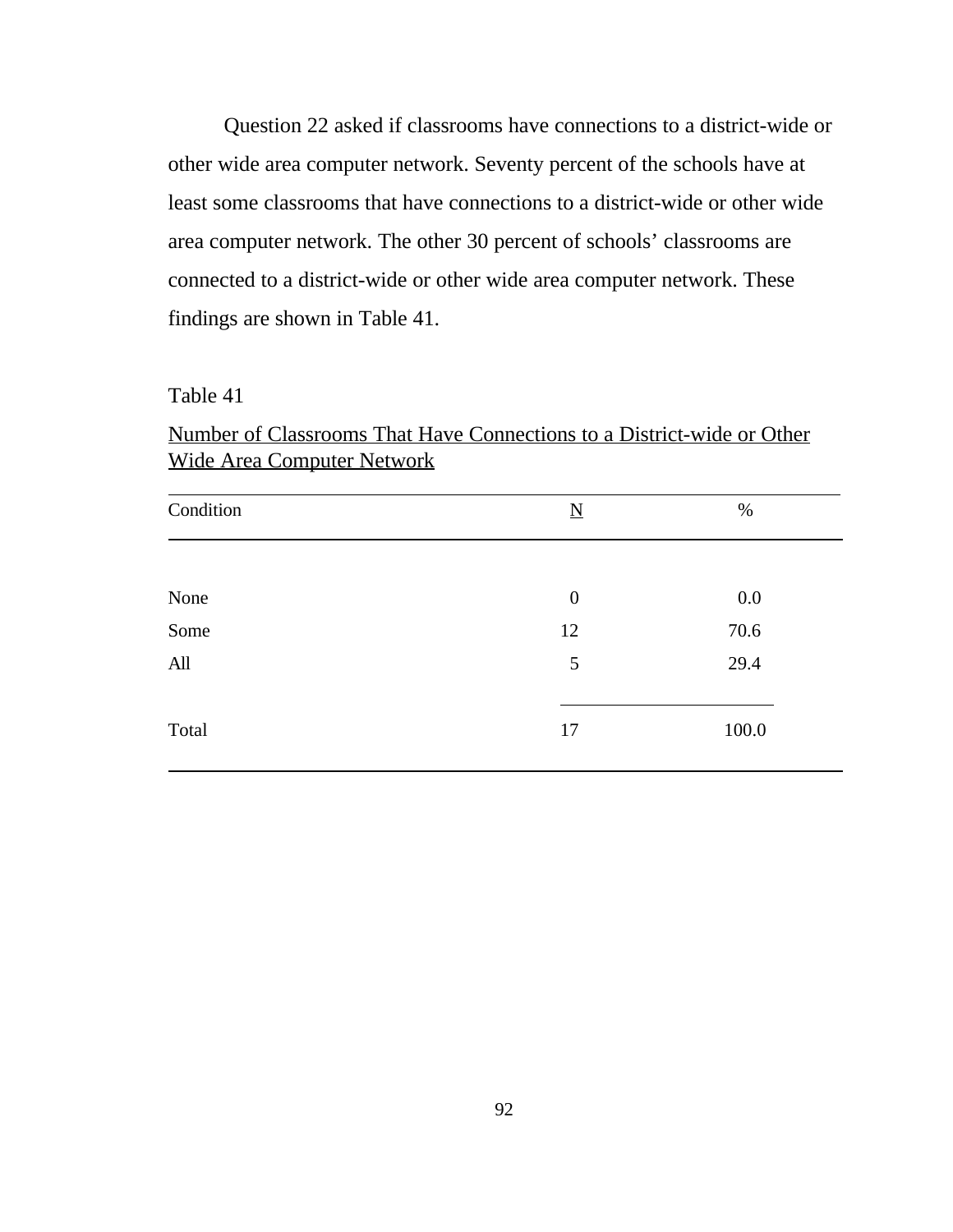Question 22 asked if classrooms have connections to a district-wide or other wide area computer network. Seventy percent of the schools have at least some classrooms that have connections to a district-wide or other wide area computer network. The other 30 percent of schools' classrooms are connected to a district-wide or other wide area computer network. These findings are shown in Table 41.

Table 41

Number of Classrooms That Have Connections to a District-wide or Other Wide Area Computer Network

| Condition | N | % |
|---|---|---|
| None | 0 | 0.0 |
| Some | 12 | 70.6 |
| All | 5 | 29.4 |
| Total | 17 | 100.0 |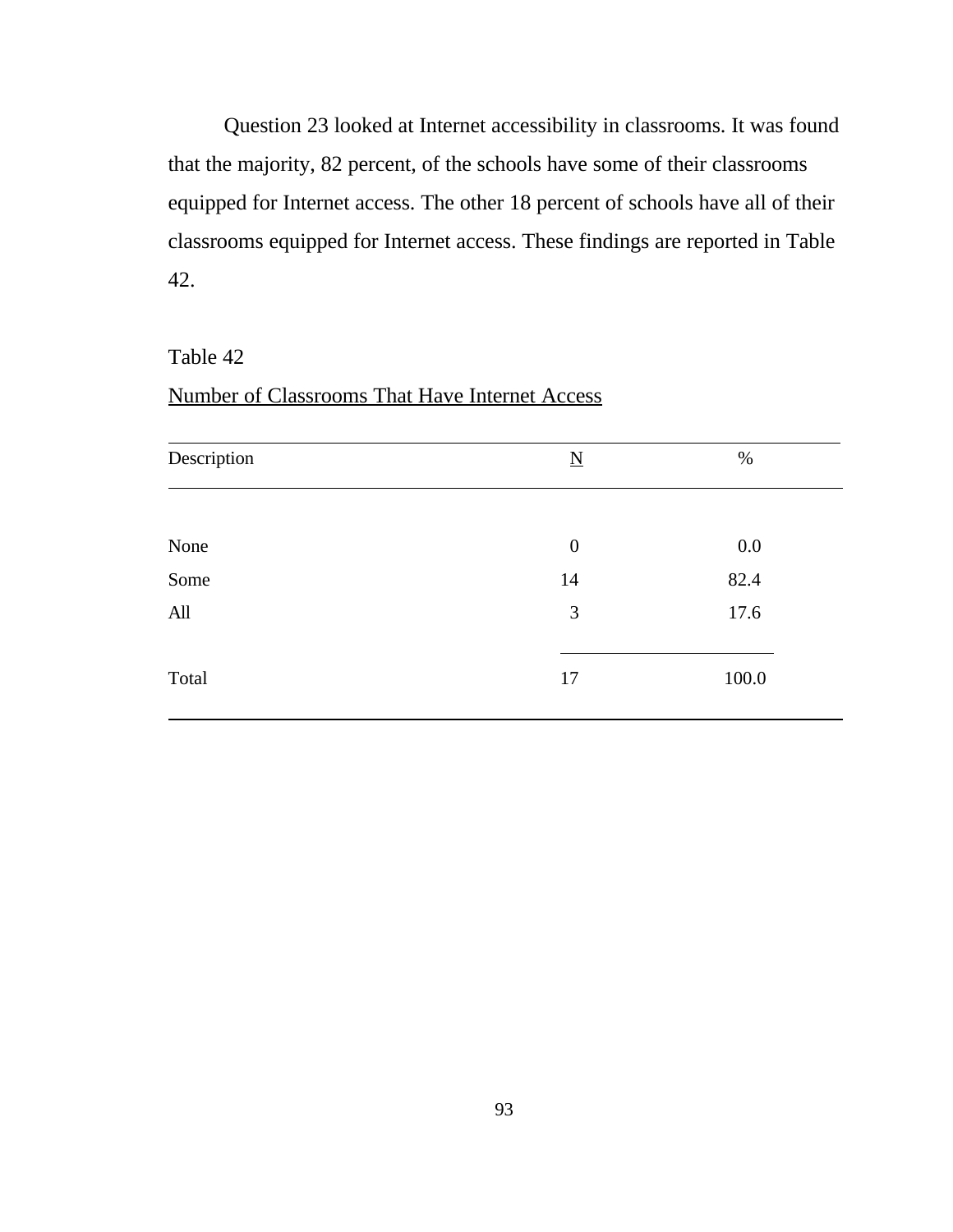Question 23 looked at Internet accessibility in classrooms. It was found that the majority, 82 percent, of the schools have some of their classrooms equipped for Internet access. The other 18 percent of schools have all of their classrooms equipped for Internet access. These findings are reported in Table 42.

Table 42

Number of Classrooms That Have Internet Access

| Description | N | % |
|---|---|---|
| None | 0 | 0.0 |
| Some | 14 | 82.4 |
| All | 3 | 17.6 |
| Total | 17 | 100.0 |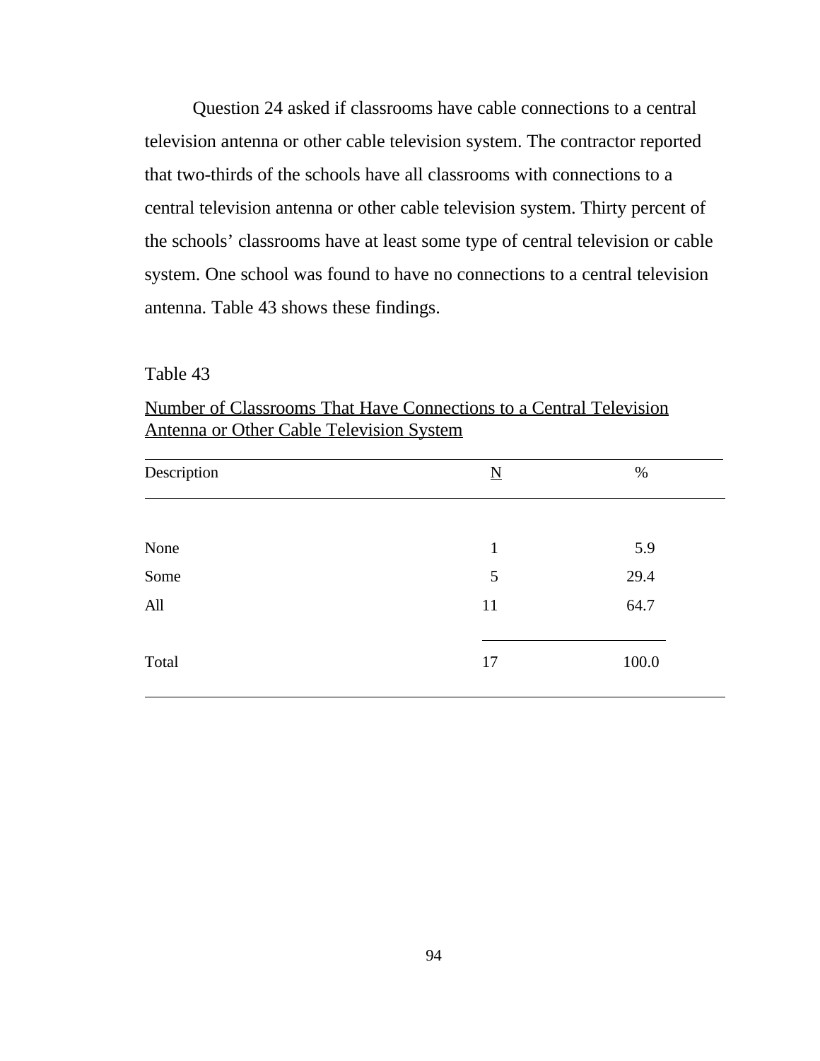Question 24 asked if classrooms have cable connections to a central television antenna or other cable television system. The contractor reported that two-thirds of the schools have all classrooms with connections to a central television antenna or other cable television system. Thirty percent of the schools' classrooms have at least some type of central television or cable system. One school was found to have no connections to a central television antenna. Table 43 shows these findings.

Table 43

Number of Classrooms That Have Connections to a Central Television Antenna or Other Cable Television System

| Description | N | % |
|---|---|---|
| None | 1 | 5.9 |
| Some | 5 | 29.4 |
| All | 11 | 64.7 |
| Total | 17 | 100.0 |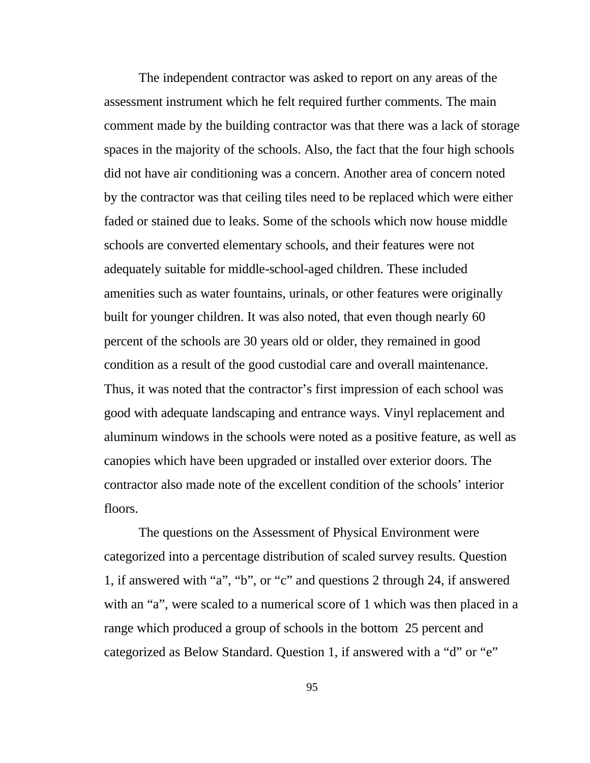The independent contractor was asked to report on any areas of the assessment instrument which he felt required further comments. The main comment made by the building contractor was that there was a lack of storage spaces in the majority of the schools. Also, the fact that the four high schools did not have air conditioning was a concern. Another area of concern noted by the contractor was that ceiling tiles need to be replaced which were either faded or stained due to leaks. Some of the schools which now house middle schools are converted elementary schools, and their features were not adequately suitable for middle-school-aged children. These included amenities such as water fountains, urinals, or other features were originally built for younger children. It was also noted, that even though nearly 60 percent of the schools are 30 years old or older, they remained in good condition as a result of the good custodial care and overall maintenance. Thus, it was noted that the contractor's first impression of each school was good with adequate landscaping and entrance ways. Vinyl replacement and aluminum windows in the schools were noted as a positive feature, as well as canopies which have been upgraded or installed over exterior doors. The contractor also made note of the excellent condition of the schools' interior floors.

The questions on the Assessment of Physical Environment were categorized into a percentage distribution of scaled survey results. Question 1, if answered with "a", "b", or "c" and questions 2 through 24, if answered with an "a", were scaled to a numerical score of 1 which was then placed in a range which produced a group of schools in the bottom 25 percent and categorized as Below Standard. Question 1, if answered with a "d" or "e"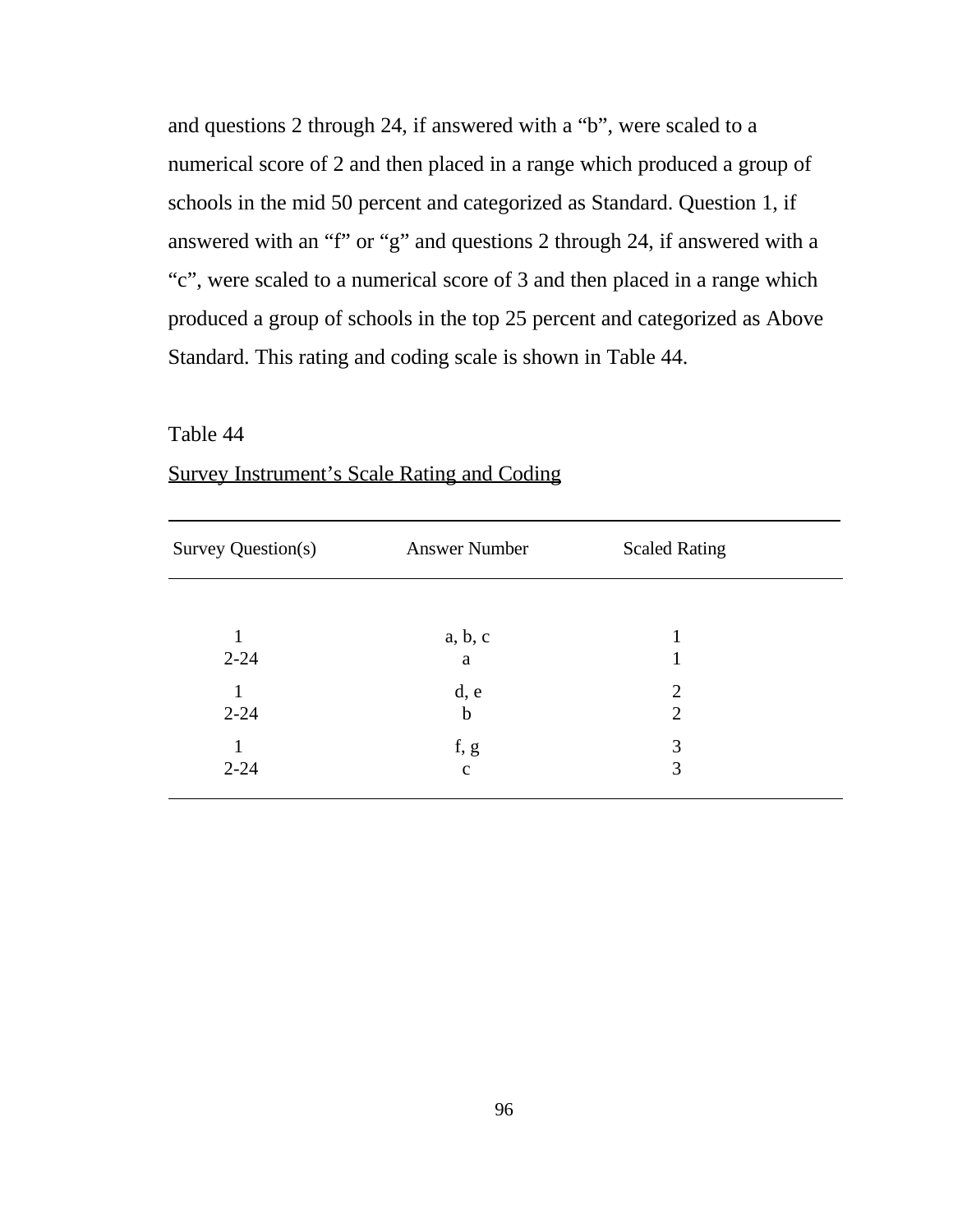and questions 2 through 24, if answered with a "b", were scaled to a numerical score of 2 and then placed in a range which produced a group of schools in the mid 50 percent and categorized as Standard. Question 1, if answered with an "f" or "g" and questions 2 through 24, if answered with a "c", were scaled to a numerical score of 3 and then placed in a range which produced a group of schools in the top 25 percent and categorized as Above Standard. This rating and coding scale is shown in Table 44.

Table 44

Survey Instrument's Scale Rating and Coding

| Survey Question(s) | Answer Number | Scaled Rating |
|---|---|---|
| 1 | a, b, c | 1 |
| 2-24 | a | 1 |
| 1 | d, e | 2 |
| 2-24 | b | 2 |
| 1 | f, g | 3 |
| 2-24 | c | 3 |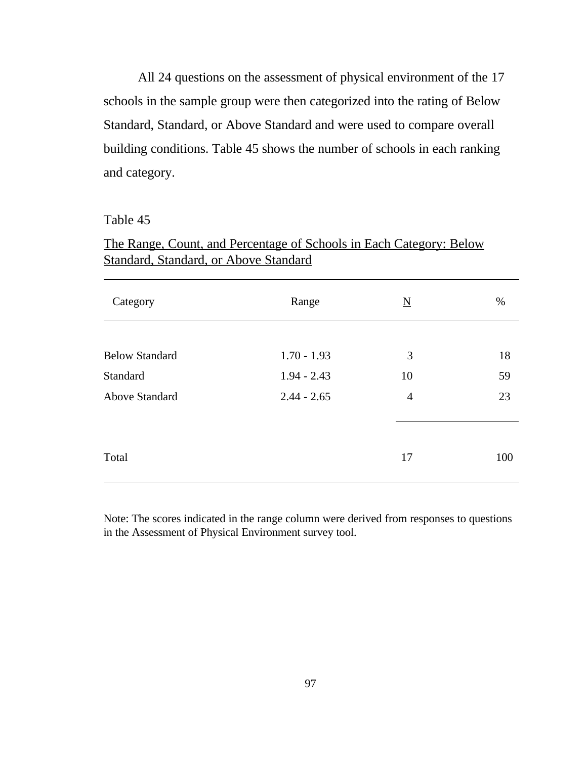All 24 questions on the assessment of physical environment of the 17 schools in the sample group were then categorized into the rating of Below Standard, Standard, or Above Standard and were used to compare overall building conditions. Table 45 shows the number of schools in each ranking and category.

Table 45

The Range, Count, and Percentage of Schools in Each Category: Below Standard, Standard, or Above Standard

| Category | Range | N | % |
|---|---|---|---|
| Below Standard | 1.70 - 1.93 | 3 | 18 |
| Standard | 1.94 - 2.43 | 10 | 59 |
| Above Standard | 2.44 - 2.65 | 4 | 23 |
| Total | | 17 | 100 |

Note: The scores indicated in the range column were derived from responses to questions in the Assessment of Physical Environment survey tool.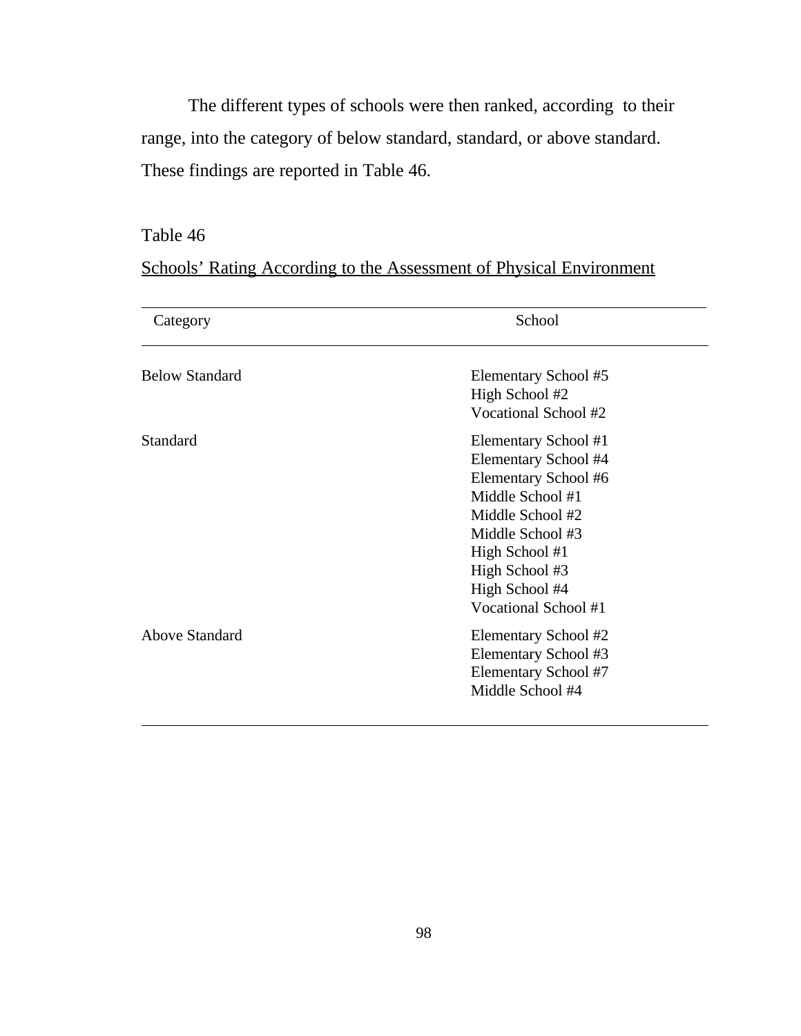The different types of schools were then ranked, according to their range, into the category of below standard, standard, or above standard. These findings are reported in Table 46.

Table 46

Schools' Rating According to the Assessment of Physical Environment

| Category | School |
|---|---|
| Below Standard | Elementary School #5 |
| | High School #2 |
| | Vocational School #2 |
| Standard | Elementary School #1 |
| | Elementary School #4 |
| | Elementary School #6 |
| | Middle School #1 |
| | Middle School #2 |
| | Middle School #3 |
| | High School #1 |
| | High School #3 |
| | High School #4 |
| | Vocational School #1 |
| Above Standard | Elementary School #2 |
| | Elementary School #3 |
| | Elementary School #7 |
| | Middle School #4 |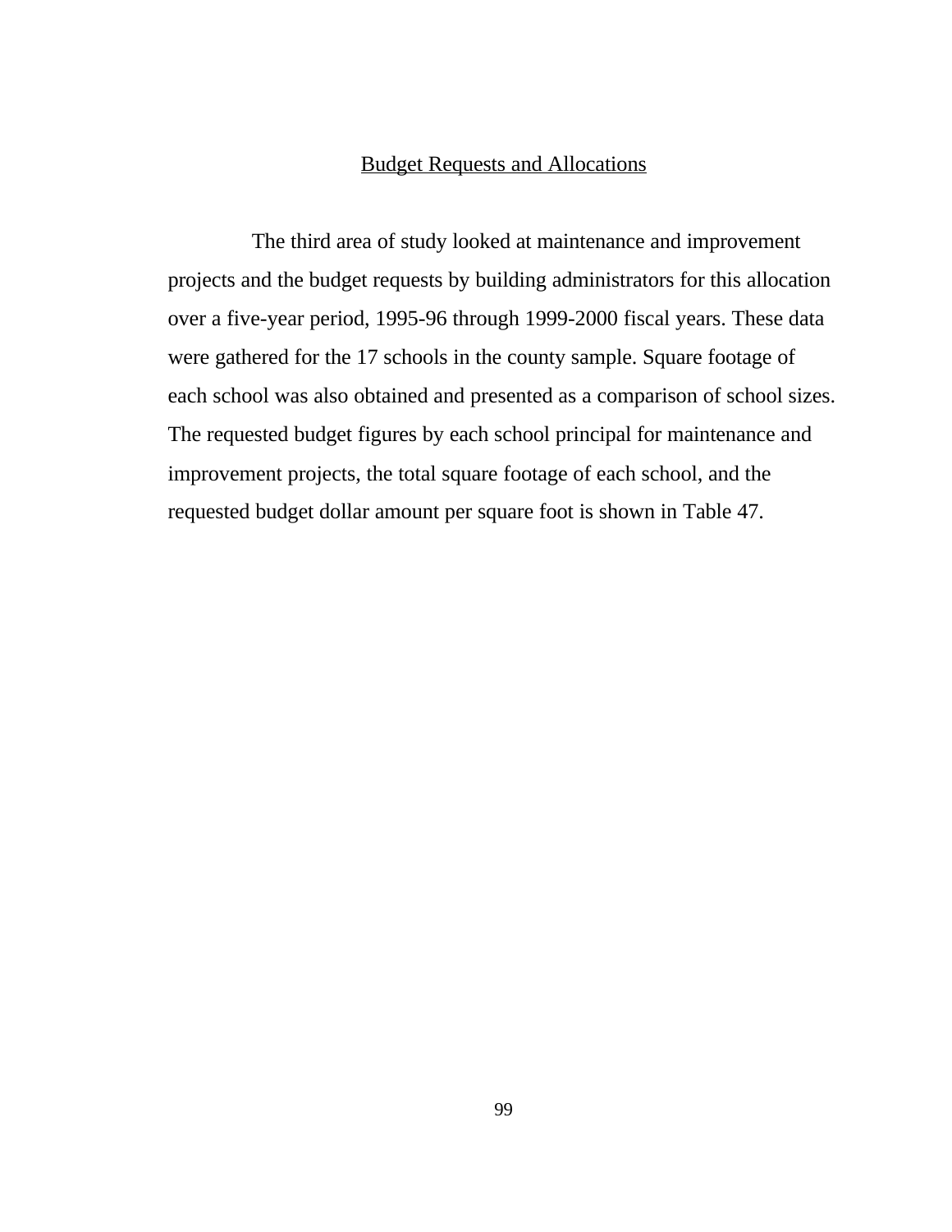## Budget Requests and Allocations

The third area of study looked at maintenance and improvement projects and the budget requests by building administrators for this allocation over a five-year period, 1995-96 through 1999-2000 fiscal years. These data were gathered for the 17 schools in the county sample. Square footage of each school was also obtained and presented as a comparison of school sizes. The requested budget figures by each school principal for maintenance and improvement projects, the total square footage of each school, and the requested budget dollar amount per square foot is shown in Table 47.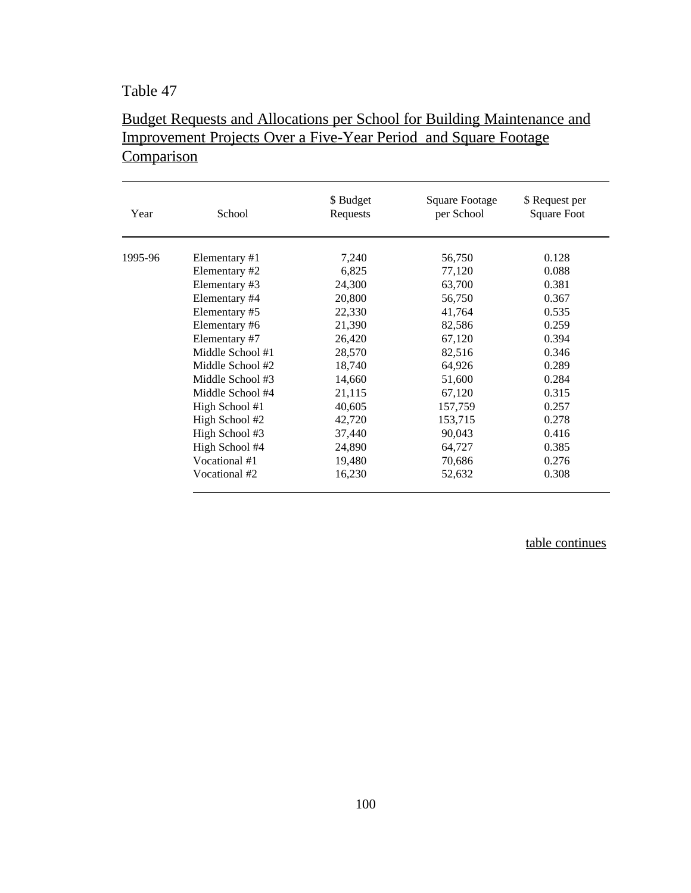Table 47

Budget Requests and Allocations per School for Building Maintenance and Improvement Projects Over a Five-Year Period and Square Footage Comparison

| Year | School | $ Budget Requests | Square Footage per School | $ Request per Square Foot |
|---|---|---|---|---|
| 1995-96 | Elementary #1 | 7,240 | 56,750 | 0.128 |
| | Elementary #2 | 6,825 | 77,120 | 0.088 |
| | Elementary #3 | 24,300 | 63,700 | 0.381 |
| | Elementary #4 | 20,800 | 56,750 | 0.367 |
| | Elementary #5 | 22,330 | 41,764 | 0.535 |
| | Elementary #6 | 21,390 | 82,586 | 0.259 |
| | Elementary #7 | 26,420 | 67,120 | 0.394 |
| | Middle School #1 | 28,570 | 82,516 | 0.346 |
| | Middle School #2 | 18,740 | 64,926 | 0.289 |
| | Middle School #3 | 14,660 | 51,600 | 0.284 |
| | Middle School #4 | 21,115 | 67,120 | 0.315 |
| | High School #1 | 40,605 | 157,759 | 0.257 |
| | High School #2 | 42,720 | 153,715 | 0.278 |
| | High School #3 | 37,440 | 90,043 | 0.416 |
| | High School #4 | 24,890 | 64,727 | 0.385 |
| | Vocational #1 | 19,480 | 70,686 | 0.276 |
| | Vocational #2 | 16,230 | 52,632 | 0.308 |

table continues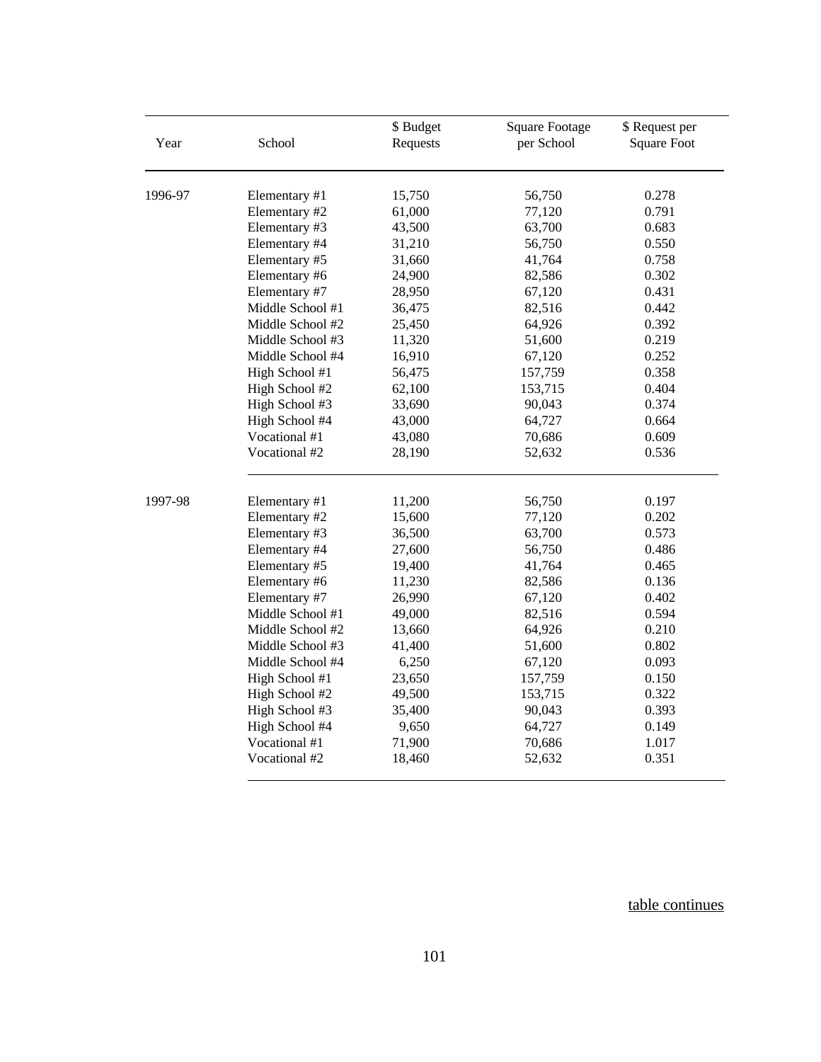| Year | School | $ Budget Requests | Square Footage per School | $ Request per Square Foot |
|---|---|---|---|---|
| 1996-97 | Elementary #1 | 15,750 | 56,750 | 0.278 |
| | Elementary #2 | 61,000 | 77,120 | 0.791 |
| | Elementary #3 | 43,500 | 63,700 | 0.683 |
| | Elementary #4 | 31,210 | 56,750 | 0.550 |
| | Elementary #5 | 31,660 | 41,764 | 0.758 |
| | Elementary #6 | 24,900 | 82,586 | 0.302 |
| | Elementary #7 | 28,950 | 67,120 | 0.431 |
| | Middle School #1 | 36,475 | 82,516 | 0.442 |
| | Middle School #2 | 25,450 | 64,926 | 0.392 |
| | Middle School #3 | 11,320 | 51,600 | 0.219 |
| | Middle School #4 | 16,910 | 67,120 | 0.252 |
| | High School #1 | 56,475 | 157,759 | 0.358 |
| | High School #2 | 62,100 | 153,715 | 0.404 |
| | High School #3 | 33,690 | 90,043 | 0.374 |
| | High School #4 | 43,000 | 64,727 | 0.664 |
| | Vocational #1 | 43,080 | 70,686 | 0.609 |
| | Vocational #2 | 28,190 | 52,632 | 0.536 |
| 1997-98 | Elementary #1 | 11,200 | 56,750 | 0.197 |
| | Elementary #2 | 15,600 | 77,120 | 0.202 |
| | Elementary #3 | 36,500 | 63,700 | 0.573 |
| | Elementary #4 | 27,600 | 56,750 | 0.486 |
| | Elementary #5 | 19,400 | 41,764 | 0.465 |
| | Elementary #6 | 11,230 | 82,586 | 0.136 |
| | Elementary #7 | 26,990 | 67,120 | 0.402 |
| | Middle School #1 | 49,000 | 82,516 | 0.594 |
| | Middle School #2 | 13,660 | 64,926 | 0.210 |
| | Middle School #3 | 41,400 | 51,600 | 0.802 |
| | Middle School #4 | 6,250 | 67,120 | 0.093 |
| | High School #1 | 23,650 | 157,759 | 0.150 |
| | High School #2 | 49,500 | 153,715 | 0.322 |
| | High School #3 | 35,400 | 90,043 | 0.393 |
| | High School #4 | 9,650 | 64,727 | 0.149 |
| | Vocational #1 | 71,900 | 70,686 | 1.017 |
| | Vocational #2 | 18,460 | 52,632 | 0.351 |

table continues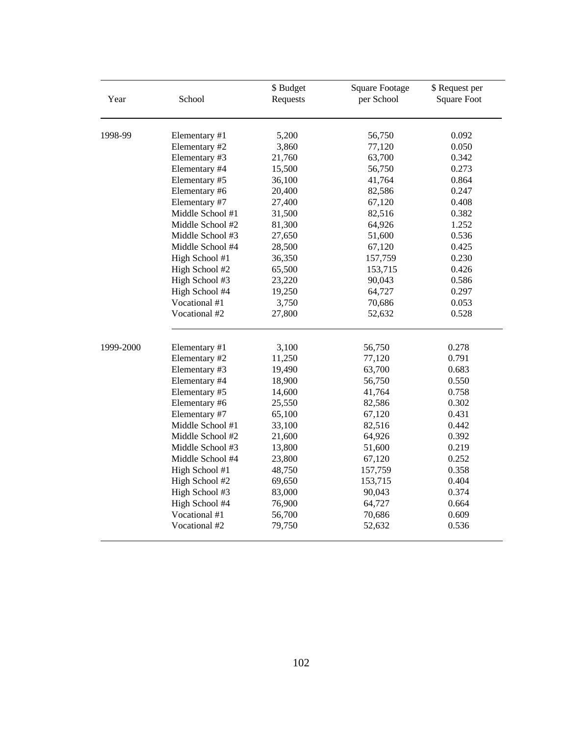| Year | School | $ Budget Requests | Square Footage per School | $ Request per Square Foot |
|---|---|---|---|---|
| 1998-99 | Elementary #1 | 5,200 | 56,750 | 0.092 |
| | Elementary #2 | 3,860 | 77,120 | 0.050 |
| | Elementary #3 | 21,760 | 63,700 | 0.342 |
| | Elementary #4 | 15,500 | 56,750 | 0.273 |
| | Elementary #5 | 36,100 | 41,764 | 0.864 |
| | Elementary #6 | 20,400 | 82,586 | 0.247 |
| | Elementary #7 | 27,400 | 67,120 | 0.408 |
| | Middle School #1 | 31,500 | 82,516 | 0.382 |
| | Middle School #2 | 81,300 | 64,926 | 1.252 |
| | Middle School #3 | 27,650 | 51,600 | 0.536 |
| | Middle School #4 | 28,500 | 67,120 | 0.425 |
| | High School #1 | 36,350 | 157,759 | 0.230 |
| | High School #2 | 65,500 | 153,715 | 0.426 |
| | High School #3 | 23,220 | 90,043 | 0.586 |
| | High School #4 | 19,250 | 64,727 | 0.297 |
| | Vocational #1 | 3,750 | 70,686 | 0.053 |
| | Vocational #2 | 27,800 | 52,632 | 0.528 |
| 1999-2000 | Elementary #1 | 3,100 | 56,750 | 0.278 |
| | Elementary #2 | 11,250 | 77,120 | 0.791 |
| | Elementary #3 | 19,490 | 63,700 | 0.683 |
| | Elementary #4 | 18,900 | 56,750 | 0.550 |
| | Elementary #5 | 14,600 | 41,764 | 0.758 |
| | Elementary #6 | 25,550 | 82,586 | 0.302 |
| | Elementary #7 | 65,100 | 67,120 | 0.431 |
| | Middle School #1 | 33,100 | 82,516 | 0.442 |
| | Middle School #2 | 21,600 | 64,926 | 0.392 |
| | Middle School #3 | 13,800 | 51,600 | 0.219 |
| | Middle School #4 | 23,800 | 67,120 | 0.252 |
| | High School #1 | 48,750 | 157,759 | 0.358 |
| | High School #2 | 69,650 | 153,715 | 0.404 |
| | High School #3 | 83,000 | 90,043 | 0.374 |
| | High School #4 | 76,900 | 64,727 | 0.664 |
| | Vocational #1 | 56,700 | 70,686 | 0.609 |
| | Vocational #2 | 79,750 | 52,632 | 0.536 |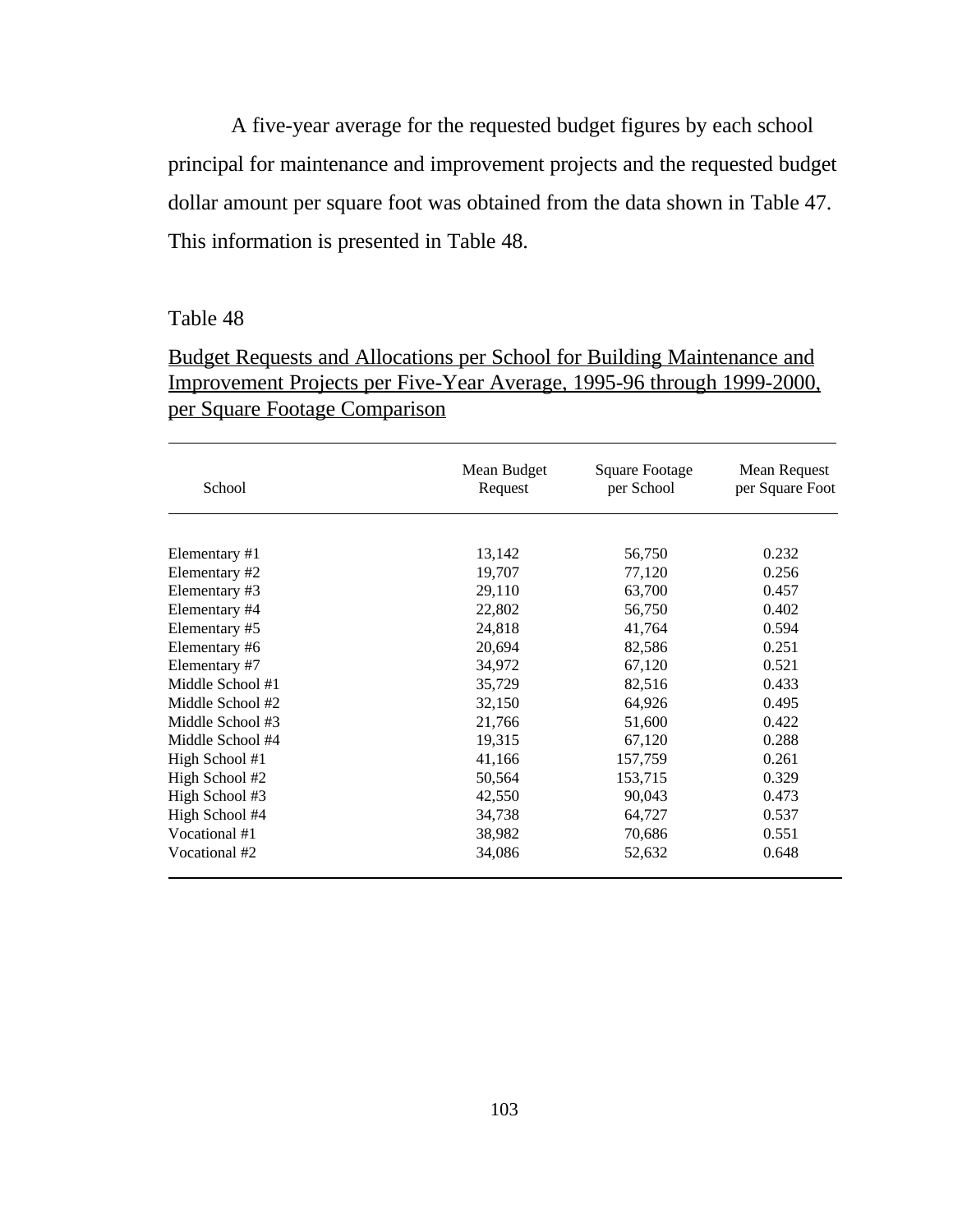A five-year average for the requested budget figures by each school principal for maintenance and improvement projects and the requested budget dollar amount per square foot was obtained from the data shown in Table 47. This information is presented in Table 48.

Table 48

Budget Requests and Allocations per School for Building Maintenance and Improvement Projects per Five-Year Average, 1995-96 through 1999-2000, per Square Footage Comparison

| School | Mean Budget Request | Square Footage per School | Mean Request per Square Foot |
|---|---|---|---|
| Elementary #1 | 13,142 | 56,750 | 0.232 |
| Elementary #2 | 19,707 | 77,120 | 0.256 |
| Elementary #3 | 29,110 | 63,700 | 0.457 |
| Elementary #4 | 22,802 | 56,750 | 0.402 |
| Elementary #5 | 24,818 | 41,764 | 0.594 |
| Elementary #6 | 20,694 | 82,586 | 0.251 |
| Elementary #7 | 34,972 | 67,120 | 0.521 |
| Middle School #1 | 35,729 | 82,516 | 0.433 |
| Middle School #2 | 32,150 | 64,926 | 0.495 |
| Middle School #3 | 21,766 | 51,600 | 0.422 |
| Middle School #4 | 19,315 | 67,120 | 0.288 |
| High School #1 | 41,166 | 157,759 | 0.261 |
| High School #2 | 50,564 | 153,715 | 0.329 |
| High School #3 | 42,550 | 90,043 | 0.473 |
| High School #4 | 34,738 | 64,727 | 0.537 |
| Vocational #1 | 38,982 | 70,686 | 0.551 |
| Vocational #2 | 34,086 | 52,632 | 0.648 |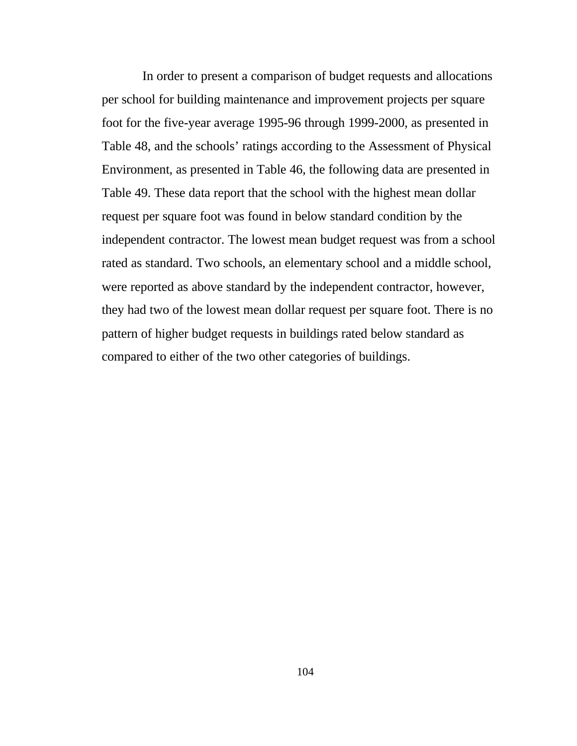In order to present a comparison of budget requests and allocations per school for building maintenance and improvement projects per square foot for the five-year average 1995-96 through 1999-2000, as presented in Table 48, and the schools' ratings according to the Assessment of Physical Environment, as presented in Table 46, the following data are presented in Table 49. These data report that the school with the highest mean dollar request per square foot was found in below standard condition by the independent contractor. The lowest mean budget request was from a school rated as standard. Two schools, an elementary school and a middle school, were reported as above standard by the independent contractor, however, they had two of the lowest mean dollar request per square foot. There is no pattern of higher budget requests in buildings rated below standard as compared to either of the two other categories of buildings.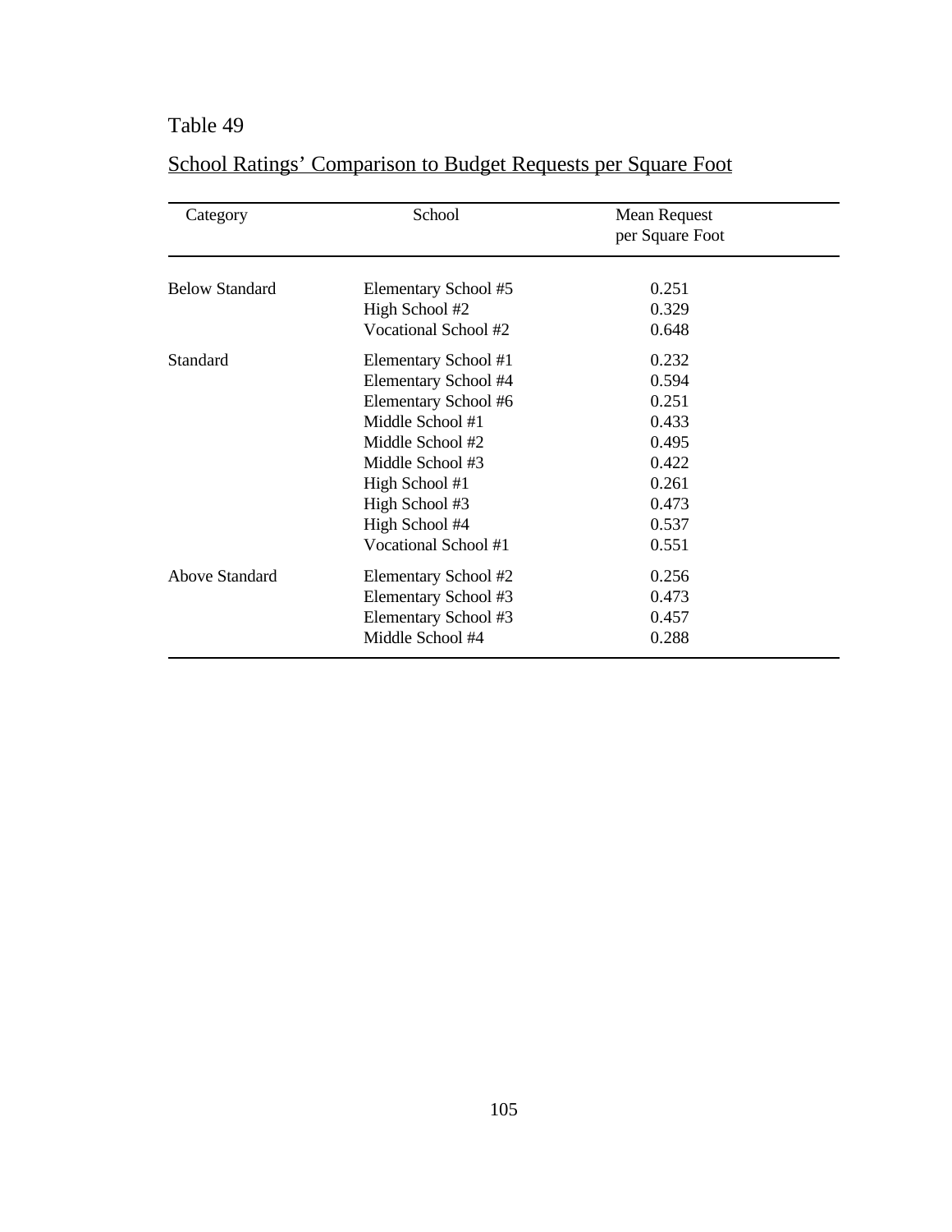Table 49

School Ratings' Comparison to Budget Requests per Square Foot

| Category | School | Mean Request per Square Foot |
|---|---|---|
| Below Standard | Elementary School #5 | 0.251 |
| | High School #2 | 0.329 |
| | Vocational School #2 | 0.648 |
| Standard | Elementary School #1 | 0.232 |
| | Elementary School #4 | 0.594 |
| | Elementary School #6 | 0.251 |
| | Middle School #1 | 0.433 |
| | Middle School #2 | 0.495 |
| | Middle School #3 | 0.422 |
| | High School #1 | 0.261 |
| | High School #3 | 0.473 |
| | High School #4 | 0.537 |
| | Vocational School #1 | 0.551 |
| Above Standard | Elementary School #2 | 0.256 |
| | Elementary School #3 | 0.473 |
| | Elementary School #3 | 0.457 |
| | Middle School #4 | 0.288 |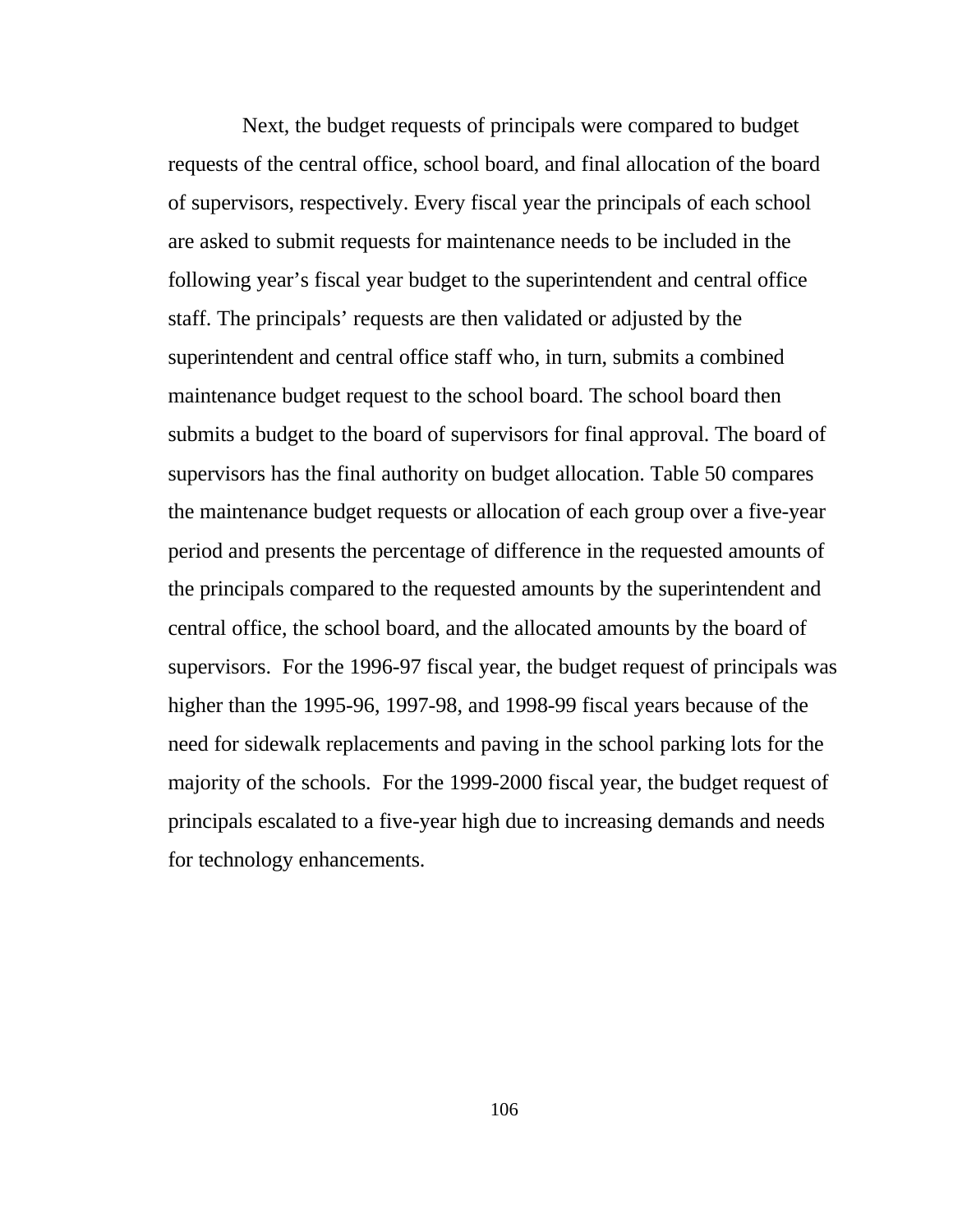Next, the budget requests of principals were compared to budget requests of the central office, school board, and final allocation of the board of supervisors, respectively. Every fiscal year the principals of each school are asked to submit requests for maintenance needs to be included in the following year's fiscal year budget to the superintendent and central office staff. The principals' requests are then validated or adjusted by the superintendent and central office staff who, in turn, submits a combined maintenance budget request to the school board. The school board then submits a budget to the board of supervisors for final approval. The board of supervisors has the final authority on budget allocation. Table 50 compares the maintenance budget requests or allocation of each group over a five-year period and presents the percentage of difference in the requested amounts of the principals compared to the requested amounts by the superintendent and central office, the school board, and the allocated amounts by the board of supervisors. For the 1996-97 fiscal year, the budget request of principals was higher than the 1995-96, 1997-98, and 1998-99 fiscal years because of the need for sidewalk replacements and paving in the school parking lots for the majority of the schools. For the 1999-2000 fiscal year, the budget request of principals escalated to a five-year high due to increasing demands and needs for technology enhancements.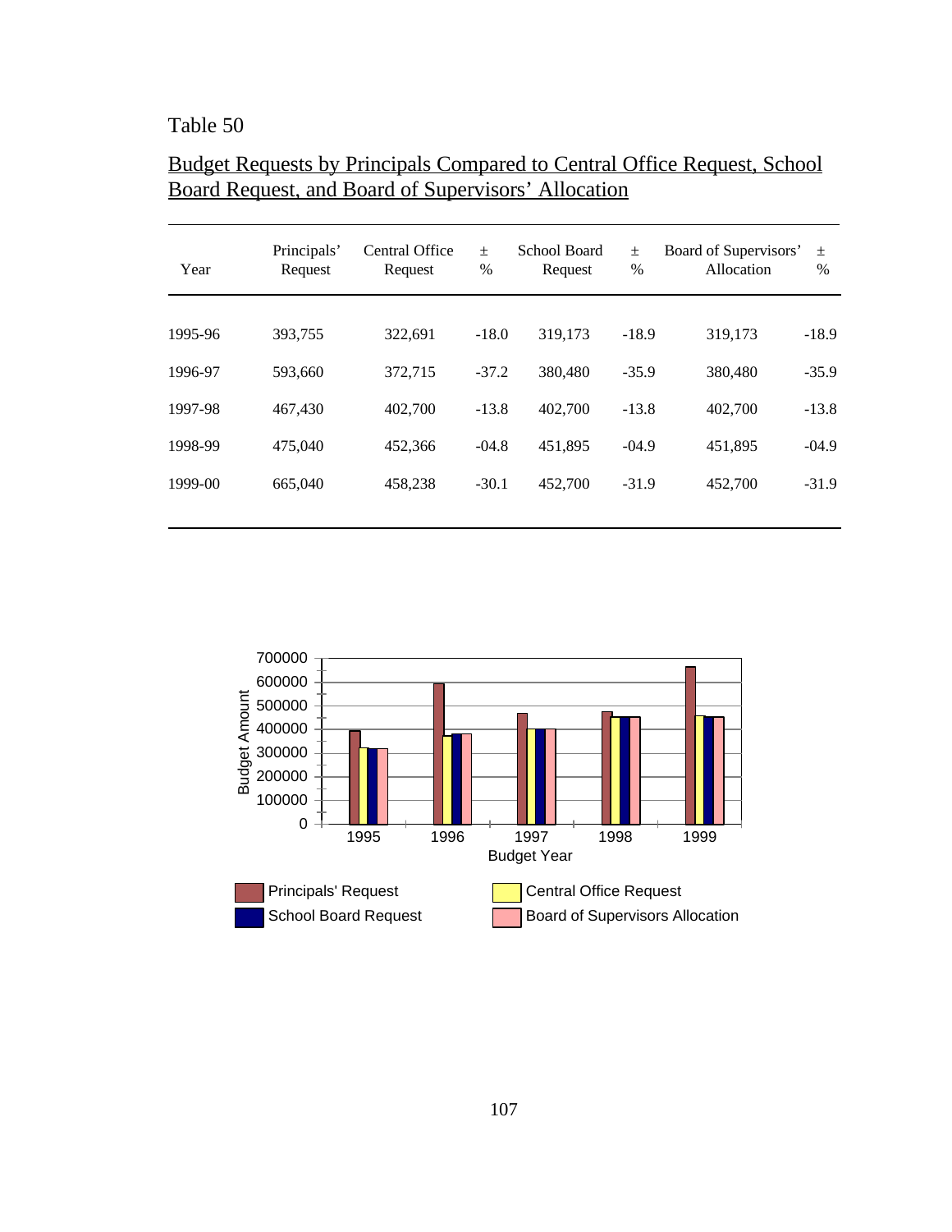Table 50

Budget Requests by Principals Compared to Central Office Request, School Board Request, and Board of Supervisors' Allocation

| Year | Principals' Request | Central Office Request | ± % | School Board Request | ± % | Board of Supervisors' Allocation | ± % |
|---|---|---|---|---|---|---|---|
| 1995-96 | 393,755 | 322,691 | -18.0 | 319,173 | -18.9 | 319,173 | -18.9 |
| 1996-97 | 593,660 | 372,715 | -37.2 | 380,480 | -35.9 | 380,480 | -35.9 |
| 1997-98 | 467,430 | 402,700 | -13.8 | 402,700 | -13.8 | 402,700 | -13.8 |
| 1998-99 | 475,040 | 452,366 | -04.8 | 451,895 | -04.9 | 451,895 | -04.9 |
| 1999-00 | 665,040 | 458,238 | -30.1 | 452,700 | -31.9 | 452,700 | -31.9 |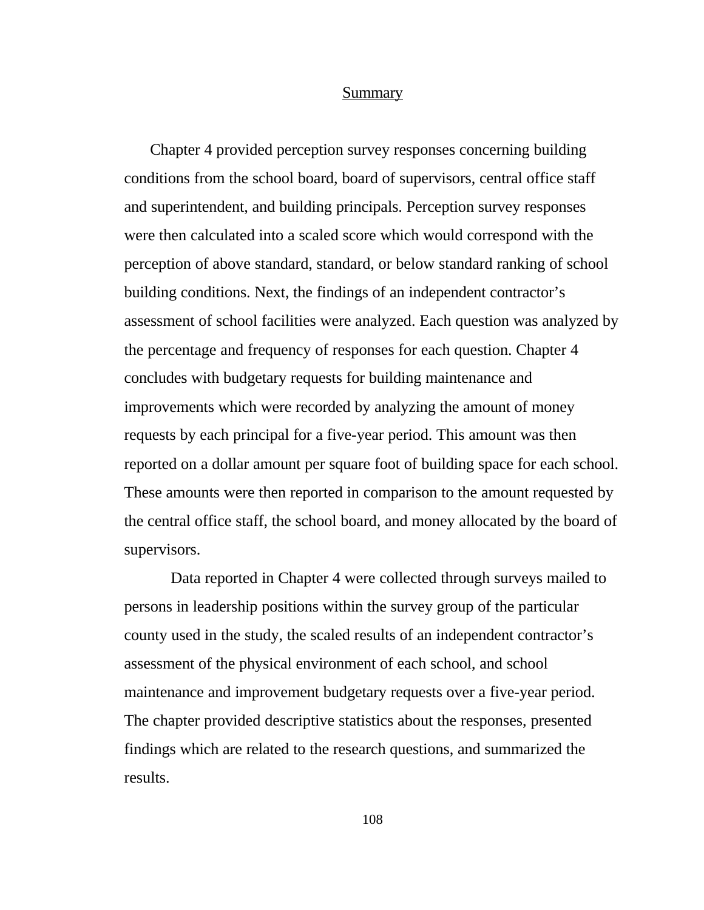## Summary

Chapter 4 provided perception survey responses concerning building conditions from the school board, board of supervisors, central office staff and superintendent, and building principals. Perception survey responses were then calculated into a scaled score which would correspond with the perception of above standard, standard, or below standard ranking of school building conditions. Next, the findings of an independent contractor's assessment of school facilities were analyzed. Each question was analyzed by the percentage and frequency of responses for each question. Chapter 4 concludes with budgetary requests for building maintenance and improvements which were recorded by analyzing the amount of money requests by each principal for a five-year period. This amount was then reported on a dollar amount per square foot of building space for each school. These amounts were then reported in comparison to the amount requested by the central office staff, the school board, and money allocated by the board of supervisors.

Data reported in Chapter 4 were collected through surveys mailed to persons in leadership positions within the survey group of the particular county used in the study, the scaled results of an independent contractor's assessment of the physical environment of each school, and school maintenance and improvement budgetary requests over a five-year period. The chapter provided descriptive statistics about the responses, presented findings which are related to the research questions, and summarized the results.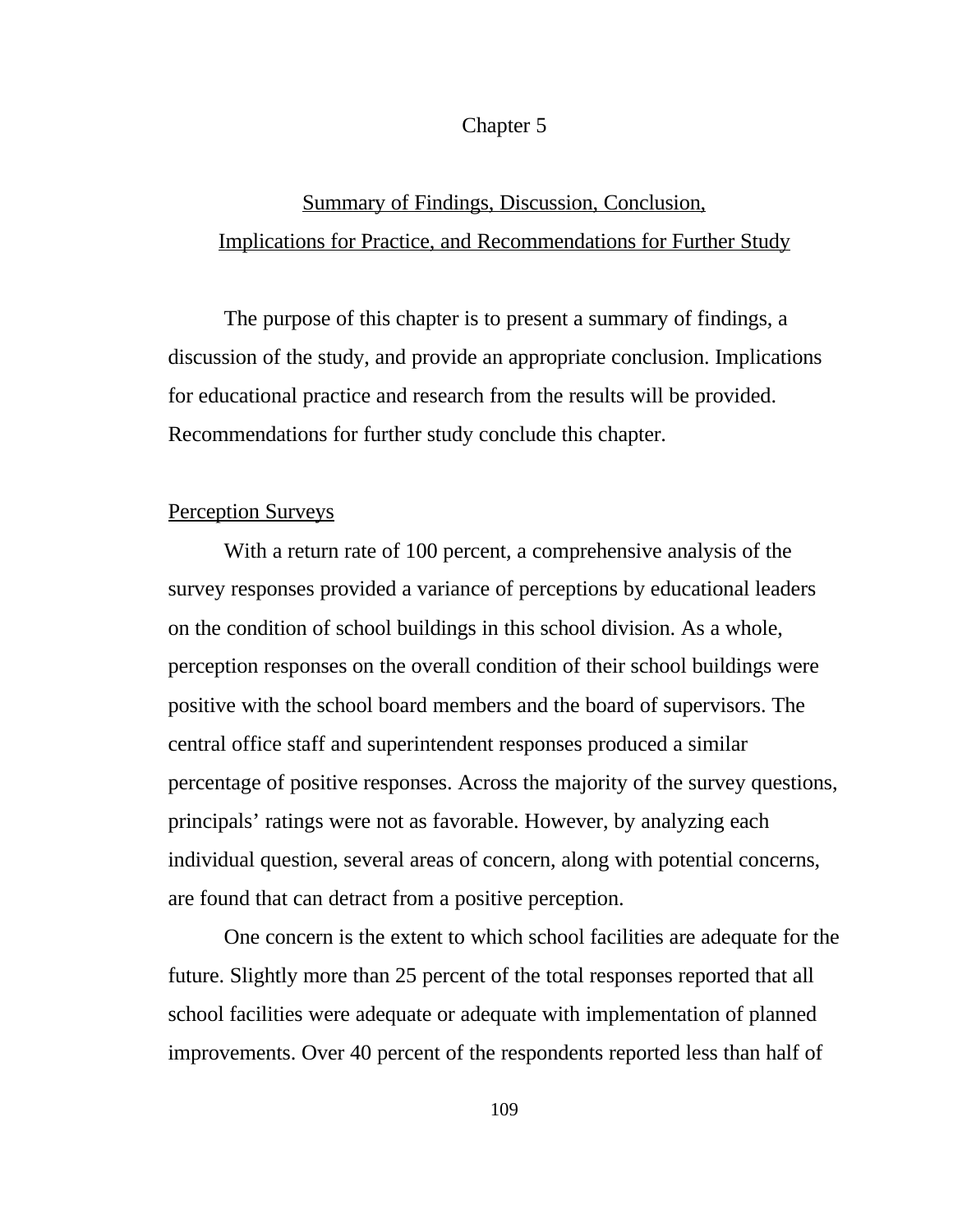# Chapter 5

## Summary of Findings, Discussion, Conclusion, Implications for Practice, and Recommendations for Further Study

The purpose of this chapter is to present a summary of findings, a discussion of the study, and provide an appropriate conclusion. Implications for educational practice and research from the results will be provided. Recommendations for further study conclude this chapter.

### Perception Surveys

With a return rate of 100 percent, a comprehensive analysis of the survey responses provided a variance of perceptions by educational leaders on the condition of school buildings in this school division. As a whole, perception responses on the overall condition of their school buildings were positive with the school board members and the board of supervisors. The central office staff and superintendent responses produced a similar percentage of positive responses. Across the majority of the survey questions, principals' ratings were not as favorable. However, by analyzing each individual question, several areas of concern, along with potential concerns, are found that can detract from a positive perception.

One concern is the extent to which school facilities are adequate for the future. Slightly more than 25 percent of the total responses reported that all school facilities were adequate or adequate with implementation of planned improvements. Over 40 percent of the respondents reported less than half of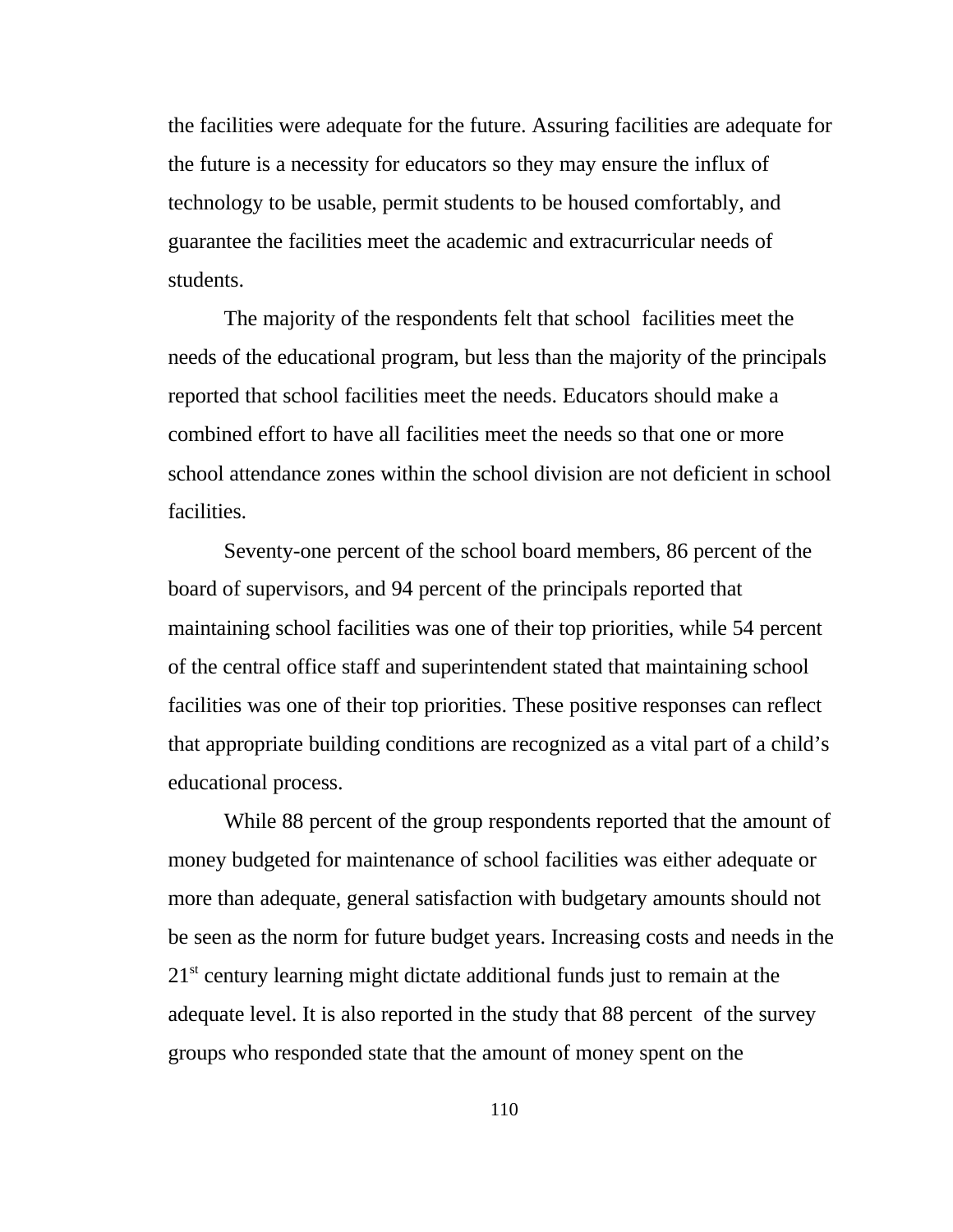the facilities were adequate for the future. Assuring facilities are adequate for the future is a necessity for educators so they may ensure the influx of technology to be usable, permit students to be housed comfortably, and guarantee the facilities meet the academic and extracurricular needs of students.

The majority of the respondents felt that school facilities meet the needs of the educational program, but less than the majority of the principals reported that school facilities meet the needs. Educators should make a combined effort to have all facilities meet the needs so that one or more school attendance zones within the school division are not deficient in school facilities.

Seventy-one percent of the school board members, 86 percent of the board of supervisors, and 94 percent of the principals reported that maintaining school facilities was one of their top priorities, while 54 percent of the central office staff and superintendent stated that maintaining school facilities was one of their top priorities. These positive responses can reflect that appropriate building conditions are recognized as a vital part of a child's educational process.

While 88 percent of the group respondents reported that the amount of money budgeted for maintenance of school facilities was either adequate or more than adequate, general satisfaction with budgetary amounts should not be seen as the norm for future budget years. Increasing costs and needs in the 21st century learning might dictate additional funds just to remain at the adequate level. It is also reported in the study that 88 percent of the survey groups who responded state that the amount of money spent on the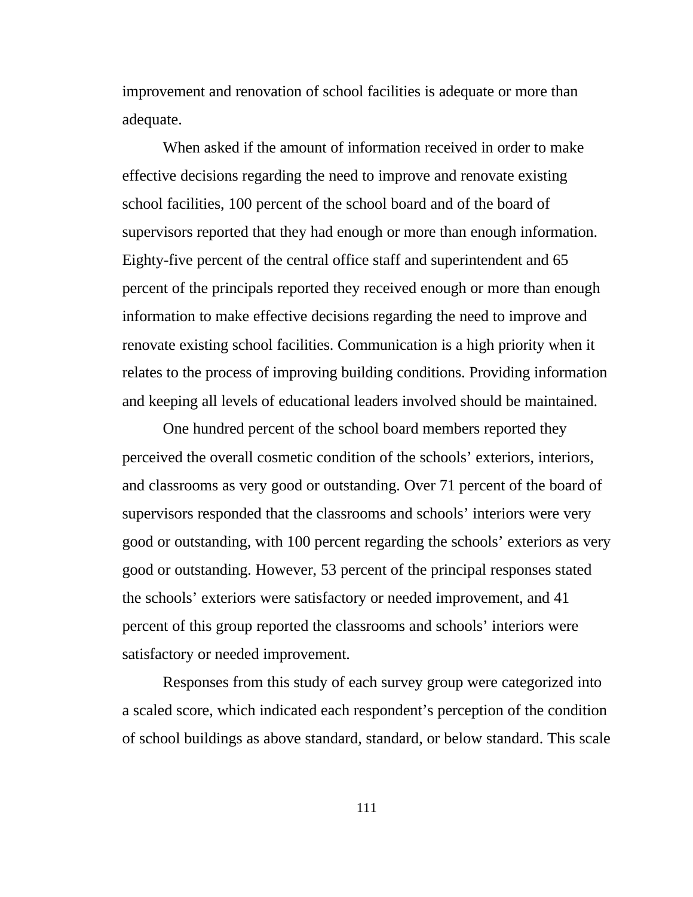improvement and renovation of school facilities is adequate or more than adequate.

When asked if the amount of information received in order to make effective decisions regarding the need to improve and renovate existing school facilities, 100 percent of the school board and of the board of supervisors reported that they had enough or more than enough information. Eighty-five percent of the central office staff and superintendent and 65 percent of the principals reported they received enough or more than enough information to make effective decisions regarding the need to improve and renovate existing school facilities. Communication is a high priority when it relates to the process of improving building conditions. Providing information and keeping all levels of educational leaders involved should be maintained.

One hundred percent of the school board members reported they perceived the overall cosmetic condition of the schools' exteriors, interiors, and classrooms as very good or outstanding. Over 71 percent of the board of supervisors responded that the classrooms and schools' interiors were very good or outstanding, with 100 percent regarding the schools' exteriors as very good or outstanding. However, 53 percent of the principal responses stated the schools' exteriors were satisfactory or needed improvement, and 41 percent of this group reported the classrooms and schools' interiors were satisfactory or needed improvement.

Responses from this study of each survey group were categorized into a scaled score, which indicated each respondent's perception of the condition of school buildings as above standard, standard, or below standard. This scale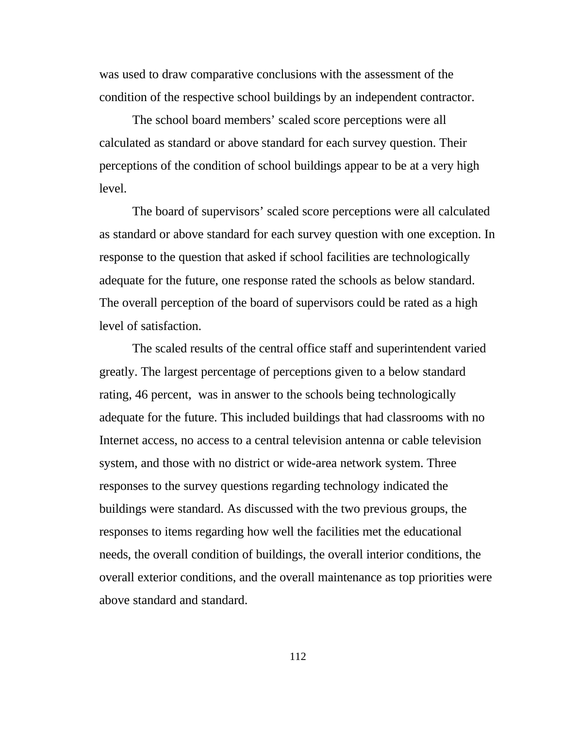was used to draw comparative conclusions with the assessment of the condition of the respective school buildings by an independent contractor.

The school board members' scaled score perceptions were all calculated as standard or above standard for each survey question. Their perceptions of the condition of school buildings appear to be at a very high level.

The board of supervisors' scaled score perceptions were all calculated as standard or above standard for each survey question with one exception. In response to the question that asked if school facilities are technologically adequate for the future, one response rated the schools as below standard. The overall perception of the board of supervisors could be rated as a high level of satisfaction.

The scaled results of the central office staff and superintendent varied greatly. The largest percentage of perceptions given to a below standard rating, 46 percent, was in answer to the schools being technologically adequate for the future. This included buildings that had classrooms with no Internet access, no access to a central television antenna or cable television system, and those with no district or wide-area network system. Three responses to the survey questions regarding technology indicated the buildings were standard. As discussed with the two previous groups, the responses to items regarding how well the facilities met the educational needs, the overall condition of buildings, the overall interior conditions, the overall exterior conditions, and the overall maintenance as top priorities were above standard and standard.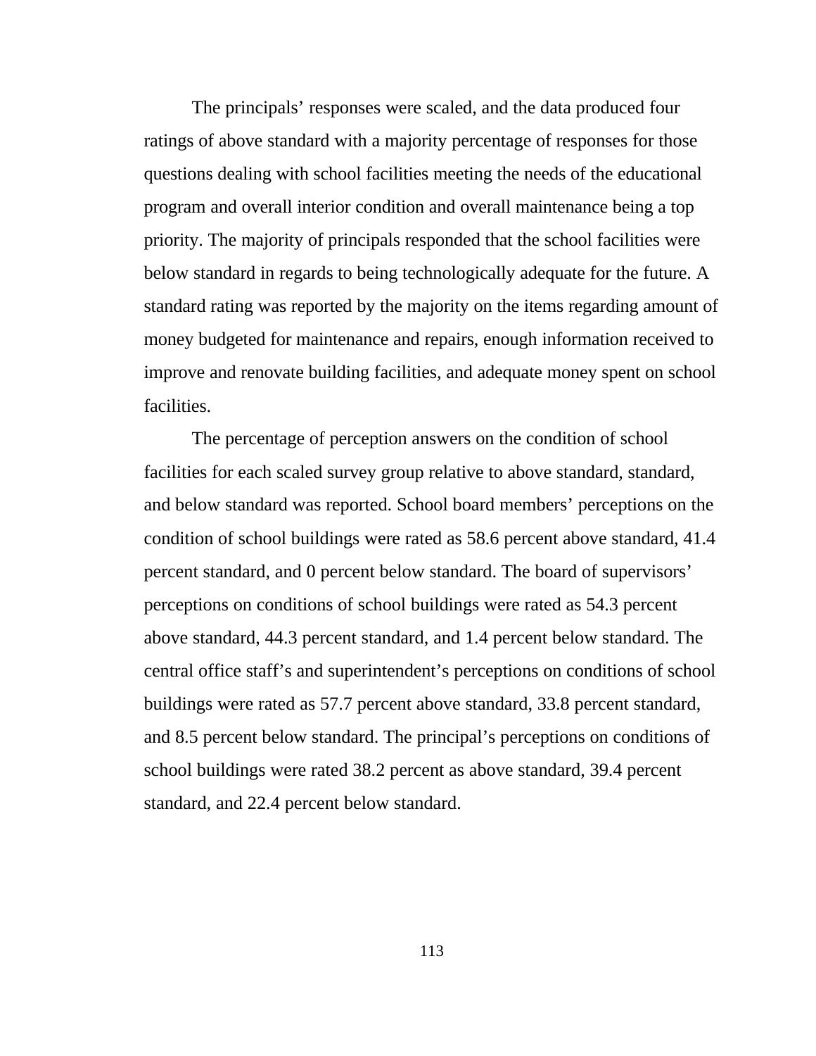The principals' responses were scaled, and the data produced four ratings of above standard with a majority percentage of responses for those questions dealing with school facilities meeting the needs of the educational program and overall interior condition and overall maintenance being a top priority. The majority of principals responded that the school facilities were below standard in regards to being technologically adequate for the future. A standard rating was reported by the majority on the items regarding amount of money budgeted for maintenance and repairs, enough information received to improve and renovate building facilities, and adequate money spent on school facilities.

The percentage of perception answers on the condition of school facilities for each scaled survey group relative to above standard, standard, and below standard was reported. School board members' perceptions on the condition of school buildings were rated as 58.6 percent above standard, 41.4 percent standard, and 0 percent below standard. The board of supervisors' perceptions on conditions of school buildings were rated as 54.3 percent above standard, 44.3 percent standard, and 1.4 percent below standard. The central office staff's and superintendent's perceptions on conditions of school buildings were rated as 57.7 percent above standard, 33.8 percent standard, and 8.5 percent below standard. The principal's perceptions on conditions of school buildings were rated 38.2 percent as above standard, 39.4 percent standard, and 22.4 percent below standard.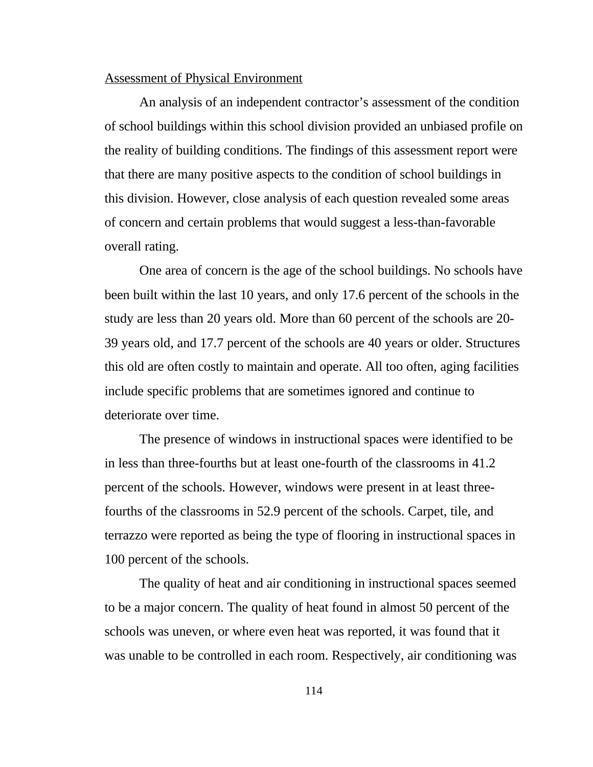Assessment of Physical Environment

An analysis of an independent contractor's assessment of the condition of school buildings within this school division provided an unbiased profile on the reality of building conditions. The findings of this assessment report were that there are many positive aspects to the condition of school buildings in this division. However, close analysis of each question revealed some areas of concern and certain problems that would suggest a less-than-favorable overall rating.

One area of concern is the age of the school buildings. No schools have been built within the last 10 years, and only 17.6 percent of the schools in the study are less than 20 years old. More than 60 percent of the schools are 20-39 years old, and 17.7 percent of the schools are 40 years or older. Structures this old are often costly to maintain and operate. All too often, aging facilities include specific problems that are sometimes ignored and continue to deteriorate over time.

The presence of windows in instructional spaces were identified to be in less than three-fourths but at least one-fourth of the classrooms in 41.2 percent of the schools. However, windows were present in at least three-fourths of the classrooms in 52.9 percent of the schools. Carpet, tile, and terrazzo were reported as being the type of flooring in instructional spaces in 100 percent of the schools.

The quality of heat and air conditioning in instructional spaces seemed to be a major concern. The quality of heat found in almost 50 percent of the schools was uneven, or where even heat was reported, it was found that it was unable to be controlled in each room. Respectively, air conditioning was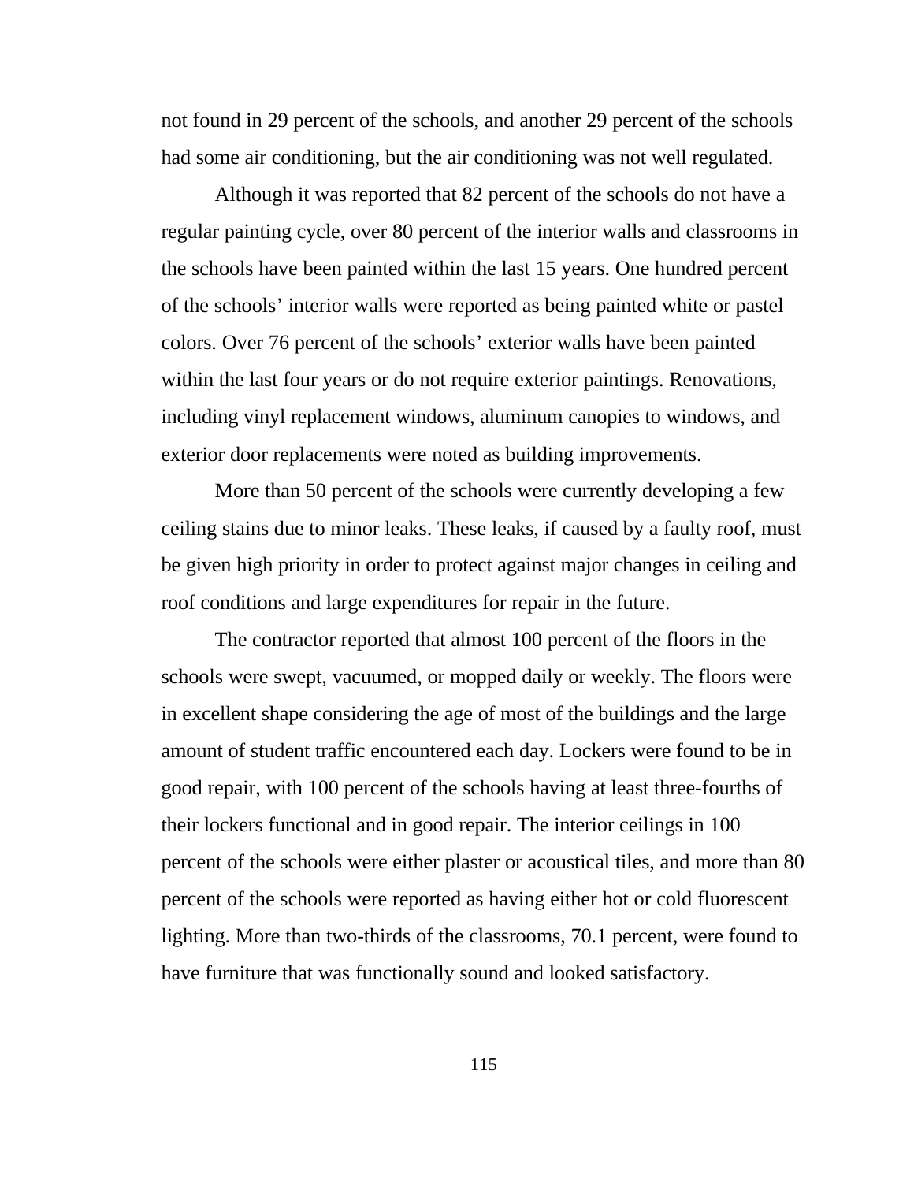not found in 29 percent of the schools, and another 29 percent of the schools had some air conditioning, but the air conditioning was not well regulated.

Although it was reported that 82 percent of the schools do not have a regular painting cycle, over 80 percent of the interior walls and classrooms in the schools have been painted within the last 15 years. One hundred percent of the schools' interior walls were reported as being painted white or pastel colors. Over 76 percent of the schools' exterior walls have been painted within the last four years or do not require exterior paintings. Renovations, including vinyl replacement windows, aluminum canopies to windows, and exterior door replacements were noted as building improvements.

More than 50 percent of the schools were currently developing a few ceiling stains due to minor leaks. These leaks, if caused by a faulty roof, must be given high priority in order to protect against major changes in ceiling and roof conditions and large expenditures for repair in the future.

The contractor reported that almost 100 percent of the floors in the schools were swept, vacuumed, or mopped daily or weekly. The floors were in excellent shape considering the age of most of the buildings and the large amount of student traffic encountered each day. Lockers were found to be in good repair, with 100 percent of the schools having at least three-fourths of their lockers functional and in good repair. The interior ceilings in 100 percent of the schools were either plaster or acoustical tiles, and more than 80 percent of the schools were reported as having either hot or cold fluorescent lighting. More than two-thirds of the classrooms, 70.1 percent, were found to have furniture that was functionally sound and looked satisfactory.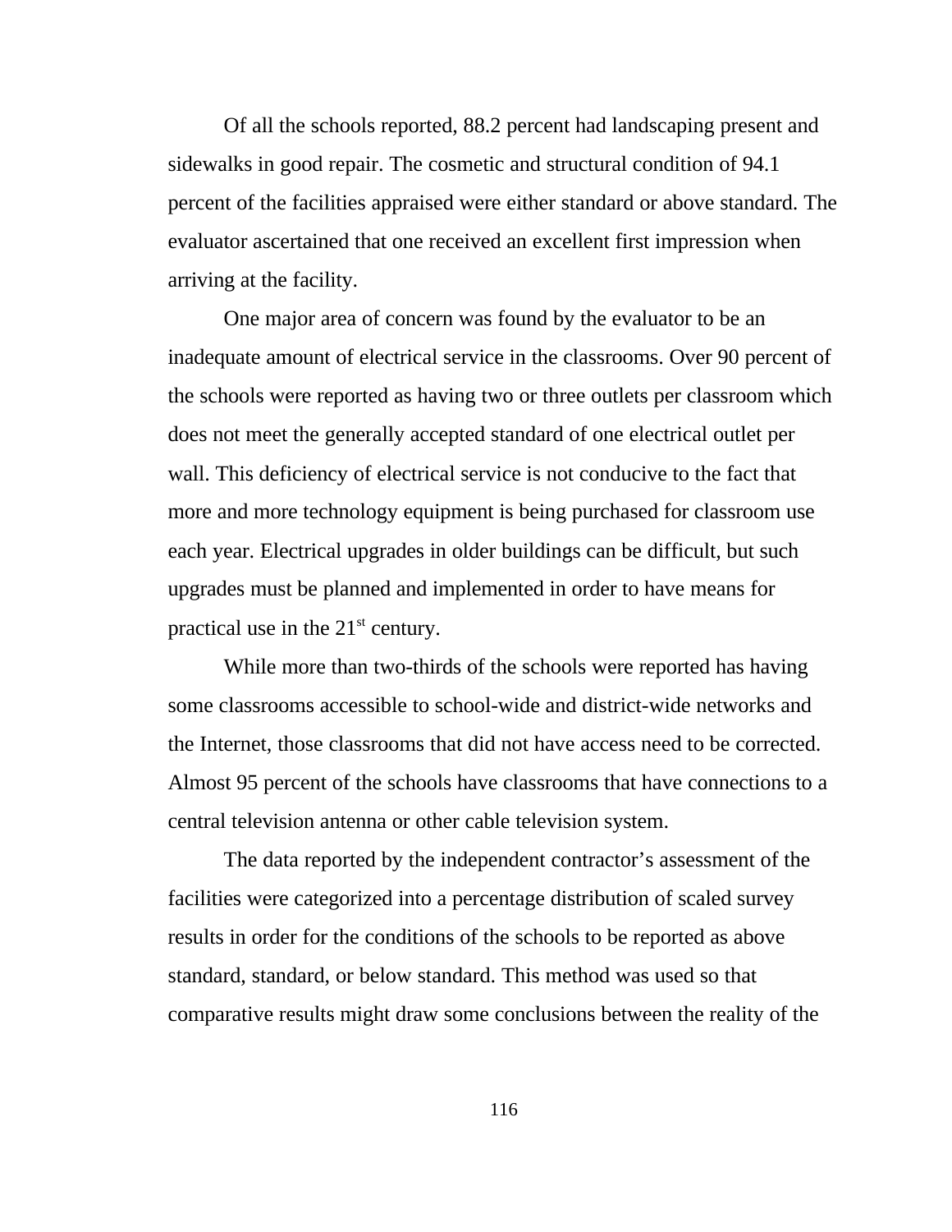Of all the schools reported, 88.2 percent had landscaping present and sidewalks in good repair. The cosmetic and structural condition of 94.1 percent of the facilities appraised were either standard or above standard. The evaluator ascertained that one received an excellent first impression when arriving at the facility.

One major area of concern was found by the evaluator to be an inadequate amount of electrical service in the classrooms. Over 90 percent of the schools were reported as having two or three outlets per classroom which does not meet the generally accepted standard of one electrical outlet per wall. This deficiency of electrical service is not conducive to the fact that more and more technology equipment is being purchased for classroom use each year. Electrical upgrades in older buildings can be difficult, but such upgrades must be planned and implemented in order to have means for practical use in the 21st century.

While more than two-thirds of the schools were reported has having some classrooms accessible to school-wide and district-wide networks and the Internet, those classrooms that did not have access need to be corrected. Almost 95 percent of the schools have classrooms that have connections to a central television antenna or other cable television system.

The data reported by the independent contractor’s assessment of the facilities were categorized into a percentage distribution of scaled survey results in order for the conditions of the schools to be reported as above standard, standard, or below standard. This method was used so that comparative results might draw some conclusions between the reality of the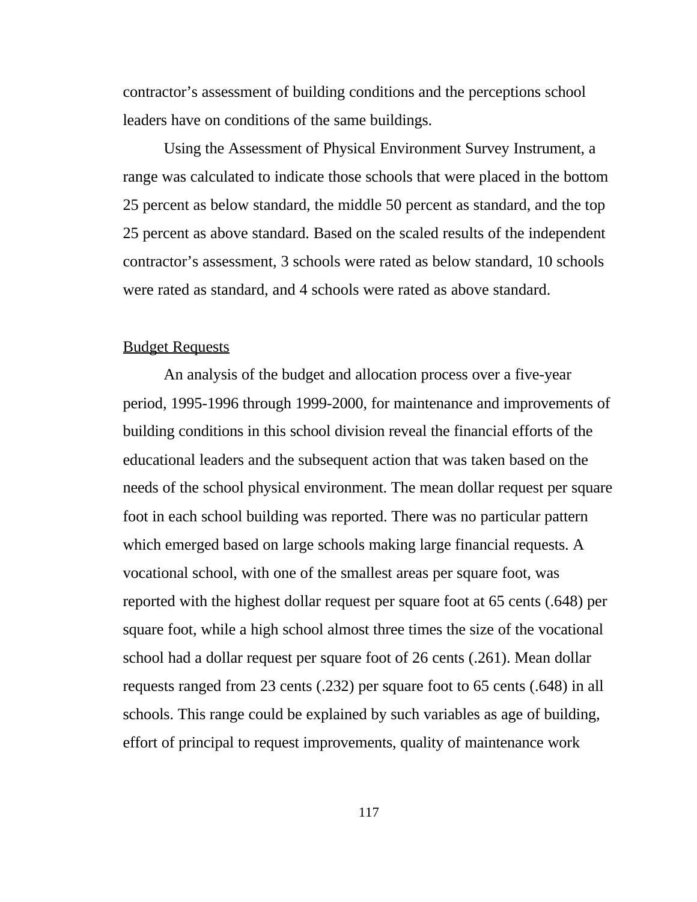contractor’s assessment of building conditions and the perceptions school leaders have on conditions of the same buildings.

Using the Assessment of Physical Environment Survey Instrument, a range was calculated to indicate those schools that were placed in the bottom 25 percent as below standard, the middle 50 percent as standard, and the top 25 percent as above standard. Based on the scaled results of the independent contractor’s assessment, 3 schools were rated as below standard, 10 schools were rated as standard, and 4 schools were rated as above standard.

<u>Budget Requests</u>

An analysis of the budget and allocation process over a five-year period, 1995-1996 through 1999-2000, for maintenance and improvements of building conditions in this school division reveal the financial efforts of the educational leaders and the subsequent action that was taken based on the needs of the school physical environment. The mean dollar request per square foot in each school building was reported. There was no particular pattern which emerged based on large schools making large financial requests. A vocational school, with one of the smallest areas per square foot, was reported with the highest dollar request per square foot at 65 cents (.648) per square foot, while a high school almost three times the size of the vocational school had a dollar request per square foot of 26 cents (.261). Mean dollar requests ranged from 23 cents (.232) per square foot to 65 cents (.648) in all schools. This range could be explained by such variables as age of building, effort of principal to request improvements, quality of maintenance work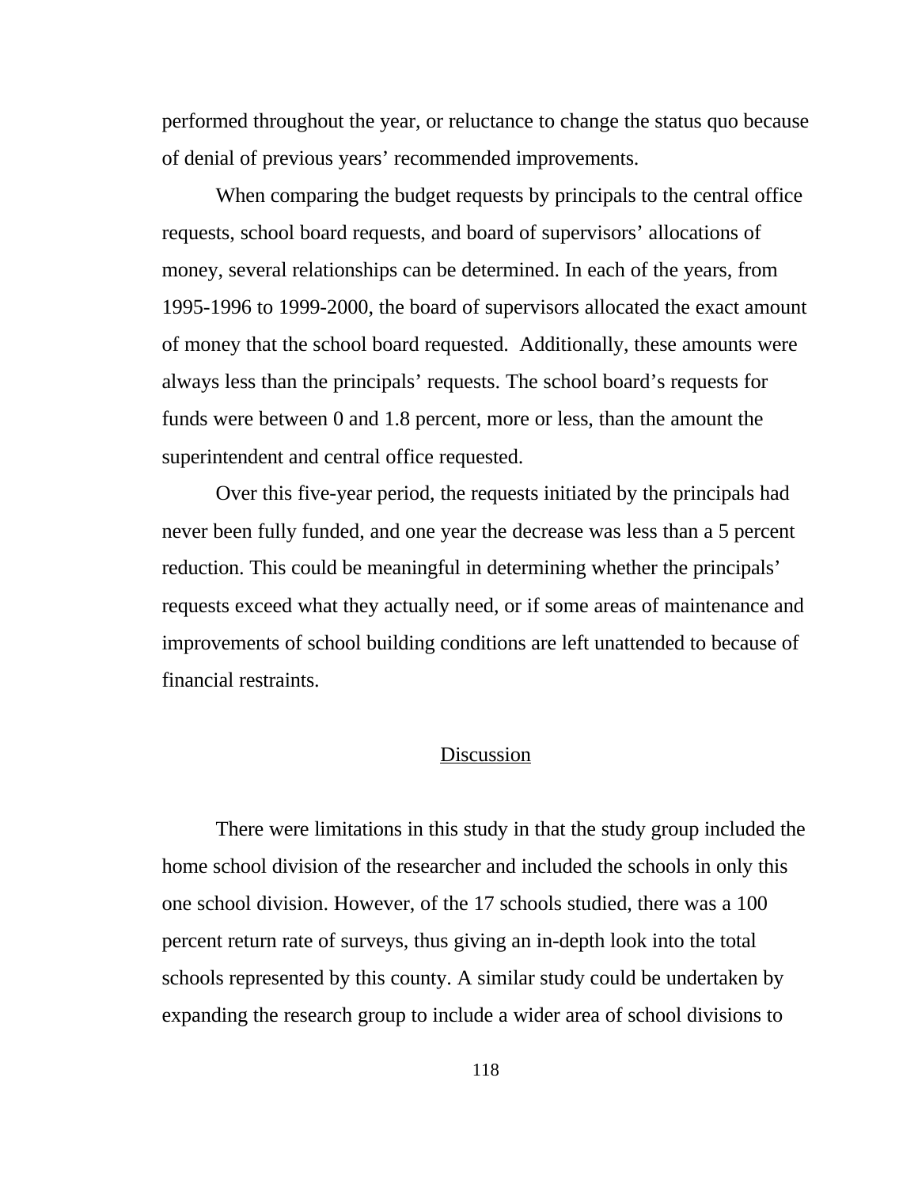performed throughout the year, or reluctance to change the status quo because of denial of previous years' recommended improvements.

When comparing the budget requests by principals to the central office requests, school board requests, and board of supervisors' allocations of money, several relationships can be determined. In each of the years, from 1995-1996 to 1999-2000, the board of supervisors allocated the exact amount of money that the school board requested. Additionally, these amounts were always less than the principals' requests. The school board's requests for funds were between 0 and 1.8 percent, more or less, than the amount the superintendent and central office requested.

Over this five-year period, the requests initiated by the principals had never been fully funded, and one year the decrease was less than a 5 percent reduction. This could be meaningful in determining whether the principals' requests exceed what they actually need, or if some areas of maintenance and improvements of school building conditions are left unattended to because of financial restraints.

## Discussion

There were limitations in this study in that the study group included the home school division of the researcher and included the schools in only this one school division. However, of the 17 schools studied, there was a 100 percent return rate of surveys, thus giving an in-depth look into the total schools represented by this county. A similar study could be undertaken by expanding the research group to include a wider area of school divisions to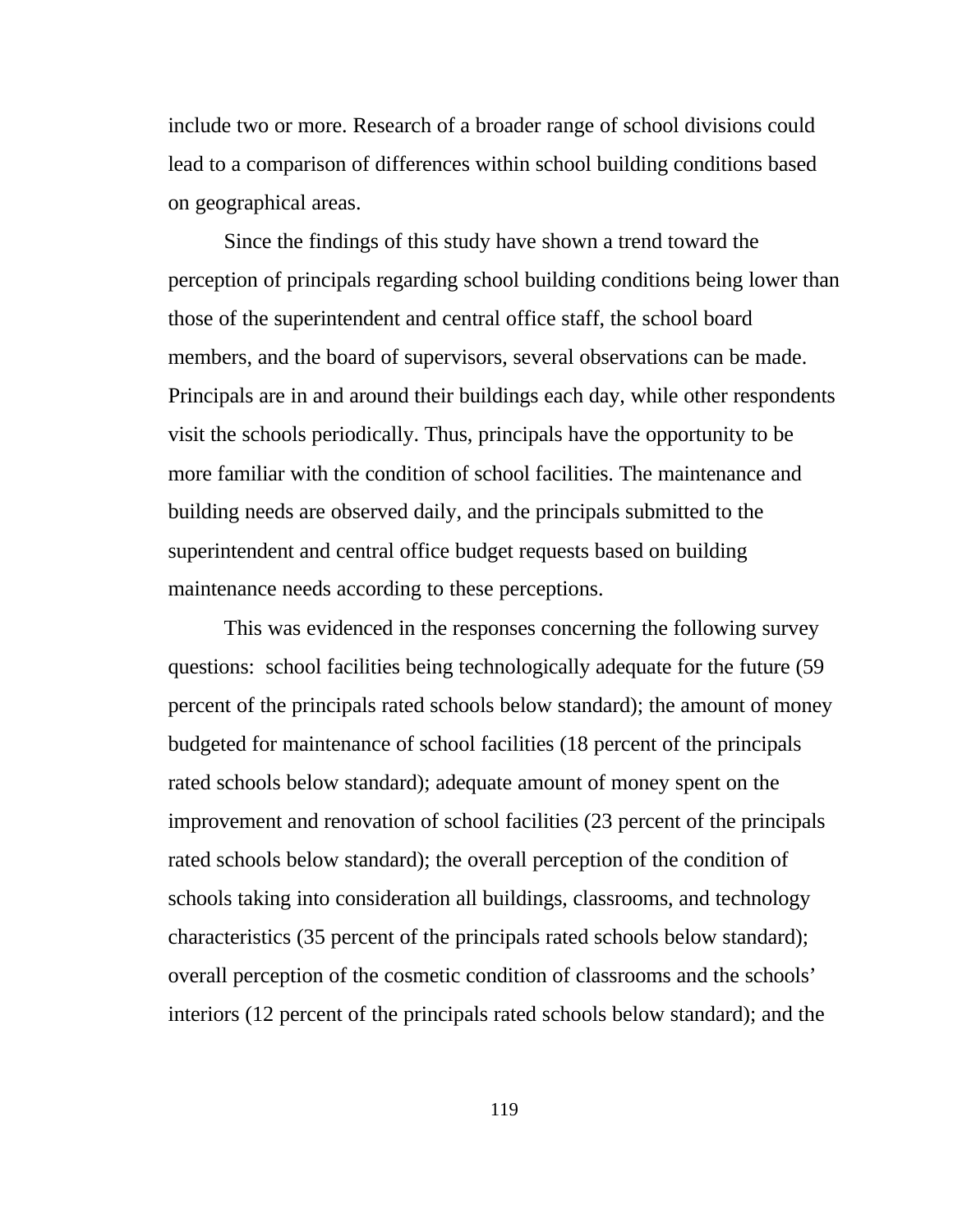include two or more. Research of a broader range of school divisions could lead to a comparison of differences within school building conditions based on geographical areas.

Since the findings of this study have shown a trend toward the perception of principals regarding school building conditions being lower than those of the superintendent and central office staff, the school board members, and the board of supervisors, several observations can be made. Principals are in and around their buildings each day, while other respondents visit the schools periodically. Thus, principals have the opportunity to be more familiar with the condition of school facilities. The maintenance and building needs are observed daily, and the principals submitted to the superintendent and central office budget requests based on building maintenance needs according to these perceptions.

This was evidenced in the responses concerning the following survey questions: school facilities being technologically adequate for the future (59 percent of the principals rated schools below standard); the amount of money budgeted for maintenance of school facilities (18 percent of the principals rated schools below standard); adequate amount of money spent on the improvement and renovation of school facilities (23 percent of the principals rated schools below standard); the overall perception of the condition of schools taking into consideration all buildings, classrooms, and technology characteristics (35 percent of the principals rated schools below standard); overall perception of the cosmetic condition of classrooms and the schools' interiors (12 percent of the principals rated schools below standard); and the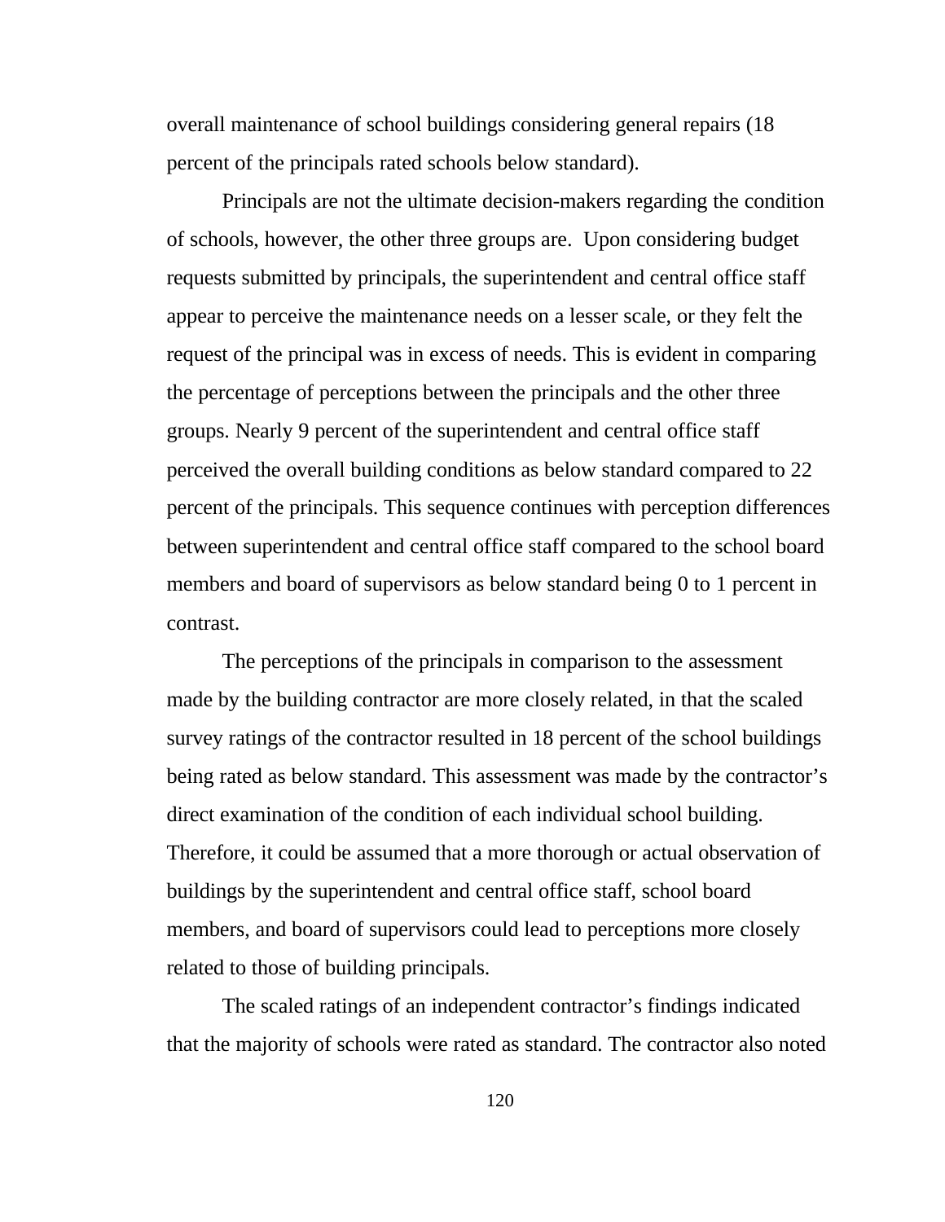overall maintenance of school buildings considering general repairs (18 percent of the principals rated schools below standard).

Principals are not the ultimate decision-makers regarding the condition of schools, however, the other three groups are.  Upon considering budget requests submitted by principals, the superintendent and central office staff appear to perceive the maintenance needs on a lesser scale, or they felt the request of the principal was in excess of needs. This is evident in comparing the percentage of perceptions between the principals and the other three groups. Nearly 9 percent of the superintendent and central office staff perceived the overall building conditions as below standard compared to 22 percent of the principals. This sequence continues with perception differences between superintendent and central office staff compared to the school board members and board of supervisors as below standard being 0 to 1 percent in contrast.

The perceptions of the principals in comparison to the assessment made by the building contractor are more closely related, in that the scaled survey ratings of the contractor resulted in 18 percent of the school buildings being rated as below standard. This assessment was made by the contractor's direct examination of the condition of each individual school building. Therefore, it could be assumed that a more thorough or actual observation of buildings by the superintendent and central office staff, school board members, and board of supervisors could lead to perceptions more closely related to those of building principals.

The scaled ratings of an independent contractor's findings indicated that the majority of schools were rated as standard. The contractor also noted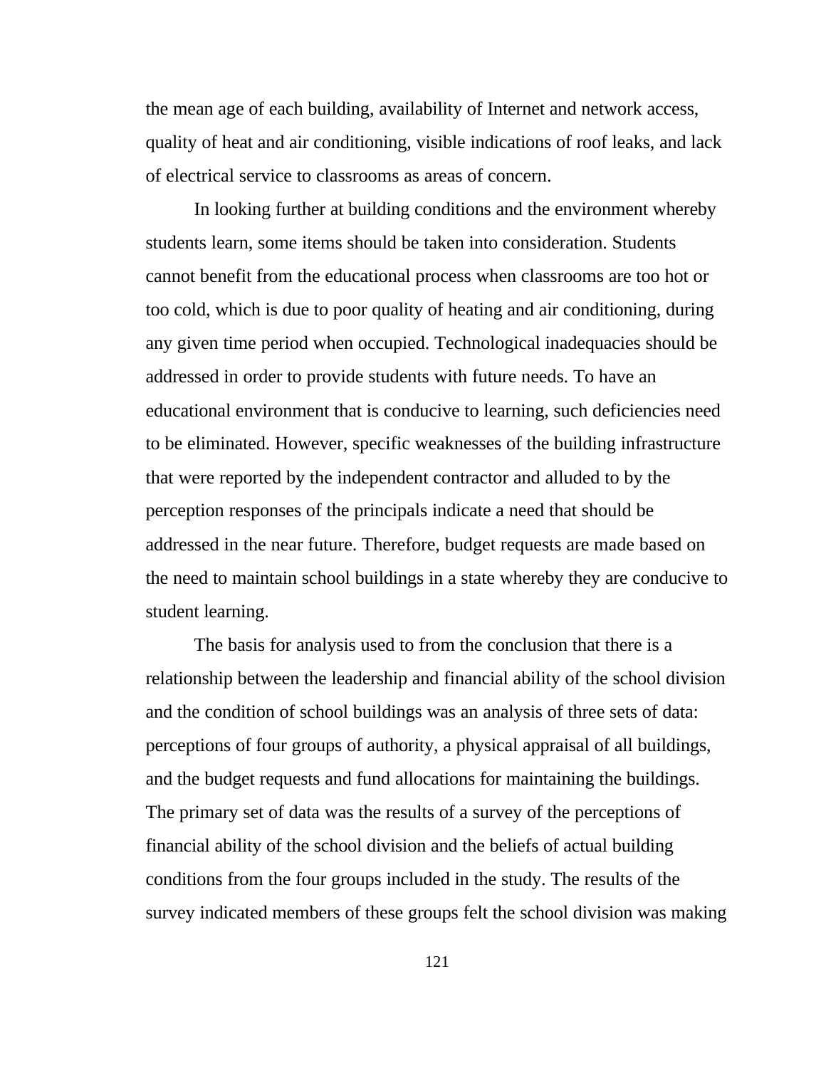the mean age of each building, availability of Internet and network access, quality of heat and air conditioning, visible indications of roof leaks, and lack of electrical service to classrooms as areas of concern.

In looking further at building conditions and the environment whereby students learn, some items should be taken into consideration. Students cannot benefit from the educational process when classrooms are too hot or too cold, which is due to poor quality of heating and air conditioning, during any given time period when occupied. Technological inadequacies should be addressed in order to provide students with future needs. To have an educational environment that is conducive to learning, such deficiencies need to be eliminated. However, specific weaknesses of the building infrastructure that were reported by the independent contractor and alluded to by the perception responses of the principals indicate a need that should be addressed in the near future. Therefore, budget requests are made based on the need to maintain school buildings in a state whereby they are conducive to student learning.

The basis for analysis used to from the conclusion that there is a relationship between the leadership and financial ability of the school division and the condition of school buildings was an analysis of three sets of data: perceptions of four groups of authority, a physical appraisal of all buildings, and the budget requests and fund allocations for maintaining the buildings. The primary set of data was the results of a survey of the perceptions of financial ability of the school division and the beliefs of actual building conditions from the four groups included in the study. The results of the survey indicated members of these groups felt the school division was making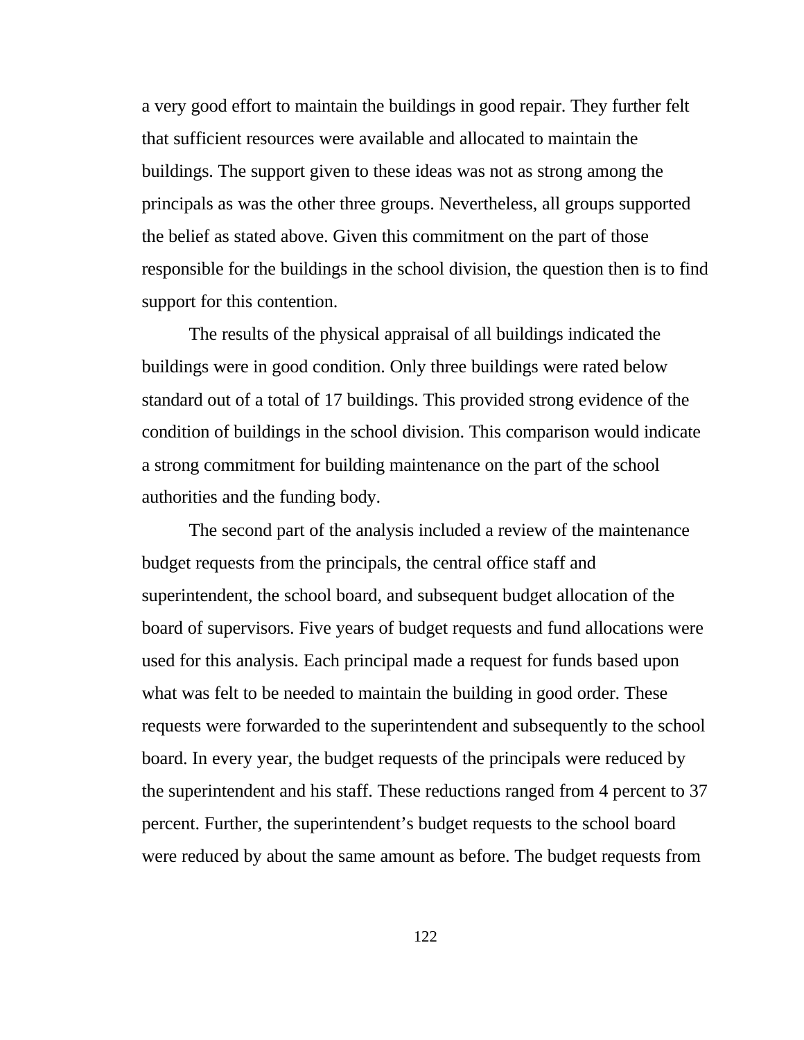a very good effort to maintain the buildings in good repair. They further felt that sufficient resources were available and allocated to maintain the buildings. The support given to these ideas was not as strong among the principals as was the other three groups. Nevertheless, all groups supported the belief as stated above. Given this commitment on the part of those responsible for the buildings in the school division, the question then is to find support for this contention.

The results of the physical appraisal of all buildings indicated the buildings were in good condition. Only three buildings were rated below standard out of a total of 17 buildings. This provided strong evidence of the condition of buildings in the school division. This comparison would indicate a strong commitment for building maintenance on the part of the school authorities and the funding body.

The second part of the analysis included a review of the maintenance budget requests from the principals, the central office staff and superintendent, the school board, and subsequent budget allocation of the board of supervisors. Five years of budget requests and fund allocations were used for this analysis. Each principal made a request for funds based upon what was felt to be needed to maintain the building in good order. These requests were forwarded to the superintendent and subsequently to the school board. In every year, the budget requests of the principals were reduced by the superintendent and his staff. These reductions ranged from 4 percent to 37 percent. Further, the superintendent’s budget requests to the school board were reduced by about the same amount as before. The budget requests from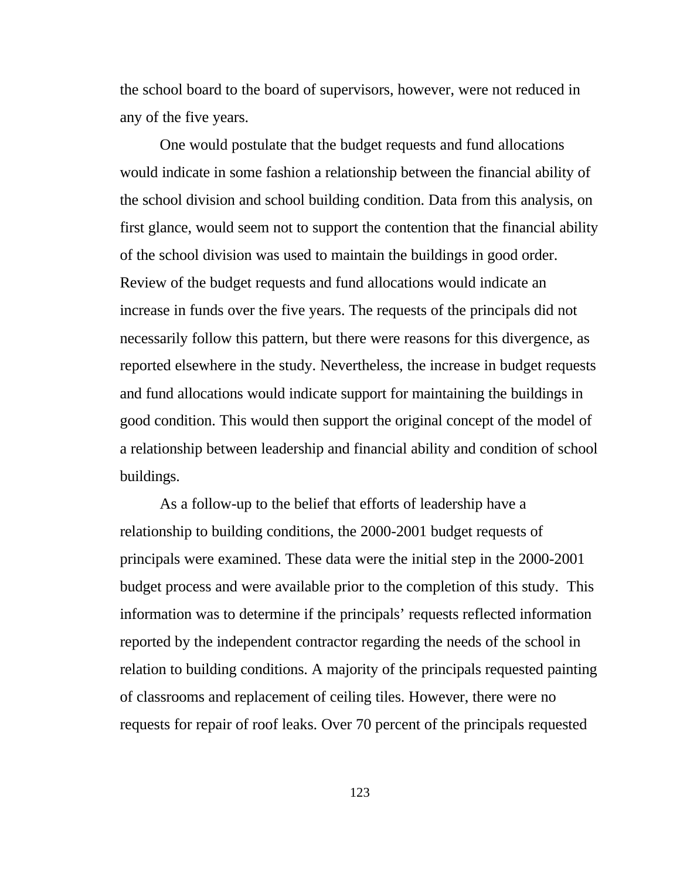the school board to the board of supervisors, however, were not reduced in any of the five years.

One would postulate that the budget requests and fund allocations would indicate in some fashion a relationship between the financial ability of the school division and school building condition. Data from this analysis, on first glance, would seem not to support the contention that the financial ability of the school division was used to maintain the buildings in good order. Review of the budget requests and fund allocations would indicate an increase in funds over the five years. The requests of the principals did not necessarily follow this pattern, but there were reasons for this divergence, as reported elsewhere in the study. Nevertheless, the increase in budget requests and fund allocations would indicate support for maintaining the buildings in good condition. This would then support the original concept of the model of a relationship between leadership and financial ability and condition of school buildings.

As a follow-up to the belief that efforts of leadership have a relationship to building conditions, the 2000-2001 budget requests of principals were examined. These data were the initial step in the 2000-2001 budget process and were available prior to the completion of this study. This information was to determine if the principals' requests reflected information reported by the independent contractor regarding the needs of the school in relation to building conditions. A majority of the principals requested painting of classrooms and replacement of ceiling tiles. However, there were no requests for repair of roof leaks. Over 70 percent of the principals requested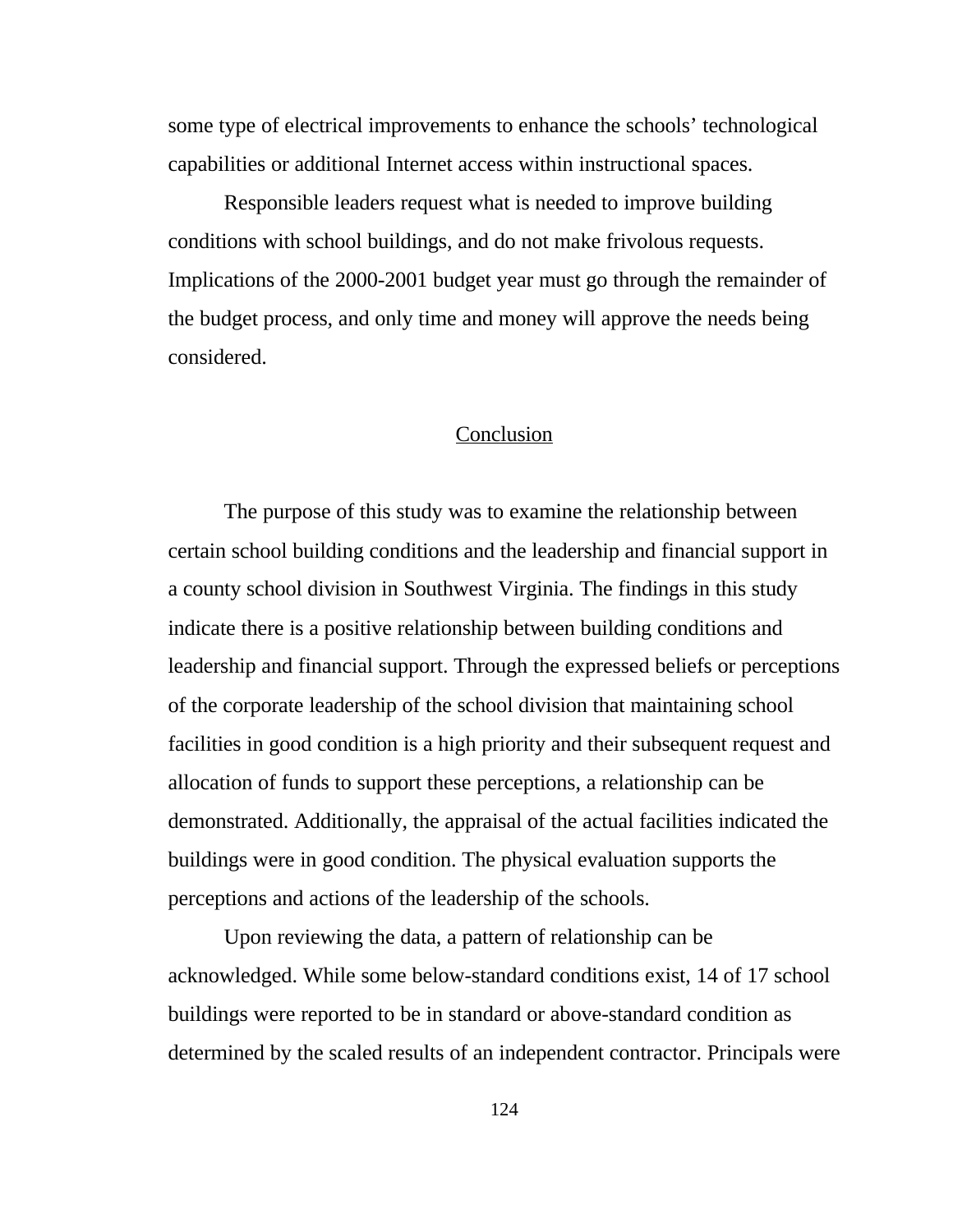some type of electrical improvements to enhance the schools' technological capabilities or additional Internet access within instructional spaces.

Responsible leaders request what is needed to improve building conditions with school buildings, and do not make frivolous requests. Implications of the 2000-2001 budget year must go through the remainder of the budget process, and only time and money will approve the needs being considered.

## Conclusion

The purpose of this study was to examine the relationship between certain school building conditions and the leadership and financial support in a county school division in Southwest Virginia. The findings in this study indicate there is a positive relationship between building conditions and leadership and financial support. Through the expressed beliefs or perceptions of the corporate leadership of the school division that maintaining school facilities in good condition is a high priority and their subsequent request and allocation of funds to support these perceptions, a relationship can be demonstrated. Additionally, the appraisal of the actual facilities indicated the buildings were in good condition. The physical evaluation supports the perceptions and actions of the leadership of the schools.

Upon reviewing the data, a pattern of relationship can be acknowledged. While some below-standard conditions exist, 14 of 17 school buildings were reported to be in standard or above-standard condition as determined by the scaled results of an independent contractor. Principals were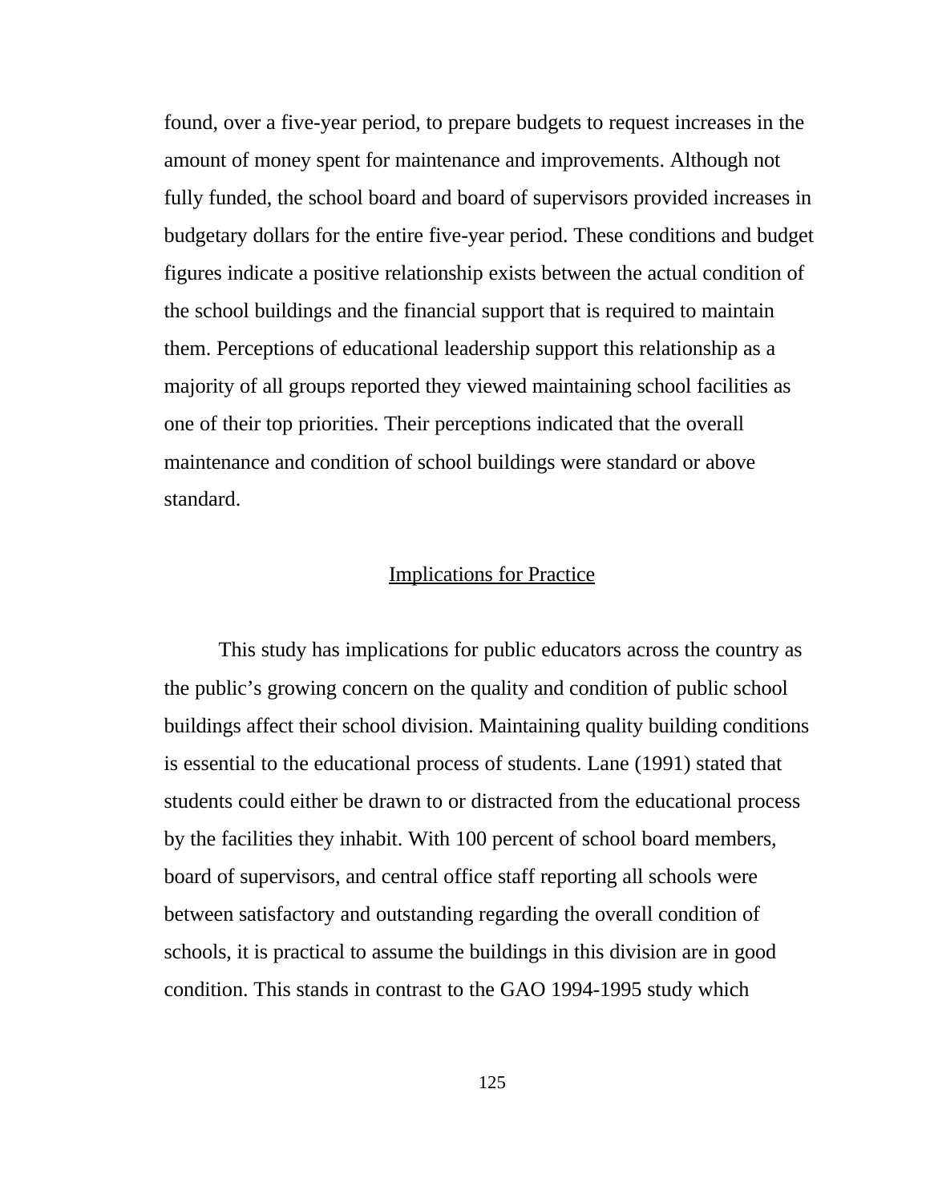found, over a five-year period, to prepare budgets to request increases in the amount of money spent for maintenance and improvements. Although not fully funded, the school board and board of supervisors provided increases in budgetary dollars for the entire five-year period. These conditions and budget figures indicate a positive relationship exists between the actual condition of the school buildings and the financial support that is required to maintain them. Perceptions of educational leadership support this relationship as a majority of all groups reported they viewed maintaining school facilities as one of their top priorities. Their perceptions indicated that the overall maintenance and condition of school buildings were standard or above standard.

## Implications for Practice

This study has implications for public educators across the country as the public's growing concern on the quality and condition of public school buildings affect their school division. Maintaining quality building conditions is essential to the educational process of students. Lane (1991) stated that students could either be drawn to or distracted from the educational process by the facilities they inhabit. With 100 percent of school board members, board of supervisors, and central office staff reporting all schools were between satisfactory and outstanding regarding the overall condition of schools, it is practical to assume the buildings in this division are in good condition. This stands in contrast to the GAO 1994-1995 study which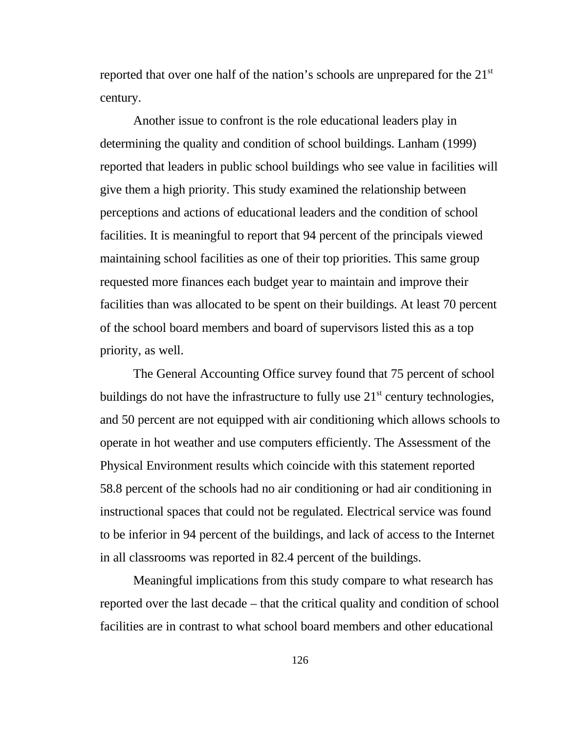reported that over one half of the nation’s schools are unprepared for the 21st century.

Another issue to confront is the role educational leaders play in determining the quality and condition of school buildings. Lanham (1999) reported that leaders in public school buildings who see value in facilities will give them a high priority. This study examined the relationship between perceptions and actions of educational leaders and the condition of school facilities. It is meaningful to report that 94 percent of the principals viewed maintaining school facilities as one of their top priorities. This same group requested more finances each budget year to maintain and improve their facilities than was allocated to be spent on their buildings. At least 70 percent of the school board members and board of supervisors listed this as a top priority, as well.

The General Accounting Office survey found that 75 percent of school buildings do not have the infrastructure to fully use 21st century technologies, and 50 percent are not equipped with air conditioning which allows schools to operate in hot weather and use computers efficiently. The Assessment of the Physical Environment results which coincide with this statement reported 58.8 percent of the schools had no air conditioning or had air conditioning in instructional spaces that could not be regulated. Electrical service was found to be inferior in 94 percent of the buildings, and lack of access to the Internet in all classrooms was reported in 82.4 percent of the buildings.

Meaningful implications from this study compare to what research has reported over the last decade – that the critical quality and condition of school facilities are in contrast to what school board members and other educational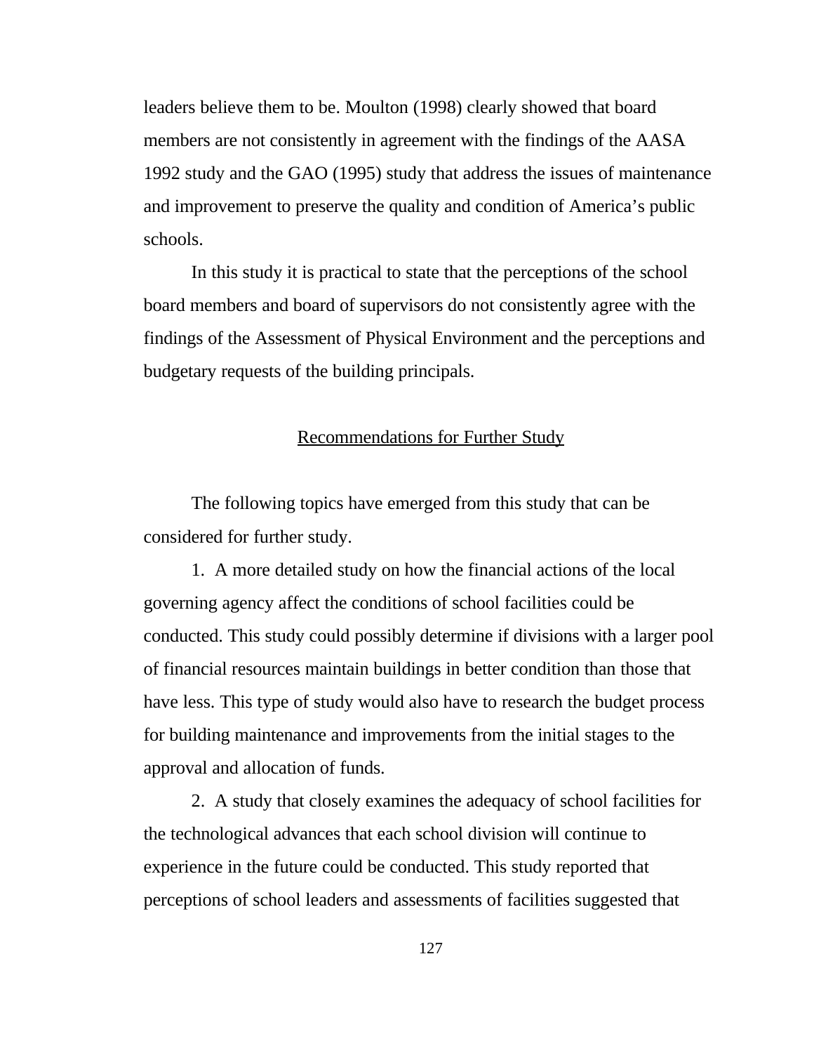leaders believe them to be. Moulton (1998) clearly showed that board members are not consistently in agreement with the findings of the AASA 1992 study and the GAO (1995) study that address the issues of maintenance and improvement to preserve the quality and condition of America's public schools.

In this study it is practical to state that the perceptions of the school board members and board of supervisors do not consistently agree with the findings of the Assessment of Physical Environment and the perceptions and budgetary requests of the building principals.

## Recommendations for Further Study

The following topics have emerged from this study that can be considered for further study.

1. A more detailed study on how the financial actions of the local governing agency affect the conditions of school facilities could be conducted. This study could possibly determine if divisions with a larger pool of financial resources maintain buildings in better condition than those that have less. This type of study would also have to research the budget process for building maintenance and improvements from the initial stages to the approval and allocation of funds.

2. A study that closely examines the adequacy of school facilities for the technological advances that each school division will continue to experience in the future could be conducted. This study reported that perceptions of school leaders and assessments of facilities suggested that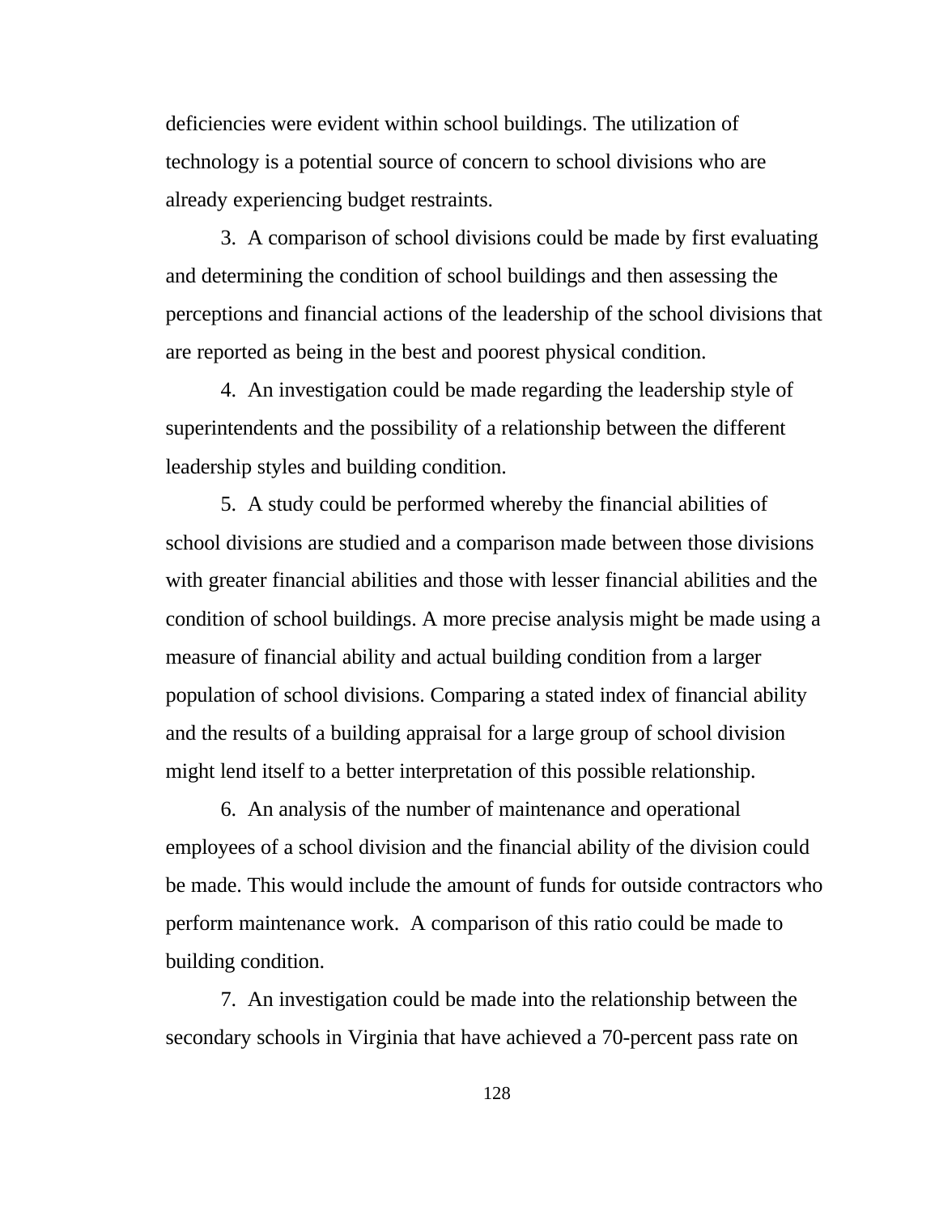deficiencies were evident within school buildings. The utilization of technology is a potential source of concern to school divisions who are already experiencing budget restraints.

3. A comparison of school divisions could be made by first evaluating and determining the condition of school buildings and then assessing the perceptions and financial actions of the leadership of the school divisions that are reported as being in the best and poorest physical condition.

4. An investigation could be made regarding the leadership style of superintendents and the possibility of a relationship between the different leadership styles and building condition.

5. A study could be performed whereby the financial abilities of school divisions are studied and a comparison made between those divisions with greater financial abilities and those with lesser financial abilities and the condition of school buildings. A more precise analysis might be made using a measure of financial ability and actual building condition from a larger population of school divisions. Comparing a stated index of financial ability and the results of a building appraisal for a large group of school division might lend itself to a better interpretation of this possible relationship.

6. An analysis of the number of maintenance and operational employees of a school division and the financial ability of the division could be made. This would include the amount of funds for outside contractors who perform maintenance work. A comparison of this ratio could be made to building condition.

7. An investigation could be made into the relationship between the secondary schools in Virginia that have achieved a 70-percent pass rate on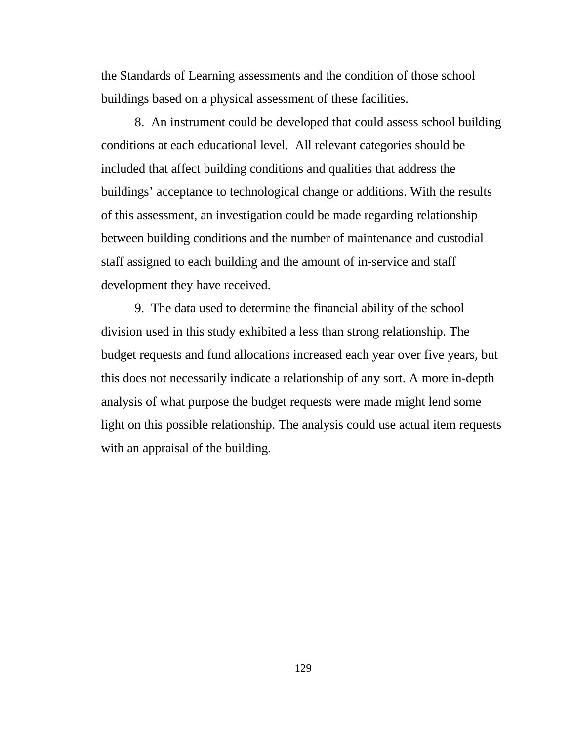the Standards of Learning assessments and the condition of those school buildings based on a physical assessment of these facilities.

8. An instrument could be developed that could assess school building conditions at each educational level. All relevant categories should be included that affect building conditions and qualities that address the buildings' acceptance to technological change or additions. With the results of this assessment, an investigation could be made regarding relationship between building conditions and the number of maintenance and custodial staff assigned to each building and the amount of in-service and staff development they have received.

9. The data used to determine the financial ability of the school division used in this study exhibited a less than strong relationship. The budget requests and fund allocations increased each year over five years, but this does not necessarily indicate a relationship of any sort. A more in-depth analysis of what purpose the budget requests were made might lend some light on this possible relationship. The analysis could use actual item requests with an appraisal of the building.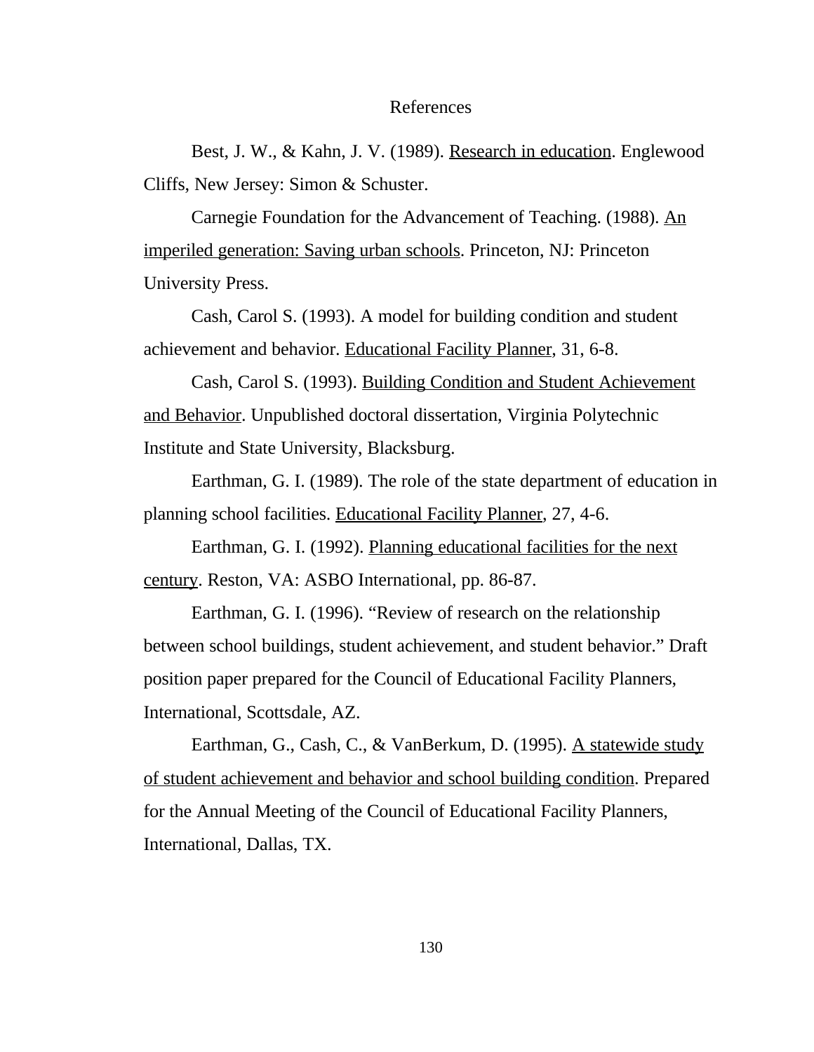# References

Best, J. W., & Kahn, J. V. (1989). Research in education. Englewood Cliffs, New Jersey: Simon & Schuster.

Carnegie Foundation for the Advancement of Teaching. (1988). An imperiled generation: Saving urban schools. Princeton, NJ: Princeton University Press.

Cash, Carol S. (1993). A model for building condition and student achievement and behavior. Educational Facility Planner, 31, 6-8.

Cash, Carol S. (1993). Building Condition and Student Achievement and Behavior. Unpublished doctoral dissertation, Virginia Polytechnic Institute and State University, Blacksburg.

Earthman, G. I. (1989). The role of the state department of education in planning school facilities. Educational Facility Planner, 27, 4-6.

Earthman, G. I. (1992). Planning educational facilities for the next century. Reston, VA: ASBO International, pp. 86-87.

Earthman, G. I. (1996). "Review of research on the relationship between school buildings, student achievement, and student behavior." Draft position paper prepared for the Council of Educational Facility Planners, International, Scottsdale, AZ.

Earthman, G., Cash, C., & VanBerkum, D. (1995). A statewide study of student achievement and behavior and school building condition. Prepared for the Annual Meeting of the Council of Educational Facility Planners, International, Dallas, TX.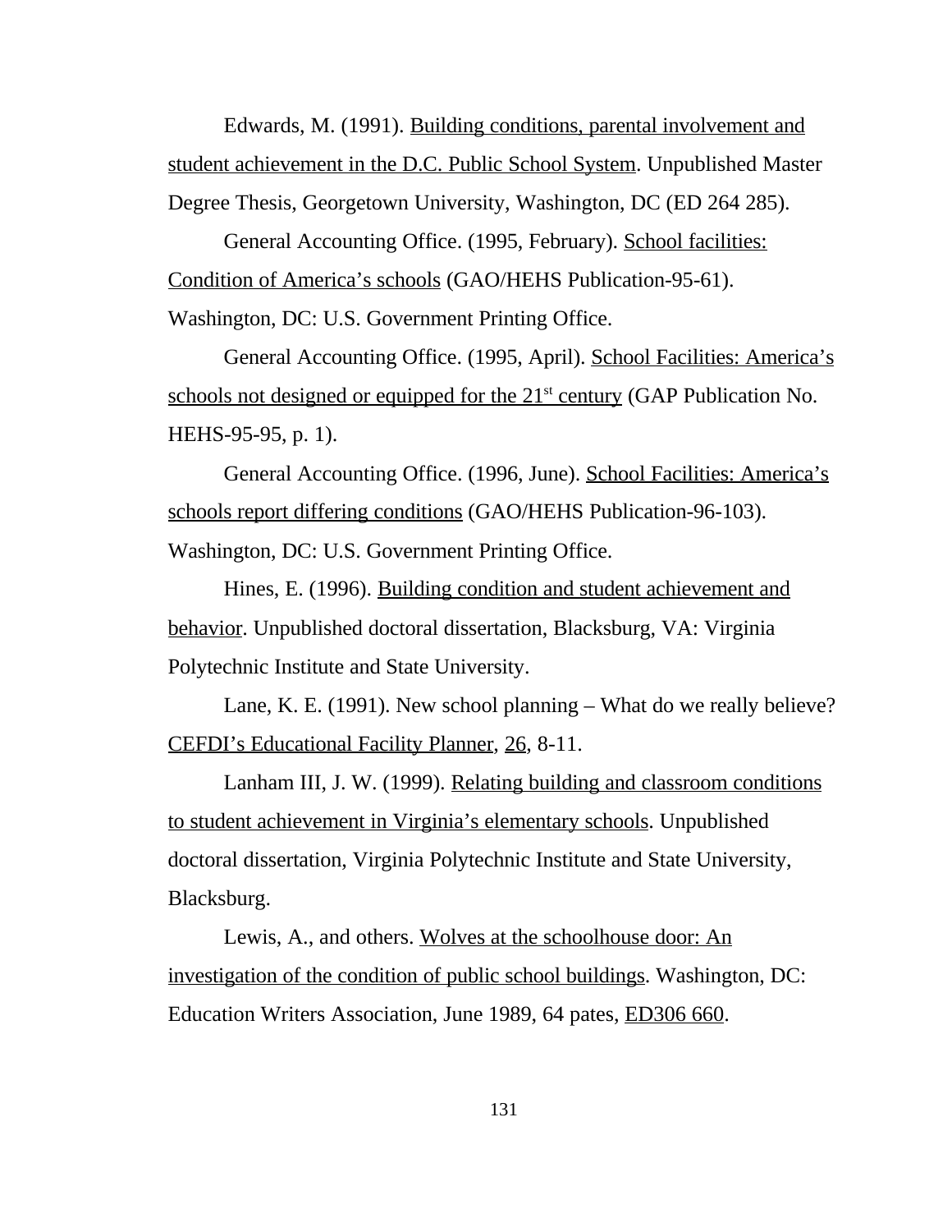Edwards, M. (1991). Building conditions, parental involvement and student achievement in the D.C. Public School System. Unpublished Master Degree Thesis, Georgetown University, Washington, DC (ED 264 285).

General Accounting Office. (1995, February). School facilities: Condition of America's schools (GAO/HEHS Publication-95-61). Washington, DC: U.S. Government Printing Office.

General Accounting Office. (1995, April). School Facilities: America's schools not designed or equipped for the 21st century (GAP Publication No. HEHS-95-95, p. 1).

General Accounting Office. (1996, June). School Facilities: America's schools report differing conditions (GAO/HEHS Publication-96-103). Washington, DC: U.S. Government Printing Office.

Hines, E. (1996). Building condition and student achievement and behavior. Unpublished doctoral dissertation, Blacksburg, VA: Virginia Polytechnic Institute and State University.

Lane, K. E. (1991). New school planning – What do we really believe? CEFDI's Educational Facility Planner, 26, 8-11.

Lanham III, J. W. (1999). Relating building and classroom conditions to student achievement in Virginia's elementary schools. Unpublished doctoral dissertation, Virginia Polytechnic Institute and State University, Blacksburg.

Lewis, A., and others. Wolves at the schoolhouse door: An investigation of the condition of public school buildings. Washington, DC: Education Writers Association, June 1989, 64 pates, ED306 660.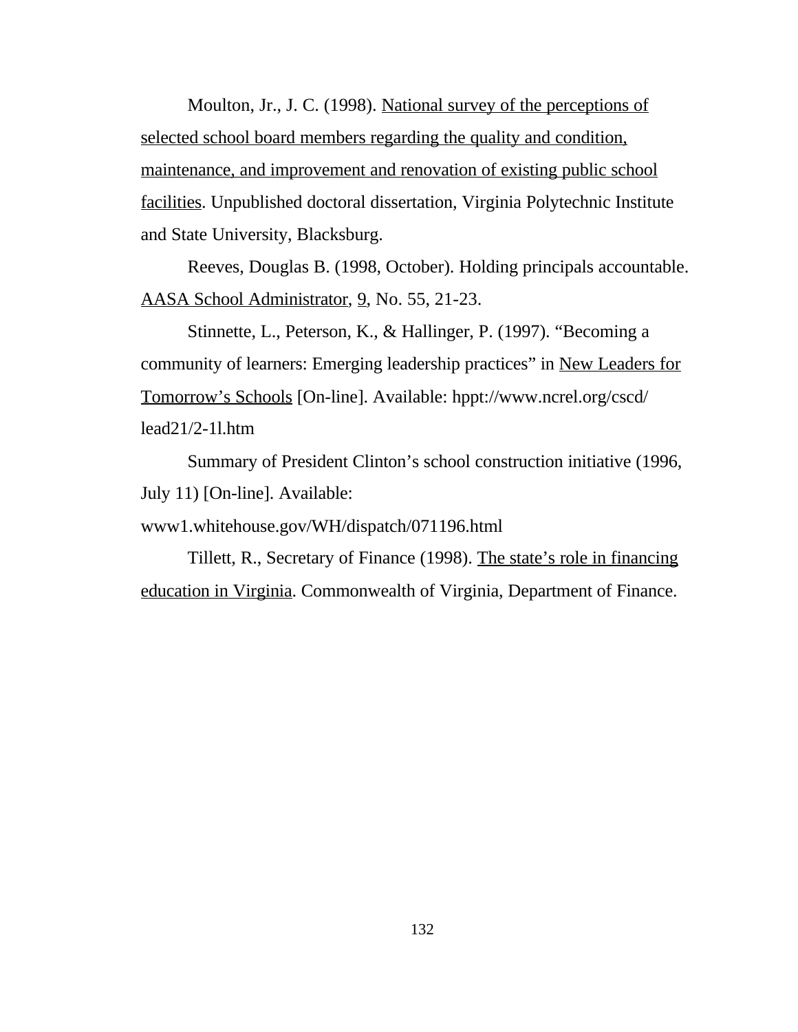Moulton, Jr., J. C. (1998). National survey of the perceptions of selected school board members regarding the quality and condition, maintenance, and improvement and renovation of existing public school facilities. Unpublished doctoral dissertation, Virginia Polytechnic Institute and State University, Blacksburg.

Reeves, Douglas B. (1998, October). Holding principals accountable. AASA School Administrator, 9, No. 55, 21-23.

Stinnette, L., Peterson, K., & Hallinger, P. (1997). "Becoming a community of learners: Emerging leadership practices" in New Leaders for Tomorrow's Schools [On-line]. Available: hppt://www.ncrel.org/cscd/lead21/2-1l.htm

Summary of President Clinton's school construction initiative (1996, July 11) [On-line]. Available: www1.whitehouse.gov/WH/dispatch/071196.html

Tillett, R., Secretary of Finance (1998). The state's role in financing education in Virginia. Commonwealth of Virginia, Department of Finance.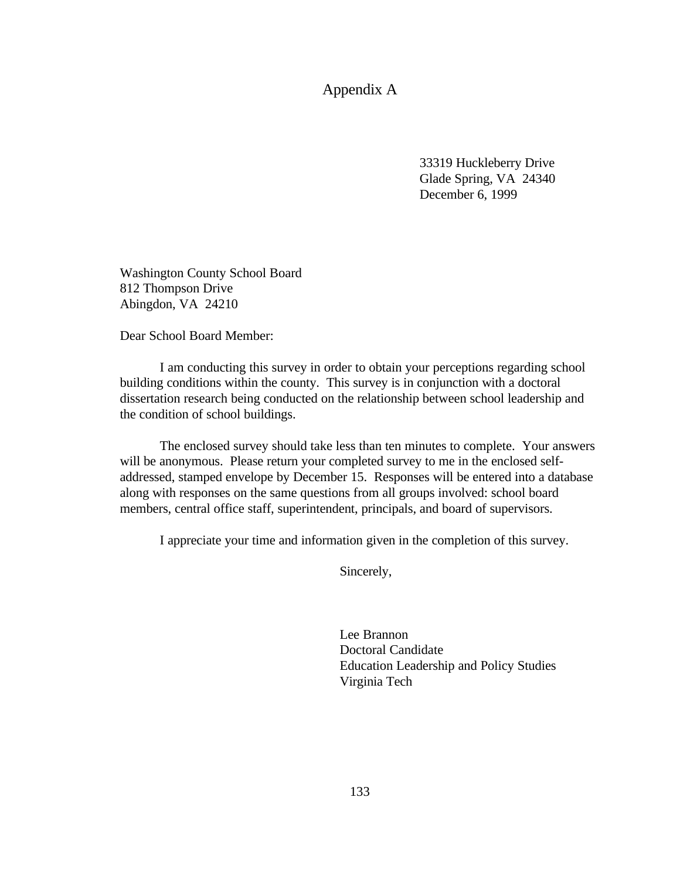# Appendix A

33319 Huckleberry Drive
Glade Spring, VA 24340
December 6, 1999

Washington County School Board
812 Thompson Drive
Abingdon, VA 24210

Dear School Board Member:

I am conducting this survey in order to obtain your perceptions regarding school building conditions within the county. This survey is in conjunction with a doctoral dissertation research being conducted on the relationship between school leadership and the condition of school buildings.

The enclosed survey should take less than ten minutes to complete. Your answers will be anonymous. Please return your completed survey to me in the enclosed self-addressed, stamped envelope by December 15. Responses will be entered into a database along with responses on the same questions from all groups involved: school board members, central office staff, superintendent, principals, and board of supervisors.

I appreciate your time and information given in the completion of this survey.

Sincerely,

Lee Brannon
Doctoral Candidate
Education Leadership and Policy Studies
Virginia Tech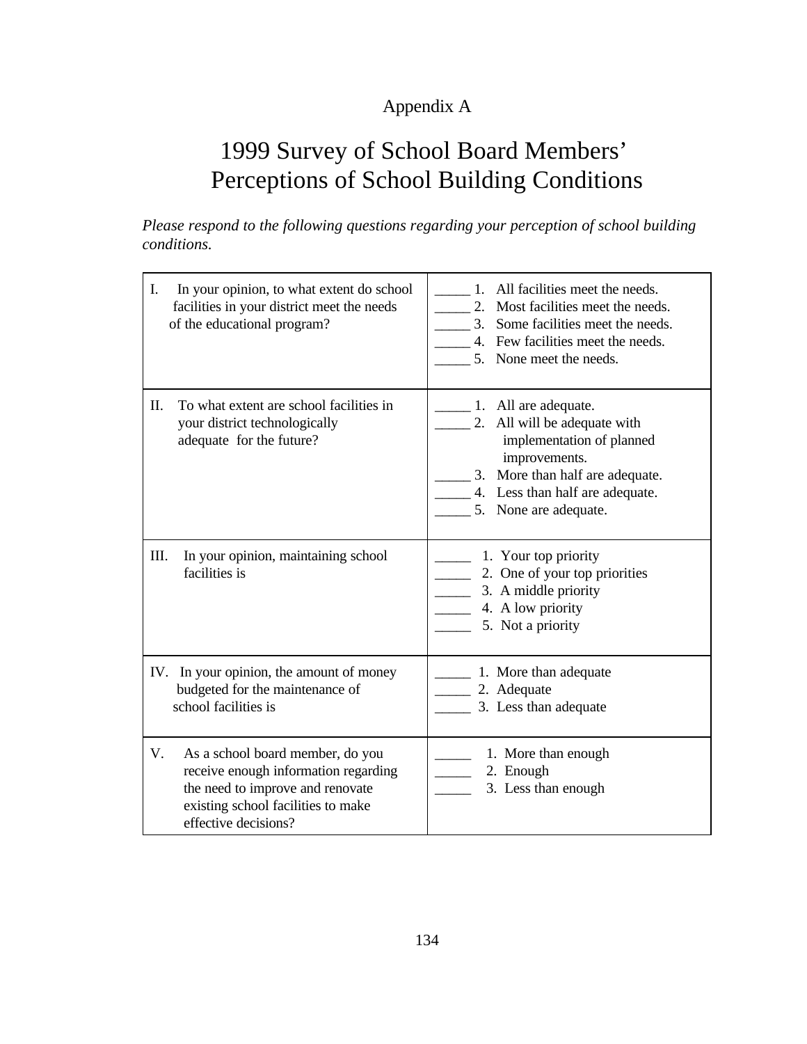Appendix A

# 1999 Survey of School Board Members' Perceptions of School Building Conditions

*Please respond to the following questions regarding your perception of school building conditions.*

| Question | Response |
|---|---|
| I. In your opinion, to what extent do school facilities in your district meet the needs of the educational program? | _____ 1. All facilities meet the needs.<br>_____ 2. Most facilities meet the needs.<br>_____ 3. Some facilities meet the needs.<br>_____ 4. Few facilities meet the needs.<br>_____ 5. None meet the needs. |
| II. To what extent are school facilities in your district technologically adequate for the future? | _____ 1. All are adequate.<br>_____ 2. All will be adequate with implementation of planned improvements.<br>_____ 3. More than half are adequate.<br>_____ 4. Less than half are adequate.<br>_____ 5. None are adequate. |
| III. In your opinion, maintaining school facilities is | _____ 1. Your top priority<br>_____ 2. One of your top priorities<br>_____ 3. A middle priority<br>_____ 4. A low priority<br>_____ 5. Not a priority |
| IV. In your opinion, the amount of money budgeted for the maintenance of school facilities is | _____ 1. More than adequate<br>_____ 2. Adequate<br>_____ 3. Less than adequate |
| V. As a school board member, do you receive enough information regarding the need to improve and renovate existing school facilities to make effective decisions? | _____ 1. More than enough<br>_____ 2. Enough<br>_____ 3. Less than enough |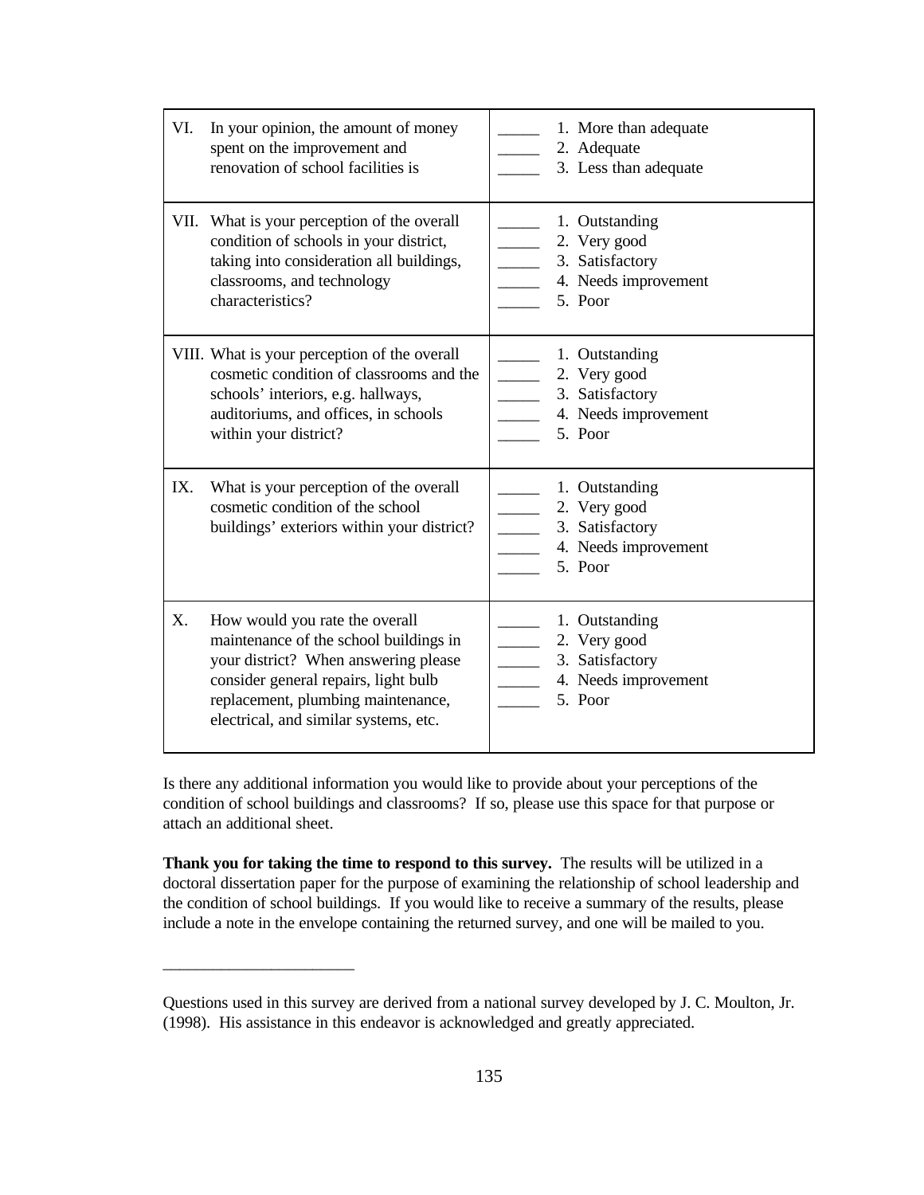| | |
|---|---|
| VI. In your opinion, the amount of money spent on the improvement and renovation of school facilities is | _____ 1. More than adequate<br>_____ 2. Adequate<br>_____ 3. Less than adequate |
| VII. What is your perception of the overall condition of schools in your district, taking into consideration all buildings, classrooms, and technology characteristics? | _____ 1. Outstanding<br>_____ 2. Very good<br>_____ 3. Satisfactory<br>_____ 4. Needs improvement<br>_____ 5. Poor |
| VIII. What is your perception of the overall cosmetic condition of classrooms and the schools' interiors, e.g. hallways, auditoriums, and offices, in schools within your district? | _____ 1. Outstanding<br>_____ 2. Very good<br>_____ 3. Satisfactory<br>_____ 4. Needs improvement<br>_____ 5. Poor |
| IX. What is your perception of the overall cosmetic condition of the school buildings' exteriors within your district? | _____ 1. Outstanding<br>_____ 2. Very good<br>_____ 3. Satisfactory<br>_____ 4. Needs improvement<br>_____ 5. Poor |
| X. How would you rate the overall maintenance of the school buildings in your district? When answering please consider general repairs, light bulb replacement, plumbing maintenance, electrical, and similar systems, etc. | _____ 1. Outstanding<br>_____ 2. Very good<br>_____ 3. Satisfactory<br>_____ 4. Needs improvement<br>_____ 5. Poor |

Is there any additional information you would like to provide about your perceptions of the condition of school buildings and classrooms? If so, please use this space for that purpose or attach an additional sheet.

**Thank you for taking the time to respond to this survey.** The results will be utilized in a doctoral dissertation paper for the purpose of examining the relationship of school leadership and the condition of school buildings. If you would like to receive a summary of the results, please include a note in the envelope containing the returned survey, and one will be mailed to you.

______________________

Questions used in this survey are derived from a national survey developed by J. C. Moulton, Jr. (1998). His assistance in this endeavor is acknowledged and greatly appreciated.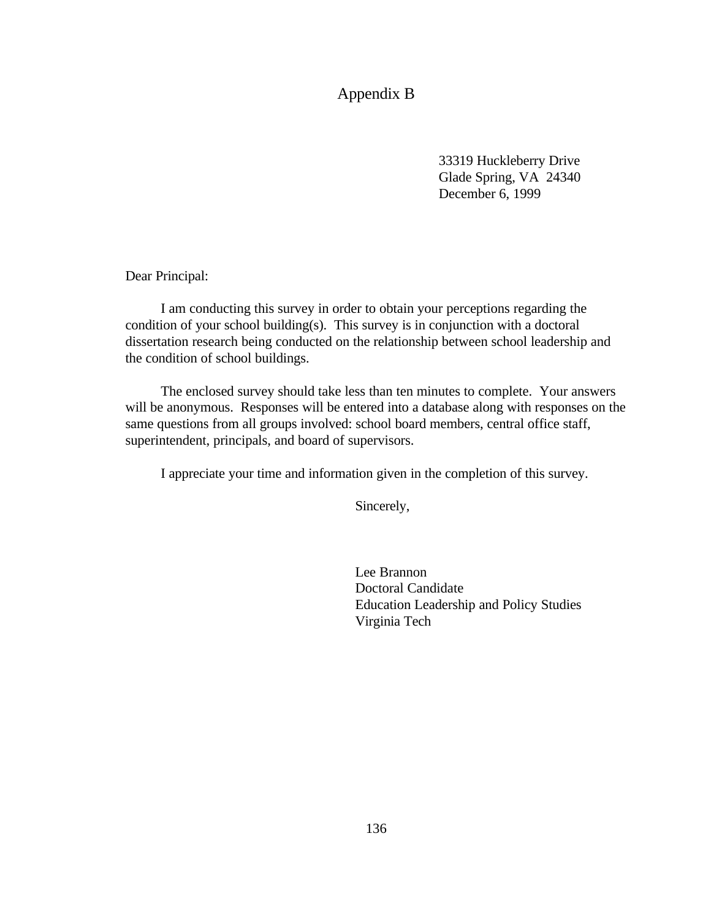# Appendix B

33319 Huckleberry Drive
Glade Spring, VA  24340
December 6, 1999

Dear Principal:

I am conducting this survey in order to obtain your perceptions regarding the condition of your school building(s). This survey is in conjunction with a doctoral dissertation research being conducted on the relationship between school leadership and the condition of school buildings.

The enclosed survey should take less than ten minutes to complete. Your answers will be anonymous. Responses will be entered into a database along with responses on the same questions from all groups involved: school board members, central office staff, superintendent, principals, and board of supervisors.

I appreciate your time and information given in the completion of this survey.

Sincerely,

Lee Brannon
Doctoral Candidate
Education Leadership and Policy Studies
Virginia Tech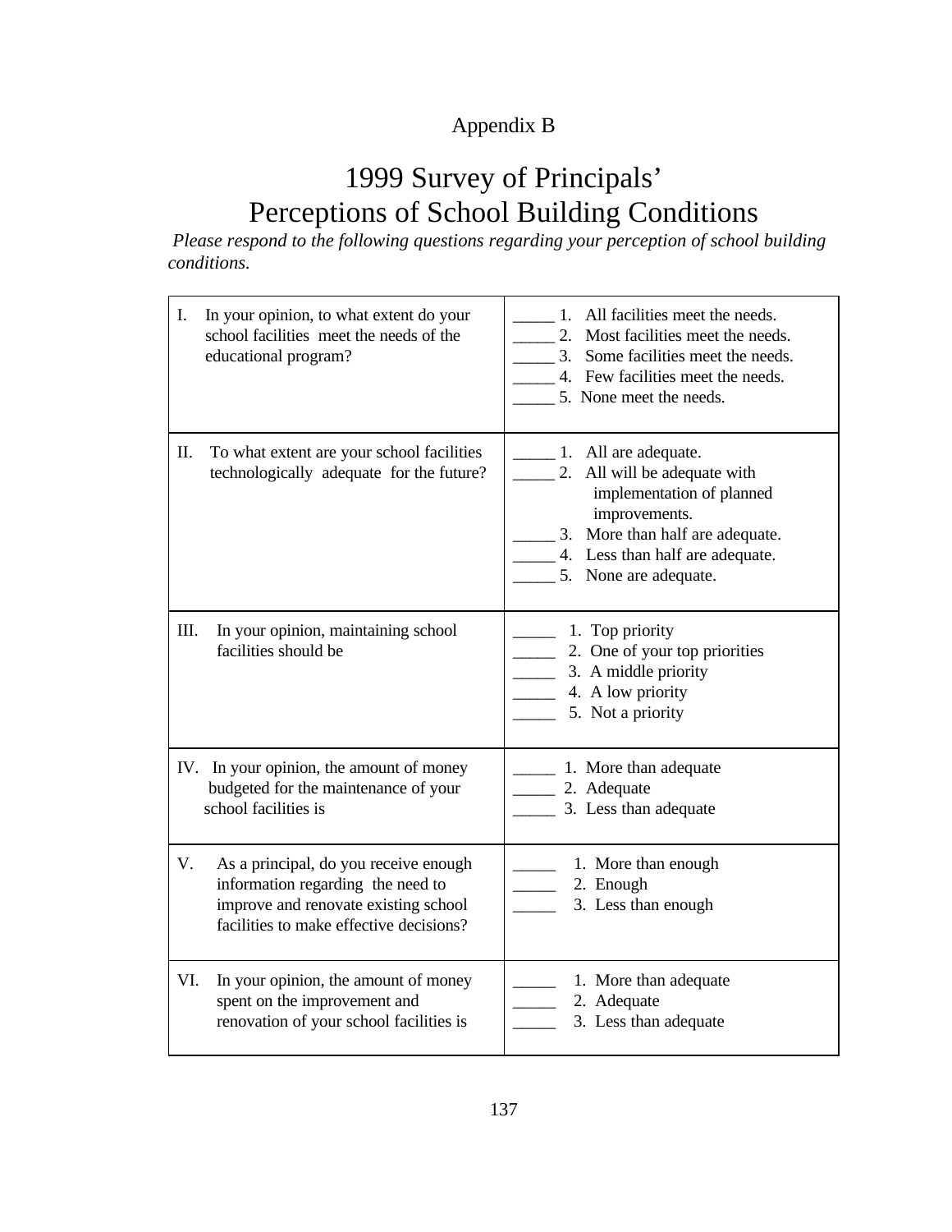Appendix B

# 1999 Survey of Principals' Perceptions of School Building Conditions

*Please respond to the following questions regarding your perception of school building conditions.*

| | |
|---|---|
| I. In your opinion, to what extent do your school facilities meet the needs of the educational program? | _____ 1. All facilities meet the needs.<br>_____ 2. Most facilities meet the needs.<br>_____ 3. Some facilities meet the needs.<br>_____ 4. Few facilities meet the needs.<br>_____ 5. None meet the needs. |
| II. To what extent are your school facilities technologically adequate for the future? | _____ 1. All are adequate.<br>_____ 2. All will be adequate with implementation of planned improvements.<br>_____ 3. More than half are adequate.<br>_____ 4. Less than half are adequate.<br>_____ 5. None are adequate. |
| III. In your opinion, maintaining school facilities should be | _____ 1. Top priority<br>_____ 2. One of your top priorities<br>_____ 3. A middle priority<br>_____ 4. A low priority<br>_____ 5. Not a priority |
| IV. In your opinion, the amount of money budgeted for the maintenance of your school facilities is | _____ 1. More than adequate<br>_____ 2. Adequate<br>_____ 3. Less than adequate |
| V. As a principal, do you receive enough information regarding the need to improve and renovate existing school facilities to make effective decisions? | _____ 1. More than enough<br>_____ 2. Enough<br>_____ 3. Less than enough |
| VI. In your opinion, the amount of money spent on the improvement and renovation of your school facilities is | _____ 1. More than adequate<br>_____ 2. Adequate<br>_____ 3. Less than adequate |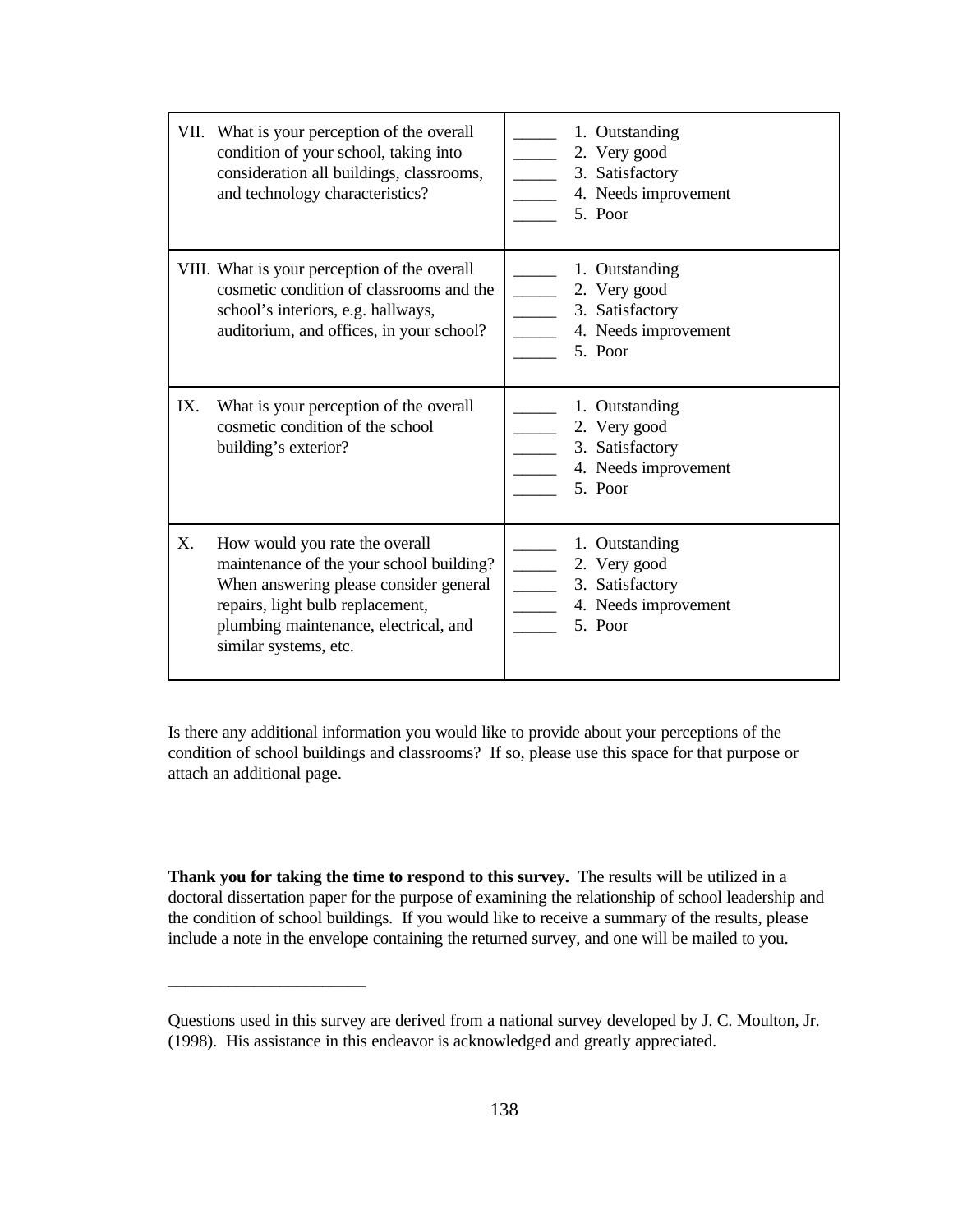| | |
|---|---|
| VII. What is your perception of the overall condition of your school, taking into consideration all buildings, classrooms, and technology characteristics? | _____ 1. Outstanding<br>_____ 2. Very good<br>_____ 3. Satisfactory<br>_____ 4. Needs improvement<br>_____ 5. Poor |
| VIII. What is your perception of the overall cosmetic condition of classrooms and the school's interiors, e.g. hallways, auditorium, and offices, in your school? | _____ 1. Outstanding<br>_____ 2. Very good<br>_____ 3. Satisfactory<br>_____ 4. Needs improvement<br>_____ 5. Poor |
| IX. What is your perception of the overall cosmetic condition of the school building's exterior? | _____ 1. Outstanding<br>_____ 2. Very good<br>_____ 3. Satisfactory<br>_____ 4. Needs improvement<br>_____ 5. Poor |
| X. How would you rate the overall maintenance of the your school building? When answering please consider general repairs, light bulb replacement, plumbing maintenance, electrical, and similar systems, etc. | _____ 1. Outstanding<br>_____ 2. Very good<br>_____ 3. Satisfactory<br>_____ 4. Needs improvement<br>_____ 5. Poor |

Is there any additional information you would like to provide about your perceptions of the condition of school buildings and classrooms? If so, please use this space for that purpose or attach an additional page.

**Thank you for taking the time to respond to this survey.** The results will be utilized in a doctoral dissertation paper for the purpose of examining the relationship of school leadership and the condition of school buildings. If you would like to receive a summary of the results, please include a note in the envelope containing the returned survey, and one will be mailed to you.

_______________________

Questions used in this survey are derived from a national survey developed by J. C. Moulton, Jr. (1998). His assistance in this endeavor is acknowledged and greatly appreciated.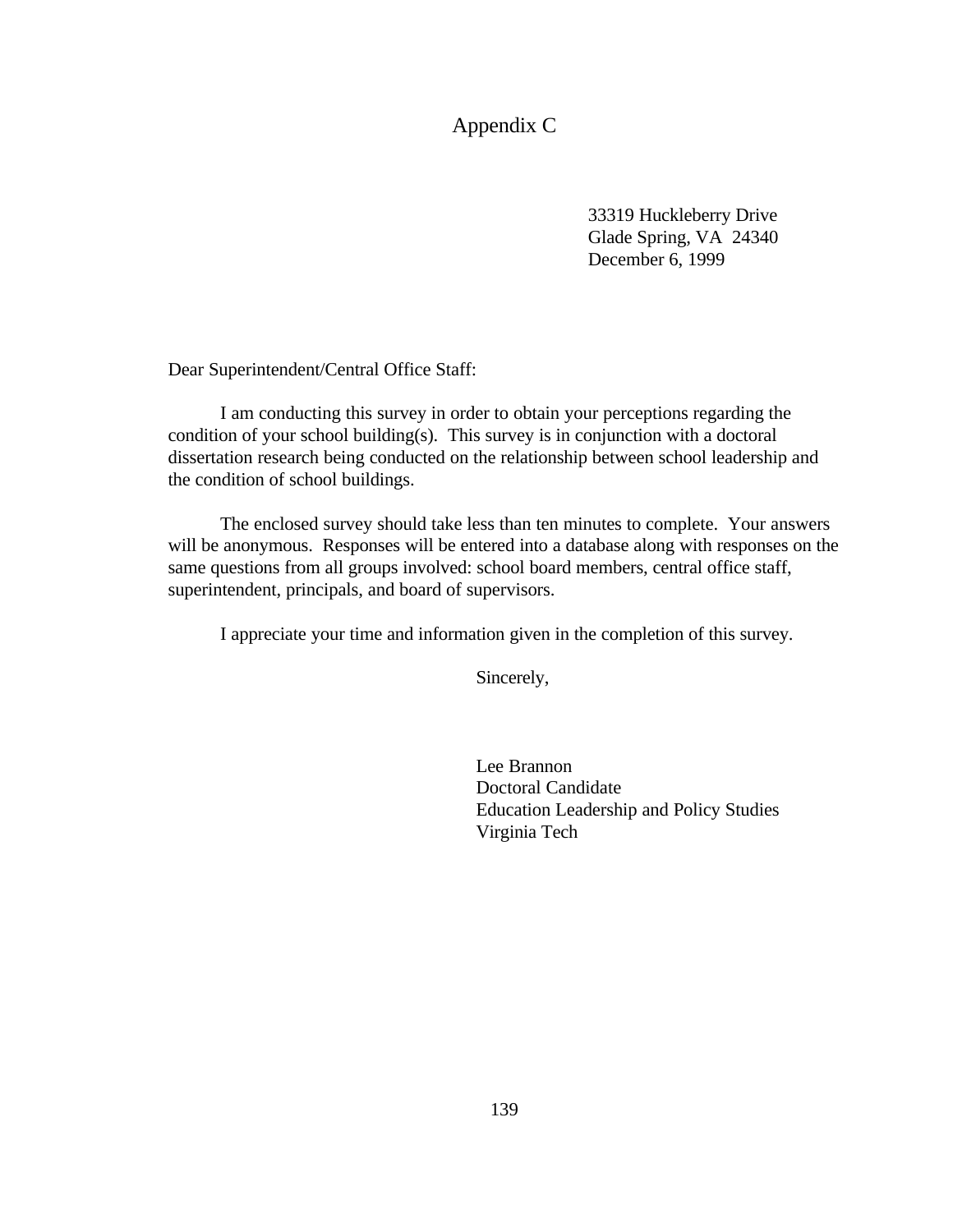# Appendix C

33319 Huckleberry Drive
Glade Spring, VA 24340
December 6, 1999

Dear Superintendent/Central Office Staff:

I am conducting this survey in order to obtain your perceptions regarding the condition of your school building(s). This survey is in conjunction with a doctoral dissertation research being conducted on the relationship between school leadership and the condition of school buildings.

The enclosed survey should take less than ten minutes to complete. Your answers will be anonymous. Responses will be entered into a database along with responses on the same questions from all groups involved: school board members, central office staff, superintendent, principals, and board of supervisors.

I appreciate your time and information given in the completion of this survey.

Sincerely,

Lee Brannon
Doctoral Candidate
Education Leadership and Policy Studies
Virginia Tech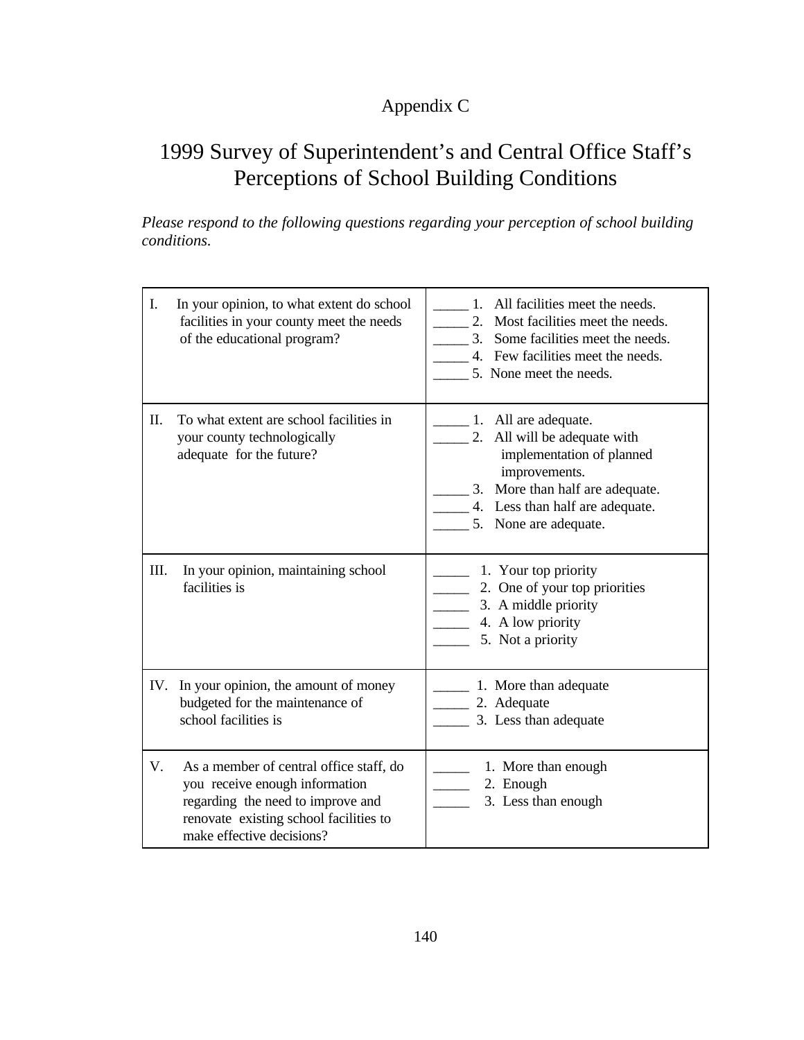Appendix C

# 1999 Survey of Superintendent's and Central Office Staff's Perceptions of School Building Conditions

*Please respond to the following questions regarding your perception of school building conditions.*

| Question | Response |
|---|---|
| I. In your opinion, to what extent do school facilities in your county meet the needs of the educational program? | _____ 1. All facilities meet the needs.<br>_____ 2. Most facilities meet the needs.<br>_____ 3. Some facilities meet the needs.<br>_____ 4. Few facilities meet the needs.<br>_____ 5. None meet the needs. |
| II. To what extent are school facilities in your county technologically adequate for the future? | _____ 1. All are adequate.<br>_____ 2. All will be adequate with implementation of planned improvements.<br>_____ 3. More than half are adequate.<br>_____ 4. Less than half are adequate.<br>_____ 5. None are adequate. |
| III. In your opinion, maintaining school facilities is | _____ 1. Your top priority<br>_____ 2. One of your top priorities<br>_____ 3. A middle priority<br>_____ 4. A low priority<br>_____ 5. Not a priority |
| IV. In your opinion, the amount of money budgeted for the maintenance of school facilities is | _____ 1. More than adequate<br>_____ 2. Adequate<br>_____ 3. Less than adequate |
| V. As a member of central office staff, do you receive enough information regarding the need to improve and renovate existing school facilities to make effective decisions? | _____ 1. More than enough<br>_____ 2. Enough<br>_____ 3. Less than enough |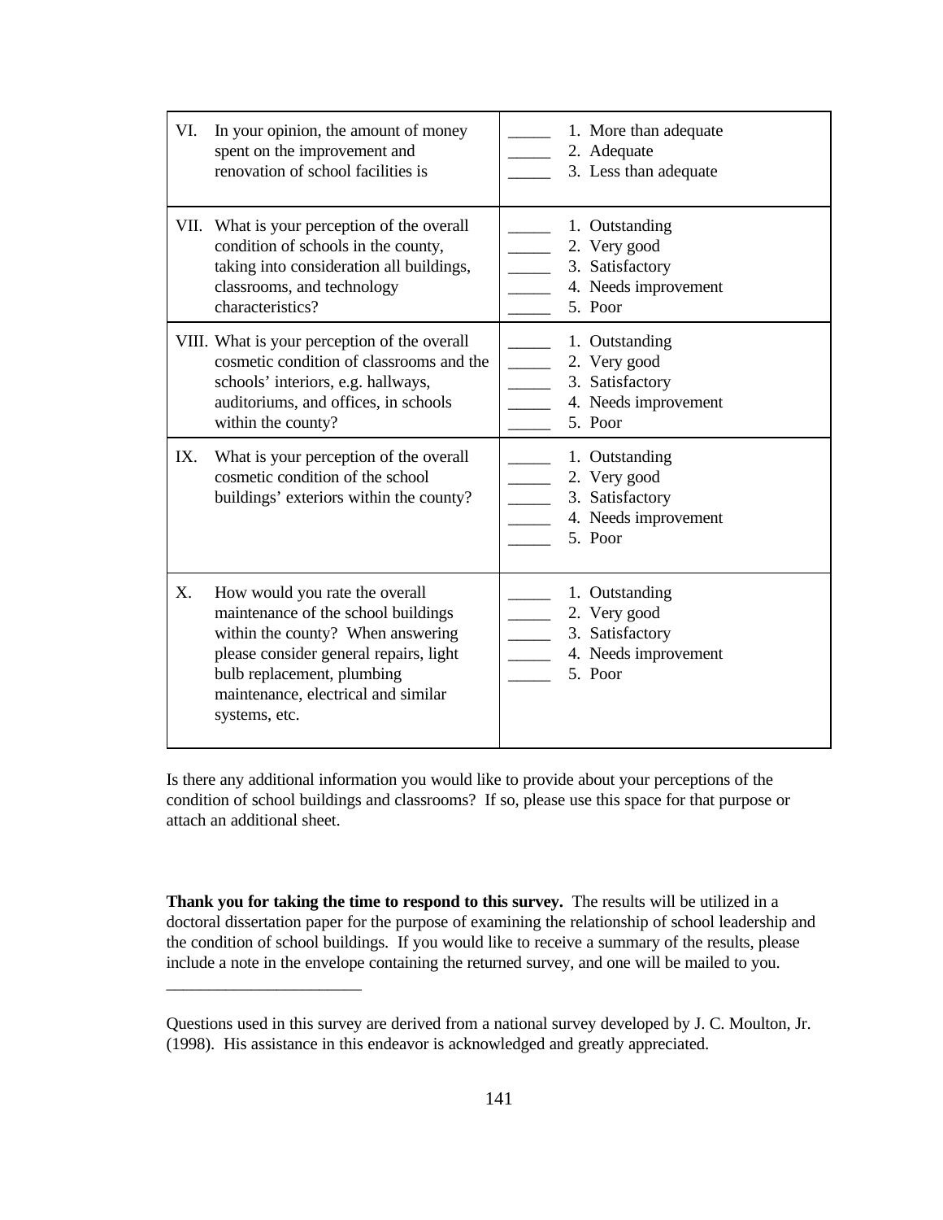| | |
|---|---|
| VI. In your opinion, the amount of money spent on the improvement and renovation of school facilities is | _____ 1. More than adequate<br>_____ 2. Adequate<br>_____ 3. Less than adequate |
| VII. What is your perception of the overall condition of schools in the county, taking into consideration all buildings, classrooms, and technology characteristics? | _____ 1. Outstanding<br>_____ 2. Very good<br>_____ 3. Satisfactory<br>_____ 4. Needs improvement<br>_____ 5. Poor |
| VIII. What is your perception of the overall cosmetic condition of classrooms and the schools' interiors, e.g. hallways, auditoriums, and offices, in schools within the county? | _____ 1. Outstanding<br>_____ 2. Very good<br>_____ 3. Satisfactory<br>_____ 4. Needs improvement<br>_____ 5. Poor |
| IX. What is your perception of the overall cosmetic condition of the school buildings' exteriors within the county? | _____ 1. Outstanding<br>_____ 2. Very good<br>_____ 3. Satisfactory<br>_____ 4. Needs improvement<br>_____ 5. Poor |
| X. How would you rate the overall maintenance of the school buildings within the county? When answering please consider general repairs, light bulb replacement, plumbing maintenance, electrical and similar systems, etc. | _____ 1. Outstanding<br>_____ 2. Very good<br>_____ 3. Satisfactory<br>_____ 4. Needs improvement<br>_____ 5. Poor |

Is there any additional information you would like to provide about your perceptions of the condition of school buildings and classrooms? If so, please use this space for that purpose or attach an additional sheet.

**Thank you for taking the time to respond to this survey.** The results will be utilized in a doctoral dissertation paper for the purpose of examining the relationship of school leadership and the condition of school buildings. If you would like to receive a summary of the results, please include a note in the envelope containing the returned survey, and one will be mailed to you.

______________________

Questions used in this survey are derived from a national survey developed by J. C. Moulton, Jr. (1998). His assistance in this endeavor is acknowledged and greatly appreciated.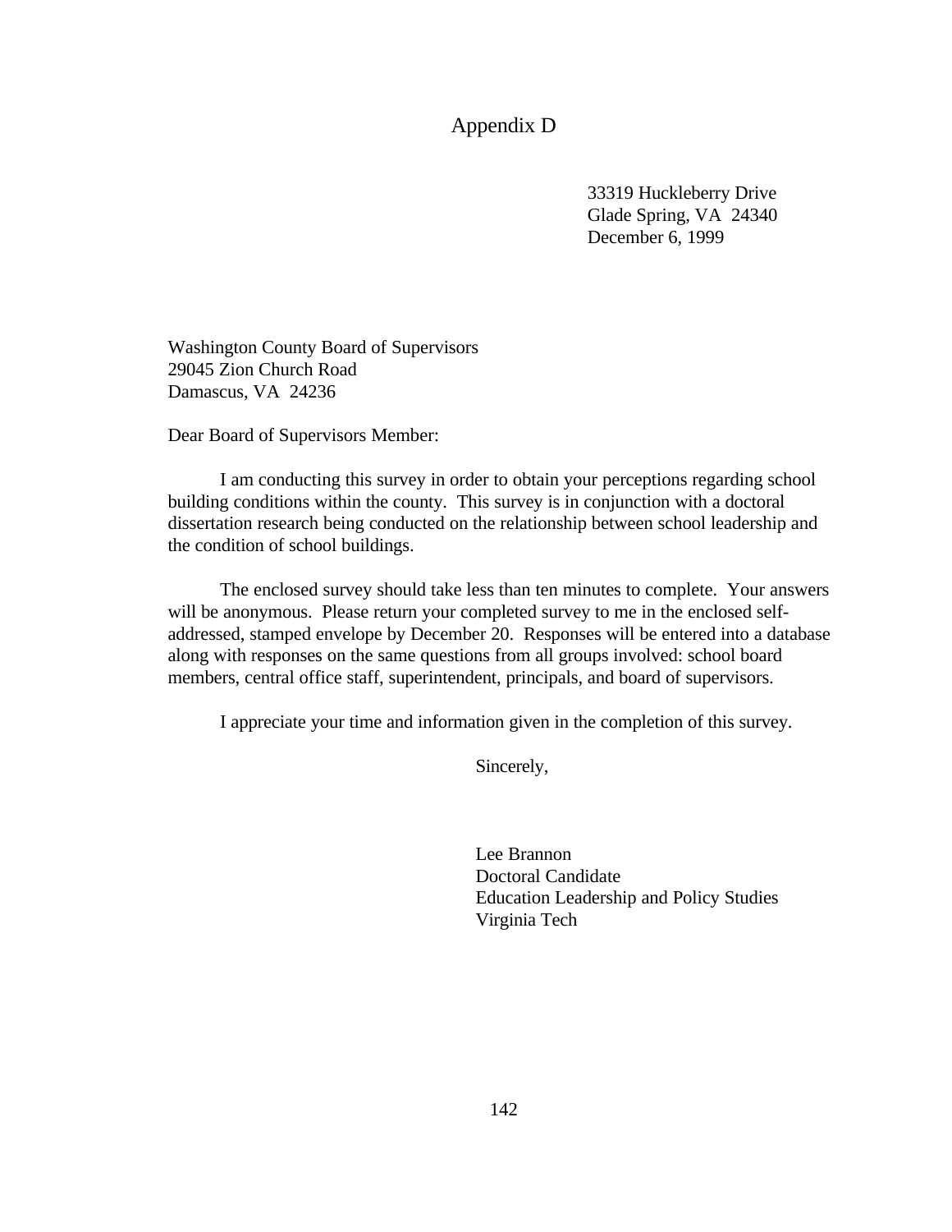# Appendix D

33319 Huckleberry Drive
Glade Spring, VA 24340
December 6, 1999

Washington County Board of Supervisors
29045 Zion Church Road
Damascus, VA 24236

Dear Board of Supervisors Member:

I am conducting this survey in order to obtain your perceptions regarding school building conditions within the county. This survey is in conjunction with a doctoral dissertation research being conducted on the relationship between school leadership and the condition of school buildings.

The enclosed survey should take less than ten minutes to complete. Your answers will be anonymous. Please return your completed survey to me in the enclosed self-addressed, stamped envelope by December 20. Responses will be entered into a database along with responses on the same questions from all groups involved: school board members, central office staff, superintendent, principals, and board of supervisors.

I appreciate your time and information given in the completion of this survey.

Sincerely,

Lee Brannon
Doctoral Candidate
Education Leadership and Policy Studies
Virginia Tech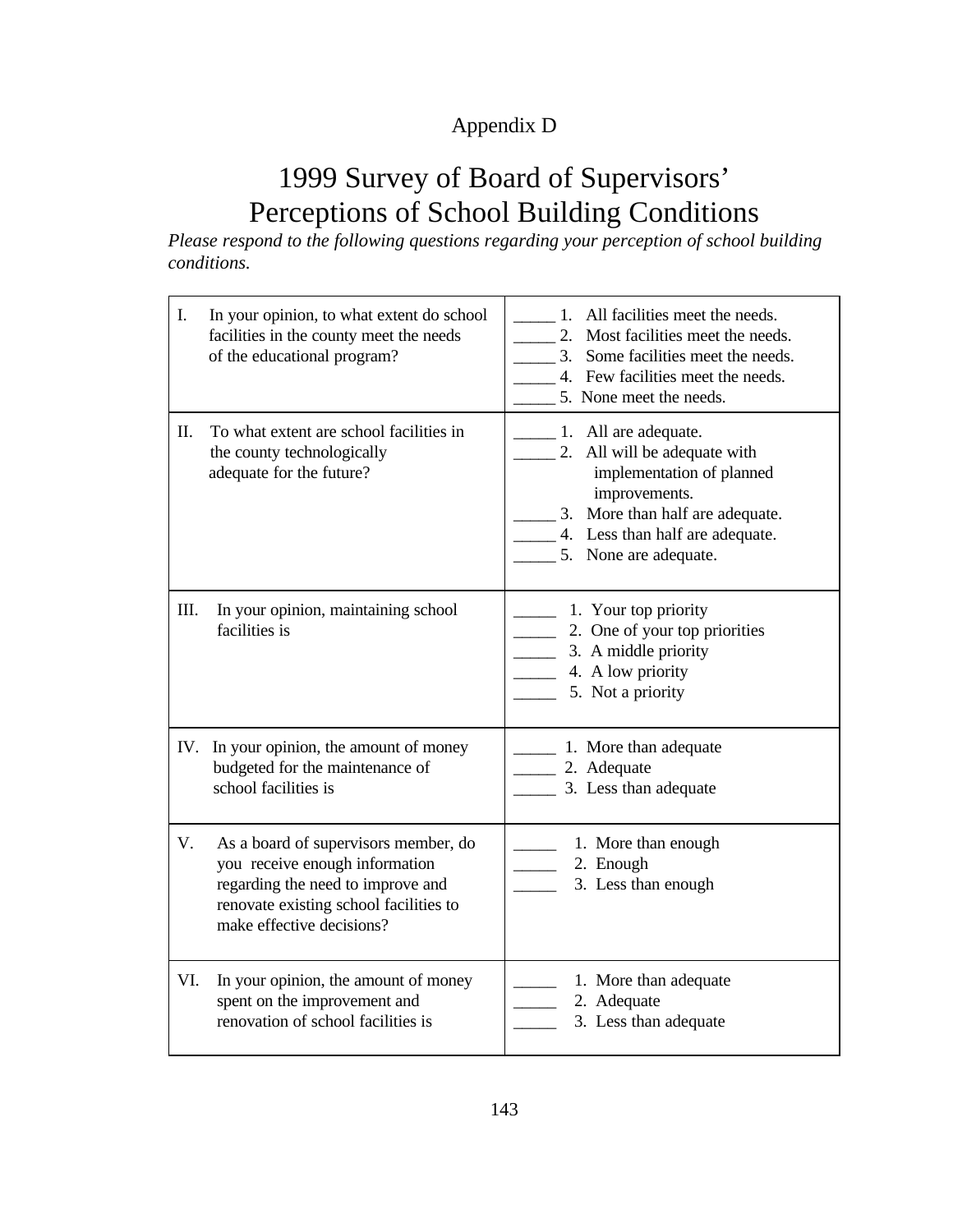Appendix D

# 1999 Survey of Board of Supervisors' Perceptions of School Building Conditions

*Please respond to the following questions regarding your perception of school building conditions.*

| Question | Response |
|---|---|
| I. In your opinion, to what extent do school facilities in the county meet the needs of the educational program? | _____ 1. All facilities meet the needs.<br>_____ 2. Most facilities meet the needs.<br>_____ 3. Some facilities meet the needs.<br>_____ 4. Few facilities meet the needs.<br>_____ 5. None meet the needs. |
| II. To what extent are school facilities in the county technologically adequate for the future? | _____ 1. All are adequate.<br>_____ 2. All will be adequate with implementation of planned improvements.<br>_____ 3. More than half are adequate.<br>_____ 4. Less than half are adequate.<br>_____ 5. None are adequate. |
| III. In your opinion, maintaining school facilities is | _____ 1. Your top priority<br>_____ 2. One of your top priorities<br>_____ 3. A middle priority<br>_____ 4. A low priority<br>_____ 5. Not a priority |
| IV. In your opinion, the amount of money budgeted for the maintenance of school facilities is | _____ 1. More than adequate<br>_____ 2. Adequate<br>_____ 3. Less than adequate |
| V. As a board of supervisors member, do you receive enough information regarding the need to improve and renovate existing school facilities to make effective decisions? | _____ 1. More than enough<br>_____ 2. Enough<br>_____ 3. Less than enough |
| VI. In your opinion, the amount of money spent on the improvement and renovation of school facilities is | _____ 1. More than adequate<br>_____ 2. Adequate<br>_____ 3. Less than adequate |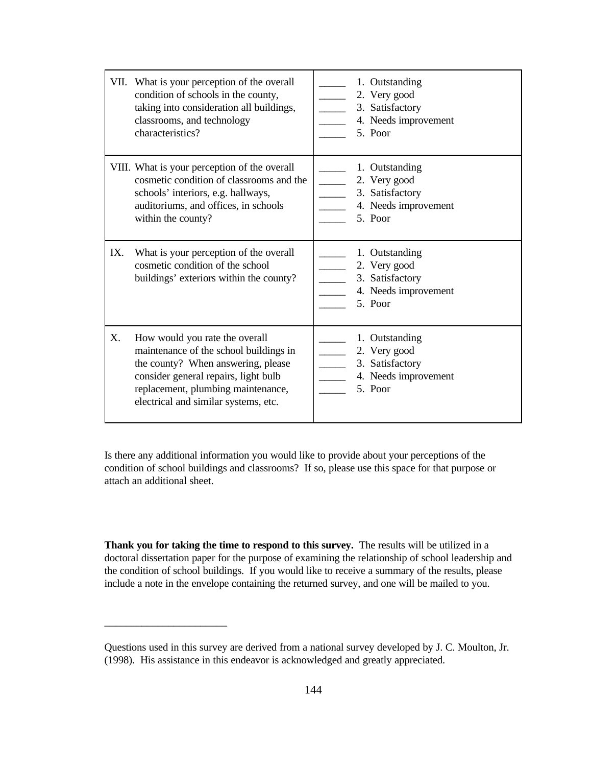| | |
|---|---|
| VII. What is your perception of the overall condition of schools in the county, taking into consideration all buildings, classrooms, and technology characteristics? | _____ 1. Outstanding<br>_____ 2. Very good<br>_____ 3. Satisfactory<br>_____ 4. Needs improvement<br>_____ 5. Poor |
| VIII. What is your perception of the overall cosmetic condition of classrooms and the schools' interiors, e.g. hallways, auditoriums, and offices, in schools within the county? | _____ 1. Outstanding<br>_____ 2. Very good<br>_____ 3. Satisfactory<br>_____ 4. Needs improvement<br>_____ 5. Poor |
| IX. What is your perception of the overall cosmetic condition of the school buildings' exteriors within the county? | _____ 1. Outstanding<br>_____ 2. Very good<br>_____ 3. Satisfactory<br>_____ 4. Needs improvement<br>_____ 5. Poor |
| X. How would you rate the overall maintenance of the school buildings in the county? When answering, please consider general repairs, light bulb replacement, plumbing maintenance, electrical and similar systems, etc. | _____ 1. Outstanding<br>_____ 2. Very good<br>_____ 3. Satisfactory<br>_____ 4. Needs improvement<br>_____ 5. Poor |

Is there any additional information you would like to provide about your perceptions of the condition of school buildings and classrooms? If so, please use this space for that purpose or attach an additional sheet.

**Thank you for taking the time to respond to this survey.** The results will be utilized in a doctoral dissertation paper for the purpose of examining the relationship of school leadership and the condition of school buildings. If you would like to receive a summary of the results, please include a note in the envelope containing the returned survey, and one will be mailed to you.

______________________

Questions used in this survey are derived from a national survey developed by J. C. Moulton, Jr. (1998). His assistance in this endeavor is acknowledged and greatly appreciated.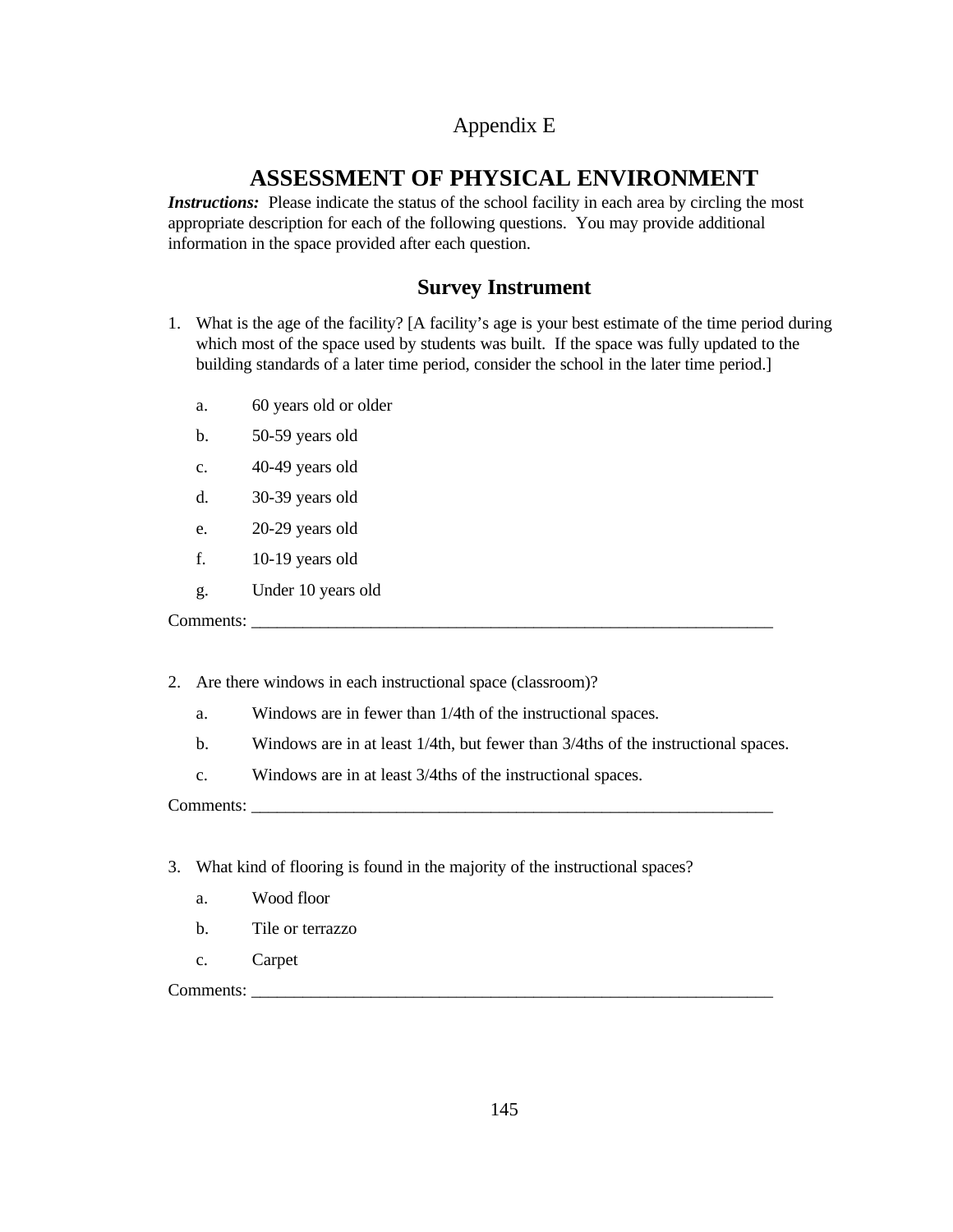Appendix E

# ASSESSMENT OF PHYSICAL ENVIRONMENT

***Instructions:*** Please indicate the status of the school facility in each area by circling the most appropriate description for each of the following questions. You may provide additional information in the space provided after each question.

## Survey Instrument

1. What is the age of the facility? [A facility's age is your best estimate of the time period during which most of the space used by students was built. If the space was fully updated to the building standards of a later time period, consider the school in the later time period.]

   a. 60 years old or older

   b. 50-59 years old

   c. 40-49 years old

   d. 30-39 years old

   e. 20-29 years old

   f. 10-19 years old

   g. Under 10 years old

Comments: _______________________________________________________________

2. Are there windows in each instructional space (classroom)?

   a. Windows are in fewer than 1/4th of the instructional spaces.

   b. Windows are in at least 1/4th, but fewer than 3/4ths of the instructional spaces.

   c. Windows are in at least 3/4ths of the instructional spaces.

Comments: _______________________________________________________________

3. What kind of flooring is found in the majority of the instructional spaces?

   a. Wood floor

   b. Tile or terrazzo

   c. Carpet

Comments: _______________________________________________________________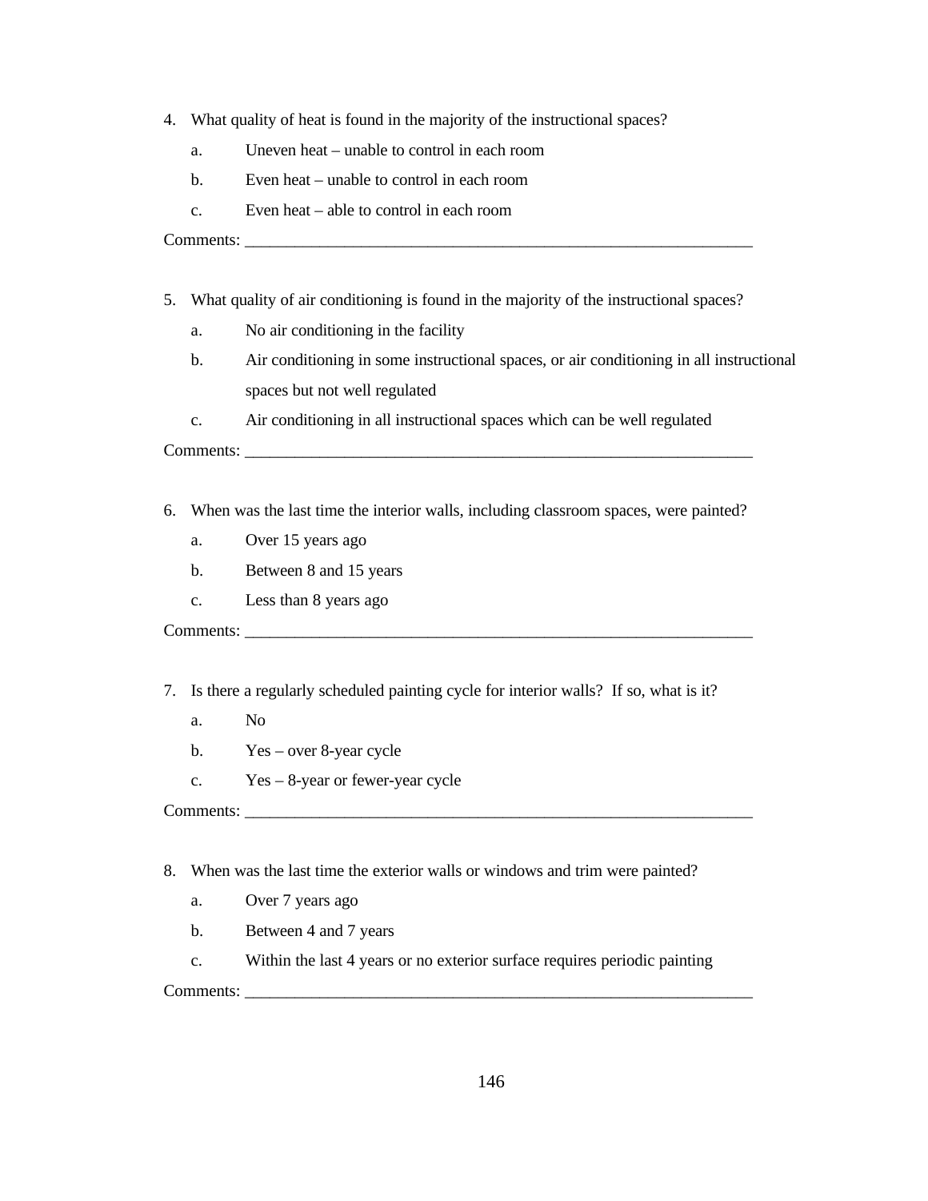4. What quality of heat is found in the majority of the instructional spaces?
   a. Uneven heat – unable to control in each room
   b. Even heat – unable to control in each room
   c. Even heat – able to control in each room

Comments: ________________________________________________________________

5. What quality of air conditioning is found in the majority of the instructional spaces?
   a. No air conditioning in the facility
   b. Air conditioning in some instructional spaces, or air conditioning in all instructional spaces but not well regulated
   c. Air conditioning in all instructional spaces which can be well regulated

Comments: ________________________________________________________________

6. When was the last time the interior walls, including classroom spaces, were painted?
   a. Over 15 years ago
   b. Between 8 and 15 years
   c. Less than 8 years ago

Comments: ________________________________________________________________

7. Is there a regularly scheduled painting cycle for interior walls? If so, what is it?
   a. No
   b. Yes – over 8-year cycle
   c. Yes – 8-year or fewer-year cycle

Comments: ________________________________________________________________

8. When was the last time the exterior walls or windows and trim were painted?
   a. Over 7 years ago
   b. Between 4 and 7 years
   c. Within the last 4 years or no exterior surface requires periodic painting

Comments: ________________________________________________________________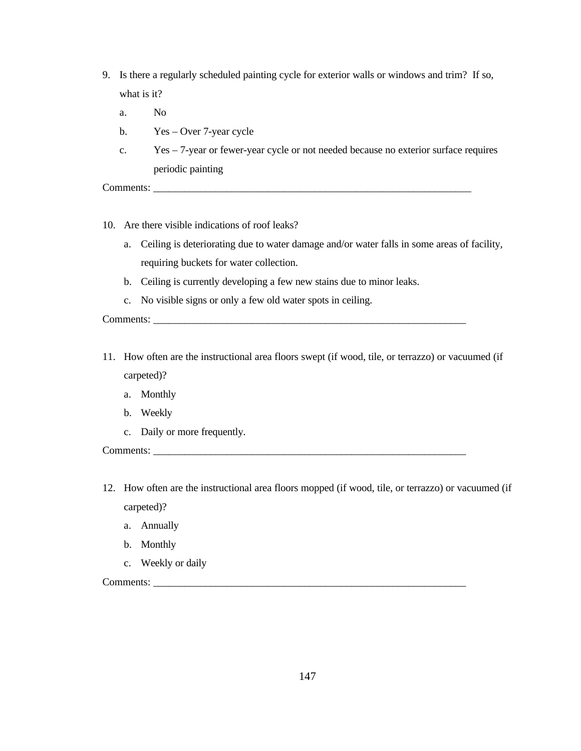9. Is there a regularly scheduled painting cycle for exterior walls or windows and trim? If so, what is it?
   a. No
   b. Yes – Over 7-year cycle
   c. Yes – 7-year or fewer-year cycle or not needed because no exterior surface requires periodic painting

Comments: ________________________________________________________________

10. Are there visible indications of roof leaks?
    a. Ceiling is deteriorating due to water damage and/or water falls in some areas of facility, requiring buckets for water collection.
    b. Ceiling is currently developing a few new stains due to minor leaks.
    c. No visible signs or only a few old water spots in ceiling.

Comments: ________________________________________________________________

11. How often are the instructional area floors swept (if wood, tile, or terrazzo) or vacuumed (if carpeted)?
    a. Monthly
    b. Weekly
    c. Daily or more frequently.

Comments: ________________________________________________________________

12. How often are the instructional area floors mopped (if wood, tile, or terrazzo) or vacuumed (if carpeted)?
    a. Annually
    b. Monthly
    c. Weekly or daily

Comments: ________________________________________________________________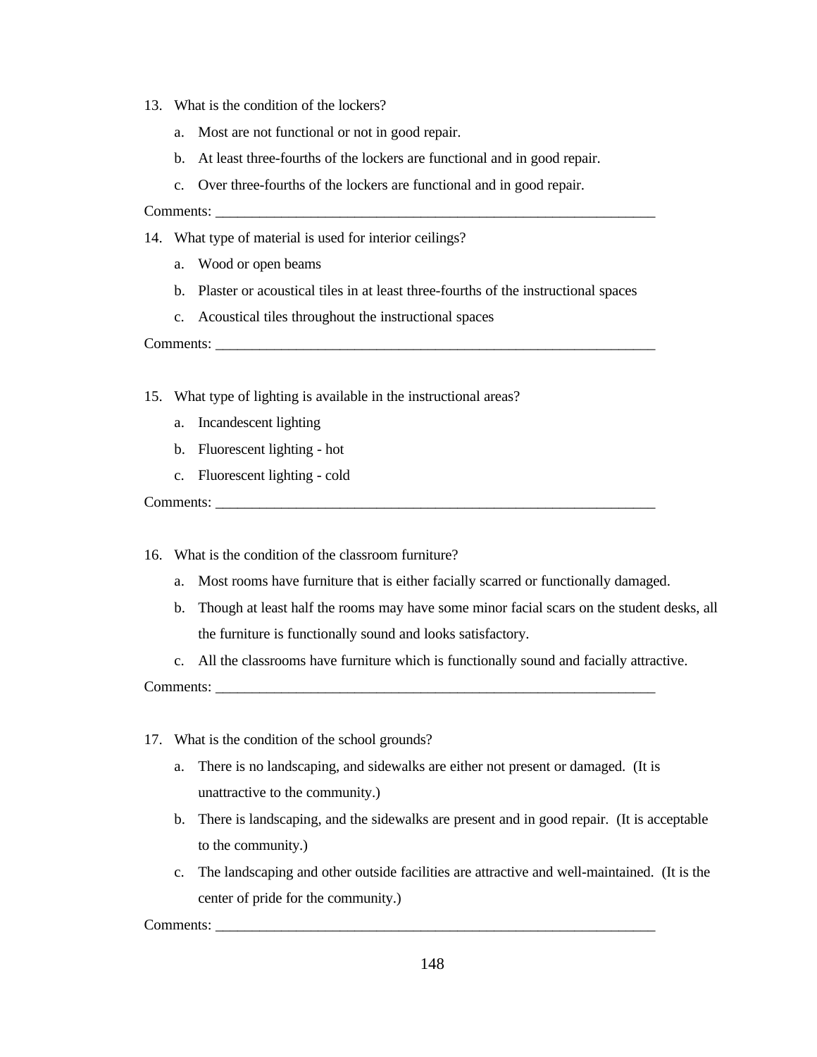13. What is the condition of the lockers?

    a. Most are not functional or not in good repair.

    b. At least three-fourths of the lockers are functional and in good repair.

    c. Over three-fourths of the lockers are functional and in good repair.

Comments: ______________________________________________________________

14. What type of material is used for interior ceilings?

    a. Wood or open beams

    b. Plaster or acoustical tiles in at least three-fourths of the instructional spaces

    c. Acoustical tiles throughout the instructional spaces

Comments: ______________________________________________________________

15. What type of lighting is available in the instructional areas?

    a. Incandescent lighting

    b. Fluorescent lighting - hot

    c. Fluorescent lighting - cold

Comments: ______________________________________________________________

16. What is the condition of the classroom furniture?

    a. Most rooms have furniture that is either facially scarred or functionally damaged.

    b. Though at least half the rooms may have some minor facial scars on the student desks, all the furniture is functionally sound and looks satisfactory.

    c. All the classrooms have furniture which is functionally sound and facially attractive.

Comments: ______________________________________________________________

17. What is the condition of the school grounds?

    a. There is no landscaping, and sidewalks are either not present or damaged. (It is unattractive to the community.)

    b. There is landscaping, and the sidewalks are present and in good repair. (It is acceptable to the community.)

    c. The landscaping and other outside facilities are attractive and well-maintained. (It is the center of pride for the community.)

Comments: ______________________________________________________________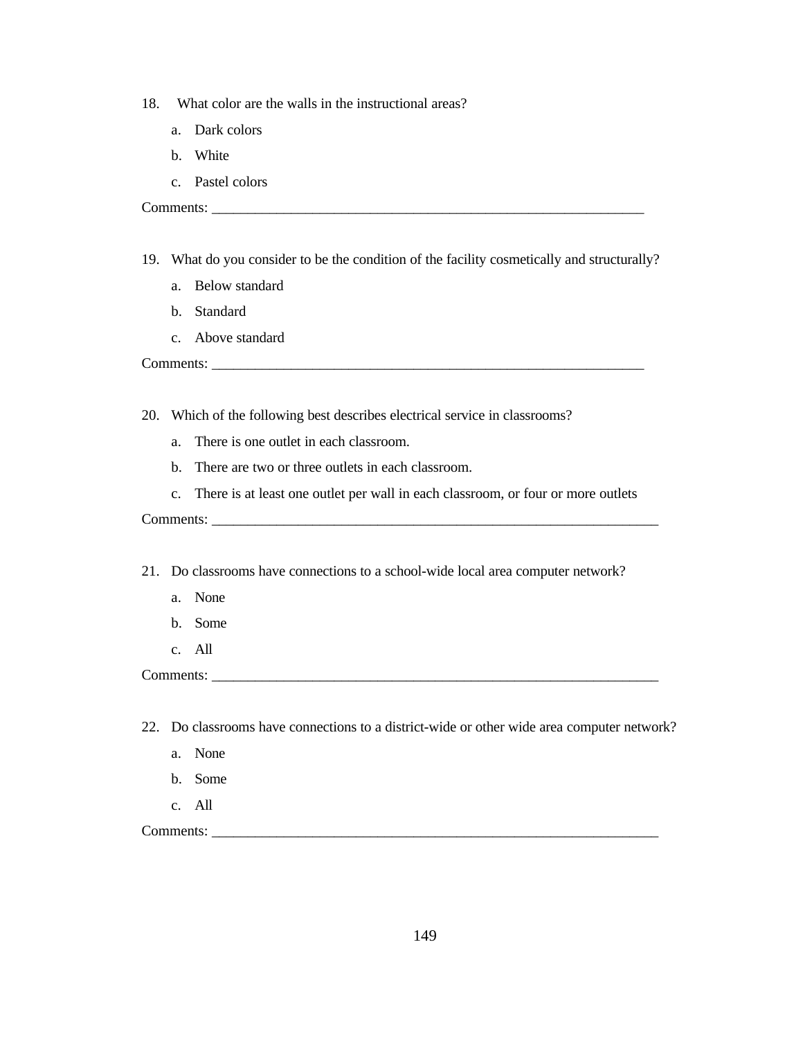18. What color are the walls in the instructional areas?

    a. Dark colors

    b. White

    c. Pastel colors

Comments: ________________________________________________________________

19. What do you consider to be the condition of the facility cosmetically and structurally?

    a. Below standard

    b. Standard

    c. Above standard

Comments: ________________________________________________________________

20. Which of the following best describes electrical service in classrooms?

    a. There is one outlet in each classroom.

    b. There are two or three outlets in each classroom.

    c. There is at least one outlet per wall in each classroom, or four or more outlets

Comments: __________________________________________________________________

21. Do classrooms have connections to a school-wide local area computer network?

    a. None

    b. Some

    c. All

Comments: __________________________________________________________________

22. Do classrooms have connections to a district-wide or other wide area computer network?

    a. None

    b. Some

    c. All

Comments: __________________________________________________________________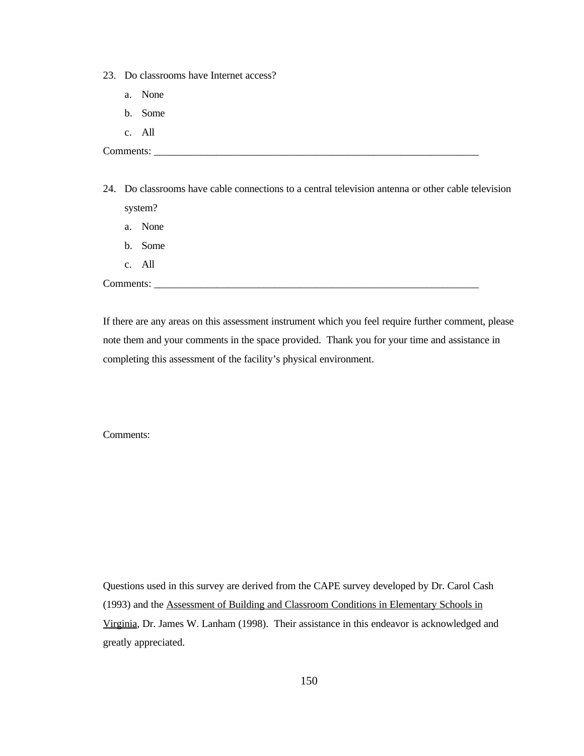23. Do classrooms have Internet access?
    a. None
    b. Some
    c. All

Comments: ________________________________________________________________

24. Do classrooms have cable connections to a central television antenna or other cable television system?
    a. None
    b. Some
    c. All

Comments: ________________________________________________________________

If there are any areas on this assessment instrument which you feel require further comment, please note them and your comments in the space provided. Thank you for your time and assistance in completing this assessment of the facility's physical environment.

Comments:

Questions used in this survey are derived from the CAPE survey developed by Dr. Carol Cash (1993) and the Assessment of Building and Classroom Conditions in Elementary Schools in Virginia, Dr. James W. Lanham (1998). Their assistance in this endeavor is acknowledged and greatly appreciated.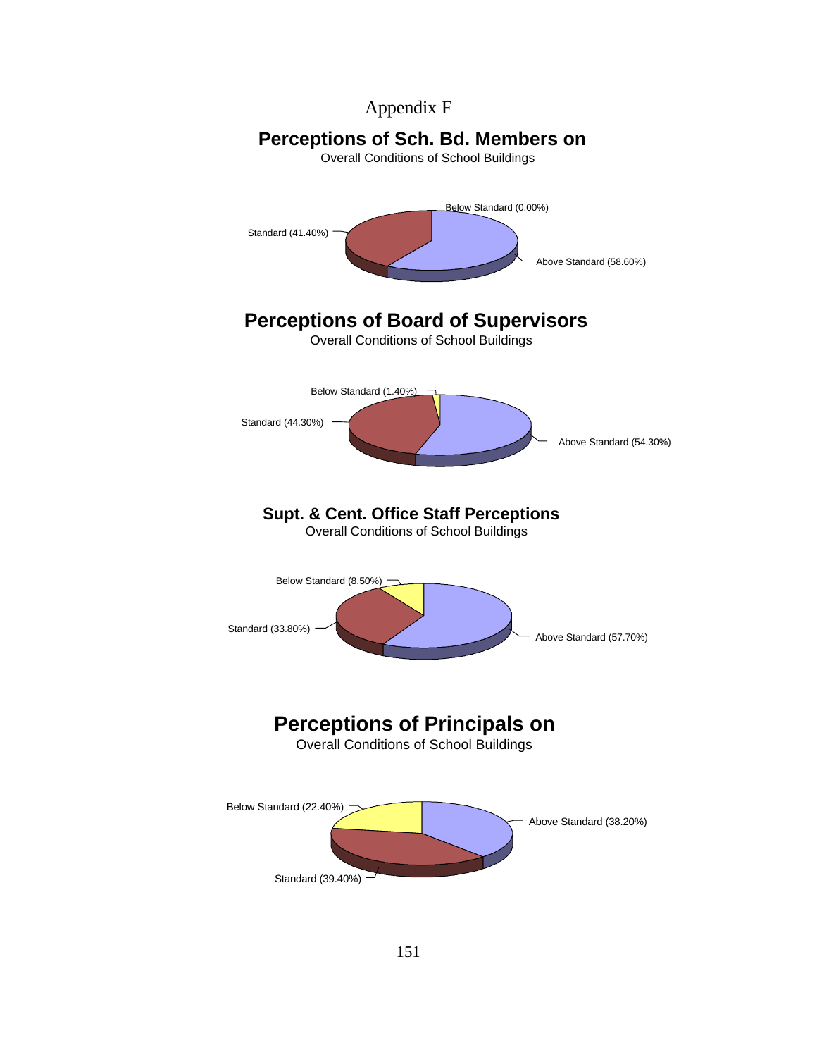Appendix F

## Perceptions of Sch. Bd. Members on

Overall Conditions of School Buildings

Below Standard (0.00%)

Standard (41.40%)

Above Standard (58.60%)

## Perceptions of Board of Supervisors

Overall Conditions of School Buildings

Below Standard (1.40%)

Standard (44.30%)

Above Standard (54.30%)

## Supt. & Cent. Office Staff Perceptions

Overall Conditions of School Buildings

Below Standard (8.50%)

Standard (33.80%)

Above Standard (57.70%)

## Perceptions of Principals on

Overall Conditions of School Buildings

Below Standard (22.40%)

Above Standard (38.20%)

Standard (39.40%)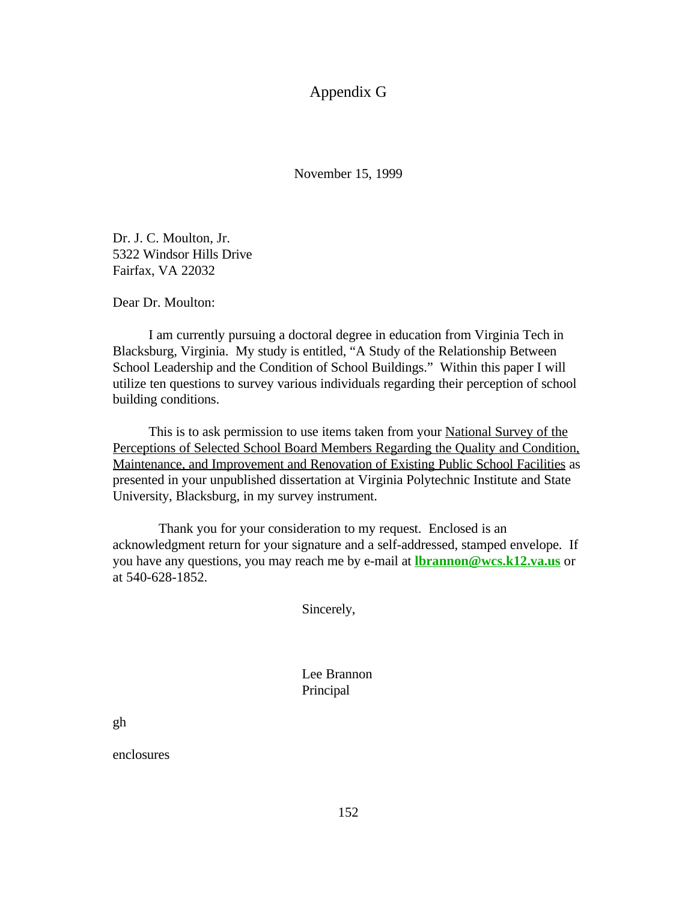# Appendix G

November 15, 1999

Dr. J. C. Moulton, Jr.
5322 Windsor Hills Drive
Fairfax, VA 22032

Dear Dr. Moulton:

I am currently pursuing a doctoral degree in education from Virginia Tech in Blacksburg, Virginia. My study is entitled, "A Study of the Relationship Between School Leadership and the Condition of School Buildings." Within this paper I will utilize ten questions to survey various individuals regarding their perception of school building conditions.

This is to ask permission to use items taken from your <u>National Survey of the Perceptions of Selected School Board Members Regarding the Quality and Condition, Maintenance, and Improvement and Renovation of Existing Public School Facilities</u> as presented in your unpublished dissertation at Virginia Polytechnic Institute and State University, Blacksburg, in my survey instrument.

Thank you for your consideration to my request. Enclosed is an acknowledgment return for your signature and a self-addressed, stamped envelope. If you have any questions, you may reach me by e-mail at **lbrannon@wcs.k12.va.us** or at 540-628-1852.

Sincerely,

Lee Brannon
Principal

gh

enclosures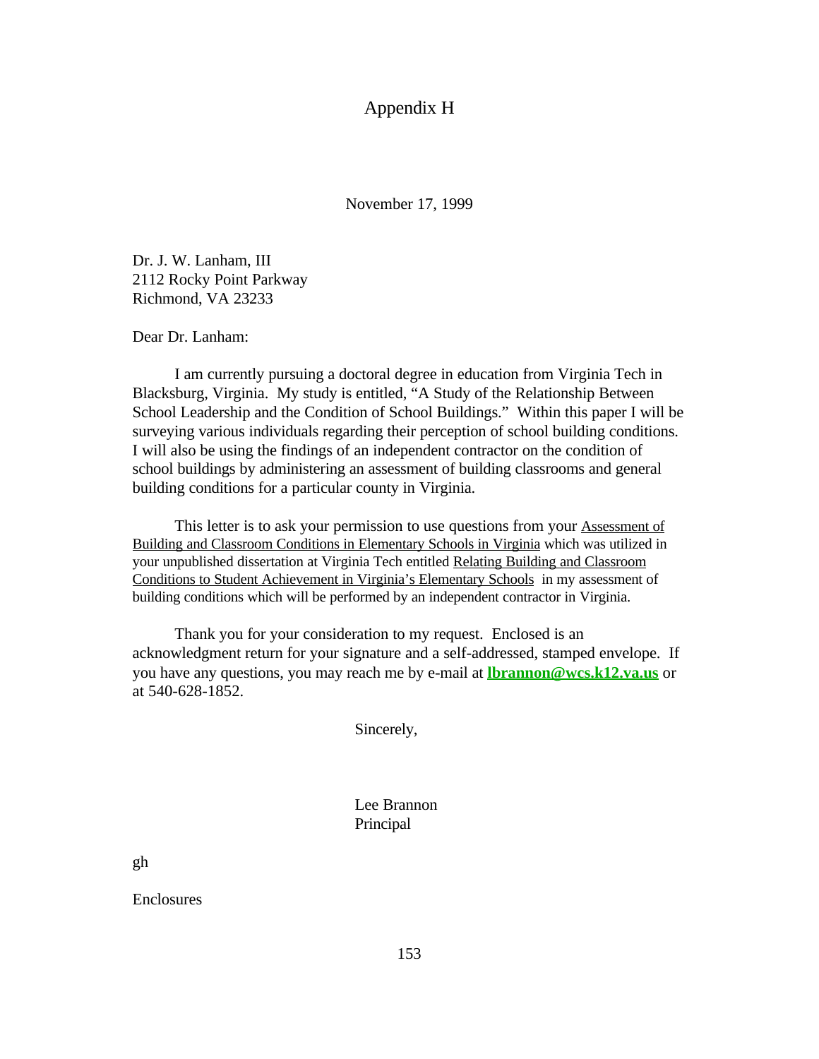# Appendix H

November 17, 1999

Dr. J. W. Lanham, III
2112 Rocky Point Parkway
Richmond, VA 23233

Dear Dr. Lanham:

I am currently pursuing a doctoral degree in education from Virginia Tech in Blacksburg, Virginia. My study is entitled, "A Study of the Relationship Between School Leadership and the Condition of School Buildings." Within this paper I will be surveying various individuals regarding their perception of school building conditions. I will also be using the findings of an independent contractor on the condition of school buildings by administering an assessment of building classrooms and general building conditions for a particular county in Virginia.

This letter is to ask your permission to use questions from your Assessment of Building and Classroom Conditions in Elementary Schools in Virginia which was utilized in your unpublished dissertation at Virginia Tech entitled Relating Building and Classroom Conditions to Student Achievement in Virginia's Elementary Schools in my assessment of building conditions which will be performed by an independent contractor in Virginia.

Thank you for your consideration to my request. Enclosed is an acknowledgment return for your signature and a self-addressed, stamped envelope. If you have any questions, you may reach me by e-mail at **lbrannon@wcs.k12.va.us** or at 540-628-1852.

Sincerely,

Lee Brannon
Principal

gh

Enclosures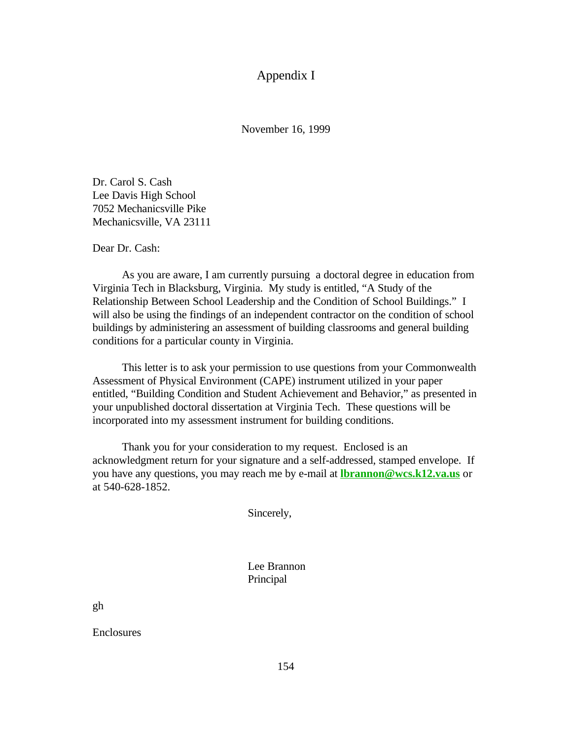# Appendix I

November 16, 1999

Dr. Carol S. Cash
Lee Davis High School
7052 Mechanicsville Pike
Mechanicsville, VA 23111

Dear Dr. Cash:

As you are aware, I am currently pursuing a doctoral degree in education from Virginia Tech in Blacksburg, Virginia. My study is entitled, "A Study of the Relationship Between School Leadership and the Condition of School Buildings." I will also be using the findings of an independent contractor on the condition of school buildings by administering an assessment of building classrooms and general building conditions for a particular county in Virginia.

This letter is to ask your permission to use questions from your Commonwealth Assessment of Physical Environment (CAPE) instrument utilized in your paper entitled, "Building Condition and Student Achievement and Behavior," as presented in your unpublished doctoral dissertation at Virginia Tech. These questions will be incorporated into my assessment instrument for building conditions.

Thank you for your consideration to my request. Enclosed is an acknowledgment return for your signature and a self-addressed, stamped envelope. If you have any questions, you may reach me by e-mail at **lbrannon@wcs.k12.va.us** or at 540-628-1852.

Sincerely,

Lee Brannon
Principal

gh

Enclosures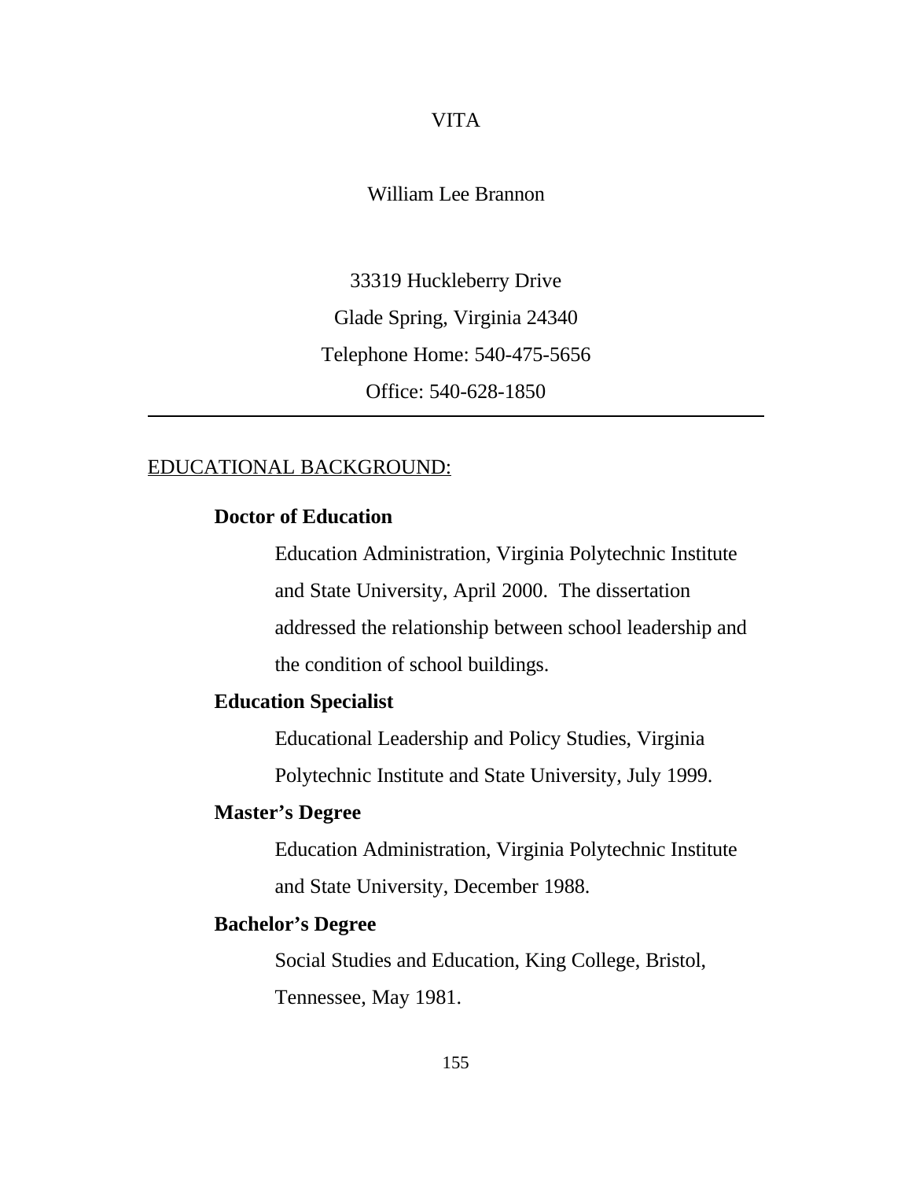# VITA

William Lee Brannon

33319 Huckleberry Drive

Glade Spring, Virginia 24340

Telephone Home: 540-475-5656

Office: 540-628-1850

---

## EDUCATIONAL BACKGROUND:

**Doctor of Education**

Education Administration, Virginia Polytechnic Institute and State University, April 2000. The dissertation addressed the relationship between school leadership and the condition of school buildings.

**Education Specialist**

Educational Leadership and Policy Studies, Virginia Polytechnic Institute and State University, July 1999.

**Master's Degree**

Education Administration, Virginia Polytechnic Institute and State University, December 1988.

**Bachelor's Degree**

Social Studies and Education, King College, Bristol, Tennessee, May 1981.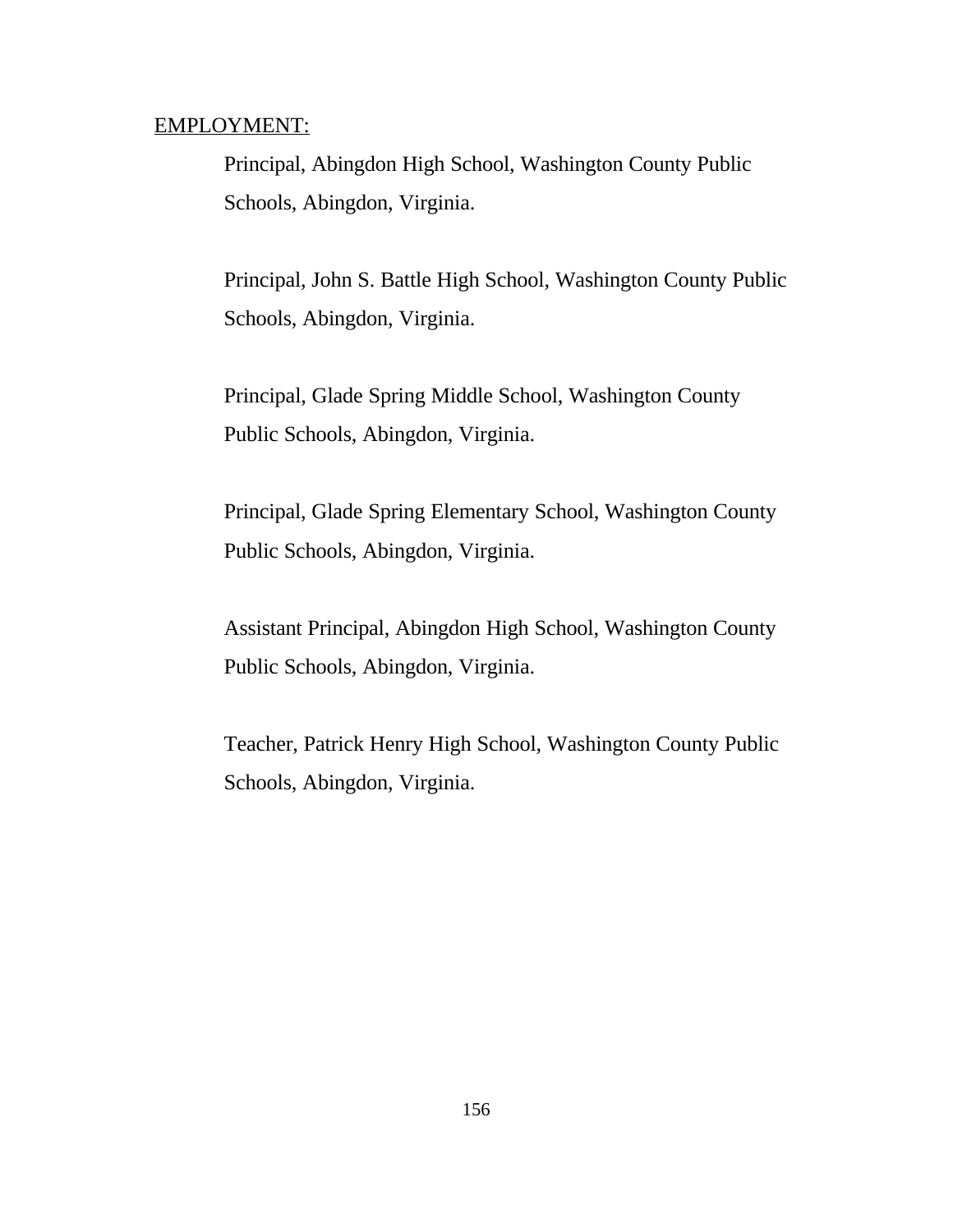EMPLOYMENT:

Principal, Abingdon High School, Washington County Public Schools, Abingdon, Virginia.

Principal, John S. Battle High School, Washington County Public Schools, Abingdon, Virginia.

Principal, Glade Spring Middle School, Washington County Public Schools, Abingdon, Virginia.

Principal, Glade Spring Elementary School, Washington County Public Schools, Abingdon, Virginia.

Assistant Principal, Abingdon High School, Washington County Public Schools, Abingdon, Virginia.

Teacher, Patrick Henry High School, Washington County Public Schools, Abingdon, Virginia.